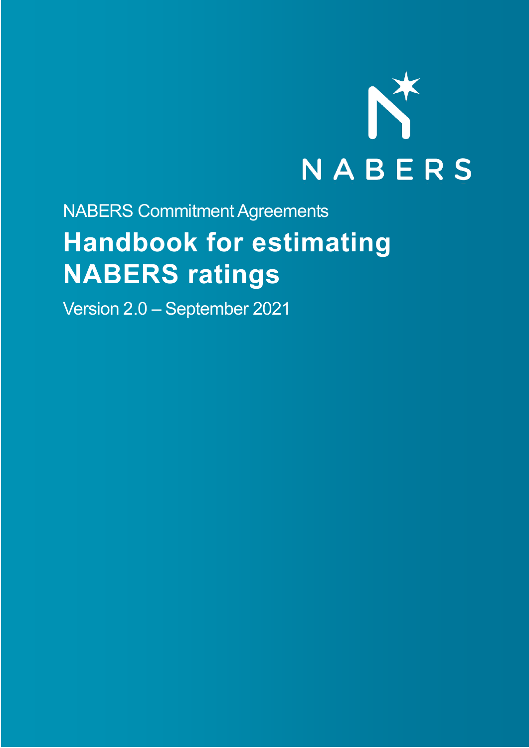NABERS

NABERS Commitment Agreements

# Handbook for estimating NABERS ratings

Version 2.0 – September 2021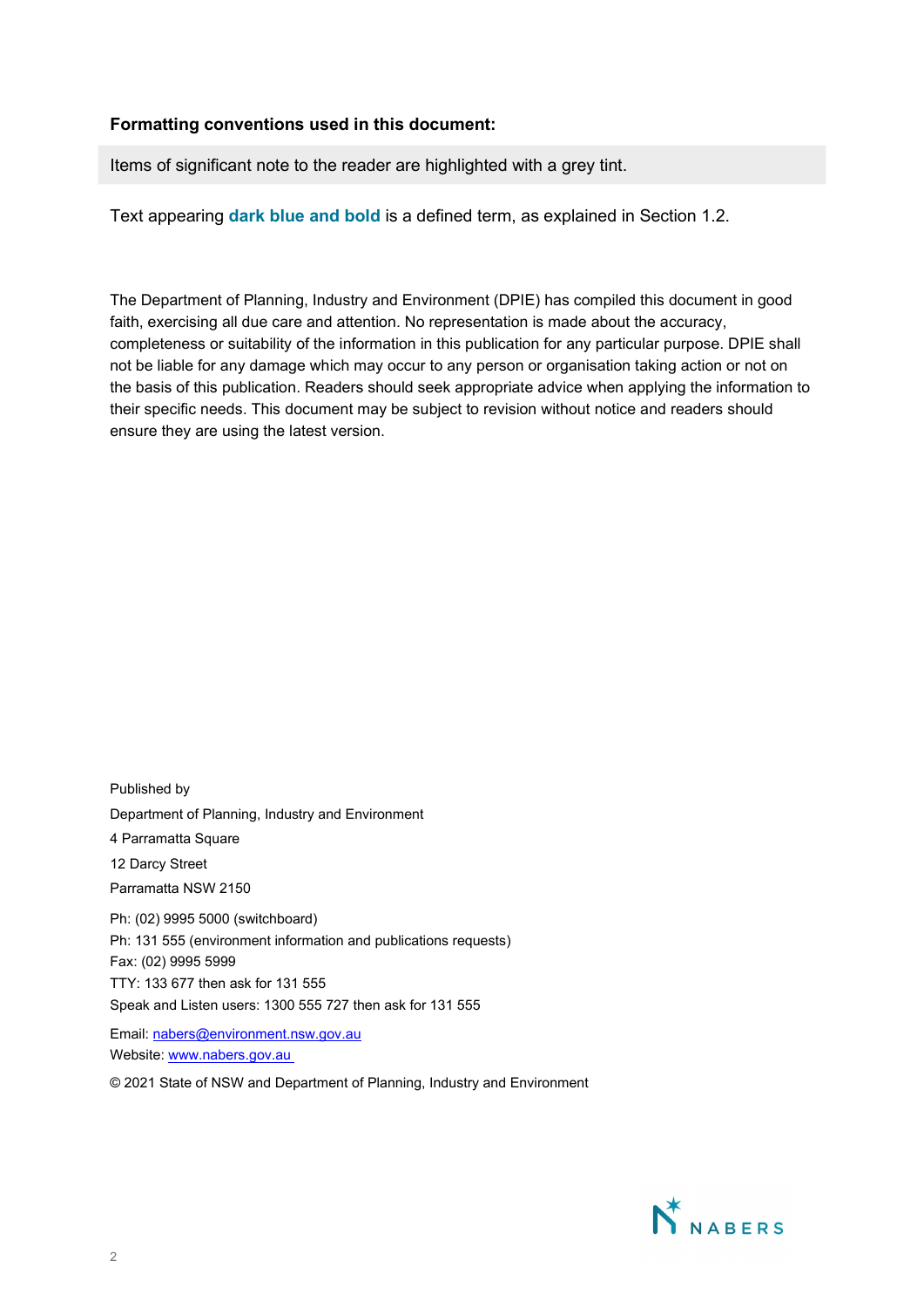**Formatting conventions used in this document:**

Items of significant note to the reader are highlighted with a grey tint.

Text appearing **dark blue and bold** is a defined term, as explained in Section 1.2.

The Department of Planning, Industry and Environment (DPIE) has compiled this document in good faith, exercising all due care and attention. No representation is made about the accuracy, completeness or suitability of the information in this publication for any particular purpose. DPIE shall not be liable for any damage which may occur to any person or organisation taking action or not on the basis of this publication. Readers should seek appropriate advice when applying the information to their specific needs. This document may be subject to revision without notice and readers should ensure they are using the latest version.

Published by

Department of Planning, Industry and Environment

4 Parramatta Square

12 Darcy Street

Parramatta NSW 2150

Ph: (02) 9995 5000 (switchboard)
Ph: 131 555 (environment information and publications requests)
Fax: (02) 9995 5999
TTY: 133 677 then ask for 131 555
Speak and Listen users: 1300 555 727 then ask for 131 555

Email: nabers@environment.nsw.gov.au
Website: www.nabers.gov.au

© 2021 State of NSW and Department of Planning, Industry and Environment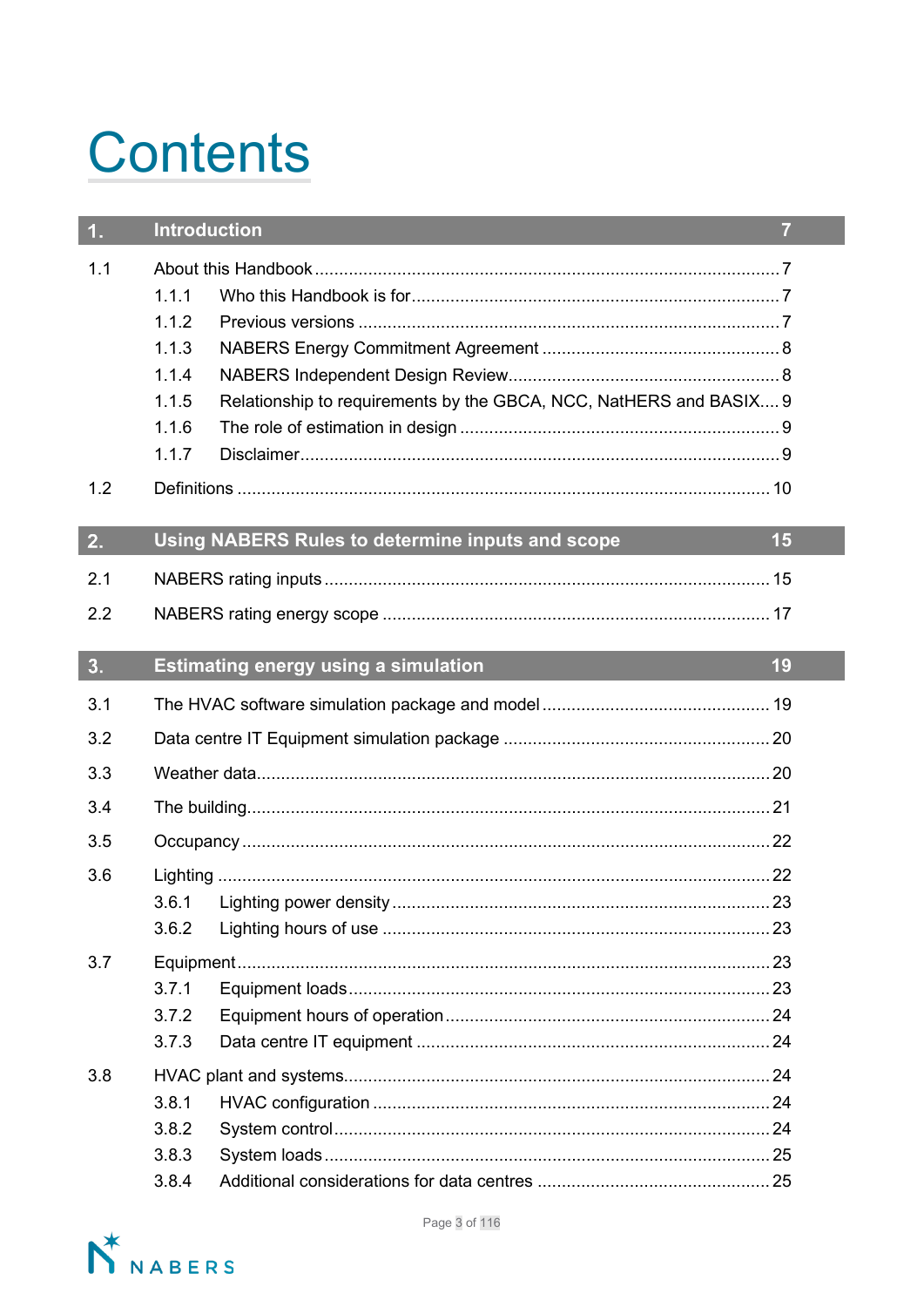# Contents

| | | |
|---|---|---|
| **1.** | **Introduction** | **7** |
| 1.1 | About this Handbook | 7 |
| | 1.1.1 Who this Handbook is for | 7 |
| | 1.1.2 Previous versions | 7 |
| | 1.1.3 NABERS Energy Commitment Agreement | 8 |
| | 1.1.4 NABERS Independent Design Review | 8 |
| | 1.1.5 Relationship to requirements by the GBCA, NCC, NatHERS and BASIX | 9 |
| | 1.1.6 The role of estimation in design | 9 |
| | 1.1.7 Disclaimer | 9 |
| 1.2 | Definitions | 10 |
| **2.** | **Using NABERS Rules to determine inputs and scope** | **15** |
| 2.1 | NABERS rating inputs | 15 |
| 2.2 | NABERS rating energy scope | 17 |
| **3.** | **Estimating energy using a simulation** | **19** |
| 3.1 | The HVAC software simulation package and model | 19 |
| 3.2 | Data centre IT Equipment simulation package | 20 |
| 3.3 | Weather data | 20 |
| 3.4 | The building | 21 |
| 3.5 | Occupancy | 22 |
| 3.6 | Lighting | 22 |
| | 3.6.1 Lighting power density | 23 |
| | 3.6.2 Lighting hours of use | 23 |
| 3.7 | Equipment | 23 |
| | 3.7.1 Equipment loads | 23 |
| | 3.7.2 Equipment hours of operation | 24 |
| | 3.7.3 Data centre IT equipment | 24 |
| 3.8 | HVAC plant and systems | 24 |
| | 3.8.1 HVAC configuration | 24 |
| | 3.8.2 System control | 24 |
| | 3.8.3 System loads | 25 |
| | 3.8.4 Additional considerations for data centres | 25 |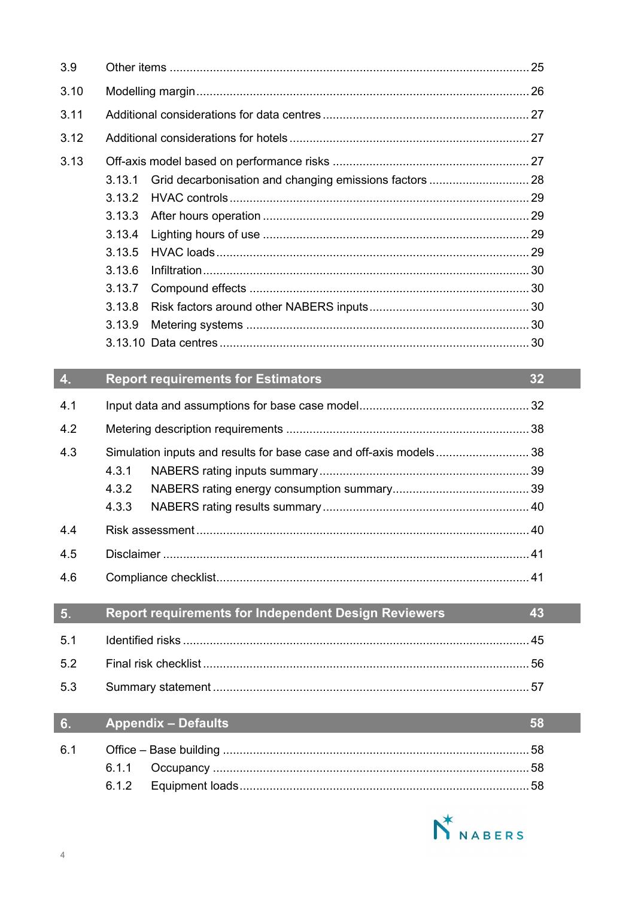3.9 Other items ..... 25

3.10 Modelling margin ..... 26

3.11 Additional considerations for data centres ..... 27

3.12 Additional considerations for hotels ..... 27

3.13 Off-axis model based on performance risks ..... 27

- 3.13.1 Grid decarbonisation and changing emissions factors ..... 28
- 3.13.2 HVAC controls ..... 29
- 3.13.3 After hours operation ..... 29
- 3.13.4 Lighting hours of use ..... 29
- 3.13.5 HVAC loads ..... 29
- 3.13.6 Infiltration ..... 30
- 3.13.7 Compound effects ..... 30
- 3.13.8 Risk factors around other NABERS inputs ..... 30
- 3.13.9 Metering systems ..... 30
- 3.13.10 Data centres ..... 30

**4. Report requirements for Estimators ..... 32**

4.1 Input data and assumptions for base case model ..... 32

4.2 Metering description requirements ..... 38

4.3 Simulation inputs and results for base case and off-axis models ..... 38

- 4.3.1 NABERS rating inputs summary ..... 39
- 4.3.2 NABERS rating energy consumption summary ..... 39
- 4.3.3 NABERS rating results summary ..... 40

4.4 Risk assessment ..... 40

4.5 Disclaimer ..... 41

4.6 Compliance checklist ..... 41

**5. Report requirements for Independent Design Reviewers ..... 43**

5.1 Identified risks ..... 45

5.2 Final risk checklist ..... 56

5.3 Summary statement ..... 57

**6. Appendix – Defaults ..... 58**

6.1 Office – Base building ..... 58

- 6.1.1 Occupancy ..... 58
- 6.1.2 Equipment loads ..... 58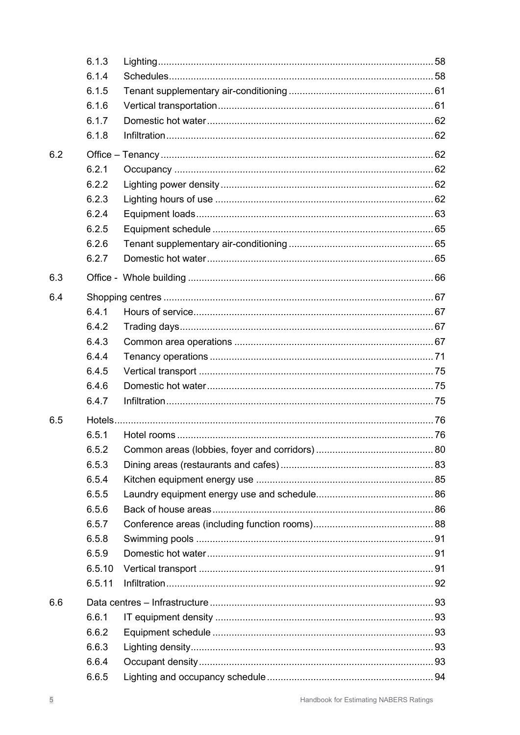6.1.3 Lighting ..... 58
6.1.4 Schedules ..... 58
6.1.5 Tenant supplementary air-conditioning ..... 61
6.1.6 Vertical transportation ..... 61
6.1.7 Domestic hot water ..... 62
6.1.8 Infiltration ..... 62

6.2 Office – Tenancy ..... 62
6.2.1 Occupancy ..... 62
6.2.2 Lighting power density ..... 62
6.2.3 Lighting hours of use ..... 62
6.2.4 Equipment loads ..... 63
6.2.5 Equipment schedule ..... 65
6.2.6 Tenant supplementary air-conditioning ..... 65
6.2.7 Domestic hot water ..... 65

6.3 Office - Whole building ..... 66

6.4 Shopping centres ..... 67
6.4.1 Hours of service ..... 67
6.4.2 Trading days ..... 67
6.4.3 Common area operations ..... 67
6.4.4 Tenancy operations ..... 71
6.4.5 Vertical transport ..... 75
6.4.6 Domestic hot water ..... 75
6.4.7 Infiltration ..... 75

6.5 Hotels ..... 76
6.5.1 Hotel rooms ..... 76
6.5.2 Common areas (lobbies, foyer and corridors) ..... 80
6.5.3 Dining areas (restaurants and cafes) ..... 83
6.5.4 Kitchen equipment energy use ..... 85
6.5.5 Laundry equipment energy use and schedule ..... 86
6.5.6 Back of house areas ..... 86
6.5.7 Conference areas (including function rooms) ..... 88
6.5.8 Swimming pools ..... 91
6.5.9 Domestic hot water ..... 91
6.5.10 Vertical transport ..... 91
6.5.11 Infiltration ..... 92

6.6 Data centres – Infrastructure ..... 93
6.6.1 IT equipment density ..... 93
6.6.2 Equipment schedule ..... 93
6.6.3 Lighting density ..... 93
6.6.4 Occupant density ..... 93
6.6.5 Lighting and occupancy schedule ..... 94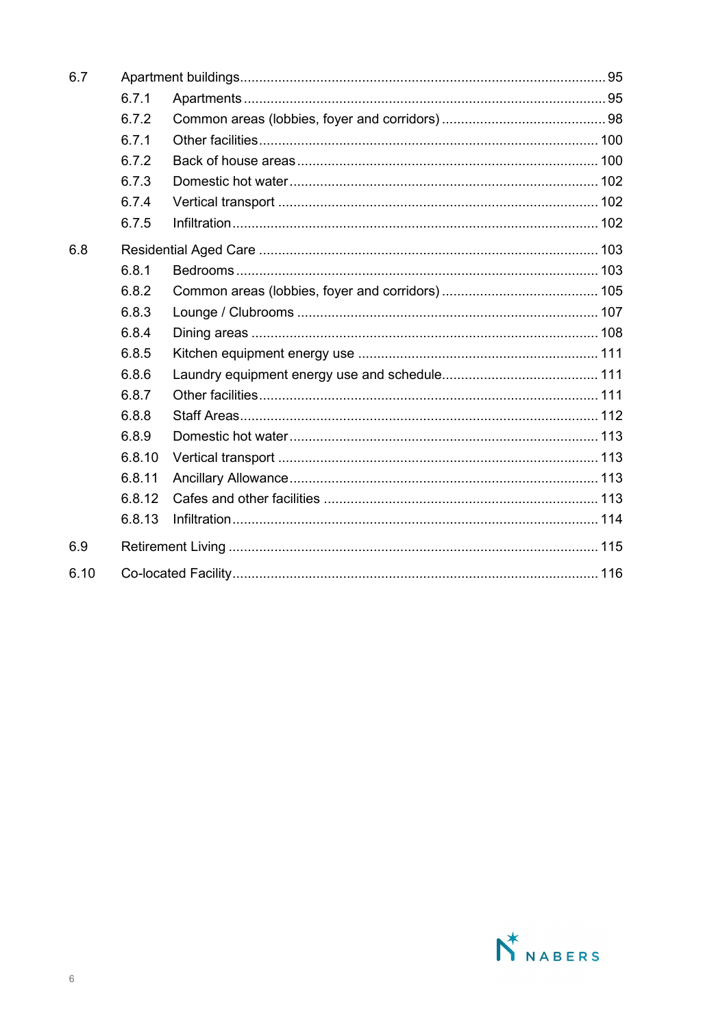| | | |
|---|---|---|
| 6.7 | Apartment buildings | 95 |
| 6.7.1 | Apartments | 95 |
| 6.7.2 | Common areas (lobbies, foyer and corridors) | 98 |
| 6.7.1 | Other facilities | 100 |
| 6.7.2 | Back of house areas | 100 |
| 6.7.3 | Domestic hot water | 102 |
| 6.7.4 | Vertical transport | 102 |
| 6.7.5 | Infiltration | 102 |
| 6.8 | Residential Aged Care | 103 |
| 6.8.1 | Bedrooms | 103 |
| 6.8.2 | Common areas (lobbies, foyer and corridors) | 105 |
| 6.8.3 | Lounge / Clubrooms | 107 |
| 6.8.4 | Dining areas | 108 |
| 6.8.5 | Kitchen equipment energy use | 111 |
| 6.8.6 | Laundry equipment energy use and schedule | 111 |
| 6.8.7 | Other facilities | 111 |
| 6.8.8 | Staff Areas | 112 |
| 6.8.9 | Domestic hot water | 113 |
| 6.8.10 | Vertical transport | 113 |
| 6.8.11 | Ancillary Allowance | 113 |
| 6.8.12 | Cafes and other facilities | 113 |
| 6.8.13 | Infiltration | 114 |
| 6.9 | Retirement Living | 115 |
| 6.10 | Co-located Facility | 116 |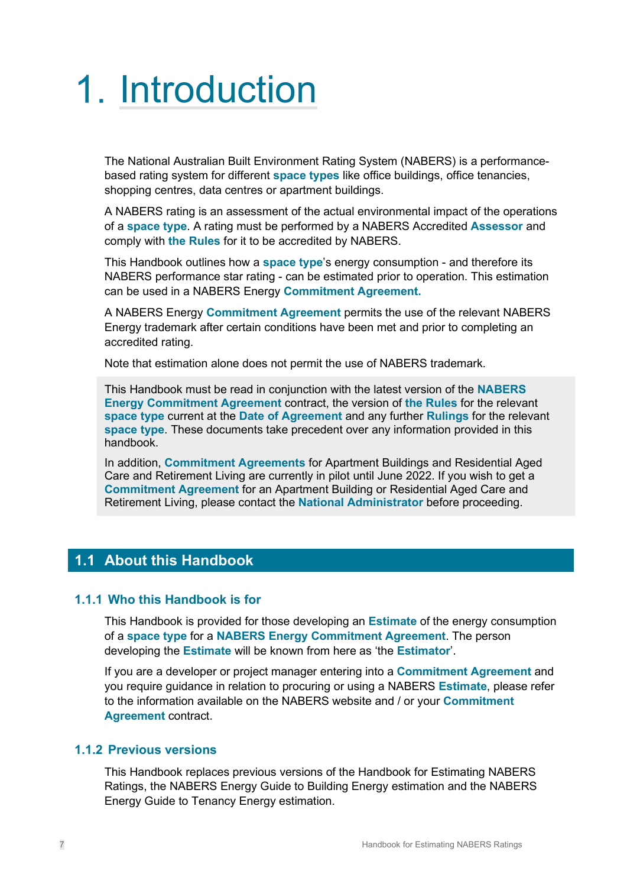# 1. Introduction

The National Australian Built Environment Rating System (NABERS) is a performance-based rating system for different **space types** like office buildings, office tenancies, shopping centres, data centres or apartment buildings.

A NABERS rating is an assessment of the actual environmental impact of the operations of a **space type**. A rating must be performed by a NABERS Accredited **Assessor** and comply with **the Rules** for it to be accredited by NABERS.

This Handbook outlines how a **space type**'s energy consumption - and therefore its NABERS performance star rating - can be estimated prior to operation. This estimation can be used in a NABERS Energy **Commitment Agreement.**

A NABERS Energy **Commitment Agreement** permits the use of the relevant NABERS Energy trademark after certain conditions have been met and prior to completing an accredited rating.

Note that estimation alone does not permit the use of NABERS trademark.

> This Handbook must be read in conjunction with the latest version of the **NABERS Energy Commitment Agreement** contract, the version of **the Rules** for the relevant **space type** current at the **Date of Agreement** and any further **Rulings** for the relevant **space type**. These documents take precedent over any information provided in this handbook.
>
> In addition, **Commitment Agreements** for Apartment Buildings and Residential Aged Care and Retirement Living are currently in pilot until June 2022. If you wish to get a **Commitment Agreement** for an Apartment Building or Residential Aged Care and Retirement Living, please contact the **National Administrator** before proceeding.

## 1.1 About this Handbook

### 1.1.1 Who this Handbook is for

This Handbook is provided for those developing an **Estimate** of the energy consumption of a **space type** for a **NABERS Energy Commitment Agreement**. The person developing the **Estimate** will be known from here as 'the **Estimator**'.

If you are a developer or project manager entering into a **Commitment Agreement** and you require guidance in relation to procuring or using a NABERS **Estimate**, please refer to the information available on the NABERS website and / or your **Commitment Agreement** contract.

### 1.1.2 Previous versions

This Handbook replaces previous versions of the Handbook for Estimating NABERS Ratings, the NABERS Energy Guide to Building Energy estimation and the NABERS Energy Guide to Tenancy Energy estimation.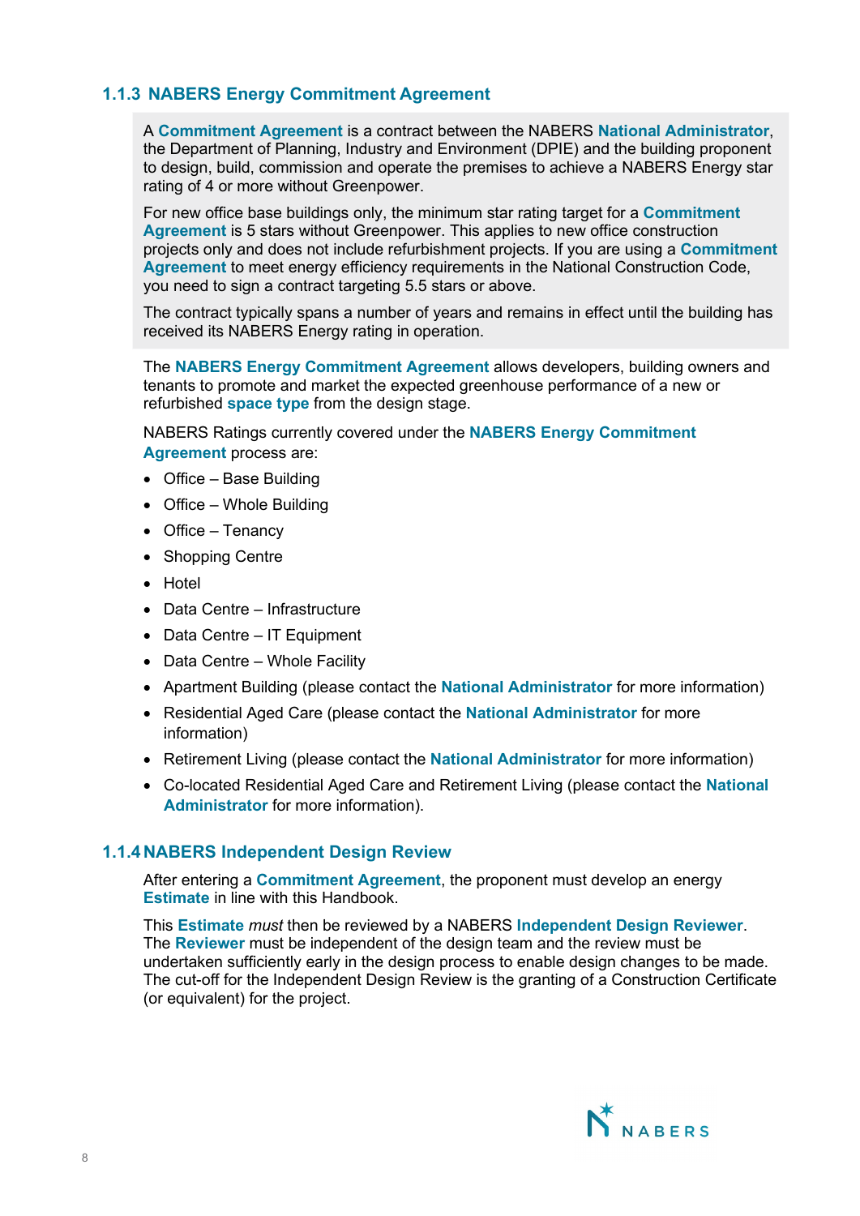### 1.1.3 NABERS Energy Commitment Agreement

A **Commitment Agreement** is a contract between the NABERS **National Administrator**, the Department of Planning, Industry and Environment (DPIE) and the building proponent to design, build, commission and operate the premises to achieve a NABERS Energy star rating of 4 or more without Greenpower.

For new office base buildings only, the minimum star rating target for a **Commitment Agreement** is 5 stars without Greenpower. This applies to new office construction projects only and does not include refurbishment projects. If you are using a **Commitment Agreement** to meet energy efficiency requirements in the National Construction Code, you need to sign a contract targeting 5.5 stars or above.

The contract typically spans a number of years and remains in effect until the building has received its NABERS Energy rating in operation.

The **NABERS Energy Commitment Agreement** allows developers, building owners and tenants to promote and market the expected greenhouse performance of a new or refurbished **space type** from the design stage.

NABERS Ratings currently covered under the **NABERS Energy Commitment Agreement** process are:

- Office – Base Building
- Office – Whole Building
- Office – Tenancy
- Shopping Centre
- Hotel
- Data Centre – Infrastructure
- Data Centre – IT Equipment
- Data Centre – Whole Facility
- Apartment Building (please contact the **National Administrator** for more information)
- Residential Aged Care (please contact the **National Administrator** for more information)
- Retirement Living (please contact the **National Administrator** for more information)
- Co-located Residential Aged Care and Retirement Living (please contact the **National Administrator** for more information).

### 1.1.4 NABERS Independent Design Review

After entering a **Commitment Agreement**, the proponent must develop an energy **Estimate** in line with this Handbook.

This **Estimate** *must* then be reviewed by a NABERS **Independent Design Reviewer**. The **Reviewer** must be independent of the design team and the review must be undertaken sufficiently early in the design process to enable design changes to be made. The cut-off for the Independent Design Review is the granting of a Construction Certificate (or equivalent) for the project.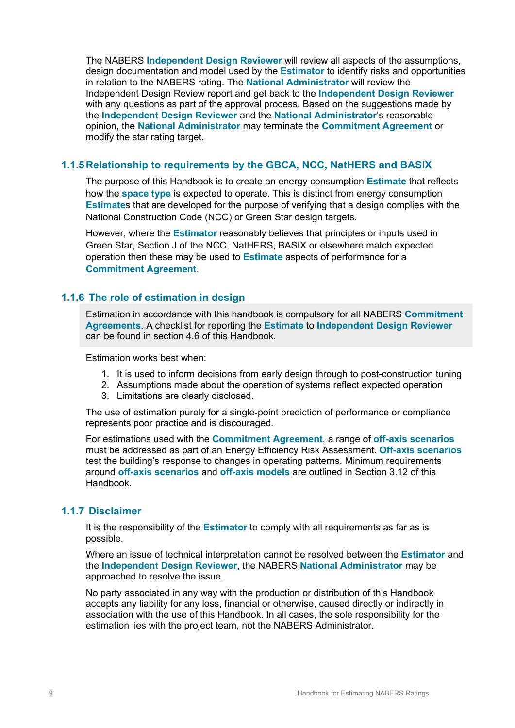The NABERS **Independent Design Reviewer** will review all aspects of the assumptions, design documentation and model used by the **Estimator** to identify risks and opportunities in relation to the NABERS rating. The **National Administrator** will review the Independent Design Review report and get back to the **Independent Design Reviewer** with any questions as part of the approval process. Based on the suggestions made by the **Independent Design Reviewer** and the **National Administrator**'s reasonable opinion, the **National Administrator** may terminate the **Commitment Agreement** or modify the star rating target.

### 1.1.5 Relationship to requirements by the GBCA, NCC, NatHERS and BASIX

The purpose of this Handbook is to create an energy consumption **Estimate** that reflects how the **space type** is expected to operate. This is distinct from energy consumption **Estimate**s that are developed for the purpose of verifying that a design complies with the National Construction Code (NCC) or Green Star design targets.

However, where the **Estimator** reasonably believes that principles or inputs used in Green Star, Section J of the NCC, NatHERS, BASIX or elsewhere match expected operation then these may be used to **Estimate** aspects of performance for a **Commitment Agreement**.

### 1.1.6 The role of estimation in design

Estimation in accordance with this handbook is compulsory for all NABERS **Commitment Agreements**. A checklist for reporting the **Estimate** to **Independent Design Reviewer** can be found in section 4.6 of this Handbook.

Estimation works best when:

1. It is used to inform decisions from early design through to post-construction tuning
2. Assumptions made about the operation of systems reflect expected operation
3. Limitations are clearly disclosed.

The use of estimation purely for a single-point prediction of performance or compliance represents poor practice and is discouraged.

For estimations used with the **Commitment Agreement**, a range of **off-axis scenarios** must be addressed as part of an Energy Efficiency Risk Assessment. **Off-axis scenarios** test the building's response to changes in operating patterns. Minimum requirements around **off-axis scenarios** and **off-axis models** are outlined in Section 3.12 of this Handbook.

### 1.1.7 Disclaimer

It is the responsibility of the **Estimator** to comply with all requirements as far as is possible.

Where an issue of technical interpretation cannot be resolved between the **Estimator** and the **Independent Design Reviewer**, the NABERS **National Administrator** may be approached to resolve the issue.

No party associated in any way with the production or distribution of this Handbook accepts any liability for any loss, financial or otherwise, caused directly or indirectly in association with the use of this Handbook. In all cases, the sole responsibility for the estimation lies with the project team, not the NABERS Administrator.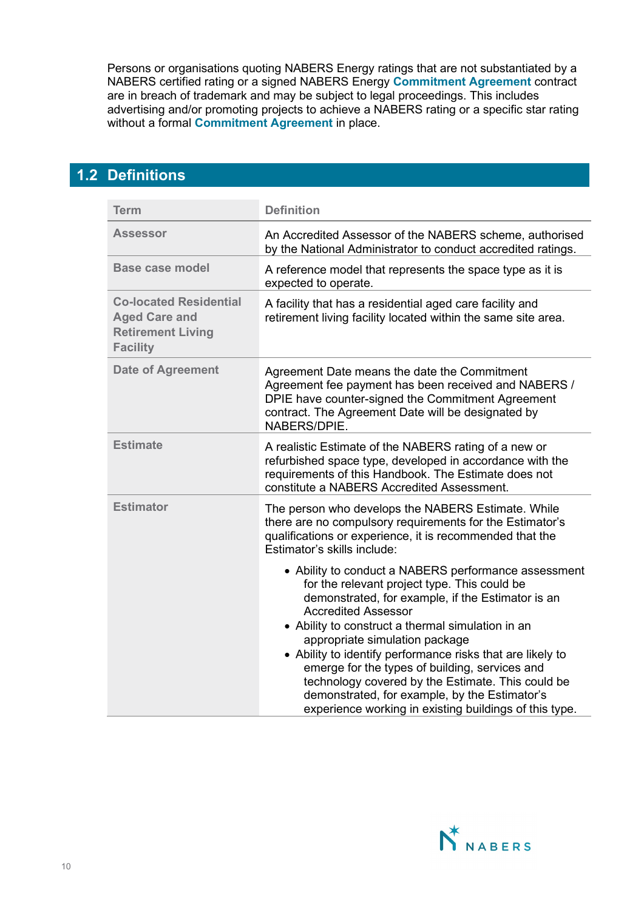Persons or organisations quoting NABERS Energy ratings that are not substantiated by a NABERS certified rating or a signed NABERS Energy **Commitment Agreement** contract are in breach of trademark and may be subject to legal proceedings. This includes advertising and/or promoting projects to achieve a NABERS rating or a specific star rating without a formal **Commitment Agreement** in place.

## 1.2 Definitions

| Term | Definition |
|---|---|
| **Assessor** | An Accredited Assessor of the NABERS scheme, authorised by the National Administrator to conduct accredited ratings. |
| **Base case model** | A reference model that represents the space type as it is expected to operate. |
| **Co-located Residential Aged Care and Retirement Living Facility** | A facility that has a residential aged care facility and retirement living facility located within the same site area. |
| **Date of Agreement** | Agreement Date means the date the Commitment Agreement fee payment has been received and NABERS / DPIE have counter-signed the Commitment Agreement contract. The Agreement Date will be designated by NABERS/DPIE. |
| **Estimate** | A realistic Estimate of the NABERS rating of a new or refurbished space type, developed in accordance with the requirements of this Handbook. The Estimate does not constitute a NABERS Accredited Assessment. |
| **Estimator** | The person who develops the NABERS Estimate. While there are no compulsory requirements for the Estimator's qualifications or experience, it is recommended that the Estimator's skills include:<br>• Ability to conduct a NABERS performance assessment for the relevant project type. This could be demonstrated, for example, if the Estimator is an Accredited Assessor<br>• Ability to construct a thermal simulation in an appropriate simulation package<br>• Ability to identify performance risks that are likely to emerge for the types of building, services and technology covered by the Estimate. This could be demonstrated, for example, by the Estimator's experience working in existing buildings of this type. |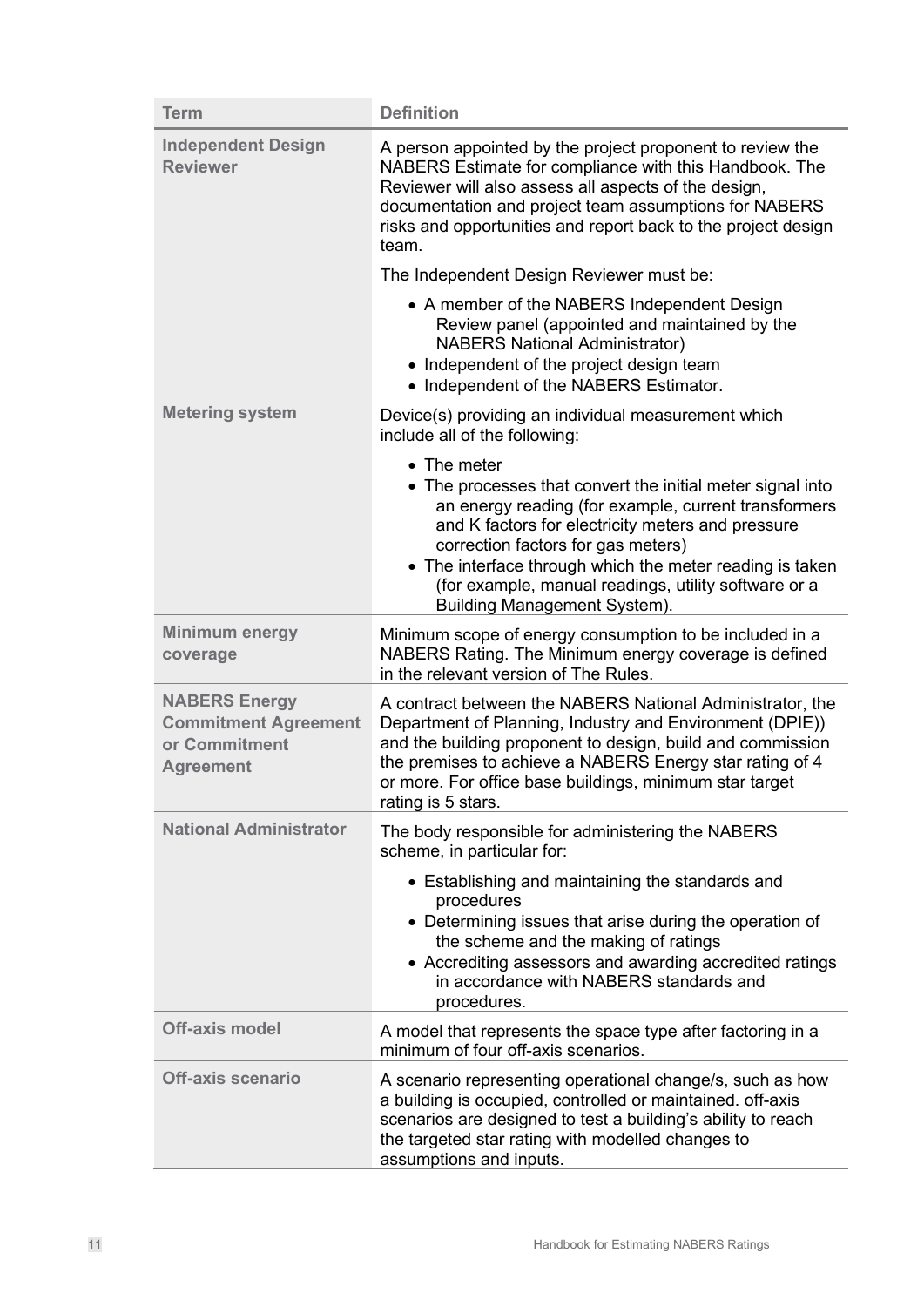| Term | Definition |
| --- | --- |
| **Independent Design Reviewer** | A person appointed by the project proponent to review the NABERS Estimate for compliance with this Handbook. The Reviewer will also assess all aspects of the design, documentation and project team assumptions for NABERS risks and opportunities and report back to the project design team.<br><br>The Independent Design Reviewer must be:<br><br>• A member of the NABERS Independent Design Review panel (appointed and maintained by the NABERS National Administrator)<br>• Independent of the project design team<br>• Independent of the NABERS Estimator. |
| **Metering system** | Device(s) providing an individual measurement which include all of the following:<br><br>• The meter<br>• The processes that convert the initial meter signal into an energy reading (for example, current transformers and K factors for electricity meters and pressure correction factors for gas meters)<br>• The interface through which the meter reading is taken (for example, manual readings, utility software or a Building Management System). |
| **Minimum energy coverage** | Minimum scope of energy consumption to be included in a NABERS Rating. The Minimum energy coverage is defined in the relevant version of The Rules. |
| **NABERS Energy Commitment Agreement or Commitment Agreement** | A contract between the NABERS National Administrator, the Department of Planning, Industry and Environment (DPIE)) and the building proponent to design, build and commission the premises to achieve a NABERS Energy star rating of 4 or more. For office base buildings, minimum star target rating is 5 stars. |
| **National Administrator** | The body responsible for administering the NABERS scheme, in particular for:<br><br>• Establishing and maintaining the standards and procedures<br>• Determining issues that arise during the operation of the scheme and the making of ratings<br>• Accrediting assessors and awarding accredited ratings in accordance with NABERS standards and procedures. |
| **Off-axis model** | A model that represents the space type after factoring in a minimum of four off-axis scenarios. |
| **Off-axis scenario** | A scenario representing operational change/s, such as how a building is occupied, controlled or maintained. off-axis scenarios are designed to test a building's ability to reach the targeted star rating with modelled changes to assumptions and inputs. |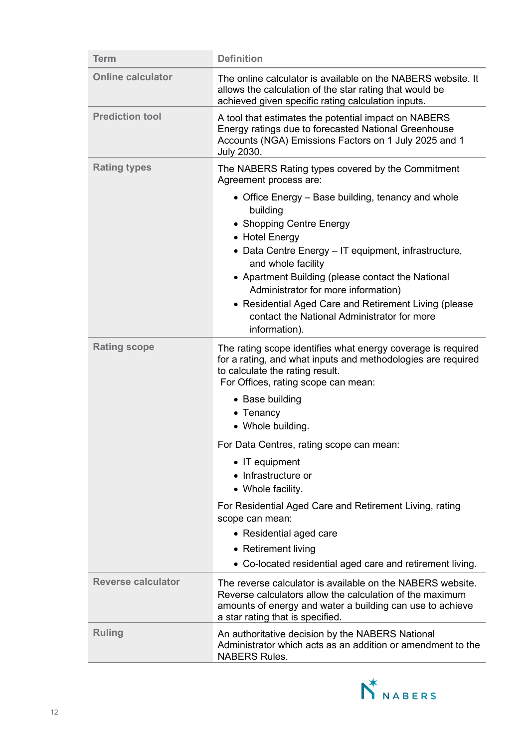| Term | Definition |
| --- | --- |
| **Online calculator** | The online calculator is available on the NABERS website. It allows the calculation of the star rating that would be achieved given specific rating calculation inputs. |
| **Prediction tool** | A tool that estimates the potential impact on NABERS Energy ratings due to forecasted National Greenhouse Accounts (NGA) Emissions Factors on 1 July 2025 and 1 July 2030. |
| **Rating types** | The NABERS Rating types covered by the Commitment Agreement process are:<br>• Office Energy – Base building, tenancy and whole building<br>• Shopping Centre Energy<br>• Hotel Energy<br>• Data Centre Energy – IT equipment, infrastructure, and whole facility<br>• Apartment Building (please contact the National Administrator for more information)<br>• Residential Aged Care and Retirement Living (please contact the National Administrator for more information). |
| **Rating scope** | The rating scope identifies what energy coverage is required for a rating, and what inputs and methodologies are required to calculate the rating result.<br>For Offices, rating scope can mean:<br>• Base building<br>• Tenancy<br>• Whole building.<br>For Data Centres, rating scope can mean:<br>• IT equipment<br>• Infrastructure or<br>• Whole facility.<br>For Residential Aged Care and Retirement Living, rating scope can mean:<br>• Residential aged care<br>• Retirement living<br>• Co-located residential aged care and retirement living. |
| **Reverse calculator** | The reverse calculator is available on the NABERS website. Reverse calculators allow the calculation of the maximum amounts of energy and water a building can use to achieve a star rating that is specified. |
| **Ruling** | An authoritative decision by the NABERS National Administrator which acts as an addition or amendment to the NABERS Rules. |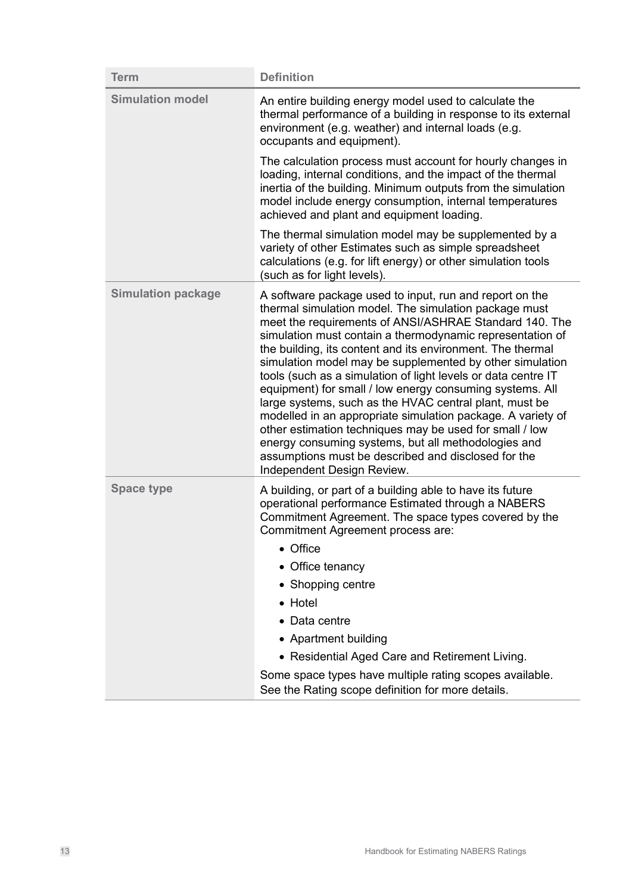| Term | Definition |
| --- | --- |
| **Simulation model** | An entire building energy model used to calculate the thermal performance of a building in response to its external environment (e.g. weather) and internal loads (e.g. occupants and equipment).<br><br>The calculation process must account for hourly changes in loading, internal conditions, and the impact of the thermal inertia of the building. Minimum outputs from the simulation model include energy consumption, internal temperatures achieved and plant and equipment loading.<br><br>The thermal simulation model may be supplemented by a variety of other Estimates such as simple spreadsheet calculations (e.g. for lift energy) or other simulation tools (such as for light levels). |
| **Simulation package** | A software package used to input, run and report on the thermal simulation model. The simulation package must meet the requirements of ANSI/ASHRAE Standard 140. The simulation must contain a thermodynamic representation of the building, its content and its environment. The thermal simulation model may be supplemented by other simulation tools (such as a simulation of light levels or data centre IT equipment) for small / low energy consuming systems. All large systems, such as the HVAC central plant, must be modelled in an appropriate simulation package. A variety of other estimation techniques may be used for small / low energy consuming systems, but all methodologies and assumptions must be described and disclosed for the Independent Design Review. |
| **Space type** | A building, or part of a building able to have its future operational performance Estimated through a NABERS Commitment Agreement. The space types covered by the Commitment Agreement process are:<br><br>• Office<br>• Office tenancy<br>• Shopping centre<br>• Hotel<br>• Data centre<br>• Apartment building<br>• Residential Aged Care and Retirement Living.<br><br>Some space types have multiple rating scopes available. See the Rating scope definition for more details. |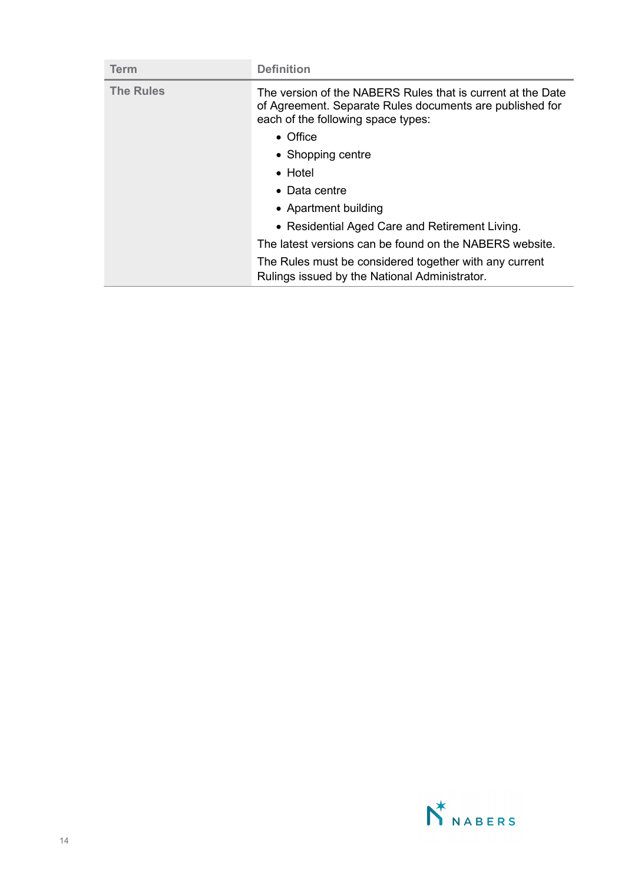| Term | Definition |
| --- | --- |
| The Rules | The version of the NABERS Rules that is current at the Date of Agreement. Separate Rules documents are published for each of the following space types:<br>• Office<br>• Shopping centre<br>• Hotel<br>• Data centre<br>• Apartment building<br>• Residential Aged Care and Retirement Living.<br>The latest versions can be found on the NABERS website.<br>The Rules must be considered together with any current Rulings issued by the National Administrator. |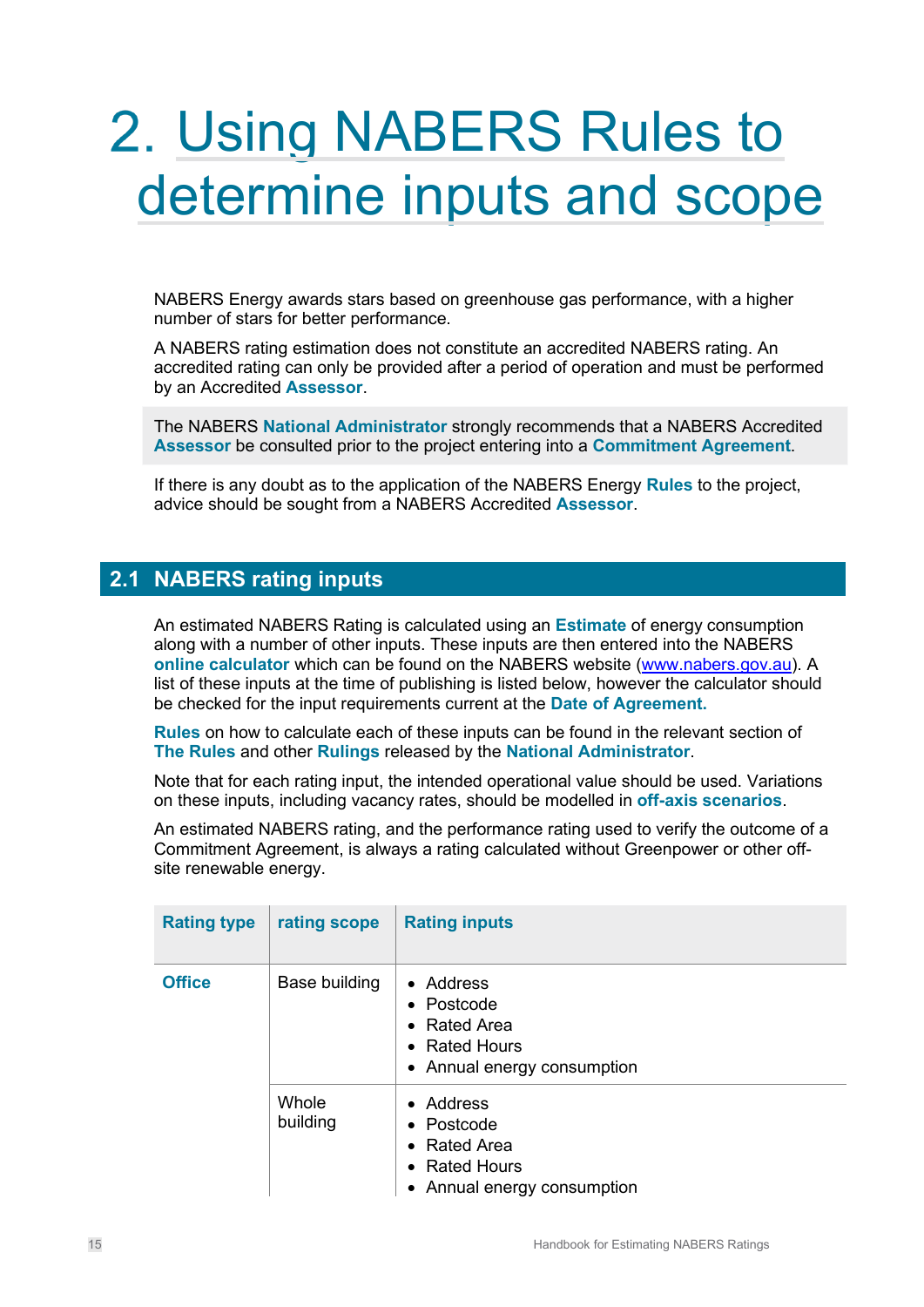# 2. Using NABERS Rules to determine inputs and scope

NABERS Energy awards stars based on greenhouse gas performance, with a higher number of stars for better performance.

A NABERS rating estimation does not constitute an accredited NABERS rating. An accredited rating can only be provided after a period of operation and must be performed by an Accredited **Assessor**.

The NABERS **National Administrator** strongly recommends that a NABERS Accredited **Assessor** be consulted prior to the project entering into a **Commitment Agreement**.

If there is any doubt as to the application of the NABERS Energy **Rules** to the project, advice should be sought from a NABERS Accredited **Assessor**.

## 2.1 NABERS rating inputs

An estimated NABERS Rating is calculated using an **Estimate** of energy consumption along with a number of other inputs. These inputs are then entered into the NABERS **online calculator** which can be found on the NABERS website (www.nabers.gov.au). A list of these inputs at the time of publishing is listed below, however the calculator should be checked for the input requirements current at the **Date of Agreement.**

**Rules** on how to calculate each of these inputs can be found in the relevant section of **The Rules** and other **Rulings** released by the **National Administrator**.

Note that for each rating input, the intended operational value should be used. Variations on these inputs, including vacancy rates, should be modelled in **off-axis scenarios**.

An estimated NABERS rating, and the performance rating used to verify the outcome of a Commitment Agreement, is always a rating calculated without Greenpower or other off-site renewable energy.

| Rating type | rating scope | Rating inputs |
|---|---|---|
| **Office** | Base building | • Address<br>• Postcode<br>• Rated Area<br>• Rated Hours<br>• Annual energy consumption |
| | Whole building | • Address<br>• Postcode<br>• Rated Area<br>• Rated Hours<br>• Annual energy consumption |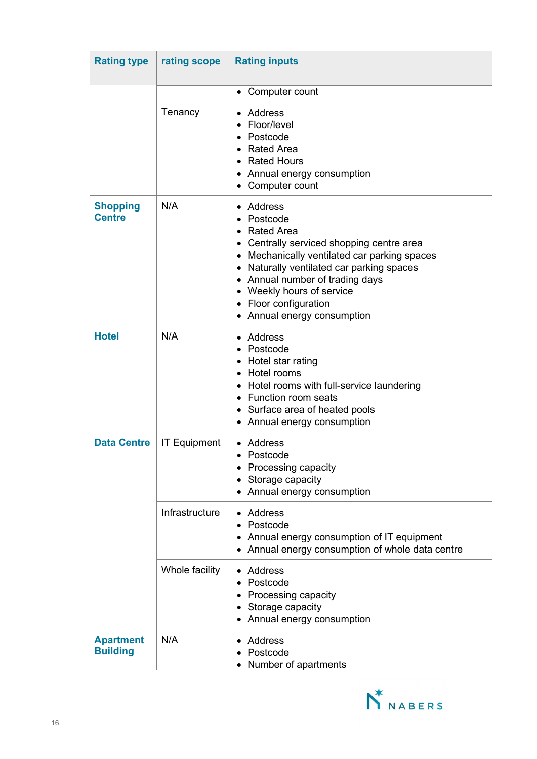| Rating type | rating scope | Rating inputs |
|---|---|---|
| | | • Computer count |
| | Tenancy | • Address<br>• Floor/level<br>• Postcode<br>• Rated Area<br>• Rated Hours<br>• Annual energy consumption<br>• Computer count |
| **Shopping Centre** | N/A | • Address<br>• Postcode<br>• Rated Area<br>• Centrally serviced shopping centre area<br>• Mechanically ventilated car parking spaces<br>• Naturally ventilated car parking spaces<br>• Annual number of trading days<br>• Weekly hours of service<br>• Floor configuration<br>• Annual energy consumption |
| **Hotel** | N/A | • Address<br>• Postcode<br>• Hotel star rating<br>• Hotel rooms<br>• Hotel rooms with full-service laundering<br>• Function room seats<br>• Surface area of heated pools<br>• Annual energy consumption |
| **Data Centre** | IT Equipment | • Address<br>• Postcode<br>• Processing capacity<br>• Storage capacity<br>• Annual energy consumption |
| | Infrastructure | • Address<br>• Postcode<br>• Annual energy consumption of IT equipment<br>• Annual energy consumption of whole data centre |
| | Whole facility | • Address<br>• Postcode<br>• Processing capacity<br>• Storage capacity<br>• Annual energy consumption |
| **Apartment Building** | N/A | • Address<br>• Postcode<br>• Number of apartments |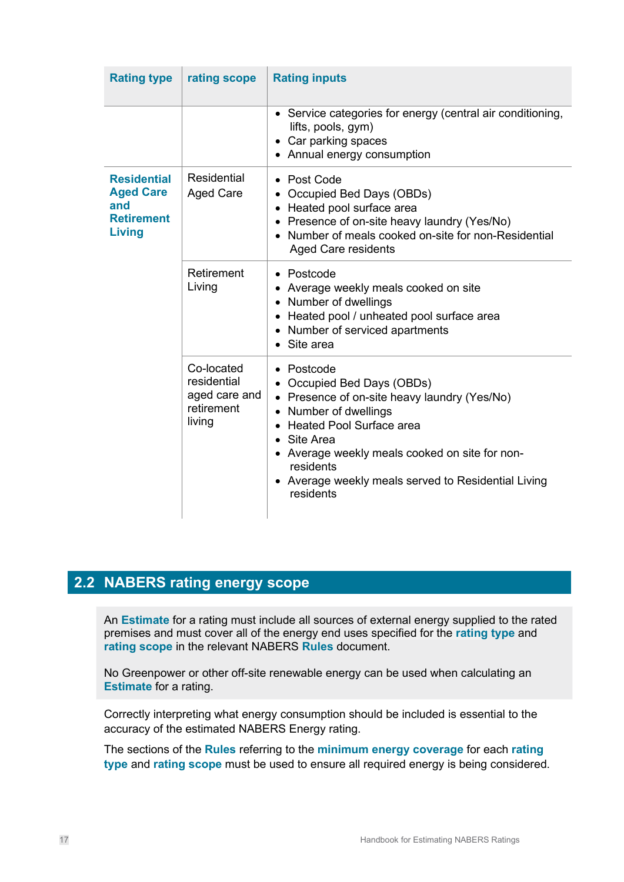| Rating type | rating scope | Rating inputs |
|---|---|---|
| | | • Service categories for energy (central air conditioning, lifts, pools, gym)<br>• Car parking spaces<br>• Annual energy consumption |
| **Residential Aged Care and Retirement Living** | Residential Aged Care | • Post Code<br>• Occupied Bed Days (OBDs)<br>• Heated pool surface area<br>• Presence of on-site heavy laundry (Yes/No)<br>• Number of meals cooked on-site for non-Residential Aged Care residents |
| | Retirement Living | • Postcode<br>• Average weekly meals cooked on site<br>• Number of dwellings<br>• Heated pool / unheated pool surface area<br>• Number of serviced apartments<br>• Site area |
| | Co-located residential aged care and retirement living | • Postcode<br>• Occupied Bed Days (OBDs)<br>• Presence of on-site heavy laundry (Yes/No)<br>• Number of dwellings<br>• Heated Pool Surface area<br>• Site Area<br>• Average weekly meals cooked on site for non-residents<br>• Average weekly meals served to Residential Living residents |

## 2.2 NABERS rating energy scope

An **Estimate** for a rating must include all sources of external energy supplied to the rated premises and must cover all of the energy end uses specified for the **rating type** and **rating scope** in the relevant NABERS **Rules** document.

No Greenpower or other off-site renewable energy can be used when calculating an **Estimate** for a rating.

Correctly interpreting what energy consumption should be included is essential to the accuracy of the estimated NABERS Energy rating.

The sections of the **Rules** referring to the **minimum energy coverage** for each **rating type** and **rating scope** must be used to ensure all required energy is being considered.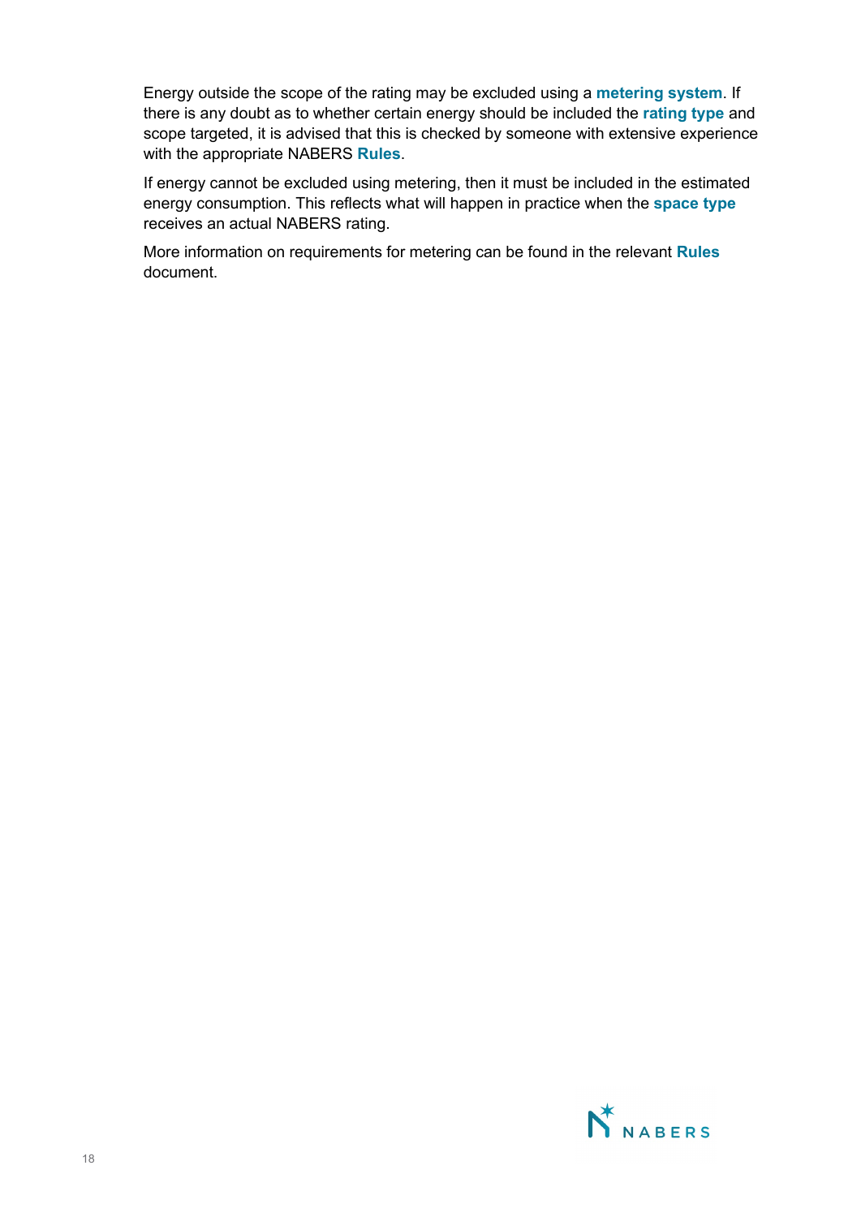Energy outside the scope of the rating may be excluded using a **metering system**. If there is any doubt as to whether certain energy should be included the **rating type** and scope targeted, it is advised that this is checked by someone with extensive experience with the appropriate NABERS **Rules**.

If energy cannot be excluded using metering, then it must be included in the estimated energy consumption. This reflects what will happen in practice when the **space type** receives an actual NABERS rating.

More information on requirements for metering can be found in the relevant **Rules** document.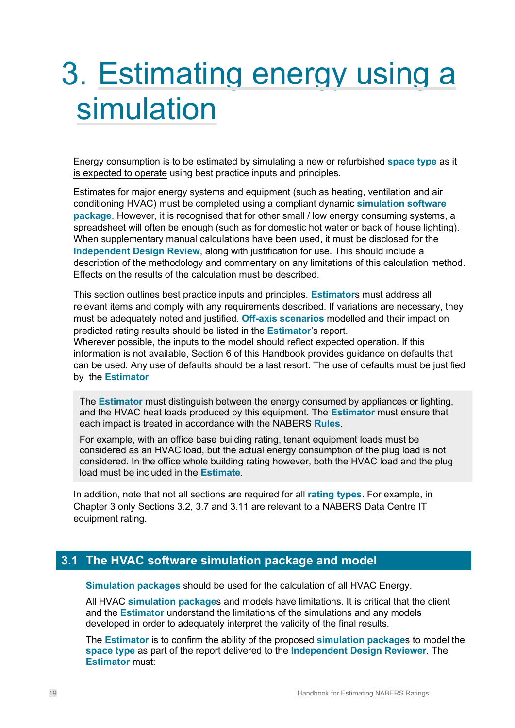# 3. Estimating energy using a simulation

Energy consumption is to be estimated by simulating a new or refurbished **space type** as it is expected to operate using best practice inputs and principles.

Estimates for major energy systems and equipment (such as heating, ventilation and air conditioning HVAC) must be completed using a compliant dynamic **simulation software package**. However, it is recognised that for other small / low energy consuming systems, a spreadsheet will often be enough (such as for domestic hot water or back of house lighting). When supplementary manual calculations have been used, it must be disclosed for the **Independent Design Review**, along with justification for use. This should include a description of the methodology and commentary on any limitations of this calculation method. Effects on the results of the calculation must be described.

This section outlines best practice inputs and principles. **Estimator**s must address all relevant items and comply with any requirements described. If variations are necessary, they must be adequately noted and justified. **Off-axis scenarios** modelled and their impact on predicted rating results should be listed in the **Estimator**'s report.
Wherever possible, the inputs to the model should reflect expected operation. If this information is not available, Section 6 of this Handbook provides guidance on defaults that can be used. Any use of defaults should be a last resort. The use of defaults must be justified by the **Estimator**.

> The **Estimator** must distinguish between the energy consumed by appliances or lighting, and the HVAC heat loads produced by this equipment. The **Estimator** must ensure that each impact is treated in accordance with the NABERS **Rules**.
>
> For example, with an office base building rating, tenant equipment loads must be considered as an HVAC load, but the actual energy consumption of the plug load is not considered. In the office whole building rating however, both the HVAC load and the plug load must be included in the **Estimate**.

In addition, note that not all sections are required for all **rating types**. For example, in Chapter 3 only Sections 3.2, 3.7 and 3.11 are relevant to a NABERS Data Centre IT equipment rating.

## 3.1 The HVAC software simulation package and model

**Simulation packages** should be used for the calculation of all HVAC Energy.

All HVAC **simulation package**s and models have limitations. It is critical that the client and the **Estimator** understand the limitations of the simulations and any models developed in order to adequately interpret the validity of the final results.

The **Estimator** is to confirm the ability of the proposed **simulation package**s to model the **space type** as part of the report delivered to the **Independent Design Reviewer**. The **Estimator** must: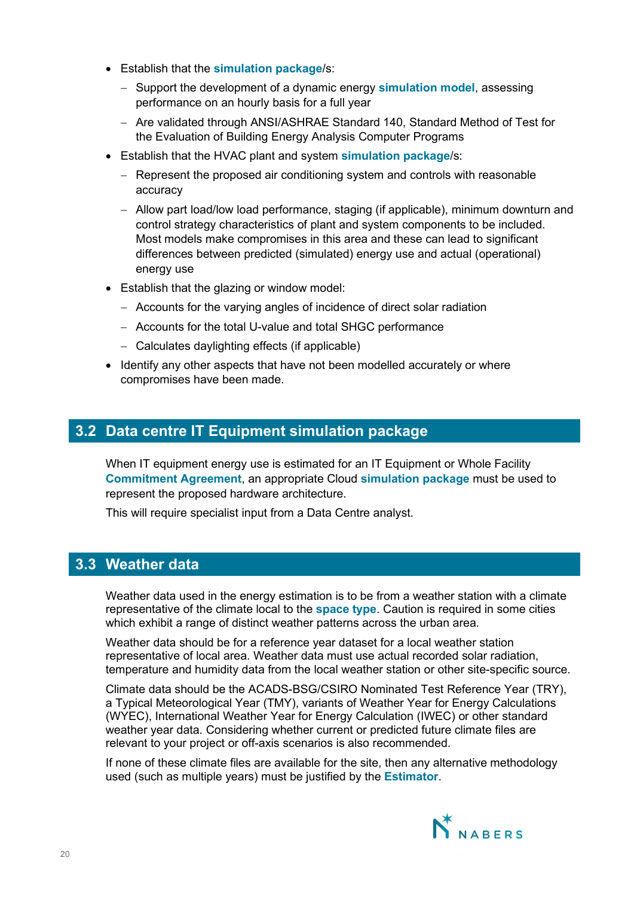- Establish that the **simulation package**/s:
  - Support the development of a dynamic energy **simulation model**, assessing performance on an hourly basis for a full year
  - Are validated through ANSI/ASHRAE Standard 140, Standard Method of Test for the Evaluation of Building Energy Analysis Computer Programs
- Establish that the HVAC plant and system **simulation package**/s:
  - Represent the proposed air conditioning system and controls with reasonable accuracy
  - Allow part load/low load performance, staging (if applicable), minimum downturn and control strategy characteristics of plant and system components to be included. Most models make compromises in this area and these can lead to significant differences between predicted (simulated) energy use and actual (operational) energy use
- Establish that the glazing or window model:
  - Accounts for the varying angles of incidence of direct solar radiation
  - Accounts for the total U-value and total SHGC performance
  - Calculates daylighting effects (if applicable)
- Identify any other aspects that have not been modelled accurately or where compromises have been made.

## 3.2 Data centre IT Equipment simulation package

When IT equipment energy use is estimated for an IT Equipment or Whole Facility **Commitment Agreement**, an appropriate Cloud **simulation package** must be used to represent the proposed hardware architecture.

This will require specialist input from a Data Centre analyst.

## 3.3 Weather data

Weather data used in the energy estimation is to be from a weather station with a climate representative of the climate local to the **space type**. Caution is required in some cities which exhibit a range of distinct weather patterns across the urban area.

Weather data should be for a reference year dataset for a local weather station representative of local area. Weather data must use actual recorded solar radiation, temperature and humidity data from the local weather station or other site-specific source.

Climate data should be the ACADS-BSG/CSIRO Nominated Test Reference Year (TRY), a Typical Meteorological Year (TMY), variants of Weather Year for Energy Calculations (WYEC), International Weather Year for Energy Calculation (IWEC) or other standard weather year data. Considering whether current or predicted future climate files are relevant to your project or off-axis scenarios is also recommended.

If none of these climate files are available for the site, then any alternative methodology used (such as multiple years) must be justified by the **Estimator**.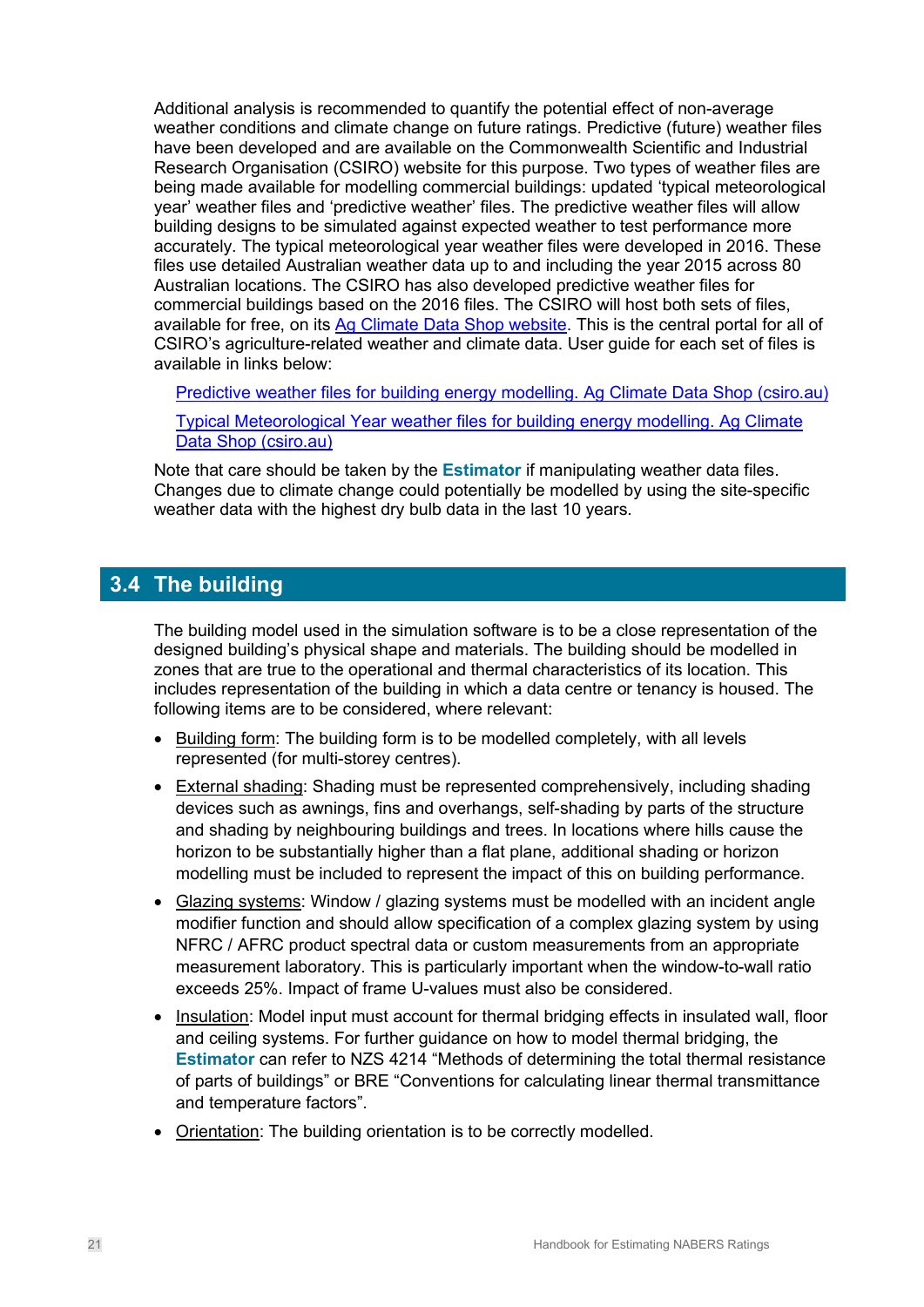Additional analysis is recommended to quantify the potential effect of non-average weather conditions and climate change on future ratings. Predictive (future) weather files have been developed and are available on the Commonwealth Scientific and Industrial Research Organisation (CSIRO) website for this purpose. Two types of weather files are being made available for modelling commercial buildings: updated 'typical meteorological year' weather files and 'predictive weather' files. The predictive weather files will allow building designs to be simulated against expected weather to test performance more accurately. The typical meteorological year weather files were developed in 2016. These files use detailed Australian weather data up to and including the year 2015 across 80 Australian locations. The CSIRO has also developed predictive weather files for commercial buildings based on the 2016 files. The CSIRO will host both sets of files, available for free, on its Ag Climate Data Shop website. This is the central portal for all of CSIRO's agriculture-related weather and climate data. User guide for each set of files is available in links below:

Predictive weather files for building energy modelling. Ag Climate Data Shop (csiro.au)

Typical Meteorological Year weather files for building energy modelling. Ag Climate Data Shop (csiro.au)

Note that care should be taken by the **Estimator** if manipulating weather data files. Changes due to climate change could potentially be modelled by using the site-specific weather data with the highest dry bulb data in the last 10 years.

## 3.4 The building

The building model used in the simulation software is to be a close representation of the designed building's physical shape and materials. The building should be modelled in zones that are true to the operational and thermal characteristics of its location. This includes representation of the building in which a data centre or tenancy is housed. The following items are to be considered, where relevant:

- Building form: The building form is to be modelled completely, with all levels represented (for multi-storey centres).
- External shading: Shading must be represented comprehensively, including shading devices such as awnings, fins and overhangs, self-shading by parts of the structure and shading by neighbouring buildings and trees. In locations where hills cause the horizon to be substantially higher than a flat plane, additional shading or horizon modelling must be included to represent the impact of this on building performance.
- Glazing systems: Window / glazing systems must be modelled with an incident angle modifier function and should allow specification of a complex glazing system by using NFRC / AFRC product spectral data or custom measurements from an appropriate measurement laboratory. This is particularly important when the window-to-wall ratio exceeds 25%. Impact of frame U-values must also be considered.
- Insulation: Model input must account for thermal bridging effects in insulated wall, floor and ceiling systems. For further guidance on how to model thermal bridging, the **Estimator** can refer to NZS 4214 "Methods of determining the total thermal resistance of parts of buildings" or BRE "Conventions for calculating linear thermal transmittance and temperature factors".
- Orientation: The building orientation is to be correctly modelled.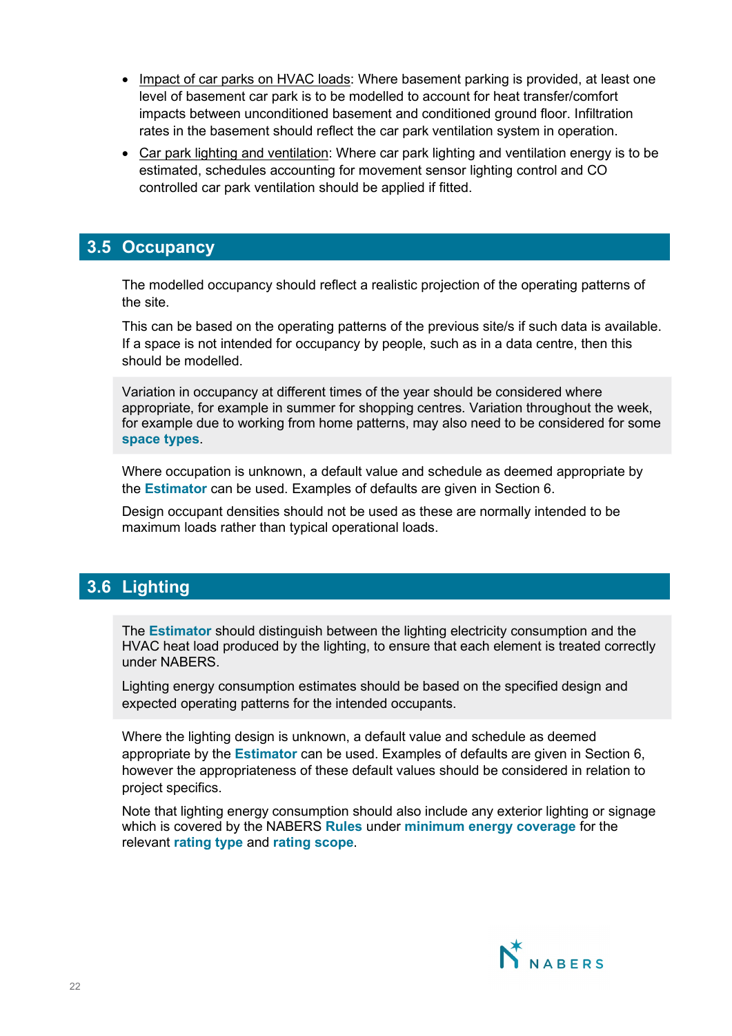- Impact of car parks on HVAC loads: Where basement parking is provided, at least one level of basement car park is to be modelled to account for heat transfer/comfort impacts between unconditioned basement and conditioned ground floor. Infiltration rates in the basement should reflect the car park ventilation system in operation.
- Car park lighting and ventilation: Where car park lighting and ventilation energy is to be estimated, schedules accounting for movement sensor lighting control and CO controlled car park ventilation should be applied if fitted.

## 3.5 Occupancy

The modelled occupancy should reflect a realistic projection of the operating patterns of the site.

This can be based on the operating patterns of the previous site/s if such data is available. If a space is not intended for occupancy by people, such as in a data centre, then this should be modelled.

Variation in occupancy at different times of the year should be considered where appropriate, for example in summer for shopping centres. Variation throughout the week, for example due to working from home patterns, may also need to be considered for some **space types**.

Where occupation is unknown, a default value and schedule as deemed appropriate by the **Estimator** can be used. Examples of defaults are given in Section 6.

Design occupant densities should not be used as these are normally intended to be maximum loads rather than typical operational loads.

## 3.6 Lighting

The **Estimator** should distinguish between the lighting electricity consumption and the HVAC heat load produced by the lighting, to ensure that each element is treated correctly under NABERS.

Lighting energy consumption estimates should be based on the specified design and expected operating patterns for the intended occupants.

Where the lighting design is unknown, a default value and schedule as deemed appropriate by the **Estimator** can be used. Examples of defaults are given in Section 6, however the appropriateness of these default values should be considered in relation to project specifics.

Note that lighting energy consumption should also include any exterior lighting or signage which is covered by the NABERS **Rules** under **minimum energy coverage** for the relevant **rating type** and **rating scope**.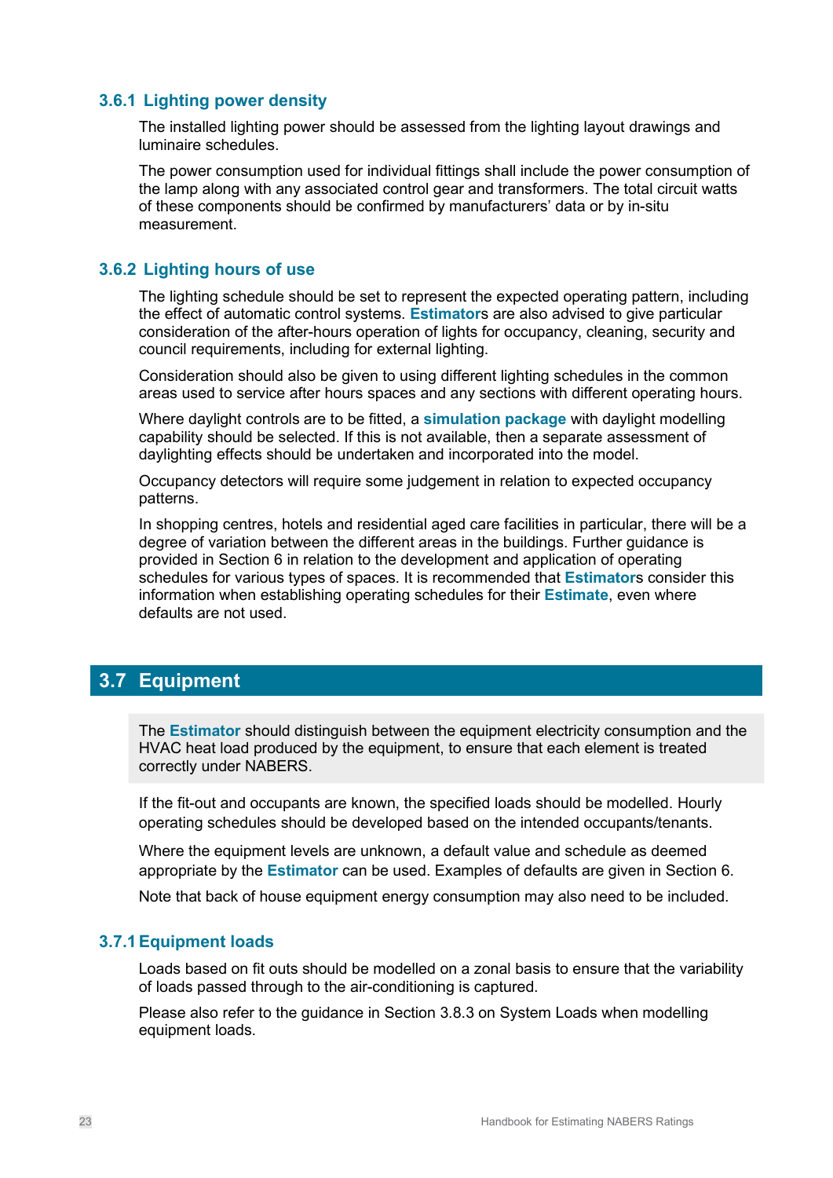### 3.6.1 Lighting power density

The installed lighting power should be assessed from the lighting layout drawings and luminaire schedules.

The power consumption used for individual fittings shall include the power consumption of the lamp along with any associated control gear and transformers. The total circuit watts of these components should be confirmed by manufacturers' data or by in-situ measurement.

### 3.6.2 Lighting hours of use

The lighting schedule should be set to represent the expected operating pattern, including the effect of automatic control systems. **Estimator**s are also advised to give particular consideration of the after-hours operation of lights for occupancy, cleaning, security and council requirements, including for external lighting.

Consideration should also be given to using different lighting schedules in the common areas used to service after hours spaces and any sections with different operating hours.

Where daylight controls are to be fitted, a **simulation package** with daylight modelling capability should be selected. If this is not available, then a separate assessment of daylighting effects should be undertaken and incorporated into the model.

Occupancy detectors will require some judgement in relation to expected occupancy patterns.

In shopping centres, hotels and residential aged care facilities in particular, there will be a degree of variation between the different areas in the buildings. Further guidance is provided in Section 6 in relation to the development and application of operating schedules for various types of spaces. It is recommended that **Estimator**s consider this information when establishing operating schedules for their **Estimate**, even where defaults are not used.

## 3.7 Equipment

The **Estimator** should distinguish between the equipment electricity consumption and the HVAC heat load produced by the equipment, to ensure that each element is treated correctly under NABERS.

If the fit-out and occupants are known, the specified loads should be modelled. Hourly operating schedules should be developed based on the intended occupants/tenants.

Where the equipment levels are unknown, a default value and schedule as deemed appropriate by the **Estimator** can be used. Examples of defaults are given in Section 6.

Note that back of house equipment energy consumption may also need to be included.

### 3.7.1 Equipment loads

Loads based on fit outs should be modelled on a zonal basis to ensure that the variability of loads passed through to the air-conditioning is captured.

Please also refer to the guidance in Section 3.8.3 on System Loads when modelling equipment loads.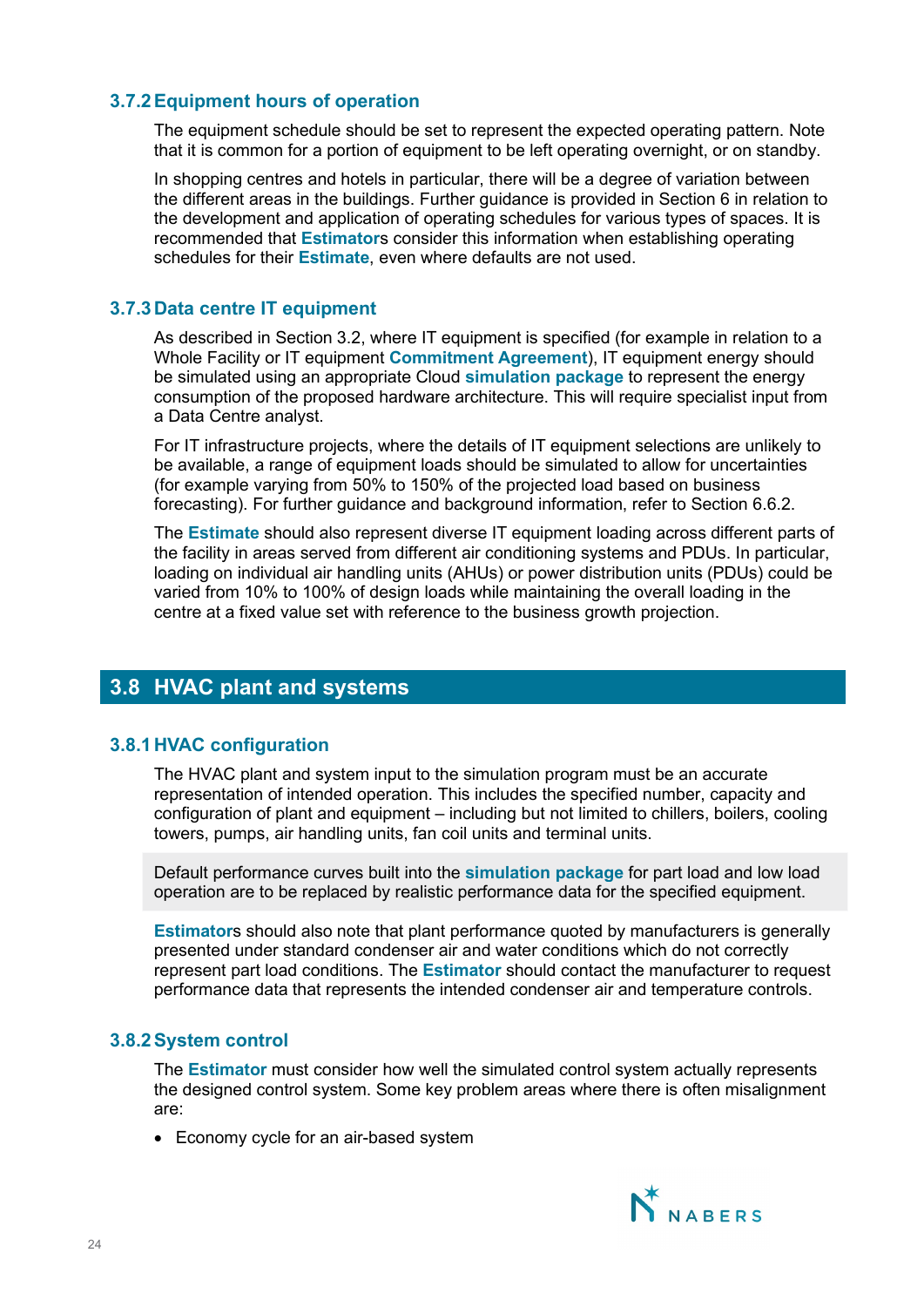### 3.7.2 Equipment hours of operation

The equipment schedule should be set to represent the expected operating pattern. Note that it is common for a portion of equipment to be left operating overnight, or on standby.

In shopping centres and hotels in particular, there will be a degree of variation between the different areas in the buildings. Further guidance is provided in Section 6 in relation to the development and application of operating schedules for various types of spaces. It is recommended that **Estimator**s consider this information when establishing operating schedules for their **Estimate**, even where defaults are not used.

### 3.7.3 Data centre IT equipment

As described in Section 3.2, where IT equipment is specified (for example in relation to a Whole Facility or IT equipment **Commitment Agreement**), IT equipment energy should be simulated using an appropriate Cloud **simulation package** to represent the energy consumption of the proposed hardware architecture. This will require specialist input from a Data Centre analyst.

For IT infrastructure projects, where the details of IT equipment selections are unlikely to be available, a range of equipment loads should be simulated to allow for uncertainties (for example varying from 50% to 150% of the projected load based on business forecasting). For further guidance and background information, refer to Section 6.6.2.

The **Estimate** should also represent diverse IT equipment loading across different parts of the facility in areas served from different air conditioning systems and PDUs. In particular, loading on individual air handling units (AHUs) or power distribution units (PDUs) could be varied from 10% to 100% of design loads while maintaining the overall loading in the centre at a fixed value set with reference to the business growth projection.

## 3.8 HVAC plant and systems

### 3.8.1 HVAC configuration

The HVAC plant and system input to the simulation program must be an accurate representation of intended operation. This includes the specified number, capacity and configuration of plant and equipment – including but not limited to chillers, boilers, cooling towers, pumps, air handling units, fan coil units and terminal units.

Default performance curves built into the **simulation package** for part load and low load operation are to be replaced by realistic performance data for the specified equipment.

**Estimator**s should also note that plant performance quoted by manufacturers is generally presented under standard condenser air and water conditions which do not correctly represent part load conditions. The **Estimator** should contact the manufacturer to request performance data that represents the intended condenser air and temperature controls.

### 3.8.2 System control

The **Estimator** must consider how well the simulated control system actually represents the designed control system. Some key problem areas where there is often misalignment are:

- Economy cycle for an air-based system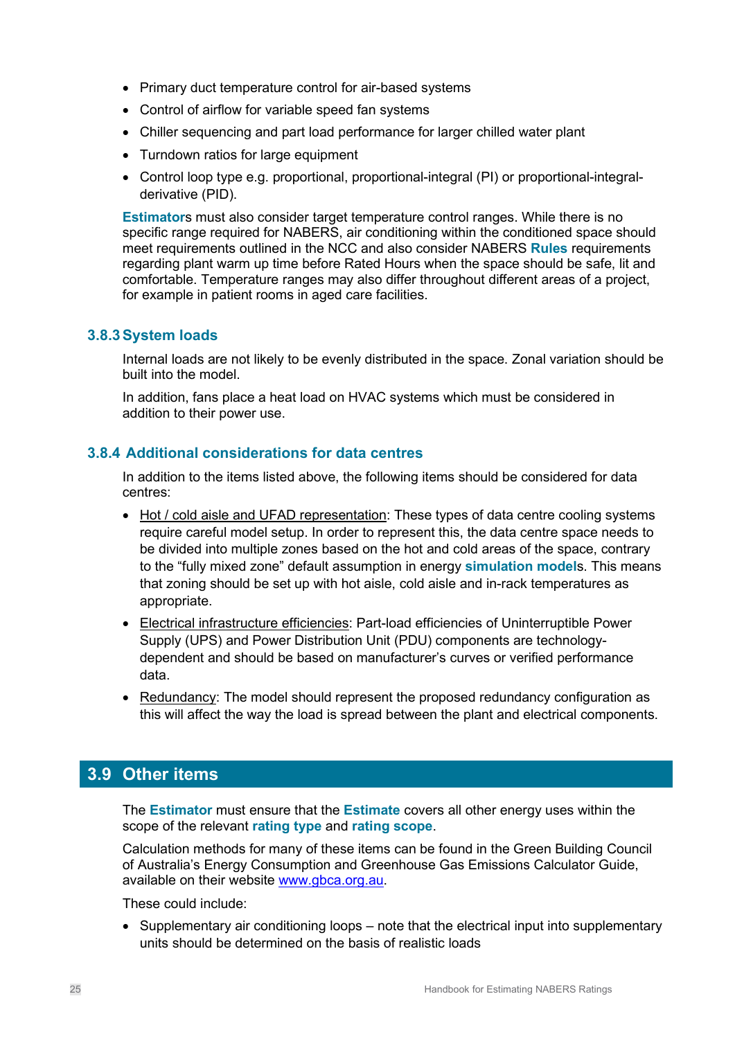- Primary duct temperature control for air-based systems
- Control of airflow for variable speed fan systems
- Chiller sequencing and part load performance for larger chilled water plant
- Turndown ratios for large equipment
- Control loop type e.g. proportional, proportional-integral (PI) or proportional-integral-derivative (PID).

**Estimator**s must also consider target temperature control ranges. While there is no specific range required for NABERS, air conditioning within the conditioned space should meet requirements outlined in the NCC and also consider NABERS **Rules** requirements regarding plant warm up time before Rated Hours when the space should be safe, lit and comfortable. Temperature ranges may also differ throughout different areas of a project, for example in patient rooms in aged care facilities.

### 3.8.3 System loads

Internal loads are not likely to be evenly distributed in the space. Zonal variation should be built into the model.

In addition, fans place a heat load on HVAC systems which must be considered in addition to their power use.

### 3.8.4 Additional considerations for data centres

In addition to the items listed above, the following items should be considered for data centres:

- Hot / cold aisle and UFAD representation: These types of data centre cooling systems require careful model setup. In order to represent this, the data centre space needs to be divided into multiple zones based on the hot and cold areas of the space, contrary to the “fully mixed zone” default assumption in energy **simulation model**s. This means that zoning should be set up with hot aisle, cold aisle and in-rack temperatures as appropriate.
- Electrical infrastructure efficiencies: Part-load efficiencies of Uninterruptible Power Supply (UPS) and Power Distribution Unit (PDU) components are technology-dependent and should be based on manufacturer’s curves or verified performance data.
- Redundancy: The model should represent the proposed redundancy configuration as this will affect the way the load is spread between the plant and electrical components.

## 3.9 Other items

The **Estimator** must ensure that the **Estimate** covers all other energy uses within the scope of the relevant **rating type** and **rating scope**.

Calculation methods for many of these items can be found in the Green Building Council of Australia’s Energy Consumption and Greenhouse Gas Emissions Calculator Guide, available on their website www.gbca.org.au.

These could include:

- Supplementary air conditioning loops – note that the electrical input into supplementary units should be determined on the basis of realistic loads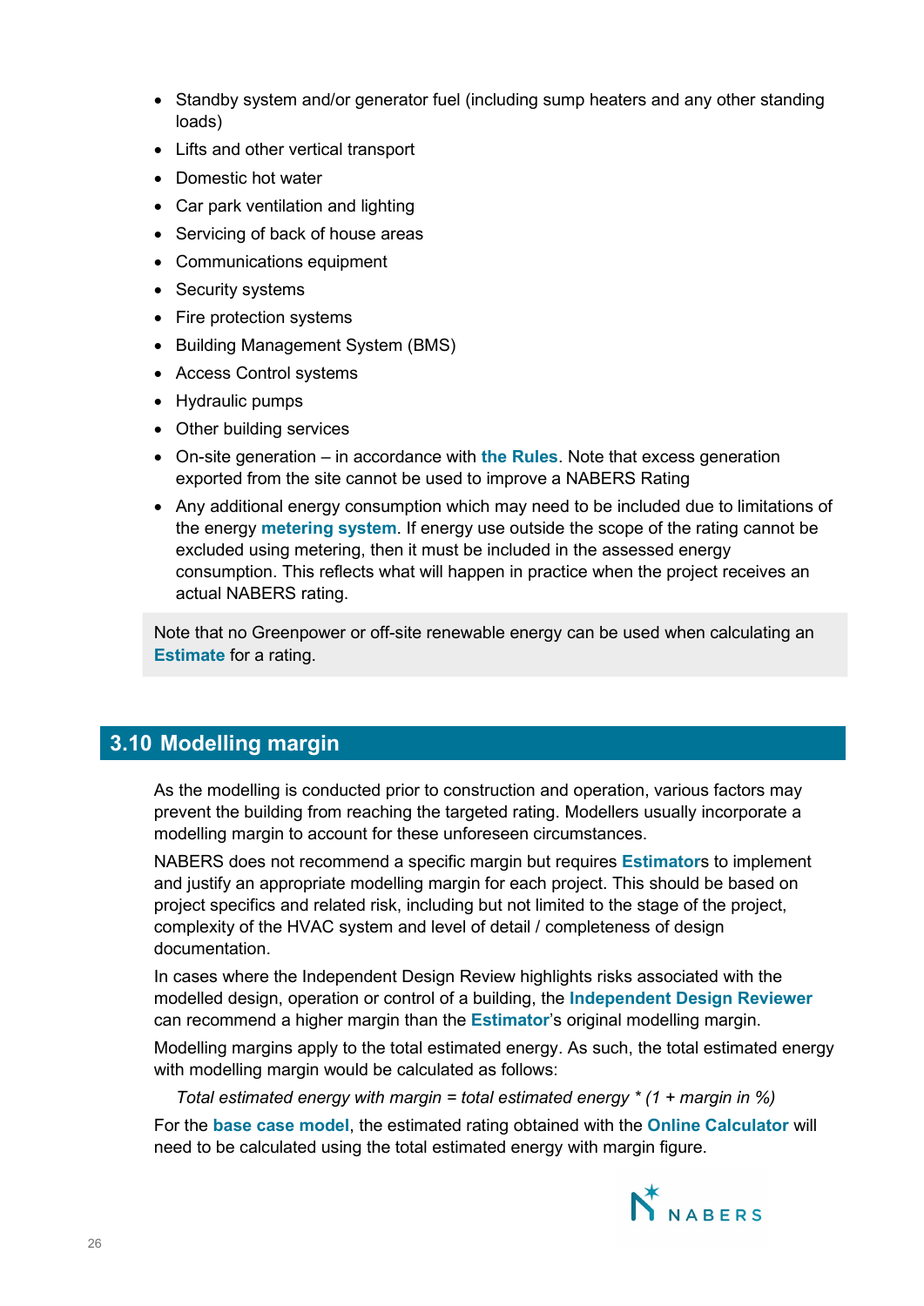- Standby system and/or generator fuel (including sump heaters and any other standing loads)
- Lifts and other vertical transport
- Domestic hot water
- Car park ventilation and lighting
- Servicing of back of house areas
- Communications equipment
- Security systems
- Fire protection systems
- Building Management System (BMS)
- Access Control systems
- Hydraulic pumps
- Other building services
- On-site generation – in accordance with **the Rules**. Note that excess generation exported from the site cannot be used to improve a NABERS Rating
- Any additional energy consumption which may need to be included due to limitations of the energy **metering system**. If energy use outside the scope of the rating cannot be excluded using metering, then it must be included in the assessed energy consumption. This reflects what will happen in practice when the project receives an actual NABERS rating.

> Note that no Greenpower or off-site renewable energy can be used when calculating an **Estimate** for a rating.

## 3.10 Modelling margin

As the modelling is conducted prior to construction and operation, various factors may prevent the building from reaching the targeted rating. Modellers usually incorporate a modelling margin to account for these unforeseen circumstances.

NABERS does not recommend a specific margin but requires **Estimator**s to implement and justify an appropriate modelling margin for each project. This should be based on project specifics and related risk, including but not limited to the stage of the project, complexity of the HVAC system and level of detail / completeness of design documentation.

In cases where the Independent Design Review highlights risks associated with the modelled design, operation or control of a building, the **Independent Design Reviewer** can recommend a higher margin than the **Estimator**'s original modelling margin.

Modelling margins apply to the total estimated energy. As such, the total estimated energy with modelling margin would be calculated as follows:

*Total estimated energy with margin = total estimated energy * (1 + margin in %)*

For the **base case model**, the estimated rating obtained with the **Online Calculator** will need to be calculated using the total estimated energy with margin figure.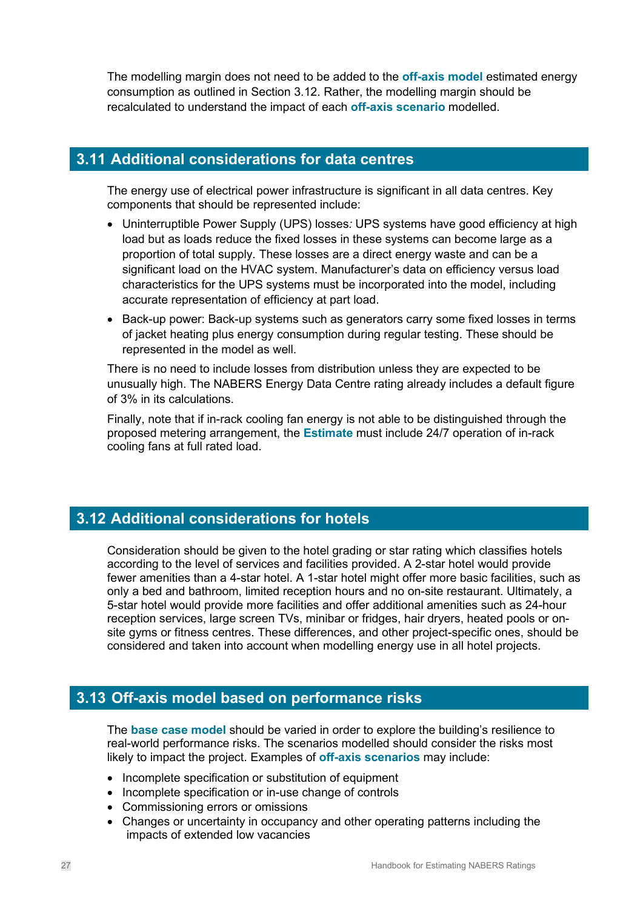The modelling margin does not need to be added to the **off-axis model** estimated energy consumption as outlined in Section 3.12. Rather, the modelling margin should be recalculated to understand the impact of each **off-axis scenario** modelled.

## 3.11 Additional considerations for data centres

The energy use of electrical power infrastructure is significant in all data centres. Key components that should be represented include:

- Uninterruptible Power Supply (UPS) losses*:* UPS systems have good efficiency at high load but as loads reduce the fixed losses in these systems can become large as a proportion of total supply. These losses are a direct energy waste and can be a significant load on the HVAC system. Manufacturer's data on efficiency versus load characteristics for the UPS systems must be incorporated into the model, including accurate representation of efficiency at part load.
- Back-up power: Back-up systems such as generators carry some fixed losses in terms of jacket heating plus energy consumption during regular testing. These should be represented in the model as well.

There is no need to include losses from distribution unless they are expected to be unusually high. The NABERS Energy Data Centre rating already includes a default figure of 3% in its calculations.

Finally, note that if in-rack cooling fan energy is not able to be distinguished through the proposed metering arrangement, the **Estimate** must include 24/7 operation of in-rack cooling fans at full rated load.

## 3.12 Additional considerations for hotels

Consideration should be given to the hotel grading or star rating which classifies hotels according to the level of services and facilities provided. A 2-star hotel would provide fewer amenities than a 4-star hotel. A 1-star hotel might offer more basic facilities, such as only a bed and bathroom, limited reception hours and no on-site restaurant. Ultimately, a 5-star hotel would provide more facilities and offer additional amenities such as 24-hour reception services, large screen TVs, minibar or fridges, hair dryers, heated pools or on-site gyms or fitness centres. These differences, and other project-specific ones, should be considered and taken into account when modelling energy use in all hotel projects.

## 3.13 Off-axis model based on performance risks

The **base case model** should be varied in order to explore the building's resilience to real-world performance risks. The scenarios modelled should consider the risks most likely to impact the project. Examples of **off-axis scenarios** may include:

- Incomplete specification or substitution of equipment
- Incomplete specification or in-use change of controls
- Commissioning errors or omissions
- Changes or uncertainty in occupancy and other operating patterns including the impacts of extended low vacancies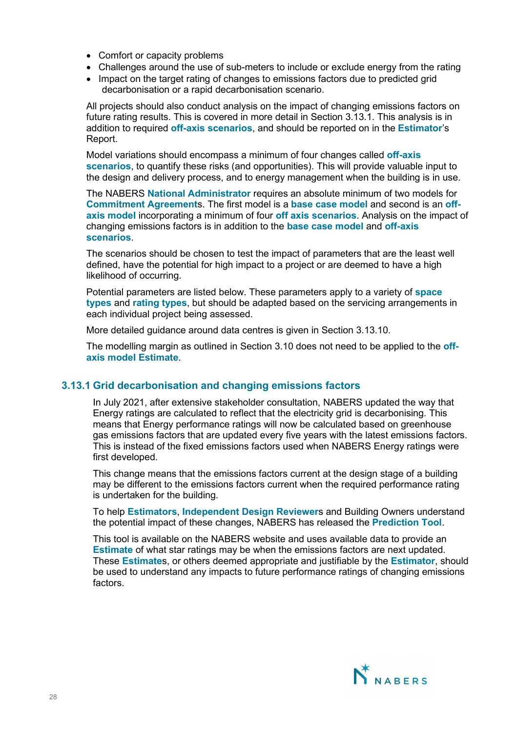- Comfort or capacity problems
- Challenges around the use of sub-meters to include or exclude energy from the rating
- Impact on the target rating of changes to emissions factors due to predicted grid decarbonisation or a rapid decarbonisation scenario.

All projects should also conduct analysis on the impact of changing emissions factors on future rating results. This is covered in more detail in Section 3.13.1. This analysis is in addition to required **off-axis scenarios**, and should be reported on in the **Estimator**'s Report.

Model variations should encompass a minimum of four changes called **off-axis scenarios**, to quantify these risks (and opportunities). This will provide valuable input to the design and delivery process, and to energy management when the building is in use.

The NABERS **National Administrator** requires an absolute minimum of two models for **Commitment Agreements**. The first model is a **base case model** and second is an **off-axis model** incorporating a minimum of four **off axis scenarios**. Analysis on the impact of changing emissions factors is in addition to the **base case model** and **off-axis scenarios**.

The scenarios should be chosen to test the impact of parameters that are the least well defined, have the potential for high impact to a project or are deemed to have a high likelihood of occurring.

Potential parameters are listed below. These parameters apply to a variety of **space types** and **rating types**, but should be adapted based on the servicing arrangements in each individual project being assessed.

More detailed guidance around data centres is given in Section 3.13.10.

The modelling margin as outlined in Section 3.10 does not need to be applied to the **off-axis model Estimate**.

### 3.13.1 Grid decarbonisation and changing emissions factors

In July 2021, after extensive stakeholder consultation, NABERS updated the way that Energy ratings are calculated to reflect that the electricity grid is decarbonising. This means that Energy performance ratings will now be calculated based on greenhouse gas emissions factors that are updated every five years with the latest emissions factors. This is instead of the fixed emissions factors used when NABERS Energy ratings were first developed.

This change means that the emissions factors current at the design stage of a building may be different to the emissions factors current when the required performance rating is undertaken for the building.

To help **Estimators**, **Independent Design Reviewers** and Building Owners understand the potential impact of these changes, NABERS has released the **Prediction Tool**.

This tool is available on the NABERS website and uses available data to provide an **Estimate** of what star ratings may be when the emissions factors are next updated. These **Estimates**, or others deemed appropriate and justifiable by the **Estimator**, should be used to understand any impacts to future performance ratings of changing emissions factors.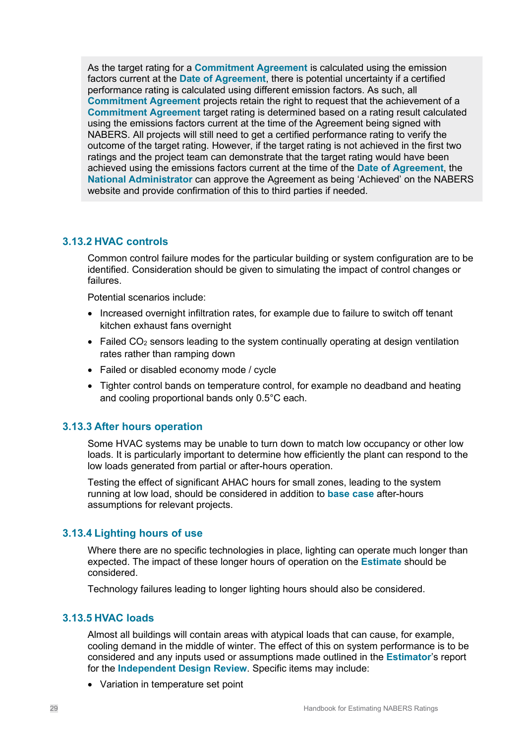> As the target rating for a **Commitment Agreement** is calculated using the emission factors current at the **Date of Agreement**, there is potential uncertainty if a certified performance rating is calculated using different emission factors. As such, all **Commitment Agreement** projects retain the right to request that the achievement of a **Commitment Agreement** target rating is determined based on a rating result calculated using the emissions factors current at the time of the Agreement being signed with NABERS. All projects will still need to get a certified performance rating to verify the outcome of the target rating. However, if the target rating is not achieved in the first two ratings and the project team can demonstrate that the target rating would have been achieved using the emissions factors current at the time of the **Date of Agreement**, the **National Administrator** can approve the Agreement as being 'Achieved' on the NABERS website and provide confirmation of this to third parties if needed.

### 3.13.2 HVAC controls

Common control failure modes for the particular building or system configuration are to be identified. Consideration should be given to simulating the impact of control changes or failures.

Potential scenarios include:

- Increased overnight infiltration rates, for example due to failure to switch off tenant kitchen exhaust fans overnight
- Failed $CO_2$ sensors leading to the system continually operating at design ventilation rates rather than ramping down
- Failed or disabled economy mode / cycle
- Tighter control bands on temperature control, for example no deadband and heating and cooling proportional bands only 0.5°C each.

### 3.13.3 After hours operation

Some HVAC systems may be unable to turn down to match low occupancy or other low loads. It is particularly important to determine how efficiently the plant can respond to the low loads generated from partial or after-hours operation.

Testing the effect of significant AHAC hours for small zones, leading to the system running at low load, should be considered in addition to **base case** after-hours assumptions for relevant projects.

### 3.13.4 Lighting hours of use

Where there are no specific technologies in place, lighting can operate much longer than expected. The impact of these longer hours of operation on the **Estimate** should be considered.

Technology failures leading to longer lighting hours should also be considered.

### 3.13.5 HVAC loads

Almost all buildings will contain areas with atypical loads that can cause, for example, cooling demand in the middle of winter. The effect of this on system performance is to be considered and any inputs used or assumptions made outlined in the **Estimator**'s report for the **Independent Design Review**. Specific items may include:

- Variation in temperature set point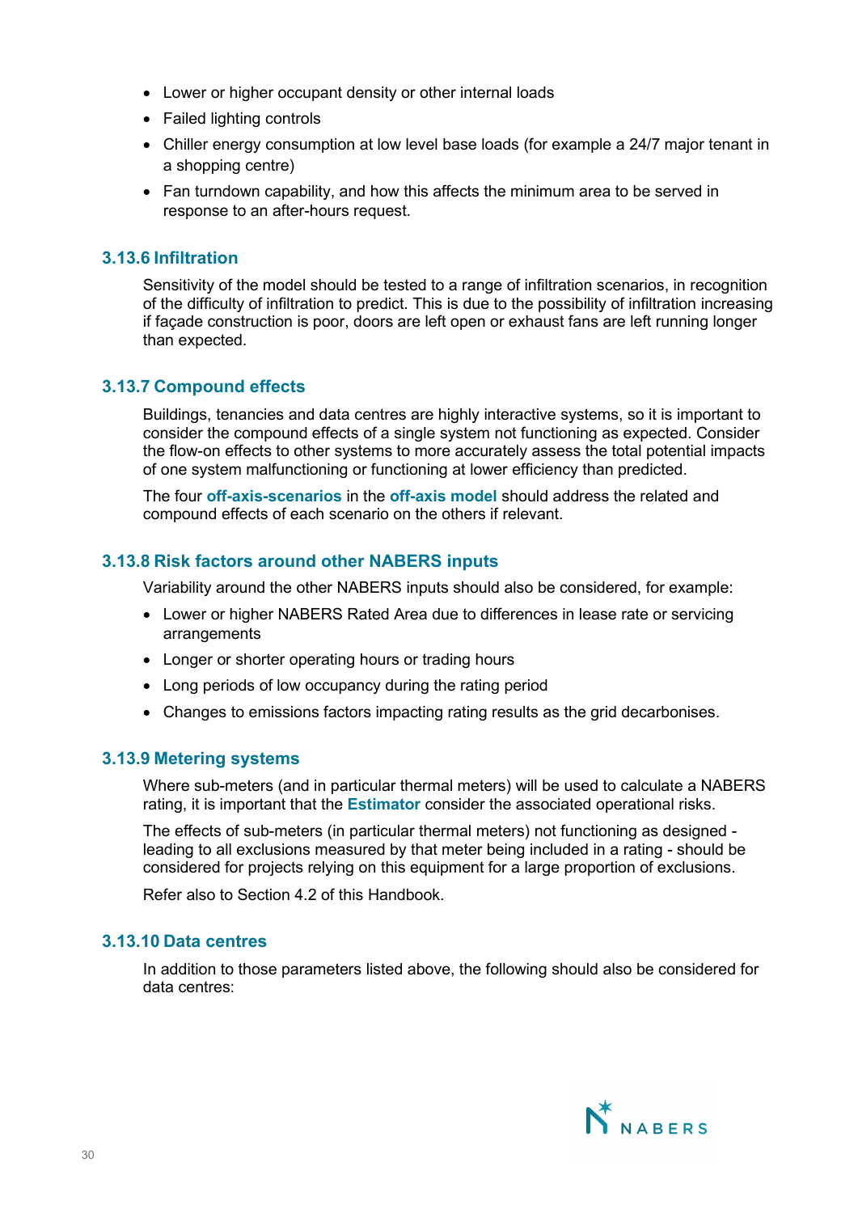- Lower or higher occupant density or other internal loads
- Failed lighting controls
- Chiller energy consumption at low level base loads (for example a 24/7 major tenant in a shopping centre)
- Fan turndown capability, and how this affects the minimum area to be served in response to an after-hours request.

### 3.13.6 Infiltration

Sensitivity of the model should be tested to a range of infiltration scenarios, in recognition of the difficulty of infiltration to predict. This is due to the possibility of infiltration increasing if façade construction is poor, doors are left open or exhaust fans are left running longer than expected.

### 3.13.7 Compound effects

Buildings, tenancies and data centres are highly interactive systems, so it is important to consider the compound effects of a single system not functioning as expected. Consider the flow-on effects to other systems to more accurately assess the total potential impacts of one system malfunctioning or functioning at lower efficiency than predicted.

The four **off-axis-scenarios** in the **off-axis model** should address the related and compound effects of each scenario on the others if relevant.

### 3.13.8 Risk factors around other NABERS inputs

Variability around the other NABERS inputs should also be considered, for example:

- Lower or higher NABERS Rated Area due to differences in lease rate or servicing arrangements
- Longer or shorter operating hours or trading hours
- Long periods of low occupancy during the rating period
- Changes to emissions factors impacting rating results as the grid decarbonises.

### 3.13.9 Metering systems

Where sub-meters (and in particular thermal meters) will be used to calculate a NABERS rating, it is important that the **Estimator** consider the associated operational risks.

The effects of sub-meters (in particular thermal meters) not functioning as designed - leading to all exclusions measured by that meter being included in a rating - should be considered for projects relying on this equipment for a large proportion of exclusions.

Refer also to Section 4.2 of this Handbook.

### 3.13.10 Data centres

In addition to those parameters listed above, the following should also be considered for data centres: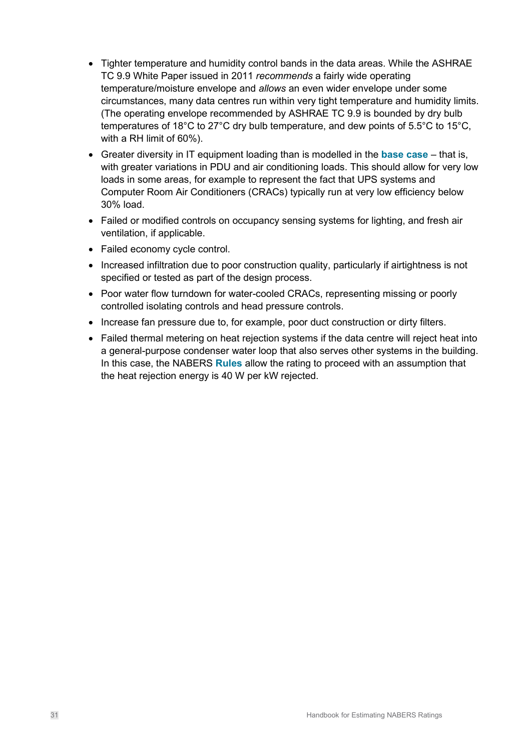- Tighter temperature and humidity control bands in the data areas. While the ASHRAE TC 9.9 White Paper issued in 2011 *recommends* a fairly wide operating temperature/moisture envelope and *allows* an even wider envelope under some circumstances, many data centres run within very tight temperature and humidity limits. (The operating envelope recommended by ASHRAE TC 9.9 is bounded by dry bulb temperatures of 18°C to 27°C dry bulb temperature, and dew points of 5.5°C to 15°C, with a RH limit of 60%).
- Greater diversity in IT equipment loading than is modelled in the **base case** – that is, with greater variations in PDU and air conditioning loads. This should allow for very low loads in some areas, for example to represent the fact that UPS systems and Computer Room Air Conditioners (CRACs) typically run at very low efficiency below 30% load.
- Failed or modified controls on occupancy sensing systems for lighting, and fresh air ventilation, if applicable.
- Failed economy cycle control.
- Increased infiltration due to poor construction quality, particularly if airtightness is not specified or tested as part of the design process.
- Poor water flow turndown for water-cooled CRACs, representing missing or poorly controlled isolating controls and head pressure controls.
- Increase fan pressure due to, for example, poor duct construction or dirty filters.
- Failed thermal metering on heat rejection systems if the data centre will reject heat into a general-purpose condenser water loop that also serves other systems in the building. In this case, the NABERS **Rules** allow the rating to proceed with an assumption that the heat rejection energy is 40 W per kW rejected.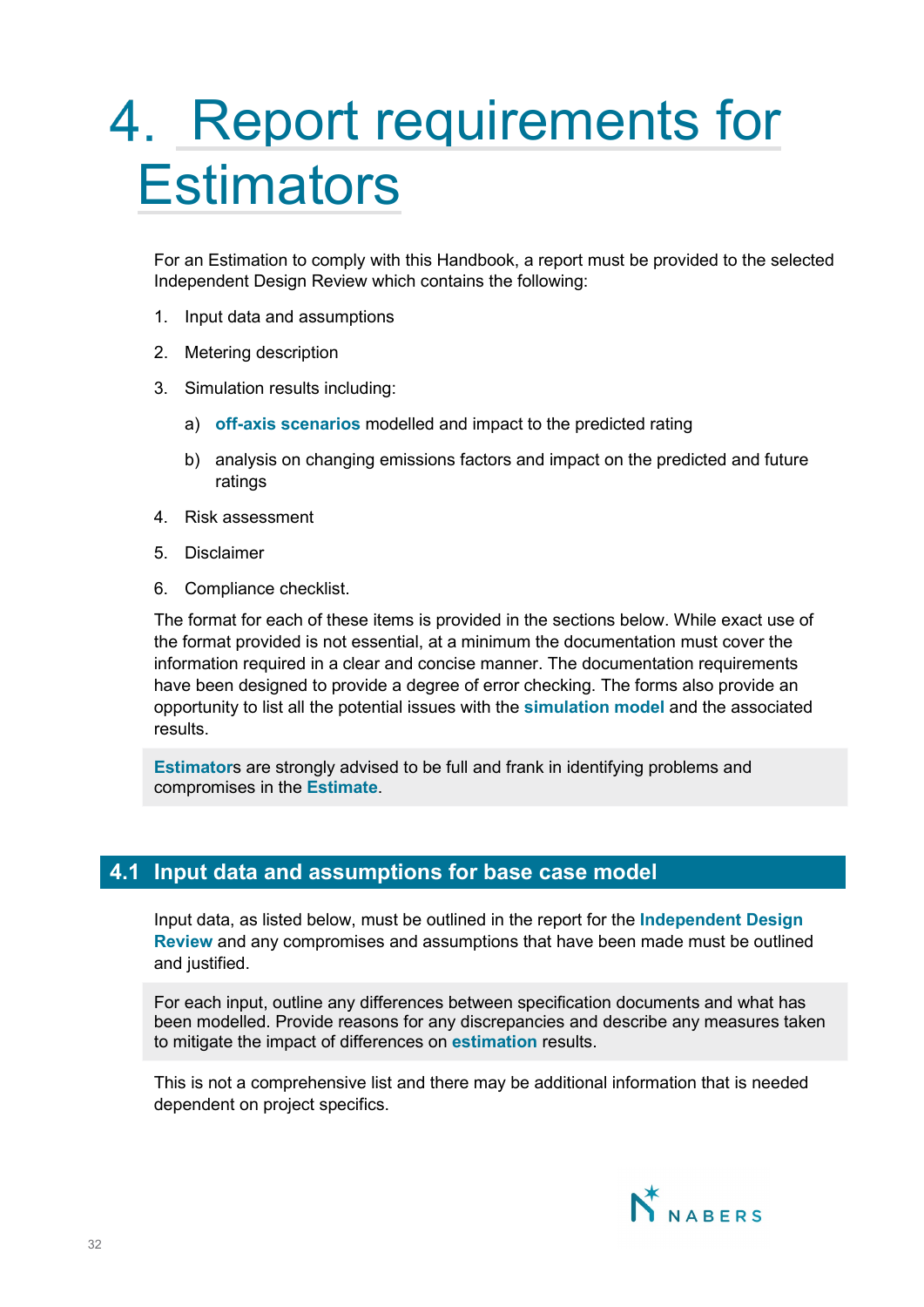# 4. Report requirements for Estimators

For an Estimation to comply with this Handbook, a report must be provided to the selected Independent Design Review which contains the following:

1. Input data and assumptions
2. Metering description
3. Simulation results including:
   a) **off-axis scenarios** modelled and impact to the predicted rating
   b) analysis on changing emissions factors and impact on the predicted and future ratings
4. Risk assessment
5. Disclaimer
6. Compliance checklist.

The format for each of these items is provided in the sections below. While exact use of the format provided is not essential, at a minimum the documentation must cover the information required in a clear and concise manner. The documentation requirements have been designed to provide a degree of error checking. The forms also provide an opportunity to list all the potential issues with the **simulation model** and the associated results.

> **Estimator**s are strongly advised to be full and frank in identifying problems and compromises in the **Estimate**.

## 4.1 Input data and assumptions for base case model

Input data, as listed below, must be outlined in the report for the **Independent Design Review** and any compromises and assumptions that have been made must be outlined and justified.

> For each input, outline any differences between specification documents and what has been modelled. Provide reasons for any discrepancies and describe any measures taken to mitigate the impact of differences on **estimation** results.

This is not a comprehensive list and there may be additional information that is needed dependent on project specifics.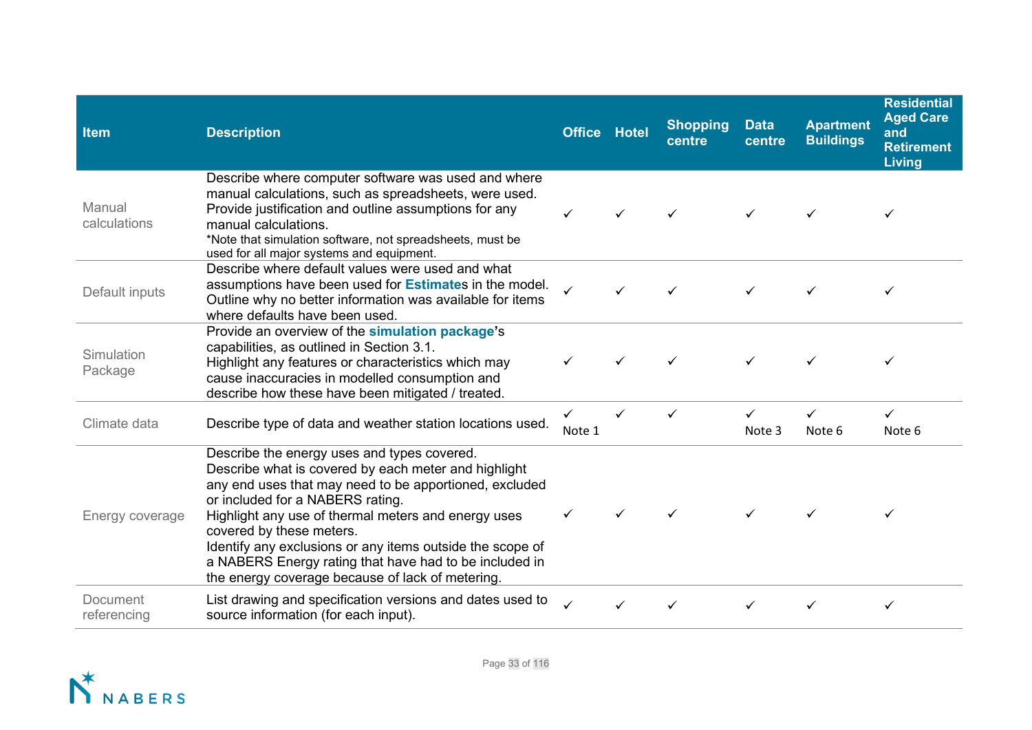| Item | Description | Office | Hotel | Shopping centre | Data centre | Apartment Buildings | Residential Aged Care and Retirement Living |
|---|---|---|---|---|---|---|---|
| Manual calculations | Describe where computer software was used and where manual calculations, such as spreadsheets, were used. Provide justification and outline assumptions for any manual calculations.<br>*Note that simulation software, not spreadsheets, must be used for all major systems and equipment. | ✓ | ✓ | ✓ | ✓ | ✓ | ✓ |
| Default inputs | Describe where default values were used and what assumptions have been used for **Estimate**s in the model. Outline why no better information was available for items where defaults have been used. | ✓ | ✓ | ✓ | ✓ | ✓ | ✓ |
| Simulation Package | Provide an overview of the **simulation package**'s capabilities, as outlined in Section 3.1.<br>Highlight any features or characteristics which may cause inaccuracies in modelled consumption and describe how these have been mitigated / treated. | ✓ | ✓ | ✓ | ✓ | ✓ | ✓ |
| Climate data | Describe type of data and weather station locations used. | ✓ Note 1 | ✓ | ✓ | ✓ Note 3 | ✓ Note 6 | ✓ Note 6 |
| Energy coverage | Describe the energy uses and types covered.<br>Describe what is covered by each meter and highlight any end uses that may need to be apportioned, excluded or included for a NABERS rating.<br>Highlight any use of thermal meters and energy uses covered by these meters.<br>Identify any exclusions or any items outside the scope of a NABERS Energy rating that have had to be included in the energy coverage because of lack of metering. | ✓ | ✓ | ✓ | ✓ | ✓ | ✓ |
| Document referencing | List drawing and specification versions and dates used to source information (for each input). | ✓ | ✓ | ✓ | ✓ | ✓ | ✓ |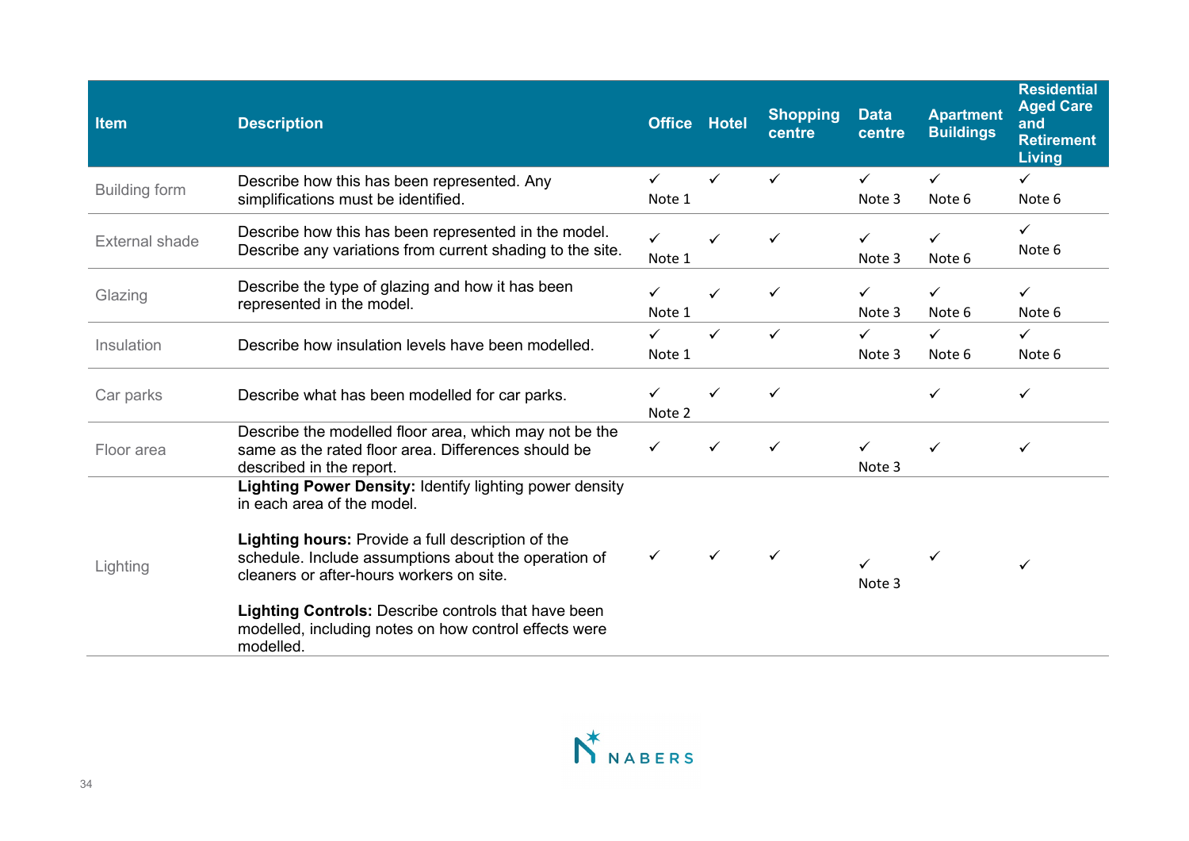| Item | Description | Office | Hotel | Shopping centre | Data centre | Apartment Buildings | Residential Aged Care and Retirement Living |
|---|---|---|---|---|---|---|---|
| Building form | Describe how this has been represented. Any simplifications must be identified. | ✓ Note 1 | ✓ | ✓ | ✓ Note 3 | ✓ Note 6 | ✓ Note 6 |
| External shade | Describe how this has been represented in the model. Describe any variations from current shading to the site. | ✓ Note 1 | ✓ | ✓ | ✓ Note 3 | ✓ Note 6 | ✓ Note 6 |
| Glazing | Describe the type of glazing and how it has been represented in the model. | ✓ Note 1 | ✓ | ✓ | ✓ Note 3 | ✓ Note 6 | ✓ Note 6 |
| Insulation | Describe how insulation levels have been modelled. | ✓ Note 1 | ✓ | ✓ | ✓ Note 3 | ✓ Note 6 | ✓ Note 6 |
| Car parks | Describe what has been modelled for car parks. | ✓ Note 2 | ✓ | ✓ | | ✓ | ✓ |
| Floor area | Describe the modelled floor area, which may not be the same as the rated floor area. Differences should be described in the report. | ✓ | ✓ | ✓ | ✓ Note 3 | ✓ | ✓ |
| Lighting | **Lighting Power Density:** Identify lighting power density in each area of the model.<br><br>**Lighting hours:** Provide a full description of the schedule. Include assumptions about the operation of cleaners or after-hours workers on site.<br><br>**Lighting Controls:** Describe controls that have been modelled, including notes on how control effects were modelled. | ✓ | ✓ | ✓ | ✓ Note 3 | ✓ | ✓ |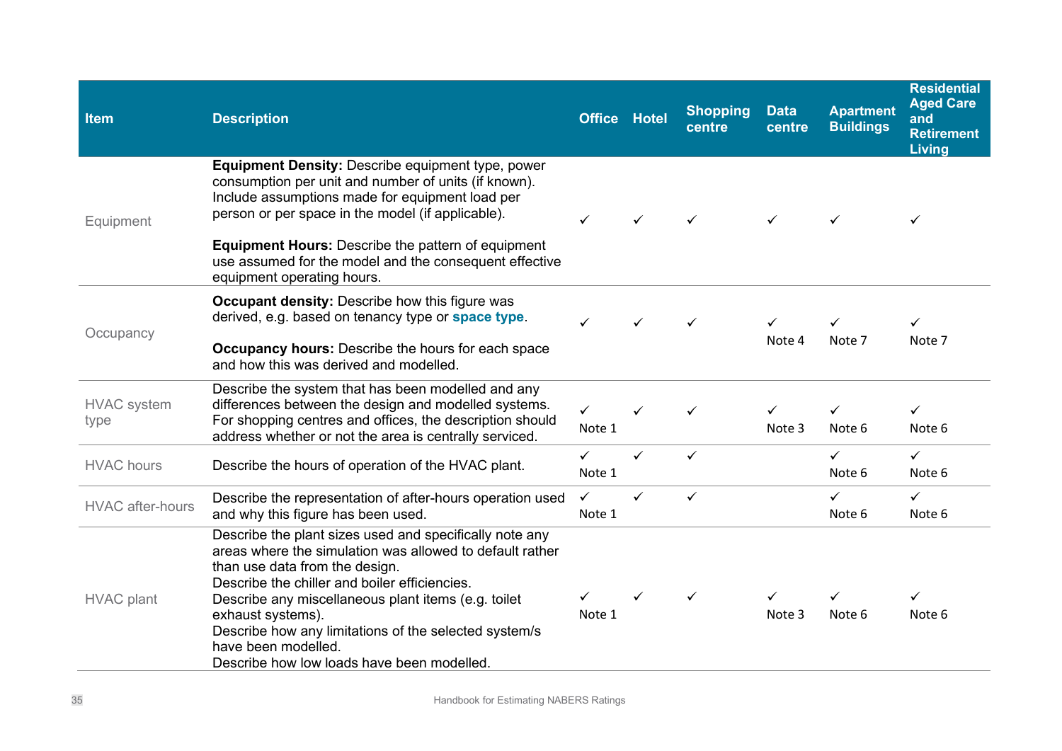| Item | Description | Office | Hotel | Shopping centre | Data centre | Apartment Buildings | Residential Aged Care and Retirement Living |
|---|---|---|---|---|---|---|---|
| Equipment | **Equipment Density:** Describe equipment type, power consumption per unit and number of units (if known). Include assumptions made for equipment load per person or per space in the model (if applicable).<br><br>**Equipment Hours:** Describe the pattern of equipment use assumed for the model and the consequent effective equipment operating hours. | ✓ | ✓ | ✓ | ✓ | ✓ | ✓ |
| Occupancy | **Occupant density:** Describe how this figure was derived, e.g. based on tenancy type or **space type**.<br><br>**Occupancy hours:** Describe the hours for each space and how this was derived and modelled. | ✓ | ✓ | ✓ | ✓ Note 4 | ✓ Note 7 | ✓ Note 7 |
| HVAC system type | Describe the system that has been modelled and any differences between the design and modelled systems. For shopping centres and offices, the description should address whether or not the area is centrally serviced. | ✓ Note 1 | ✓ | ✓ | ✓ Note 3 | ✓ Note 6 | ✓ Note 6 |
| HVAC hours | Describe the hours of operation of the HVAC plant. | ✓ Note 1 | ✓ | ✓ | | ✓ Note 6 | ✓ Note 6 |
| HVAC after-hours | Describe the representation of after-hours operation used and why this figure has been used. | ✓ Note 1 | ✓ | ✓ | | ✓ Note 6 | ✓ Note 6 |
| HVAC plant | Describe the plant sizes used and specifically note any areas where the simulation was allowed to default rather than use data from the design.<br>Describe the chiller and boiler efficiencies.<br>Describe any miscellaneous plant items (e.g. toilet exhaust systems).<br>Describe how any limitations of the selected system/s have been modelled.<br>Describe how low loads have been modelled. | ✓ Note 1 | ✓ | ✓ | ✓ Note 3 | ✓ Note 6 | ✓ Note 6 |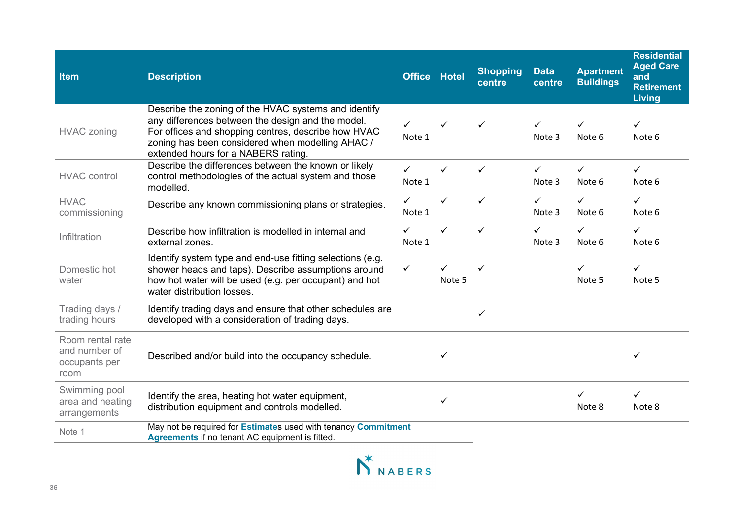| Item | Description | Office | Hotel | Shopping centre | Data centre | Apartment Buildings | Residential Aged Care and Retirement Living |
|---|---|---|---|---|---|---|---|
| HVAC zoning | Describe the zoning of the HVAC systems and identify any differences between the design and the model. For offices and shopping centres, describe how HVAC zoning has been considered when modelling AHAC / extended hours for a NABERS rating. | ✓ Note 1 | ✓ | ✓ | ✓ Note 3 | ✓ Note 6 | ✓ Note 6 |
| HVAC control | Describe the differences between the known or likely control methodologies of the actual system and those modelled. | ✓ Note 1 | ✓ | ✓ | ✓ Note 3 | ✓ Note 6 | ✓ Note 6 |
| HVAC commissioning | Describe any known commissioning plans or strategies. | ✓ Note 1 | ✓ | ✓ | ✓ Note 3 | ✓ Note 6 | ✓ Note 6 |
| Infiltration | Describe how infiltration is modelled in internal and external zones. | ✓ Note 1 | ✓ | ✓ | ✓ Note 3 | ✓ Note 6 | ✓ Note 6 |
| Domestic hot water | Identify system type and end-use fitting selections (e.g. shower heads and taps). Describe assumptions around how hot water will be used (e.g. per occupant) and hot water distribution losses. | ✓ | ✓ Note 5 | ✓ | | ✓ Note 5 | ✓ Note 5 |
| Trading days / trading hours | Identify trading days and ensure that other schedules are developed with a consideration of trading days. | | | ✓ | | | |
| Room rental rate and number of occupants per room | Described and/or build into the occupancy schedule. | | ✓ | | | | ✓ |
| Swimming pool area and heating arrangements | Identify the area, heating hot water equipment, distribution equipment and controls modelled. | | ✓ | | | ✓ Note 8 | ✓ Note 8 |

| | |
|---|---|
| Note 1 | May not be required for **Estimate**s used with tenancy **Commitment Agreements** if no tenant AC equipment is fitted. |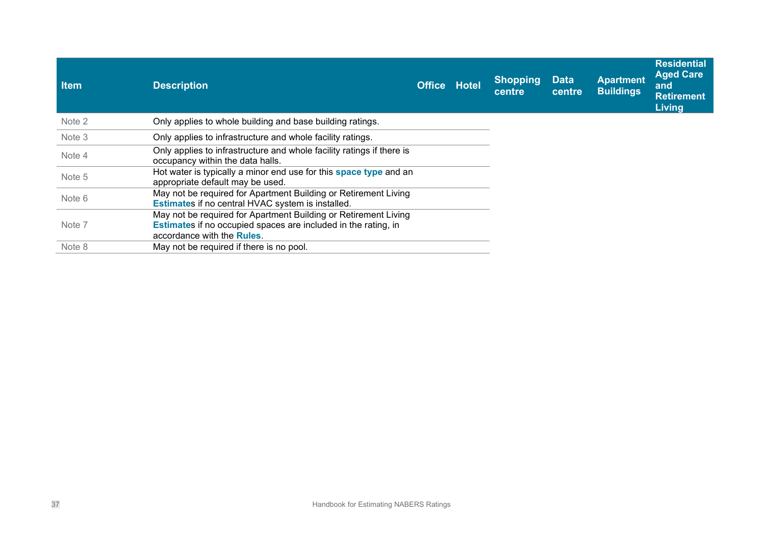| Item | Description | Office | Hotel | Shopping centre | Data centre | Apartment Buildings | Residential Aged Care and Retirement Living |
|---|---|---|---|---|---|---|---|
| Note 2 | Only applies to whole building and base building ratings. | | | | | | |
| Note 3 | Only applies to infrastructure and whole facility ratings. | | | | | | |
| Note 4 | Only applies to infrastructure and whole facility ratings if there is occupancy within the data halls. | | | | | | |
| Note 5 | Hot water is typically a minor end use for this **space type** and an appropriate default may be used. | | | | | | |
| Note 6 | May not be required for Apartment Building or Retirement Living **Estimate**s if no central HVAC system is installed. | | | | | | |
| Note 7 | May not be required for Apartment Building or Retirement Living **Estimate**s if no occupied spaces are included in the rating, in accordance with the **Rules**. | | | | | | |
| Note 8 | May not be required if there is no pool. | | | | | | |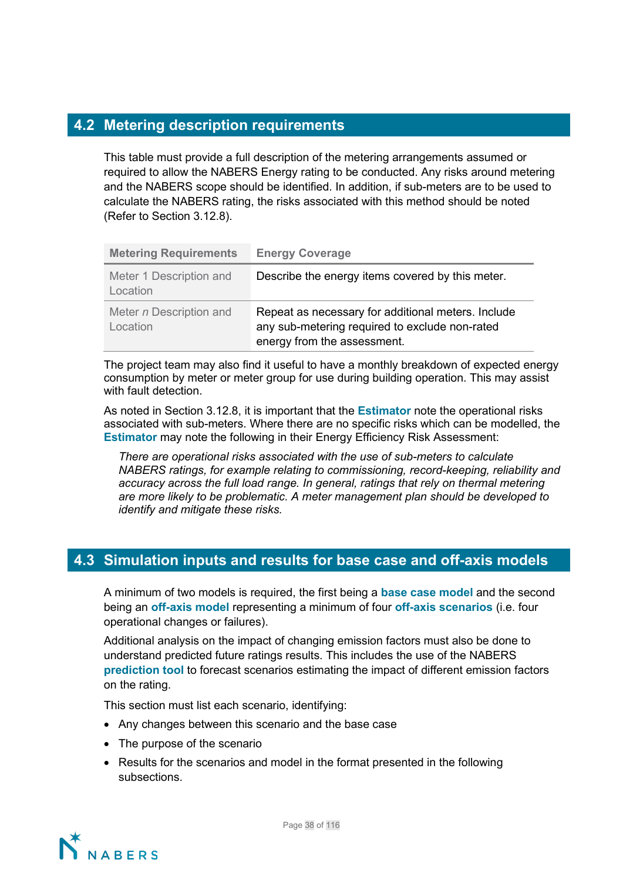## 4.2 Metering description requirements

This table must provide a full description of the metering arrangements assumed or required to allow the NABERS Energy rating to be conducted. Any risks around metering and the NABERS scope should be identified. In addition, if sub-meters are to be used to calculate the NABERS rating, the risks associated with this method should be noted (Refer to Section 3.12.8).

| Metering Requirements | Energy Coverage |
| --- | --- |
| Meter 1 Description and Location | Describe the energy items covered by this meter. |
| Meter *n* Description and Location | Repeat as necessary for additional meters. Include any sub-metering required to exclude non-rated energy from the assessment. |

The project team may also find it useful to have a monthly breakdown of expected energy consumption by meter or meter group for use during building operation. This may assist with fault detection.

As noted in Section 3.12.8, it is important that the **Estimator** note the operational risks associated with sub-meters. Where there are no specific risks which can be modelled, the **Estimator** may note the following in their Energy Efficiency Risk Assessment:

> *There are operational risks associated with the use of sub-meters to calculate NABERS ratings, for example relating to commissioning, record-keeping, reliability and accuracy across the full load range. In general, ratings that rely on thermal metering are more likely to be problematic. A meter management plan should be developed to identify and mitigate these risks.*

## 4.3 Simulation inputs and results for base case and off-axis models

A minimum of two models is required, the first being a **base case model** and the second being an **off-axis model** representing a minimum of four **off-axis scenarios** (i.e. four operational changes or failures).

Additional analysis on the impact of changing emission factors must also be done to understand predicted future ratings results. This includes the use of the NABERS **prediction tool** to forecast scenarios estimating the impact of different emission factors on the rating.

This section must list each scenario, identifying:

- Any changes between this scenario and the base case
- The purpose of the scenario
- Results for the scenarios and model in the format presented in the following subsections.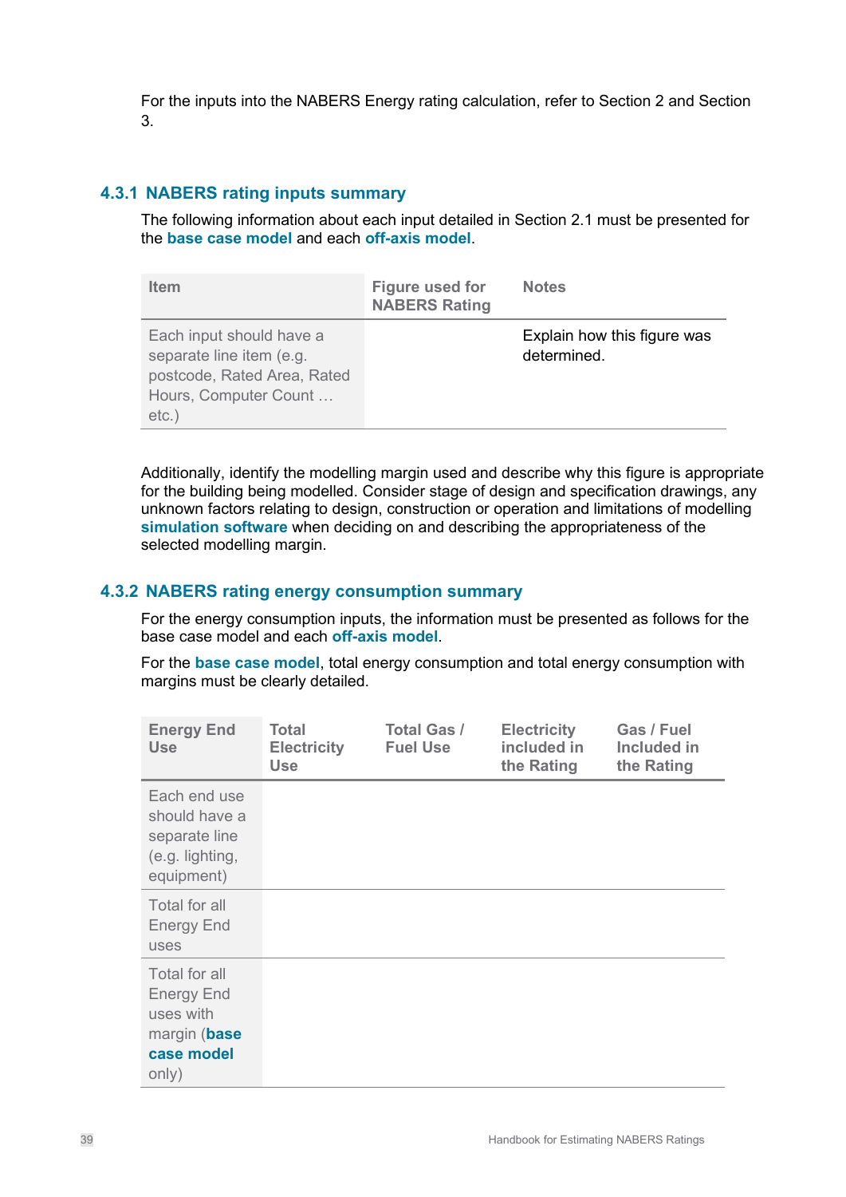For the inputs into the NABERS Energy rating calculation, refer to Section 2 and Section 3.

### 4.3.1 NABERS rating inputs summary

The following information about each input detailed in Section 2.1 must be presented for the **base case model** and each **off-axis model**.

| Item | Figure used for NABERS Rating | Notes |
|---|---|---|
| Each input should have a separate line item (e.g. postcode, Rated Area, Rated Hours, Computer Count … etc.) | | Explain how this figure was determined. |

Additionally, identify the modelling margin used and describe why this figure is appropriate for the building being modelled. Consider stage of design and specification drawings, any unknown factors relating to design, construction or operation and limitations of modelling **simulation software** when deciding on and describing the appropriateness of the selected modelling margin.

### 4.3.2 NABERS rating energy consumption summary

For the energy consumption inputs, the information must be presented as follows for the base case model and each **off-axis model**.

For the **base case model**, total energy consumption and total energy consumption with margins must be clearly detailed.

| Energy End Use | Total Electricity Use | Total Gas / Fuel Use | Electricity included in the Rating | Gas / Fuel Included in the Rating |
|---|---|---|---|---|
| Each end use should have a separate line (e.g. lighting, equipment) | | | | |
| Total for all Energy End uses | | | | |
| Total for all Energy End uses with margin (**base case model** only) | | | | |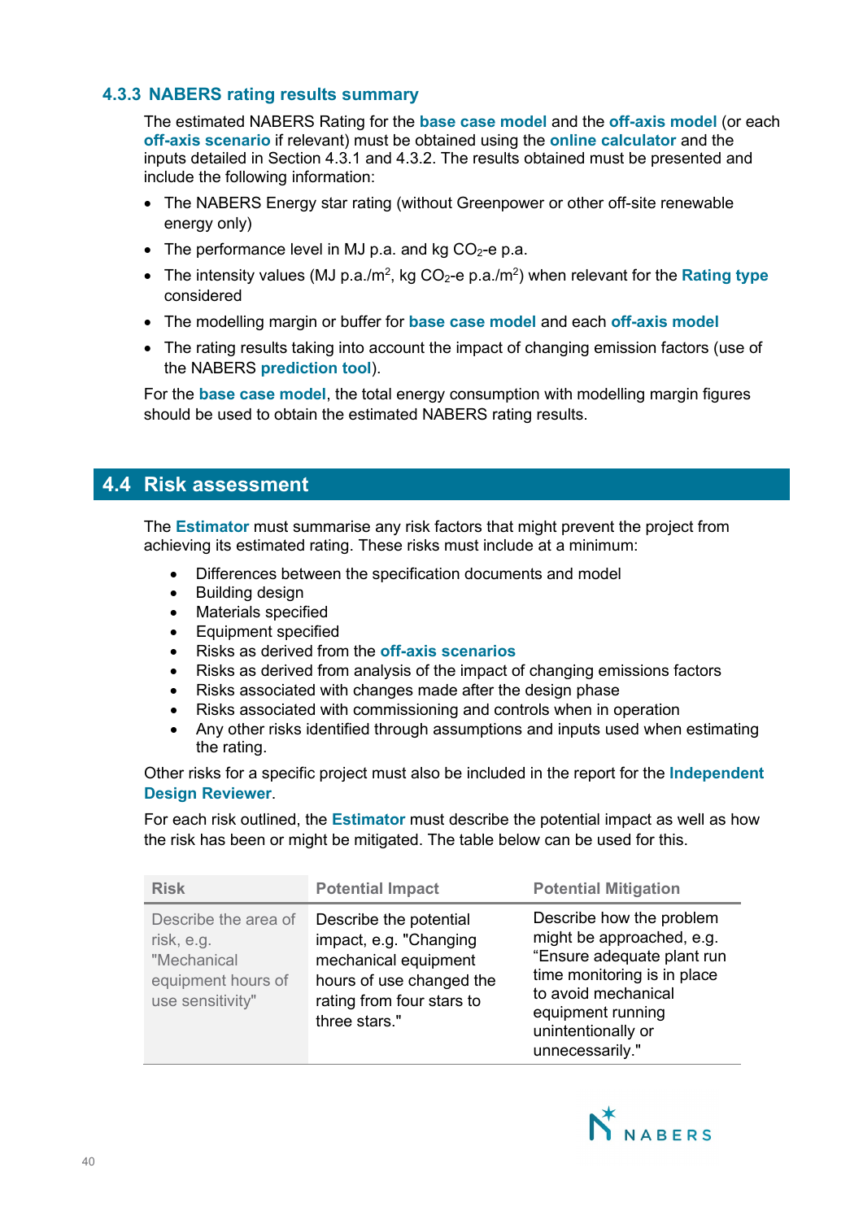### 4.3.3 NABERS rating results summary

The estimated NABERS Rating for the **base case model** and the **off-axis model** (or each **off-axis scenario** if relevant) must be obtained using the **online calculator** and the inputs detailed in Section 4.3.1 and 4.3.2. The results obtained must be presented and include the following information:

- The NABERS Energy star rating (without Greenpower or other off-site renewable energy only)
- The performance level in MJ p.a. and kg $CO_2$-e p.a.
- The intensity values (MJ p.a./$m^2$, kg $CO_2$-e p.a./$m^2$) when relevant for the **Rating type** considered
- The modelling margin or buffer for **base case model** and each **off-axis model**
- The rating results taking into account the impact of changing emission factors (use of the NABERS **prediction tool**).

For the **base case model**, the total energy consumption with modelling margin figures should be used to obtain the estimated NABERS rating results.

## 4.4 Risk assessment

The **Estimator** must summarise any risk factors that might prevent the project from achieving its estimated rating. These risks must include at a minimum:

- Differences between the specification documents and model
- Building design
- Materials specified
- Equipment specified
- Risks as derived from the **off-axis scenarios**
- Risks as derived from analysis of the impact of changing emissions factors
- Risks associated with changes made after the design phase
- Risks associated with commissioning and controls when in operation
- Any other risks identified through assumptions and inputs used when estimating the rating.

Other risks for a specific project must also be included in the report for the **Independent Design Reviewer**.

For each risk outlined, the **Estimator** must describe the potential impact as well as how the risk has been or might be mitigated. The table below can be used for this.

| Risk | Potential Impact | Potential Mitigation |
|---|---|---|
| Describe the area of risk, e.g. "Mechanical equipment hours of use sensitivity" | Describe the potential impact, e.g. "Changing mechanical equipment hours of use changed the rating from four stars to three stars." | Describe how the problem might be approached, e.g. "Ensure adequate plant run time monitoring is in place to avoid mechanical equipment running unintentionally or unnecessarily." |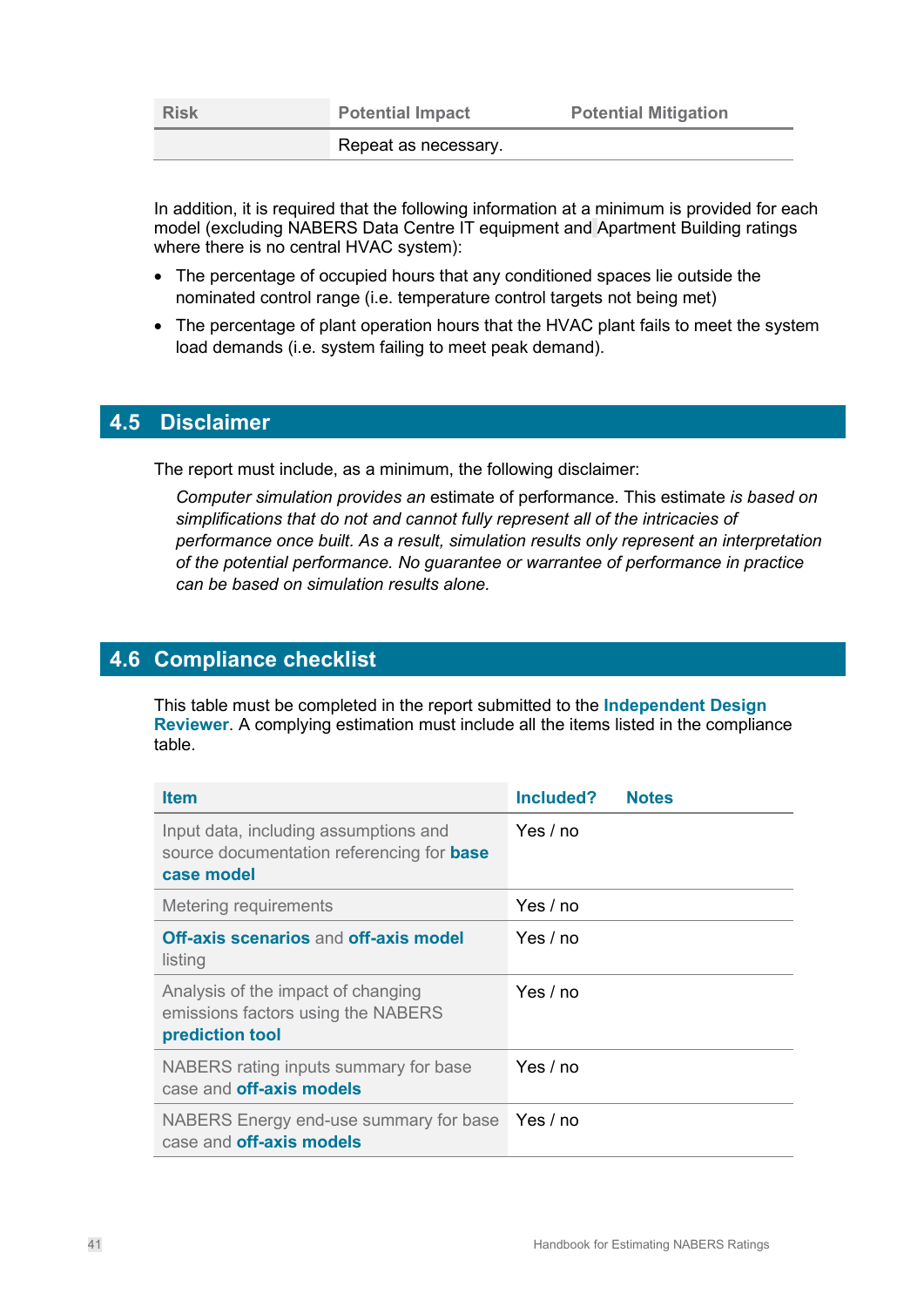| Risk | Potential Impact | Potential Mitigation |
| --- | --- | --- |
| | Repeat as necessary. | |

In addition, it is required that the following information at a minimum is provided for each model (excluding NABERS Data Centre IT equipment and Apartment Building ratings where there is no central HVAC system):

- The percentage of occupied hours that any conditioned spaces lie outside the nominated control range (i.e. temperature control targets not being met)
- The percentage of plant operation hours that the HVAC plant fails to meet the system load demands (i.e. system failing to meet peak demand).

## 4.5 Disclaimer

The report must include, as a minimum, the following disclaimer:

> *Computer simulation provides an* estimate of performance. This estimate *is based on simplifications that do not and cannot fully represent all of the intricacies of performance once built. As a result, simulation results only represent an interpretation of the potential performance. No guarantee or warrantee of performance in practice can be based on simulation results alone.*

## 4.6 Compliance checklist

This table must be completed in the report submitted to the **Independent Design Reviewer**. A complying estimation must include all the items listed in the compliance table.

| Item | Included? | Notes |
| --- | --- | --- |
| Input data, including assumptions and source documentation referencing for **base case model** | Yes / no | |
| Metering requirements | Yes / no | |
| **Off-axis scenarios** and **off-axis model** listing | Yes / no | |
| Analysis of the impact of changing emissions factors using the NABERS **prediction tool** | Yes / no | |
| NABERS rating inputs summary for base case and **off-axis models** | Yes / no | |
| NABERS Energy end-use summary for base case and **off-axis models** | Yes / no | |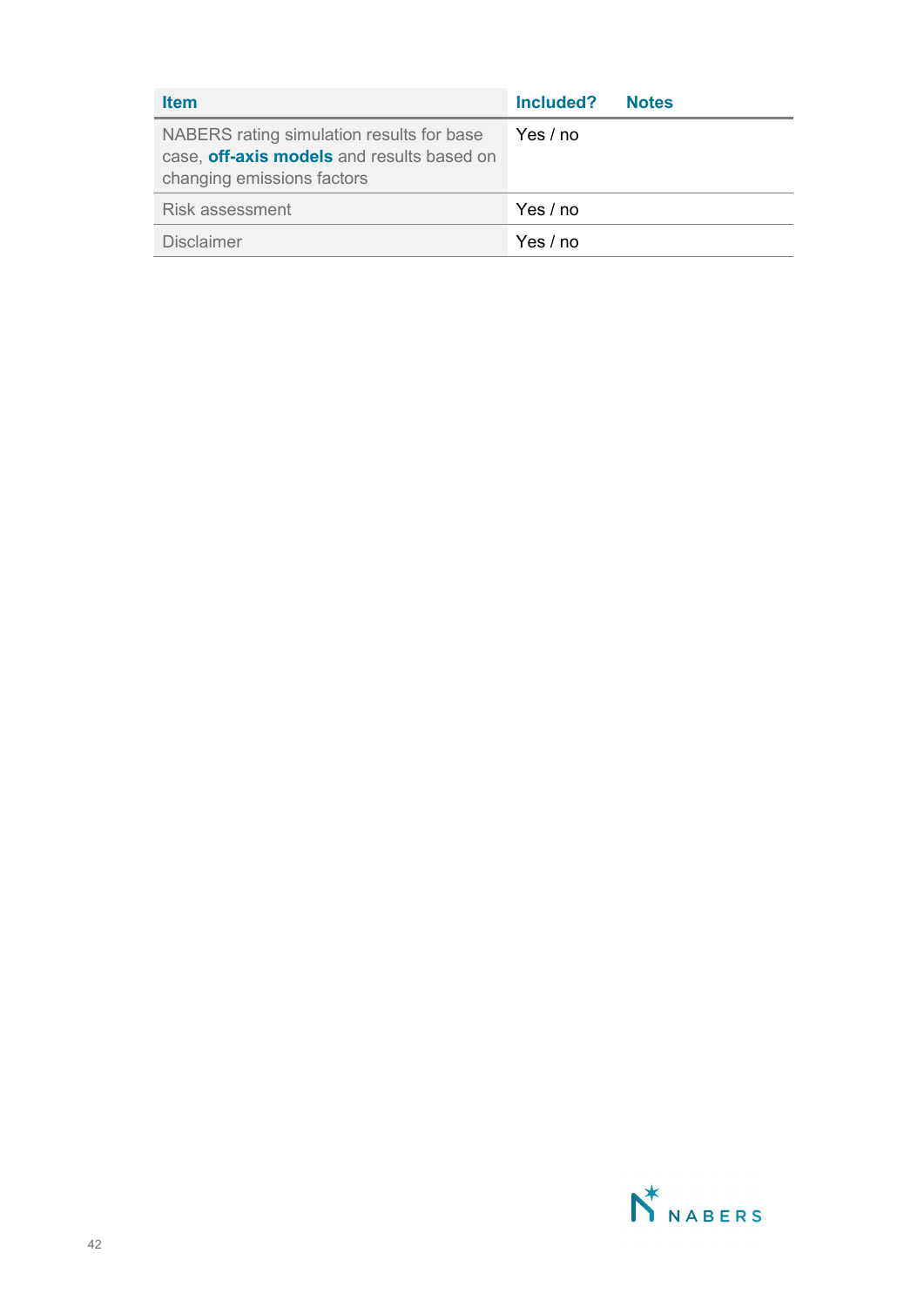| Item | Included? | Notes |
| --- | --- | --- |
| NABERS rating simulation results for base case, **off-axis models** and results based on changing emissions factors | Yes / no | |
| Risk assessment | Yes / no | |
| Disclaimer | Yes / no | |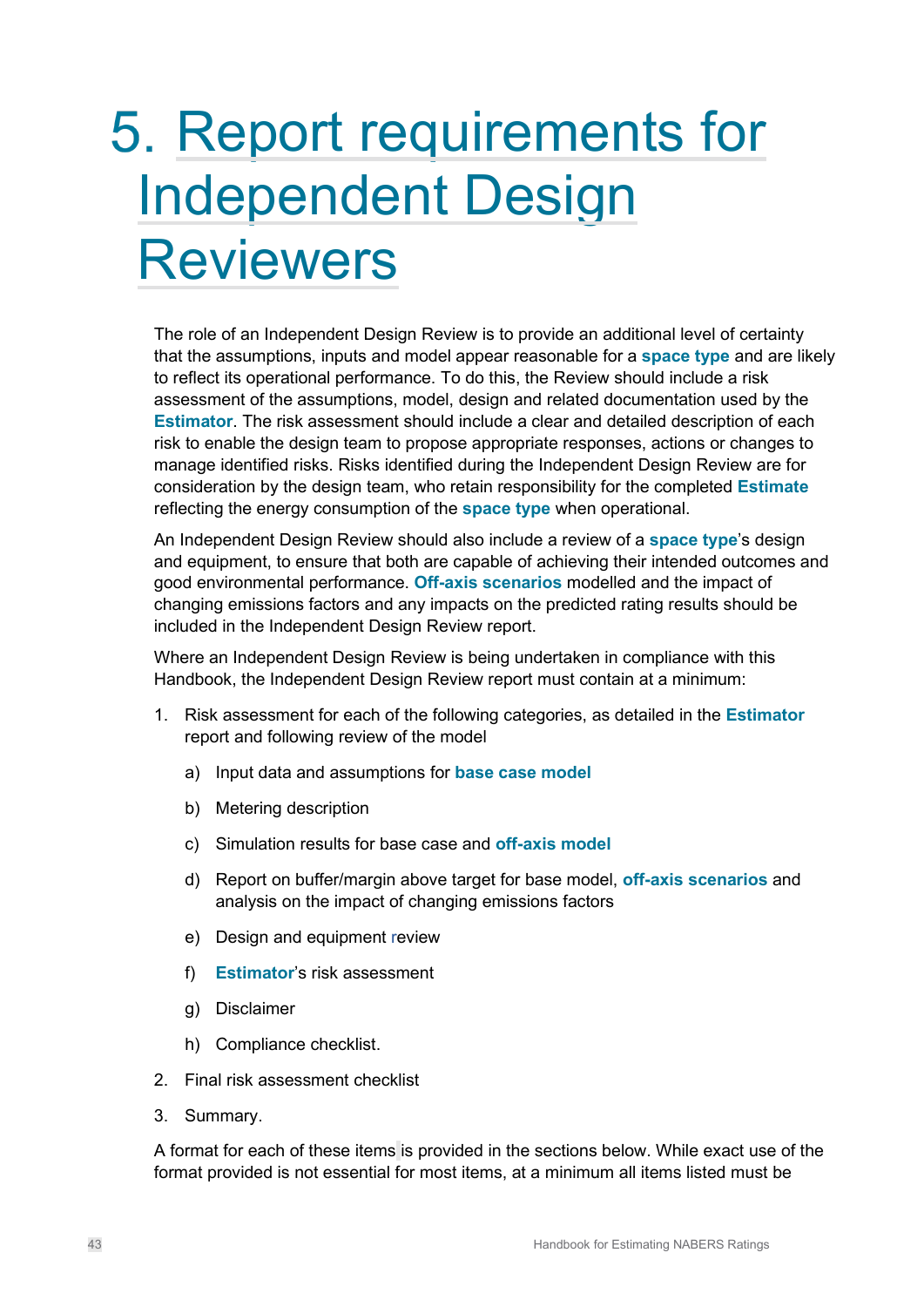# 5. Report requirements for Independent Design Reviewers

The role of an Independent Design Review is to provide an additional level of certainty that the assumptions, inputs and model appear reasonable for a **space type** and are likely to reflect its operational performance. To do this, the Review should include a risk assessment of the assumptions, model, design and related documentation used by the **Estimator**. The risk assessment should include a clear and detailed description of each risk to enable the design team to propose appropriate responses, actions or changes to manage identified risks. Risks identified during the Independent Design Review are for consideration by the design team, who retain responsibility for the completed **Estimate** reflecting the energy consumption of the **space type** when operational.

An Independent Design Review should also include a review of a **space type**'s design and equipment, to ensure that both are capable of achieving their intended outcomes and good environmental performance. **Off-axis scenarios** modelled and the impact of changing emissions factors and any impacts on the predicted rating results should be included in the Independent Design Review report.

Where an Independent Design Review is being undertaken in compliance with this Handbook, the Independent Design Review report must contain at a minimum:

1. Risk assessment for each of the following categories, as detailed in the **Estimator** report and following review of the model
   a) Input data and assumptions for **base case model**
   b) Metering description
   c) Simulation results for base case and **off-axis model**
   d) Report on buffer/margin above target for base model, **off-axis scenarios** and analysis on the impact of changing emissions factors
   e) Design and equipment review
   f) **Estimator**'s risk assessment
   g) Disclaimer
   h) Compliance checklist.
2. Final risk assessment checklist
3. Summary.

A format for each of these items is provided in the sections below. While exact use of the format provided is not essential for most items, at a minimum all items listed must be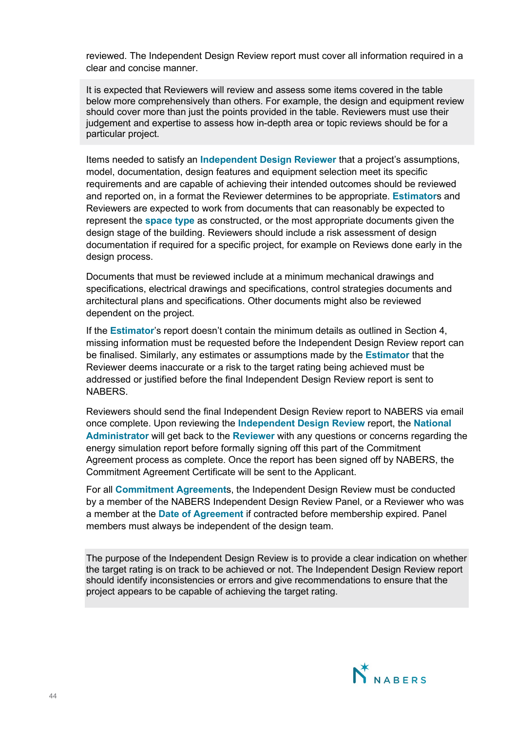reviewed. The Independent Design Review report must cover all information required in a clear and concise manner.

> It is expected that Reviewers will review and assess some items covered in the table below more comprehensively than others. For example, the design and equipment review should cover more than just the points provided in the table. Reviewers must use their judgement and expertise to assess how in-depth area or topic reviews should be for a particular project.

Items needed to satisfy an **Independent Design Reviewer** that a project's assumptions, model, documentation, design features and equipment selection meet its specific requirements and are capable of achieving their intended outcomes should be reviewed and reported on, in a format the Reviewer determines to be appropriate. **Estimator**s and Reviewers are expected to work from documents that can reasonably be expected to represent the **space type** as constructed, or the most appropriate documents given the design stage of the building. Reviewers should include a risk assessment of design documentation if required for a specific project, for example on Reviews done early in the design process.

Documents that must be reviewed include at a minimum mechanical drawings and specifications, electrical drawings and specifications, control strategies documents and architectural plans and specifications. Other documents might also be reviewed dependent on the project.

If the **Estimator**'s report doesn't contain the minimum details as outlined in Section 4, missing information must be requested before the Independent Design Review report can be finalised. Similarly, any estimates or assumptions made by the **Estimator** that the Reviewer deems inaccurate or a risk to the target rating being achieved must be addressed or justified before the final Independent Design Review report is sent to NABERS.

Reviewers should send the final Independent Design Review report to NABERS via email once complete. Upon reviewing the **Independent Design Review** report, the **National Administrator** will get back to the **Reviewer** with any questions or concerns regarding the energy simulation report before formally signing off this part of the Commitment Agreement process as complete. Once the report has been signed off by NABERS, the Commitment Agreement Certificate will be sent to the Applicant.

For all **Commitment Agreement**s, the Independent Design Review must be conducted by a member of the NABERS Independent Design Review Panel, or a Reviewer who was a member at the **Date of Agreement** if contracted before membership expired. Panel members must always be independent of the design team.

> The purpose of the Independent Design Review is to provide a clear indication on whether the target rating is on track to be achieved or not. The Independent Design Review report should identify inconsistencies or errors and give recommendations to ensure that the project appears to be capable of achieving the target rating.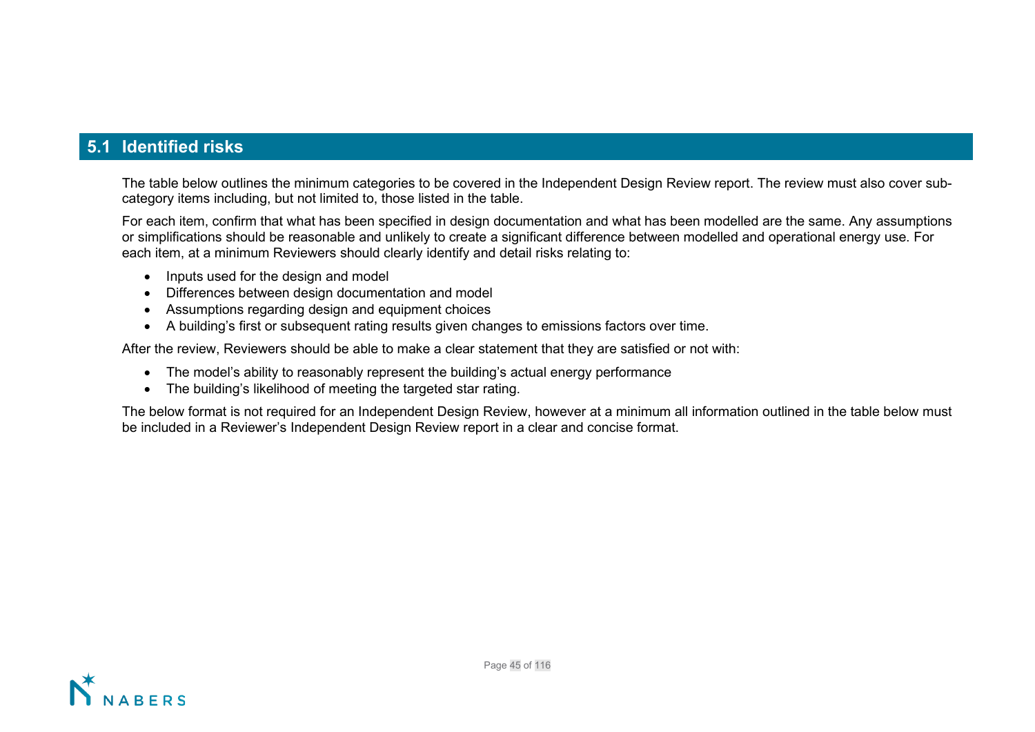## 5.1 Identified risks

The table below outlines the minimum categories to be covered in the Independent Design Review report. The review must also cover sub-category items including, but not limited to, those listed in the table.

For each item, confirm that what has been specified in design documentation and what has been modelled are the same. Any assumptions or simplifications should be reasonable and unlikely to create a significant difference between modelled and operational energy use. For each item, at a minimum Reviewers should clearly identify and detail risks relating to:

- Inputs used for the design and model
- Differences between design documentation and model
- Assumptions regarding design and equipment choices
- A building's first or subsequent rating results given changes to emissions factors over time.

After the review, Reviewers should be able to make a clear statement that they are satisfied or not with:

- The model's ability to reasonably represent the building's actual energy performance
- The building's likelihood of meeting the targeted star rating.

The below format is not required for an Independent Design Review, however at a minimum all information outlined in the table below must be included in a Reviewer's Independent Design Review report in a clear and concise format.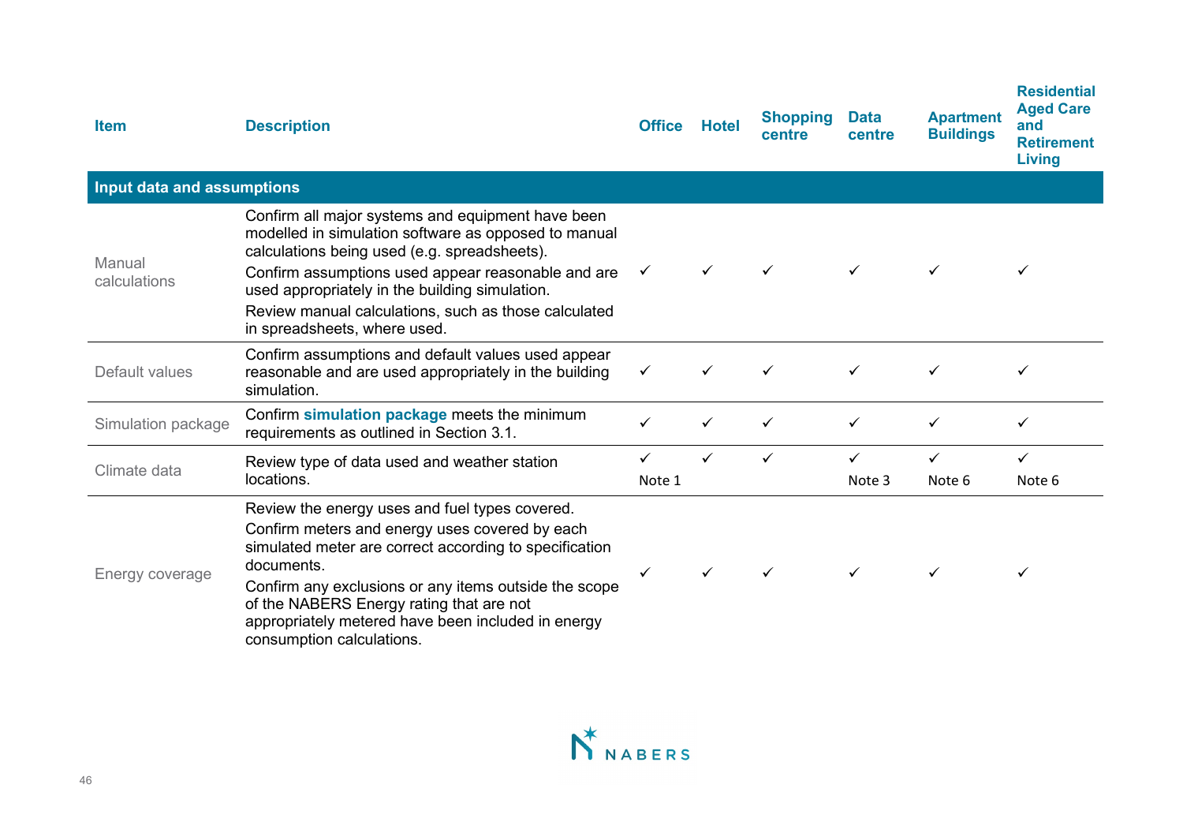| Item | Description | Office | Hotel | Shopping centre | Data centre | Apartment Buildings | Residential Aged Care and Retirement Living |
|---|---|---|---|---|---|---|---|
| **Input data and assumptions** | | | | | | | |
| Manual calculations | Confirm all major systems and equipment have been modelled in simulation software as opposed to manual calculations being used (e.g. spreadsheets).<br>Confirm assumptions used appear reasonable and are used appropriately in the building simulation.<br>Review manual calculations, such as those calculated in spreadsheets, where used. | ✓ | ✓ | ✓ | ✓ | ✓ | ✓ |
| Default values | Confirm assumptions and default values used appear reasonable and are used appropriately in the building simulation. | ✓ | ✓ | ✓ | ✓ | ✓ | ✓ |
| Simulation package | Confirm **simulation package** meets the minimum requirements as outlined in Section 3.1. | ✓ | ✓ | ✓ | ✓ | ✓ | ✓ |
| Climate data | Review type of data used and weather station locations. | ✓ Note 1 | ✓ | ✓ | ✓ Note 3 | ✓ Note 6 | ✓ Note 6 |
| Energy coverage | Review the energy uses and fuel types covered.<br>Confirm meters and energy uses covered by each simulated meter are correct according to specification documents.<br>Confirm any exclusions or any items outside the scope of the NABERS Energy rating that are not appropriately metered have been included in energy consumption calculations. | ✓ | ✓ | ✓ | ✓ | ✓ | ✓ |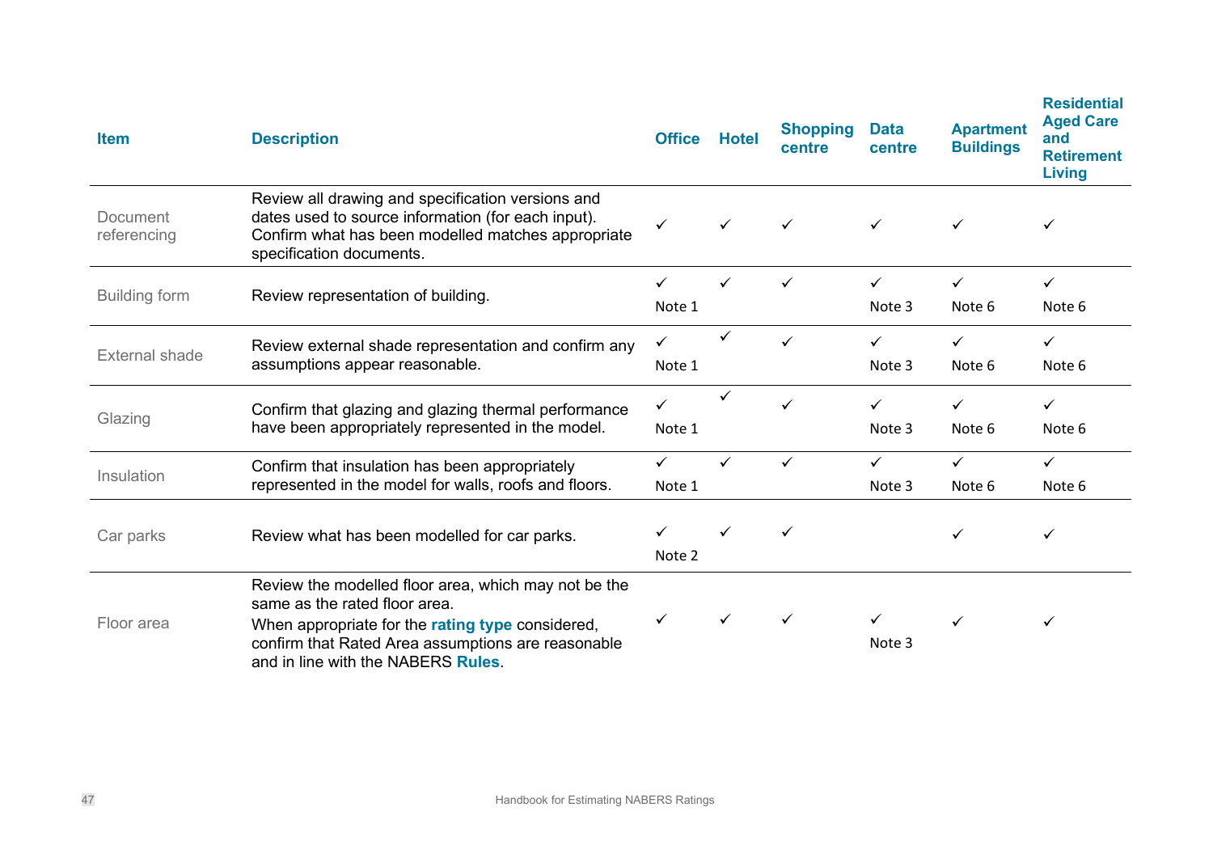| Item | Description | Office | Hotel | Shopping centre | Data centre | Apartment Buildings | Residential Aged Care and Retirement Living |
|---|---|---|---|---|---|---|---|
| Document referencing | Review all drawing and specification versions and dates used to source information (for each input). Confirm what has been modelled matches appropriate specification documents. | ✓ | ✓ | ✓ | ✓ | ✓ | ✓ |
| Building form | Review representation of building. | ✓ Note 1 | ✓ | ✓ | ✓ Note 3 | ✓ Note 6 | ✓ Note 6 |
| External shade | Review external shade representation and confirm any assumptions appear reasonable. | ✓ Note 1 | ✓ | ✓ | ✓ Note 3 | ✓ Note 6 | ✓ Note 6 |
| Glazing | Confirm that glazing and glazing thermal performance have been appropriately represented in the model. | ✓ Note 1 | ✓ | ✓ | ✓ Note 3 | ✓ Note 6 | ✓ Note 6 |
| Insulation | Confirm that insulation has been appropriately represented in the model for walls, roofs and floors. | ✓ Note 1 | ✓ | ✓ | ✓ Note 3 | ✓ Note 6 | ✓ Note 6 |
| Car parks | Review what has been modelled for car parks. | ✓ Note 2 | ✓ | ✓ | | ✓ | ✓ |
| Floor area | Review the modelled floor area, which may not be the same as the rated floor area. When appropriate for the **rating type** considered, confirm that Rated Area assumptions are reasonable and in line with the NABERS **Rules**. | ✓ | ✓ | ✓ | ✓ Note 3 | ✓ | ✓ |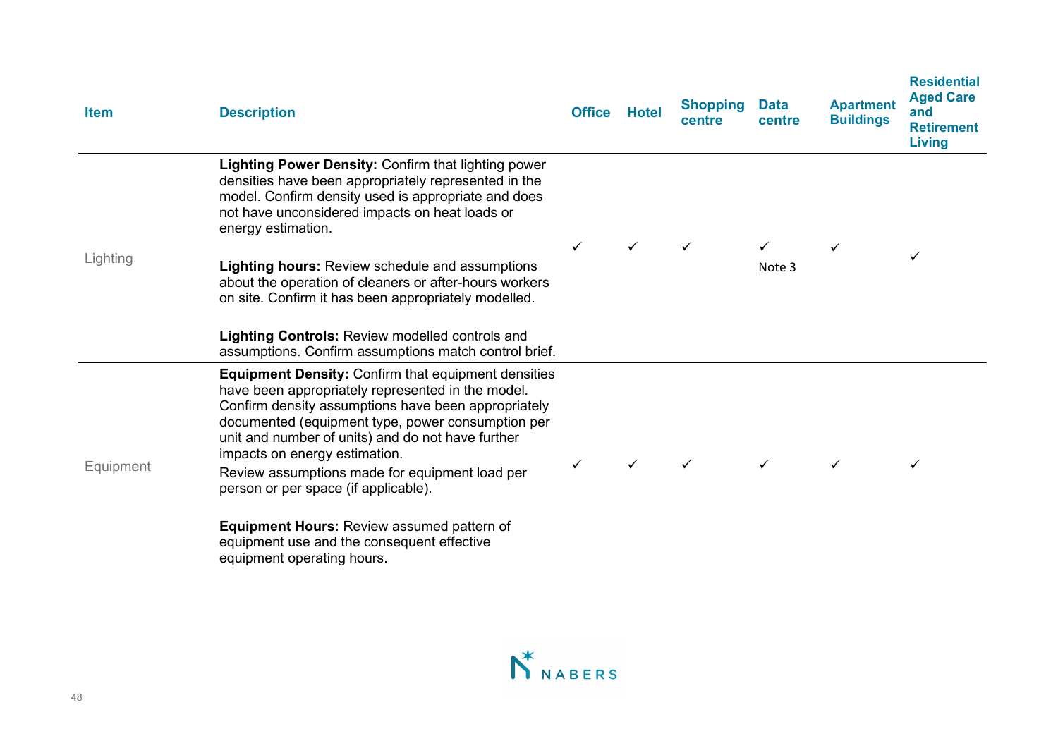| Item | Description | Office | Hotel | Shopping centre | Data centre | Apartment Buildings | Residential Aged Care and Retirement Living |
|---|---|---|---|---|---|---|---|
| Lighting | **Lighting Power Density:** Confirm that lighting power densities have been appropriately represented in the model. Confirm density used is appropriate and does not have unconsidered impacts on heat loads or energy estimation.<br><br>**Lighting hours:** Review schedule and assumptions about the operation of cleaners or after-hours workers on site. Confirm it has been appropriately modelled.<br><br>**Lighting Controls:** Review modelled controls and assumptions. Confirm assumptions match control brief. | ✓ | ✓ | ✓ | ✓ Note 3 | ✓ | ✓ |
| Equipment | **Equipment Density:** Confirm that equipment densities have been appropriately represented in the model. Confirm density assumptions have been appropriately documented (equipment type, power consumption per unit and number of units) and do not have further impacts on energy estimation.<br>Review assumptions made for equipment load per person or per space (if applicable).<br><br>**Equipment Hours:** Review assumed pattern of equipment use and the consequent effective equipment operating hours. | ✓ | ✓ | ✓ | ✓ | ✓ | ✓ |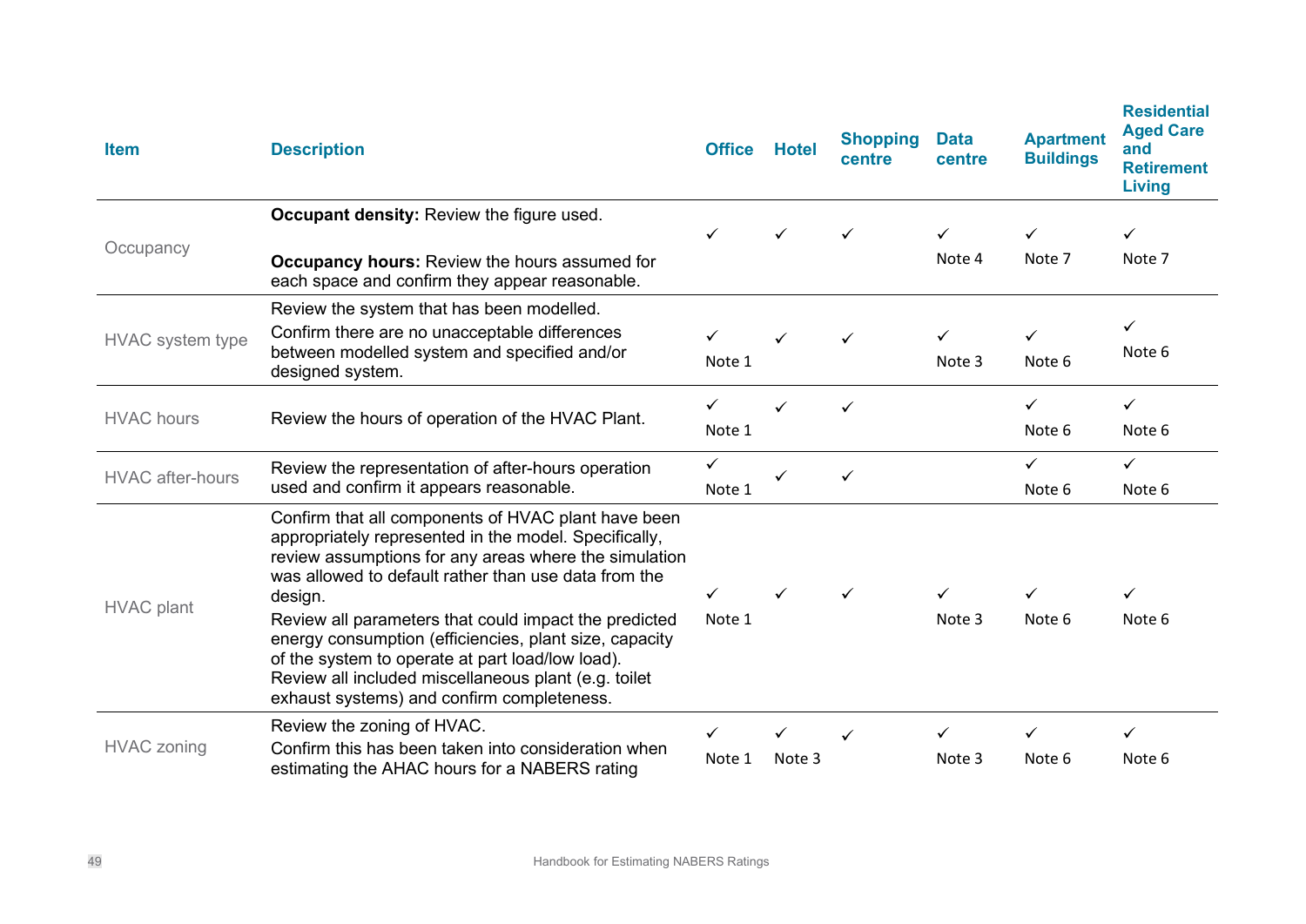| Item | Description | Office | Hotel | Shopping centre | Data centre | Apartment Buildings | Residential Aged Care and Retirement Living |
|---|---|---|---|---|---|---|---|
| Occupancy | **Occupant density:** Review the figure used.<br>**Occupancy hours:** Review the hours assumed for each space and confirm they appear reasonable. | ✓ | ✓ | ✓ | ✓<br>Note 4 | ✓<br>Note 7 | ✓<br>Note 7 |
| HVAC system type | Review the system that has been modelled.<br>Confirm there are no unacceptable differences between modelled system and specified and/or designed system. | ✓<br>Note 1 | ✓ | ✓ | ✓<br>Note 3 | ✓<br>Note 6 | ✓<br>Note 6 |
| HVAC hours | Review the hours of operation of the HVAC Plant. | ✓<br>Note 1 | ✓ | ✓ | | ✓<br>Note 6 | ✓<br>Note 6 |
| HVAC after-hours | Review the representation of after-hours operation used and confirm it appears reasonable. | ✓<br>Note 1 | ✓ | ✓ | | ✓<br>Note 6 | ✓<br>Note 6 |
| HVAC plant | Confirm that all components of HVAC plant have been appropriately represented in the model. Specifically, review assumptions for any areas where the simulation was allowed to default rather than use data from the design.<br>Review all parameters that could impact the predicted energy consumption (efficiencies, plant size, capacity of the system to operate at part load/low load).<br>Review all included miscellaneous plant (e.g. toilet exhaust systems) and confirm completeness. | ✓<br>Note 1 | ✓ | ✓ | ✓<br>Note 3 | ✓<br>Note 6 | ✓<br>Note 6 |
| HVAC zoning | Review the zoning of HVAC.<br>Confirm this has been taken into consideration when estimating the AHAC hours for a NABERS rating | ✓<br>Note 1 | ✓<br>Note 3 | ✓ | ✓<br>Note 3 | ✓<br>Note 6 | ✓<br>Note 6 |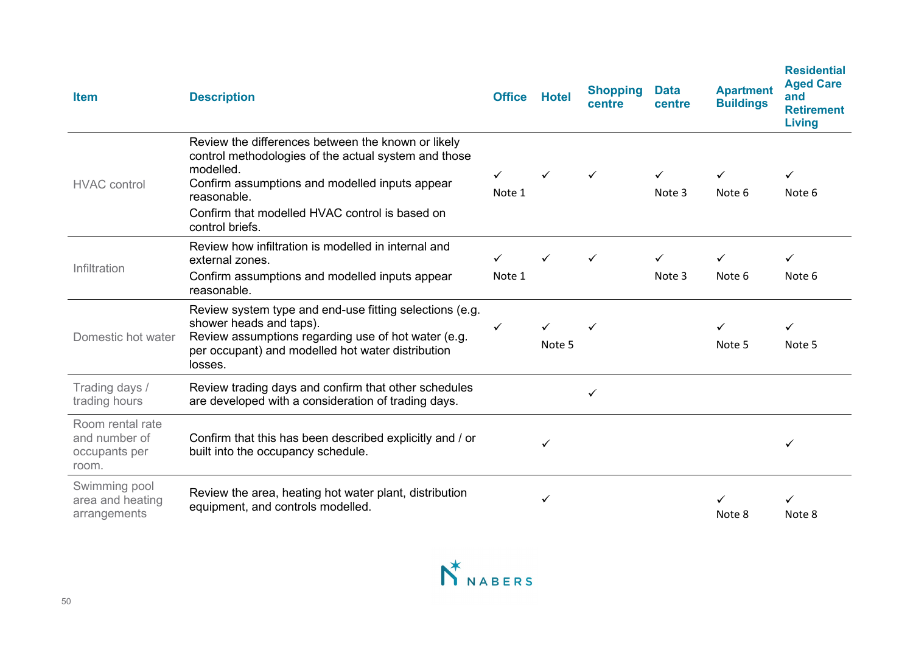| Item | Description | Office | Hotel | Shopping centre | Data centre | Apartment Buildings | Residential Aged Care and Retirement Living |
|---|---|---|---|---|---|---|---|
| HVAC control | Review the differences between the known or likely control methodologies of the actual system and those modelled.<br>Confirm assumptions and modelled inputs appear reasonable.<br>Confirm that modelled HVAC control is based on control briefs. | ✓<br>Note 1 | ✓ | ✓ | ✓<br>Note 3 | ✓<br>Note 6 | ✓<br>Note 6 |
| Infiltration | Review how infiltration is modelled in internal and external zones.<br>Confirm assumptions and modelled inputs appear reasonable. | ✓<br>Note 1 | ✓ | ✓ | ✓<br>Note 3 | ✓<br>Note 6 | ✓<br>Note 6 |
| Domestic hot water | Review system type and end-use fitting selections (e.g. shower heads and taps).<br>Review assumptions regarding use of hot water (e.g. per occupant) and modelled hot water distribution losses. | ✓ | ✓<br>Note 5 | ✓ | | ✓<br>Note 5 | ✓<br>Note 5 |
| Trading days / trading hours | Review trading days and confirm that other schedules are developed with a consideration of trading days. | | | ✓ | | | |
| Room rental rate and number of occupants per room. | Confirm that this has been described explicitly and / or built into the occupancy schedule. | | ✓ | | | | ✓ |
| Swimming pool area and heating arrangements | Review the area, heating hot water plant, distribution equipment, and controls modelled. | | ✓ | | | ✓<br>Note 8 | ✓<br>Note 8 |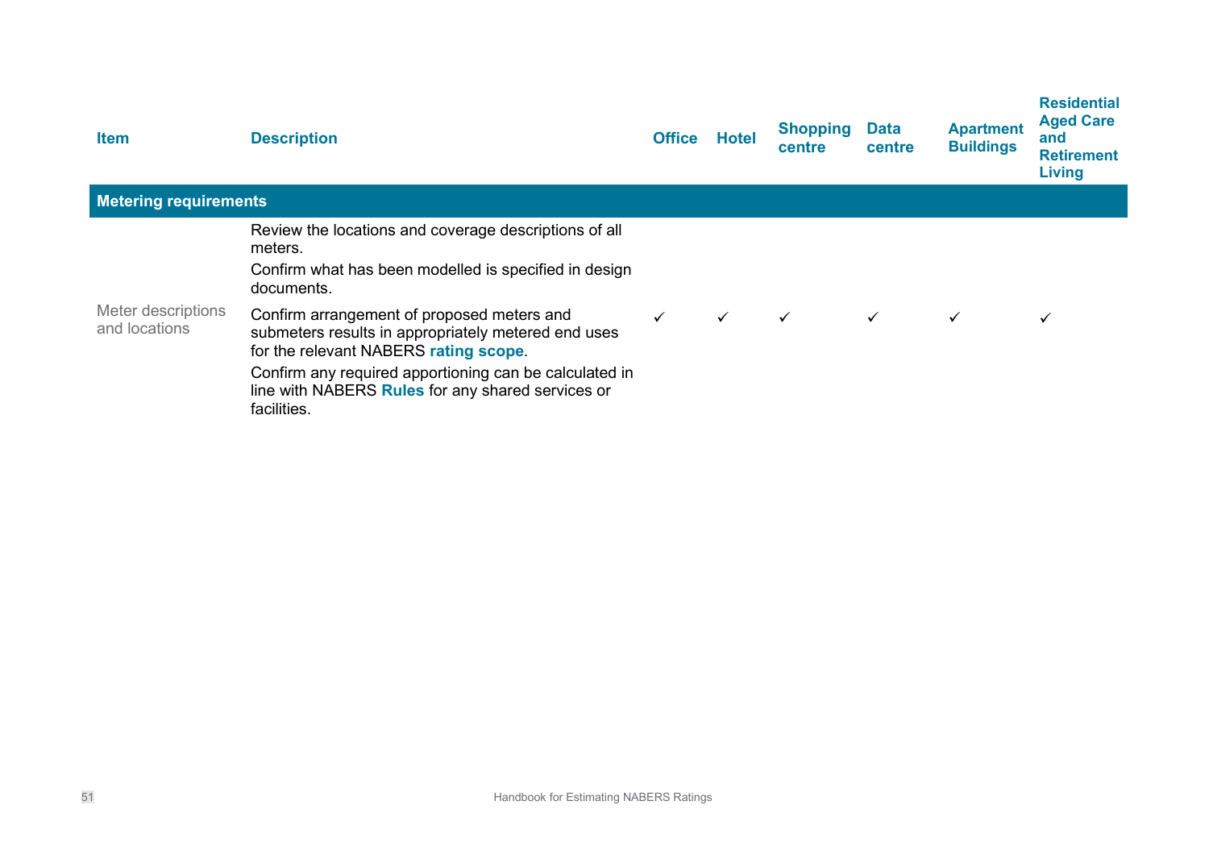| Item | Description | Office | Hotel | Shopping centre | Data centre | Apartment Buildings | Residential Aged Care and Retirement Living |
|---|---|---|---|---|---|---|---|
| **Metering requirements** | | | | | | | |
| Meter descriptions and locations | Review the locations and coverage descriptions of all meters.<br>Confirm what has been modelled is specified in design documents.<br>Confirm arrangement of proposed meters and submeters results in appropriately metered end uses for the relevant NABERS **rating scope**.<br>Confirm any required apportioning can be calculated in line with NABERS **Rules** for any shared services or facilities. | ✓ | ✓ | ✓ | ✓ | ✓ | ✓ |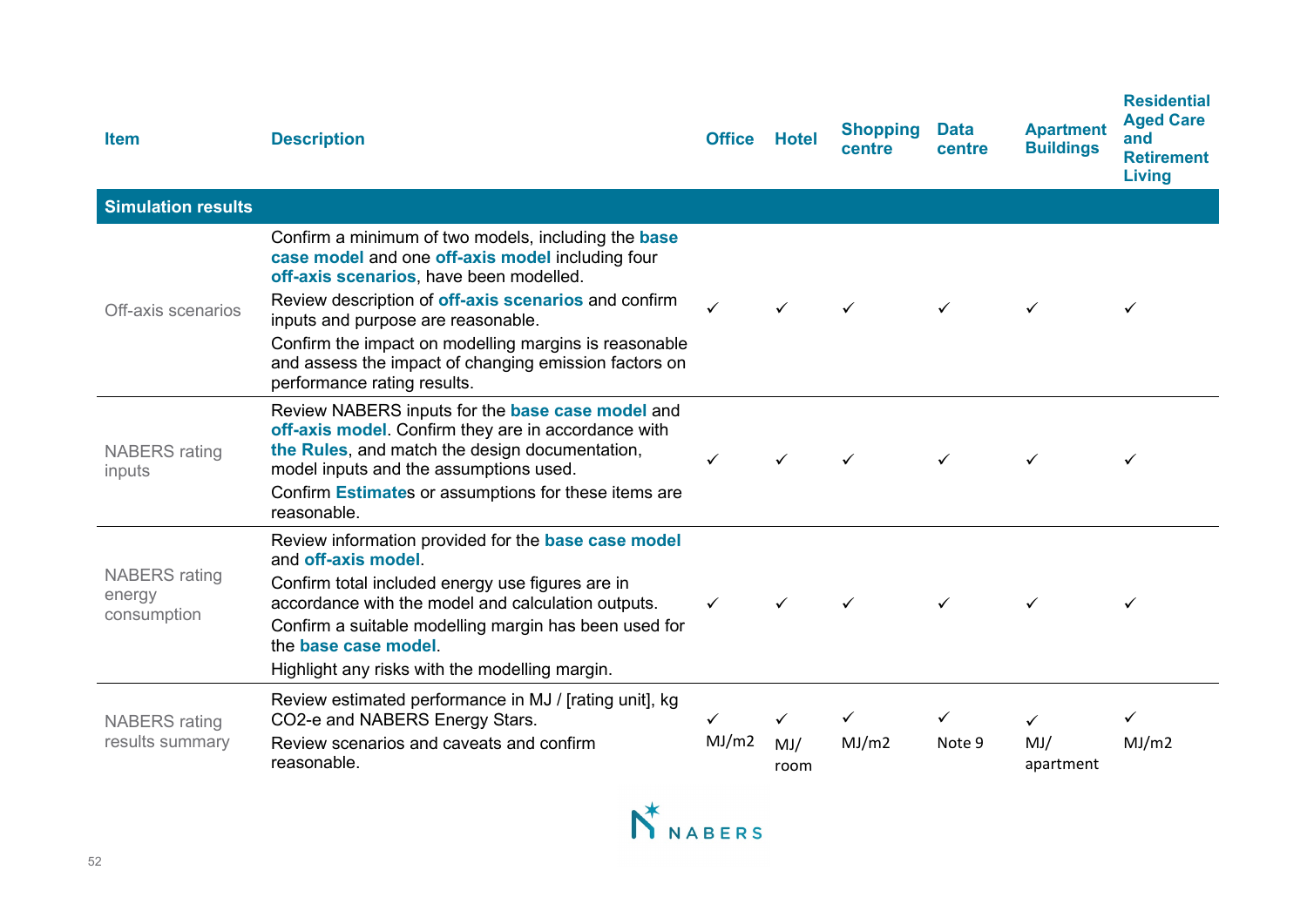| Item | Description | Office | Hotel | Shopping centre | Data centre | Apartment Buildings | Residential Aged Care and Retirement Living |
|---|---|---|---|---|---|---|---|
| **Simulation results** | | | | | | | |
| Off-axis scenarios | Confirm a minimum of two models, including the **base case model** and one **off-axis model** including four **off-axis scenarios**, have been modelled.<br>Review description of **off-axis scenarios** and confirm inputs and purpose are reasonable.<br>Confirm the impact on modelling margins is reasonable and assess the impact of changing emission factors on performance rating results. | ✓ | ✓ | ✓ | ✓ | ✓ | ✓ |
| NABERS rating inputs | Review NABERS inputs for the **base case model** and **off-axis model**. Confirm they are in accordance with **the Rules**, and match the design documentation, model inputs and the assumptions used.<br>Confirm **Estimate**s or assumptions for these items are reasonable. | ✓ | ✓ | ✓ | ✓ | ✓ | ✓ |
| NABERS rating energy consumption | Review information provided for the **base case model** and **off-axis model**.<br>Confirm total included energy use figures are in accordance with the model and calculation outputs.<br>Confirm a suitable modelling margin has been used for the **base case model**.<br>Highlight any risks with the modelling margin. | ✓ | ✓ | ✓ | ✓ | ✓ | ✓ |
| NABERS rating results summary | Review estimated performance in MJ / [rating unit], kg CO2-e and NABERS Energy Stars.<br>Review scenarios and caveats and confirm reasonable. | ✓ MJ/m2 | ✓ MJ/ room | ✓ MJ/m2 | ✓ Note 9 | ✓ MJ/ apartment | ✓ MJ/m2 |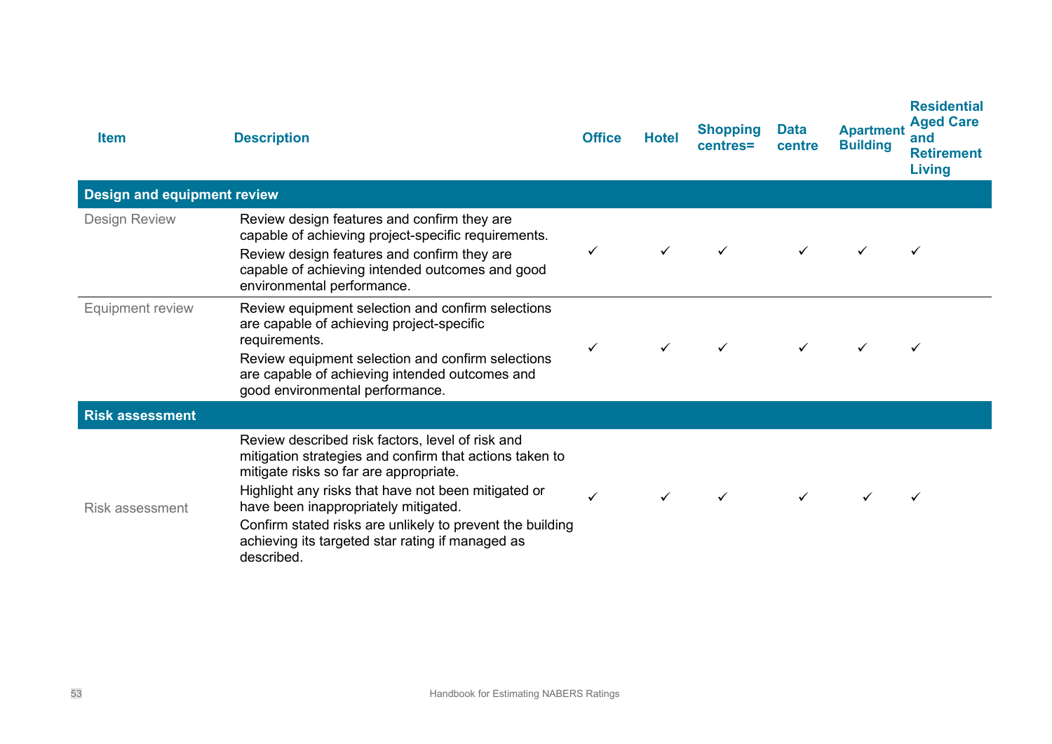| Item | Description | Office | Hotel | Shopping centres= | Data centre | Apartment Building | Residential Aged Care and Retirement Living |
|---|---|---|---|---|---|---|---|
| **Design and equipment review** | | | | | | | |
| Design Review | Review design features and confirm they are capable of achieving project-specific requirements.<br>Review design features and confirm they are capable of achieving intended outcomes and good environmental performance. | ✓ | ✓ | ✓ | ✓ | ✓ | ✓ |
| Equipment review | Review equipment selection and confirm selections are capable of achieving project-specific requirements.<br>Review equipment selection and confirm selections are capable of achieving intended outcomes and good environmental performance. | ✓ | ✓ | ✓ | ✓ | ✓ | ✓ |
| **Risk assessment** | | | | | | | |
| Risk assessment | Review described risk factors, level of risk and mitigation strategies and confirm that actions taken to mitigate risks so far are appropriate.<br>Highlight any risks that have not been mitigated or have been inappropriately mitigated.<br>Confirm stated risks are unlikely to prevent the building achieving its targeted star rating if managed as described. | ✓ | ✓ | ✓ | ✓ | ✓ | ✓ |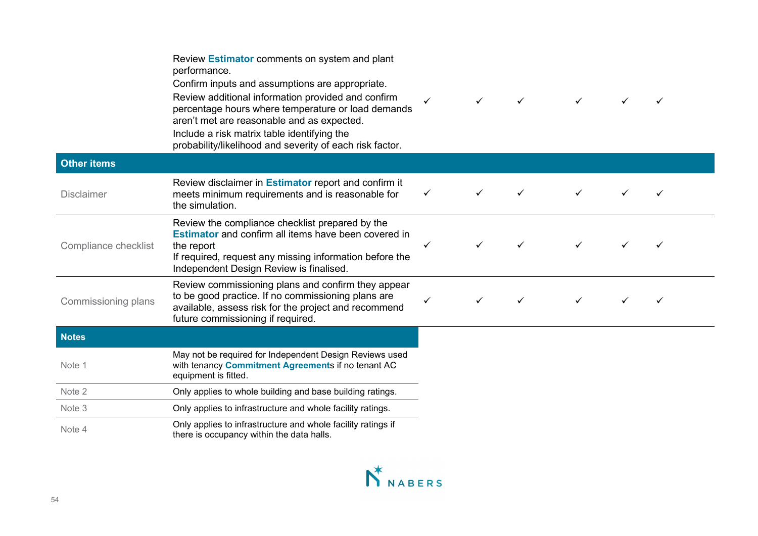| | | | | | | | |
|---|---|---|---|---|---|---|---|
| | Review **Estimator** comments on system and plant performance.<br>Confirm inputs and assumptions are appropriate.<br>Review additional information provided and confirm percentage hours where temperature or load demands aren't met are reasonable and as expected.<br>Include a risk matrix table identifying the probability/likelihood and severity of each risk factor. | ✓ | ✓ | ✓ | ✓ | ✓ | ✓ |
| **Other items** | | | | | | | |
| Disclaimer | Review disclaimer in **Estimator** report and confirm it meets minimum requirements and is reasonable for the simulation. | ✓ | ✓ | ✓ | ✓ | ✓ | ✓ |
| Compliance checklist | Review the compliance checklist prepared by the **Estimator** and confirm all items have been covered in the report<br>If required, request any missing information before the Independent Design Review is finalised. | ✓ | ✓ | ✓ | ✓ | ✓ | ✓ |
| Commissioning plans | Review commissioning plans and confirm they appear to be good practice. If no commissioning plans are available, assess risk for the project and recommend future commissioning if required. | ✓ | ✓ | ✓ | ✓ | ✓ | ✓ |

| **Notes** | |
|---|---|
| Note 1 | May not be required for Independent Design Reviews used with tenancy **Commitment Agreement**s if no tenant AC equipment is fitted. |
| Note 2 | Only applies to whole building and base building ratings. |
| Note 3 | Only applies to infrastructure and whole facility ratings. |
| Note 4 | Only applies to infrastructure and whole facility ratings if there is occupancy within the data halls. |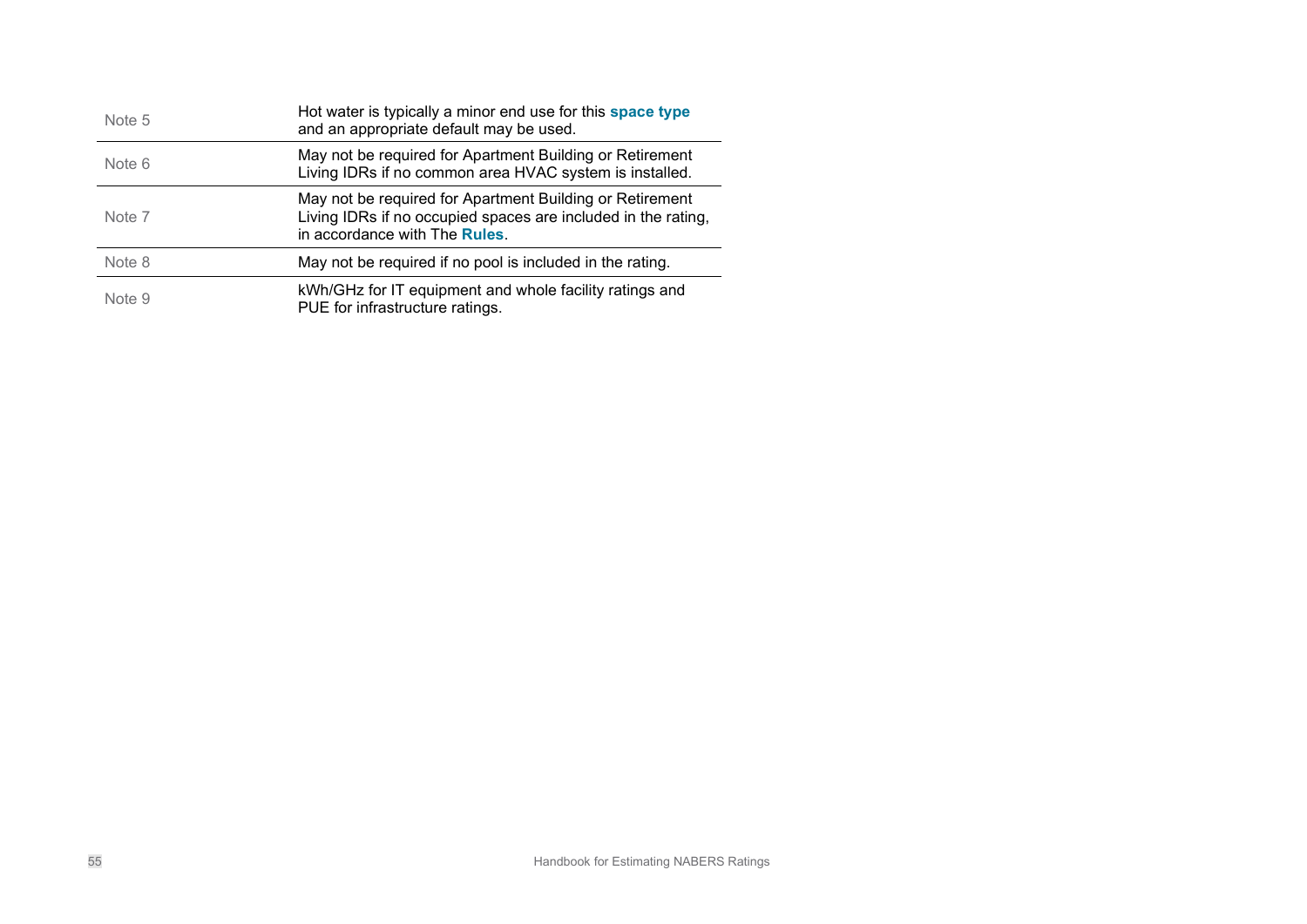| | |
|---|---|
| Note 5 | Hot water is typically a minor end use for this **space type** and an appropriate default may be used. |
| Note 6 | May not be required for Apartment Building or Retirement Living IDRs if no common area HVAC system is installed. |
| Note 7 | May not be required for Apartment Building or Retirement Living IDRs if no occupied spaces are included in the rating, in accordance with The **Rules**. |
| Note 8 | May not be required if no pool is included in the rating. |
| Note 9 | kWh/GHz for IT equipment and whole facility ratings and PUE for infrastructure ratings. |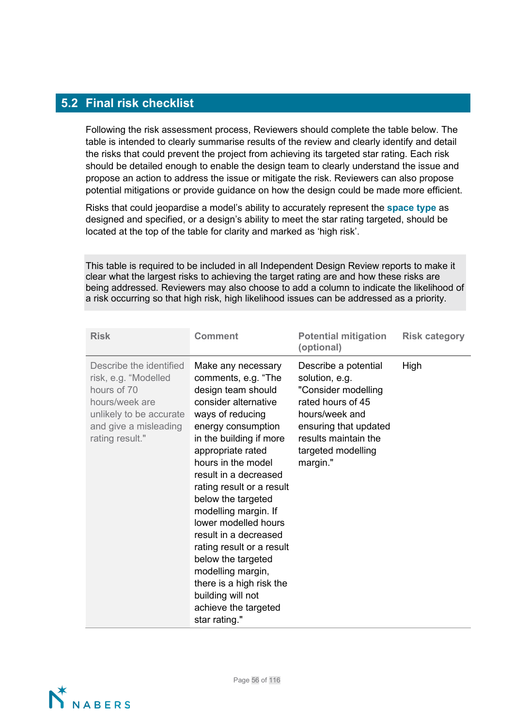## 5.2 Final risk checklist

Following the risk assessment process, Reviewers should complete the table below. The table is intended to clearly summarise results of the review and clearly identify and detail the risks that could prevent the project from achieving its targeted star rating. Each risk should be detailed enough to enable the design team to clearly understand the issue and propose an action to address the issue or mitigate the risk. Reviewers can also propose potential mitigations or provide guidance on how the design could be made more efficient.

Risks that could jeopardise a model's ability to accurately represent the **space type** as designed and specified, or a design's ability to meet the star rating targeted, should be located at the top of the table for clarity and marked as 'high risk'.

This table is required to be included in all Independent Design Review reports to make it clear what the largest risks to achieving the target rating are and how these risks are being addressed. Reviewers may also choose to add a column to indicate the likelihood of a risk occurring so that high risk, high likelihood issues can be addressed as a priority.

| Risk | Comment | Potential mitigation (optional) | Risk category |
|---|---|---|---|
| Describe the identified risk, e.g. "Modelled hours of 70 hours/week are unlikely to be accurate and give a misleading rating result." | Make any necessary comments, e.g. "The design team should consider alternative ways of reducing energy consumption in the building if more appropriate rated hours in the model result in a decreased rating result or a result below the targeted modelling margin. If lower modelled hours result in a decreased rating result or a result below the targeted modelling margin, there is a high risk the building will not achieve the targeted star rating." | Describe a potential solution, e.g. "Consider modelling rated hours of 45 hours/week and ensuring that updated results maintain the targeted modelling margin." | High |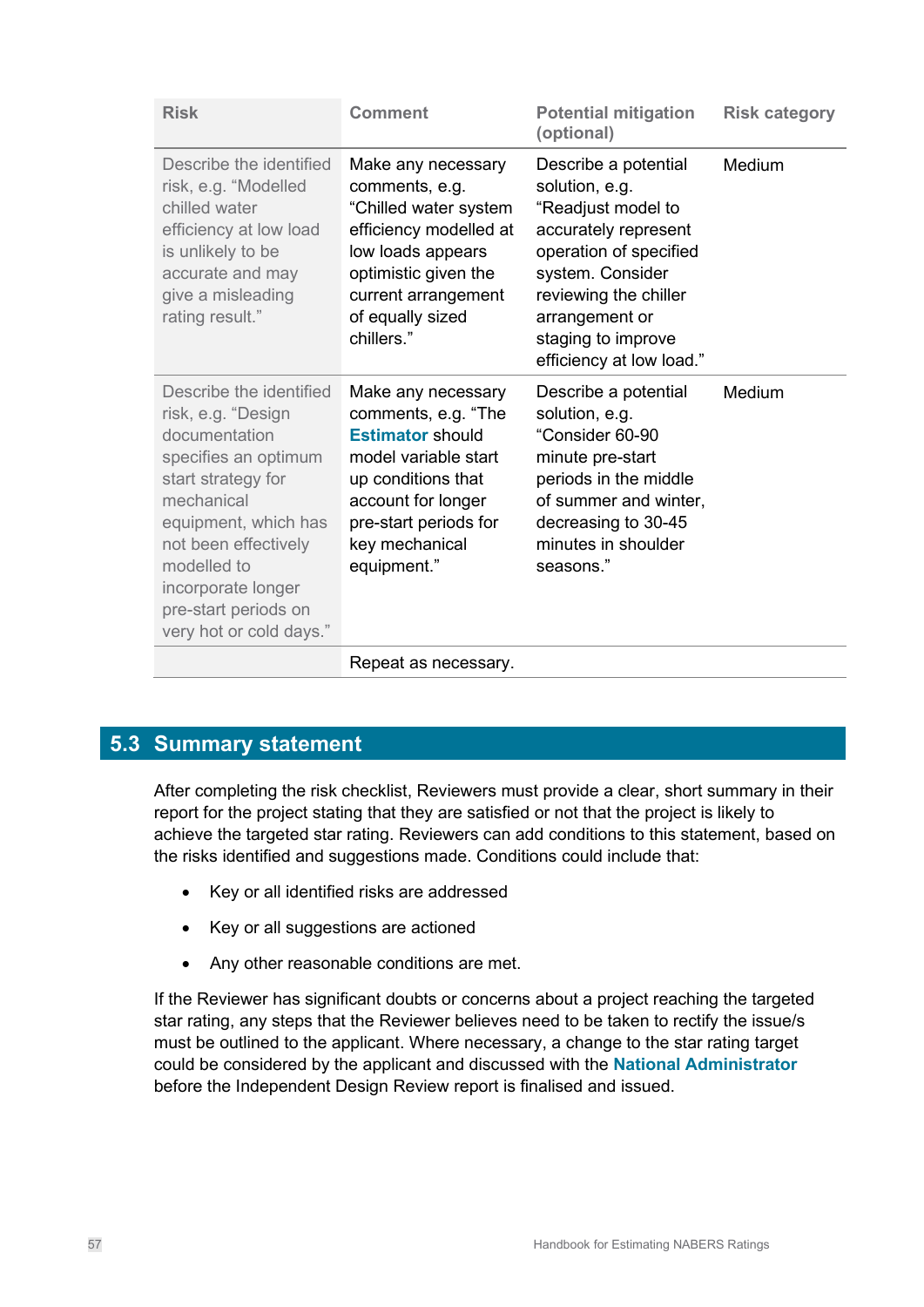| Risk | Comment | Potential mitigation (optional) | Risk category |
| --- | --- | --- | --- |
| Describe the identified risk, e.g. "Modelled chilled water efficiency at low load is unlikely to be accurate and may give a misleading rating result." | Make any necessary comments, e.g. "Chilled water system efficiency modelled at low loads appears optimistic given the current arrangement of equally sized chillers." | Describe a potential solution, e.g. "Readjust model to accurately represent operation of specified system. Consider reviewing the chiller arrangement or staging to improve efficiency at low load." | Medium |
| Describe the identified risk, e.g. "Design documentation specifies an optimum start strategy for mechanical equipment, which has not been effectively modelled to incorporate longer pre-start periods on very hot or cold days." | Make any necessary comments, e.g. "The **Estimator** should model variable start up conditions that account for longer pre-start periods for key mechanical equipment." | Describe a potential solution, e.g. "Consider 60-90 minute pre-start periods in the middle of summer and winter, decreasing to 30-45 minutes in shoulder seasons." | Medium |
| | Repeat as necessary. | | |

## 5.3 Summary statement

After completing the risk checklist, Reviewers must provide a clear, short summary in their report for the project stating that they are satisfied or not that the project is likely to achieve the targeted star rating. Reviewers can add conditions to this statement, based on the risks identified and suggestions made. Conditions could include that:

- Key or all identified risks are addressed
- Key or all suggestions are actioned
- Any other reasonable conditions are met.

If the Reviewer has significant doubts or concerns about a project reaching the targeted star rating, any steps that the Reviewer believes need to be taken to rectify the issue/s must be outlined to the applicant. Where necessary, a change to the star rating target could be considered by the applicant and discussed with the **National Administrator** before the Independent Design Review report is finalised and issued.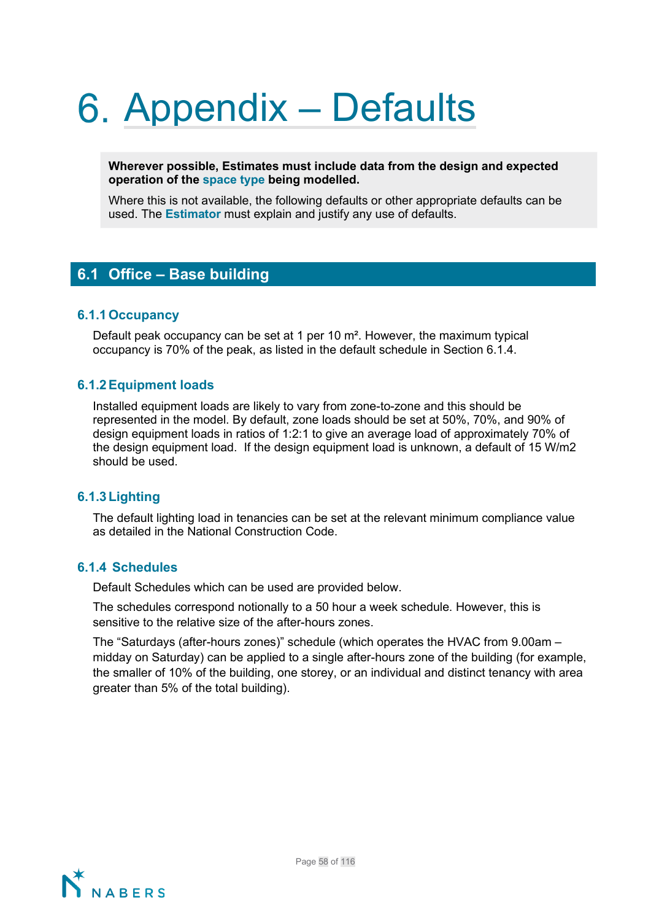# 6. Appendix – Defaults

**Wherever possible, Estimates must include data from the design and expected operation of the space type being modelled.**

Where this is not available, the following defaults or other appropriate defaults can be used. The **Estimator** must explain and justify any use of defaults.

## 6.1 Office – Base building

### 6.1.1 Occupancy

Default peak occupancy can be set at 1 per 10 m². However, the maximum typical occupancy is 70% of the peak, as listed in the default schedule in Section 6.1.4.

### 6.1.2 Equipment loads

Installed equipment loads are likely to vary from zone-to-zone and this should be represented in the model. By default, zone loads should be set at 50%, 70%, and 90% of design equipment loads in ratios of 1:2:1 to give an average load of approximately 70% of the design equipment load. If the design equipment load is unknown, a default of 15 W/m2 should be used.

### 6.1.3 Lighting

The default lighting load in tenancies can be set at the relevant minimum compliance value as detailed in the National Construction Code.

### 6.1.4 Schedules

Default Schedules which can be used are provided below.

The schedules correspond notionally to a 50 hour a week schedule. However, this is sensitive to the relative size of the after-hours zones.

The "Saturdays (after-hours zones)" schedule (which operates the HVAC from 9.00am – midday on Saturday) can be applied to a single after-hours zone of the building (for example, the smaller of 10% of the building, one storey, or an individual and distinct tenancy with area greater than 5% of the total building).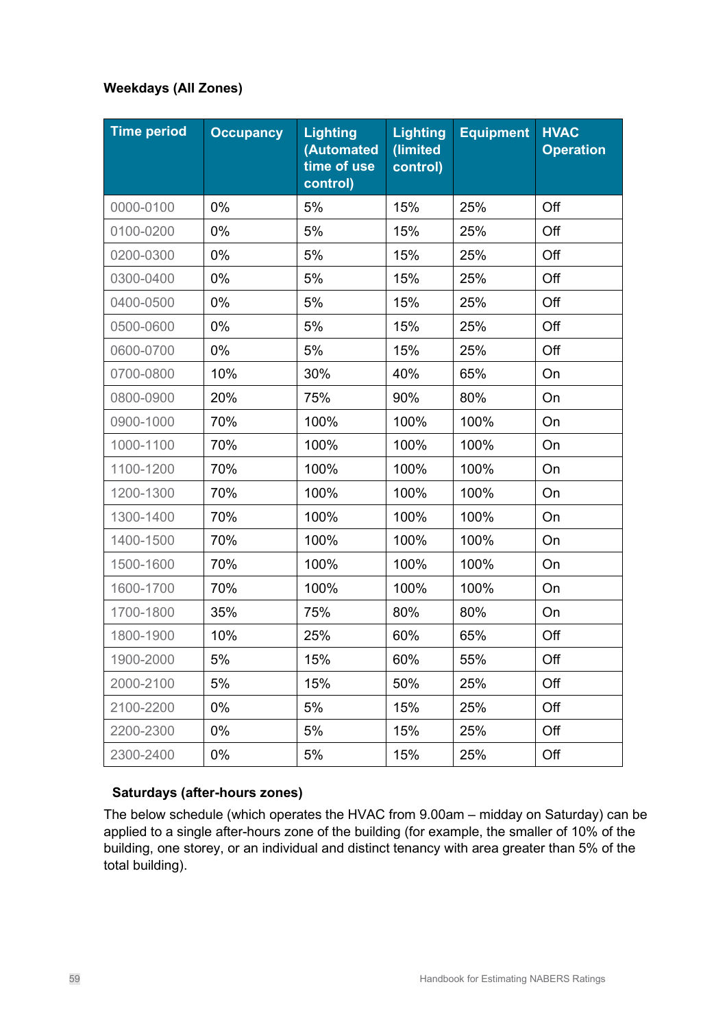**Weekdays (All Zones)**

| Time period | Occupancy | Lighting (Automated time of use control) | Lighting (limited control) | Equipment | HVAC Operation |
|---|---|---|---|---|---|
| 0000-0100 | 0% | 5% | 15% | 25% | Off |
| 0100-0200 | 0% | 5% | 15% | 25% | Off |
| 0200-0300 | 0% | 5% | 15% | 25% | Off |
| 0300-0400 | 0% | 5% | 15% | 25% | Off |
| 0400-0500 | 0% | 5% | 15% | 25% | Off |
| 0500-0600 | 0% | 5% | 15% | 25% | Off |
| 0600-0700 | 0% | 5% | 15% | 25% | Off |
| 0700-0800 | 10% | 30% | 40% | 65% | On |
| 0800-0900 | 20% | 75% | 90% | 80% | On |
| 0900-1000 | 70% | 100% | 100% | 100% | On |
| 1000-1100 | 70% | 100% | 100% | 100% | On |
| 1100-1200 | 70% | 100% | 100% | 100% | On |
| 1200-1300 | 70% | 100% | 100% | 100% | On |
| 1300-1400 | 70% | 100% | 100% | 100% | On |
| 1400-1500 | 70% | 100% | 100% | 100% | On |
| 1500-1600 | 70% | 100% | 100% | 100% | On |
| 1600-1700 | 70% | 100% | 100% | 100% | On |
| 1700-1800 | 35% | 75% | 80% | 80% | On |
| 1800-1900 | 10% | 25% | 60% | 65% | Off |
| 1900-2000 | 5% | 15% | 60% | 55% | Off |
| 2000-2100 | 5% | 15% | 50% | 25% | Off |
| 2100-2200 | 0% | 5% | 15% | 25% | Off |
| 2200-2300 | 0% | 5% | 15% | 25% | Off |
| 2300-2400 | 0% | 5% | 15% | 25% | Off |

**Saturdays (after-hours zones)**

The below schedule (which operates the HVAC from 9.00am – midday on Saturday) can be applied to a single after-hours zone of the building (for example, the smaller of 10% of the building, one storey, or an individual and distinct tenancy with area greater than 5% of the total building).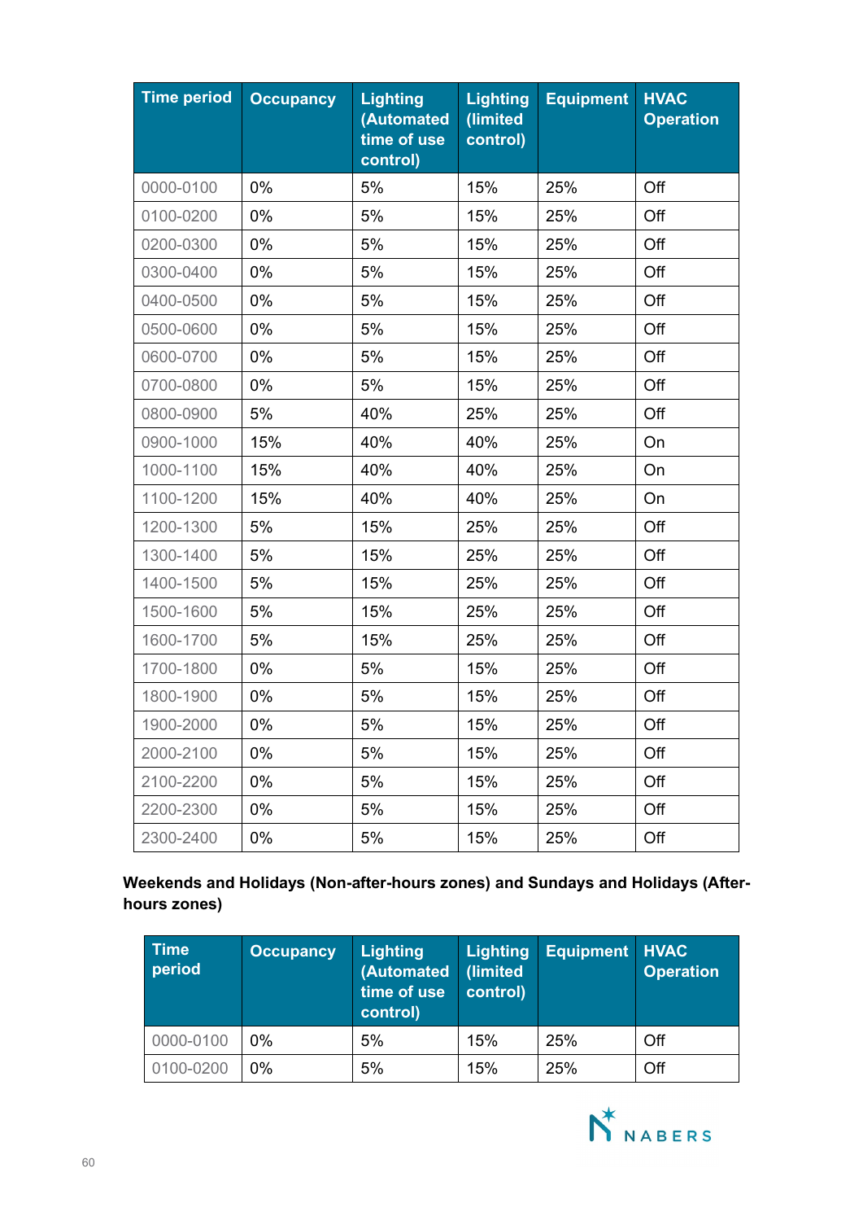| Time period | Occupancy | Lighting (Automated time of use control) | Lighting (limited control) | Equipment | HVAC Operation |
|---|---|---|---|---|---|
| 0000-0100 | 0% | 5% | 15% | 25% | Off |
| 0100-0200 | 0% | 5% | 15% | 25% | Off |
| 0200-0300 | 0% | 5% | 15% | 25% | Off |
| 0300-0400 | 0% | 5% | 15% | 25% | Off |
| 0400-0500 | 0% | 5% | 15% | 25% | Off |
| 0500-0600 | 0% | 5% | 15% | 25% | Off |
| 0600-0700 | 0% | 5% | 15% | 25% | Off |
| 0700-0800 | 0% | 5% | 15% | 25% | Off |
| 0800-0900 | 5% | 40% | 25% | 25% | Off |
| 0900-1000 | 15% | 40% | 40% | 25% | On |
| 1000-1100 | 15% | 40% | 40% | 25% | On |
| 1100-1200 | 15% | 40% | 40% | 25% | On |
| 1200-1300 | 5% | 15% | 25% | 25% | Off |
| 1300-1400 | 5% | 15% | 25% | 25% | Off |
| 1400-1500 | 5% | 15% | 25% | 25% | Off |
| 1500-1600 | 5% | 15% | 25% | 25% | Off |
| 1600-1700 | 5% | 15% | 25% | 25% | Off |
| 1700-1800 | 0% | 5% | 15% | 25% | Off |
| 1800-1900 | 0% | 5% | 15% | 25% | Off |
| 1900-2000 | 0% | 5% | 15% | 25% | Off |
| 2000-2100 | 0% | 5% | 15% | 25% | Off |
| 2100-2200 | 0% | 5% | 15% | 25% | Off |
| 2200-2300 | 0% | 5% | 15% | 25% | Off |
| 2300-2400 | 0% | 5% | 15% | 25% | Off |

**Weekends and Holidays (Non-after-hours zones) and Sundays and Holidays (After-hours zones)**

| Time period | Occupancy | Lighting (Automated time of use control) | Lighting (limited control) | Equipment | HVAC Operation |
|---|---|---|---|---|---|
| 0000-0100 | 0% | 5% | 15% | 25% | Off |
| 0100-0200 | 0% | 5% | 15% | 25% | Off |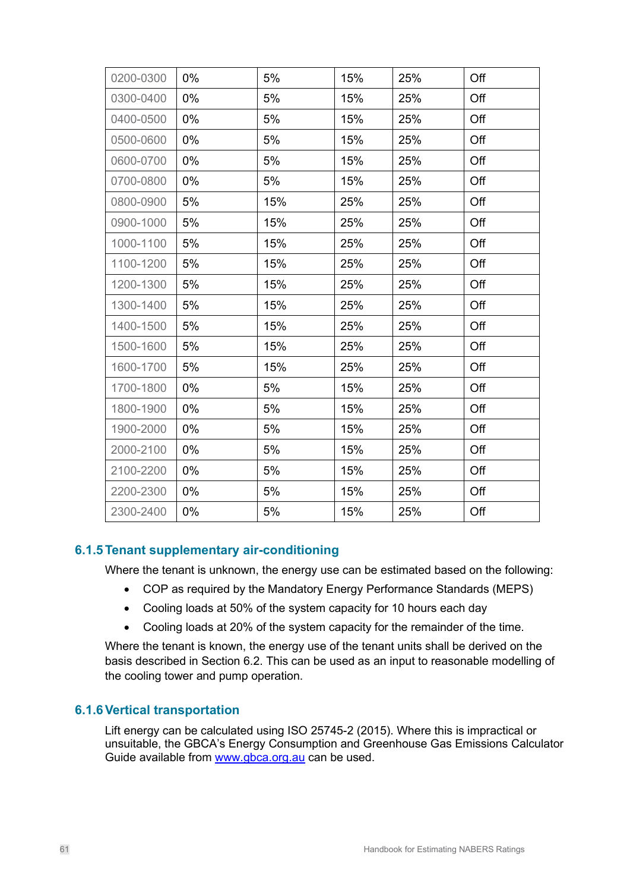| | | | | |
|---|---|---|---|---|
| 0200-0300 | 0% | 5% | 15% | 25% | Off |
| 0300-0400 | 0% | 5% | 15% | 25% | Off |
| 0400-0500 | 0% | 5% | 15% | 25% | Off |
| 0500-0600 | 0% | 5% | 15% | 25% | Off |
| 0600-0700 | 0% | 5% | 15% | 25% | Off |
| 0700-0800 | 0% | 5% | 15% | 25% | Off |
| 0800-0900 | 5% | 15% | 25% | 25% | Off |
| 0900-1000 | 5% | 15% | 25% | 25% | Off |
| 1000-1100 | 5% | 15% | 25% | 25% | Off |
| 1100-1200 | 5% | 15% | 25% | 25% | Off |
| 1200-1300 | 5% | 15% | 25% | 25% | Off |
| 1300-1400 | 5% | 15% | 25% | 25% | Off |
| 1400-1500 | 5% | 15% | 25% | 25% | Off |
| 1500-1600 | 5% | 15% | 25% | 25% | Off |
| 1600-1700 | 5% | 15% | 25% | 25% | Off |
| 1700-1800 | 0% | 5% | 15% | 25% | Off |
| 1800-1900 | 0% | 5% | 15% | 25% | Off |
| 1900-2000 | 0% | 5% | 15% | 25% | Off |
| 2000-2100 | 0% | 5% | 15% | 25% | Off |
| 2100-2200 | 0% | 5% | 15% | 25% | Off |
| 2200-2300 | 0% | 5% | 15% | 25% | Off |
| 2300-2400 | 0% | 5% | 15% | 25% | Off |

### 6.1.5 Tenant supplementary air-conditioning

Where the tenant is unknown, the energy use can be estimated based on the following:

- COP as required by the Mandatory Energy Performance Standards (MEPS)
- Cooling loads at 50% of the system capacity for 10 hours each day
- Cooling loads at 20% of the system capacity for the remainder of the time.

Where the tenant is known, the energy use of the tenant units shall be derived on the basis described in Section 6.2. This can be used as an input to reasonable modelling of the cooling tower and pump operation.

### 6.1.6 Vertical transportation

Lift energy can be calculated using ISO 25745-2 (2015). Where this is impractical or unsuitable, the GBCA's Energy Consumption and Greenhouse Gas Emissions Calculator Guide available from [www.gbca.org.au](http://www.gbca.org.au) can be used.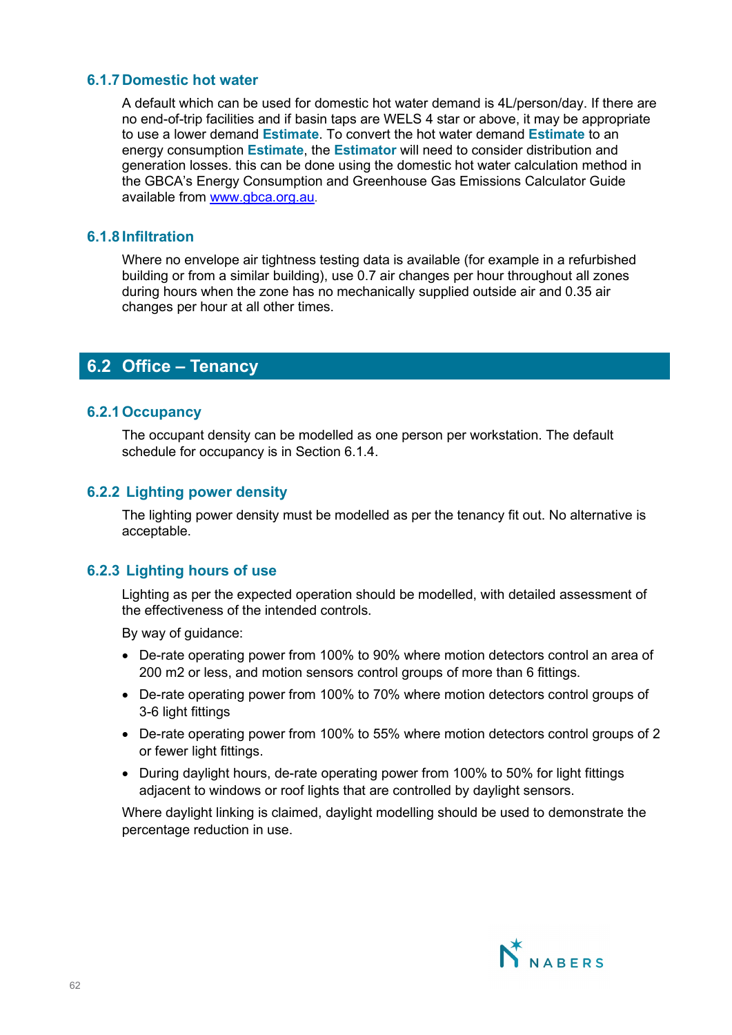### 6.1.7 Domestic hot water

A default which can be used for domestic hot water demand is 4L/person/day. If there are no end-of-trip facilities and if basin taps are WELS 4 star or above, it may be appropriate to use a lower demand **Estimate**. To convert the hot water demand **Estimate** to an energy consumption **Estimate**, the **Estimator** will need to consider distribution and generation losses. this can be done using the domestic hot water calculation method in the GBCA's Energy Consumption and Greenhouse Gas Emissions Calculator Guide available from www.gbca.org.au.

### 6.1.8 Infiltration

Where no envelope air tightness testing data is available (for example in a refurbished building or from a similar building), use 0.7 air changes per hour throughout all zones during hours when the zone has no mechanically supplied outside air and 0.35 air changes per hour at all other times.

## 6.2 Office – Tenancy

### 6.2.1 Occupancy

The occupant density can be modelled as one person per workstation. The default schedule for occupancy is in Section 6.1.4.

### 6.2.2 Lighting power density

The lighting power density must be modelled as per the tenancy fit out. No alternative is acceptable.

### 6.2.3 Lighting hours of use

Lighting as per the expected operation should be modelled, with detailed assessment of the effectiveness of the intended controls.

By way of guidance:

- De-rate operating power from 100% to 90% where motion detectors control an area of 200 m2 or less, and motion sensors control groups of more than 6 fittings.
- De-rate operating power from 100% to 70% where motion detectors control groups of 3-6 light fittings
- De-rate operating power from 100% to 55% where motion detectors control groups of 2 or fewer light fittings.
- During daylight hours, de-rate operating power from 100% to 50% for light fittings adjacent to windows or roof lights that are controlled by daylight sensors.

Where daylight linking is claimed, daylight modelling should be used to demonstrate the percentage reduction in use.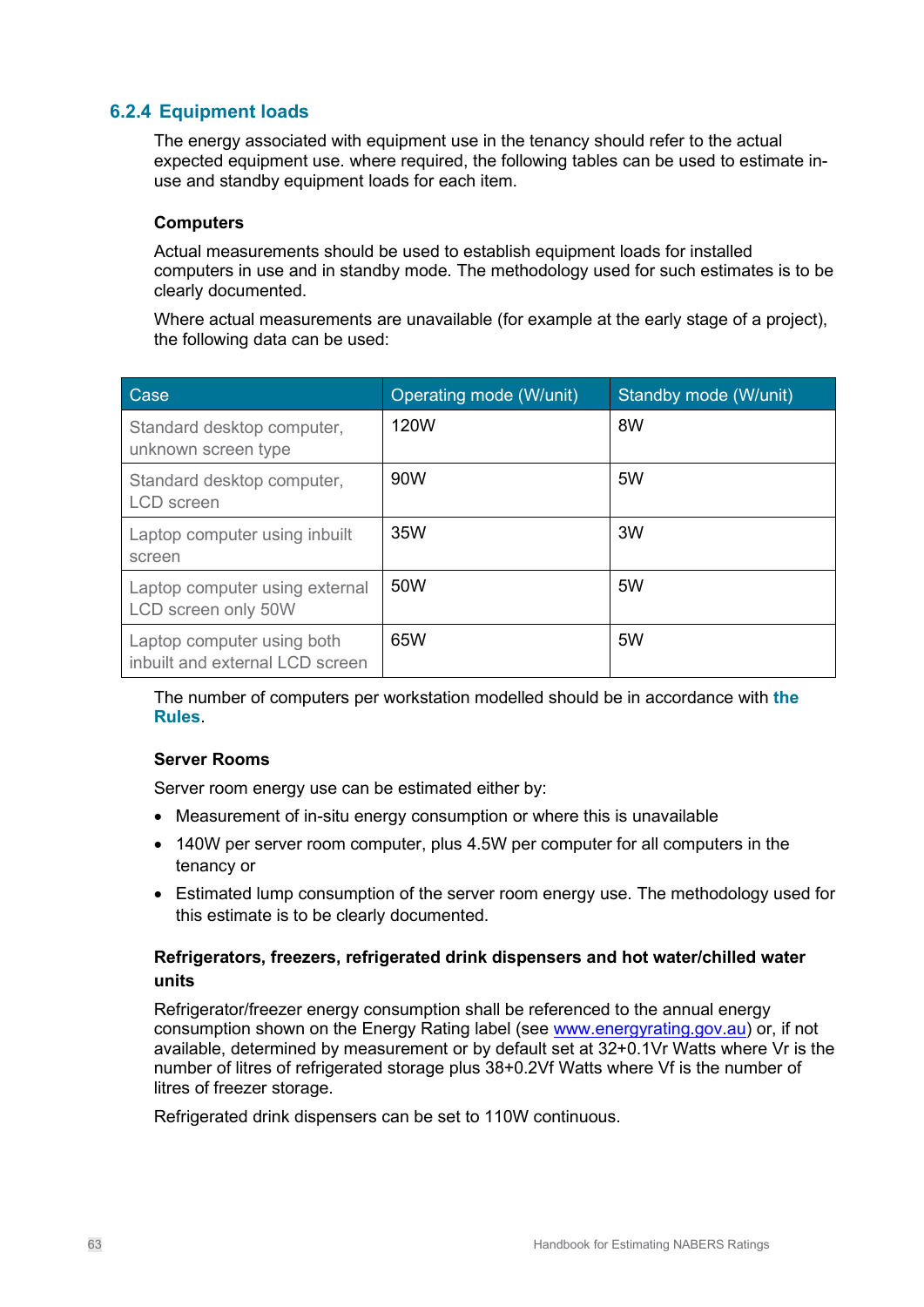### 6.2.4 Equipment loads

The energy associated with equipment use in the tenancy should refer to the actual expected equipment use. where required, the following tables can be used to estimate in-use and standby equipment loads for each item.

**Computers**

Actual measurements should be used to establish equipment loads for installed computers in use and in standby mode. The methodology used for such estimates is to be clearly documented.

Where actual measurements are unavailable (for example at the early stage of a project), the following data can be used:

| Case | Operating mode (W/unit) | Standby mode (W/unit) |
| --- | --- | --- |
| Standard desktop computer, unknown screen type | 120W | 8W |
| Standard desktop computer, LCD screen | 90W | 5W |
| Laptop computer using inbuilt screen | 35W | 3W |
| Laptop computer using external LCD screen only 50W | 50W | 5W |
| Laptop computer using both inbuilt and external LCD screen | 65W | 5W |

The number of computers per workstation modelled should be in accordance with **the Rules**.

**Server Rooms**

Server room energy use can be estimated either by:

- Measurement of in-situ energy consumption or where this is unavailable
- 140W per server room computer, plus 4.5W per computer for all computers in the tenancy or
- Estimated lump consumption of the server room energy use. The methodology used for this estimate is to be clearly documented.

**Refrigerators, freezers, refrigerated drink dispensers and hot water/chilled water units**

Refrigerator/freezer energy consumption shall be referenced to the annual energy consumption shown on the Energy Rating label (see www.energyrating.gov.au) or, if not available, determined by measurement or by default set at 32+0.1Vr Watts where Vr is the number of litres of refrigerated storage plus 38+0.2Vf Watts where Vf is the number of litres of freezer storage.

Refrigerated drink dispensers can be set to 110W continuous.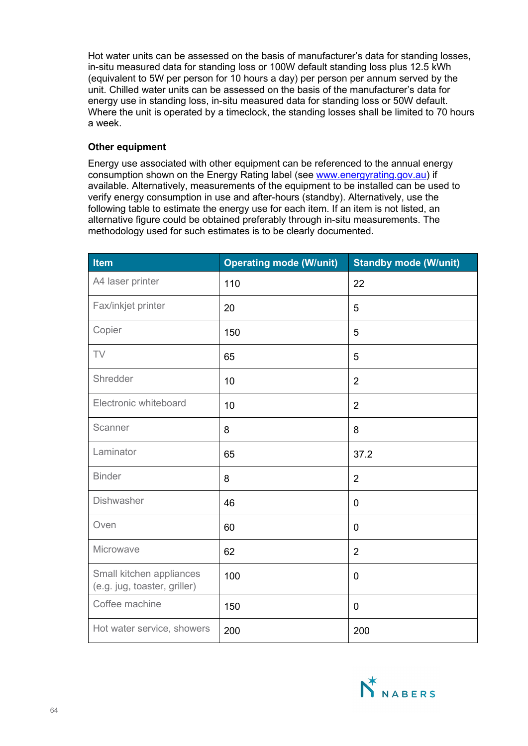Hot water units can be assessed on the basis of manufacturer's data for standing losses, in-situ measured data for standing loss or 100W default standing loss plus 12.5 kWh (equivalent to 5W per person for 10 hours a day) per person per annum served by the unit. Chilled water units can be assessed on the basis of the manufacturer's data for energy use in standing loss, in-situ measured data for standing loss or 50W default. Where the unit is operated by a timeclock, the standing losses shall be limited to 70 hours a week.

**Other equipment**

Energy use associated with other equipment can be referenced to the annual energy consumption shown on the Energy Rating label (see www.energyrating.gov.au) if available. Alternatively, measurements of the equipment to be installed can be used to verify energy consumption in use and after-hours (standby). Alternatively, use the following table to estimate the energy use for each item. If an item is not listed, an alternative figure could be obtained preferably through in-situ measurements. The methodology used for such estimates is to be clearly documented.

| Item | Operating mode (W/unit) | Standby mode (W/unit) |
|---|---|---|
| A4 laser printer | 110 | 22 |
| Fax/inkjet printer | 20 | 5 |
| Copier | 150 | 5 |
| TV | 65 | 5 |
| Shredder | 10 | 2 |
| Electronic whiteboard | 10 | 2 |
| Scanner | 8 | 8 |
| Laminator | 65 | 37.2 |
| Binder | 8 | 2 |
| Dishwasher | 46 | 0 |
| Oven | 60 | 0 |
| Microwave | 62 | 2 |
| Small kitchen appliances (e.g. jug, toaster, griller) | 100 | 0 |
| Coffee machine | 150 | 0 |
| Hot water service, showers | 200 | 200 |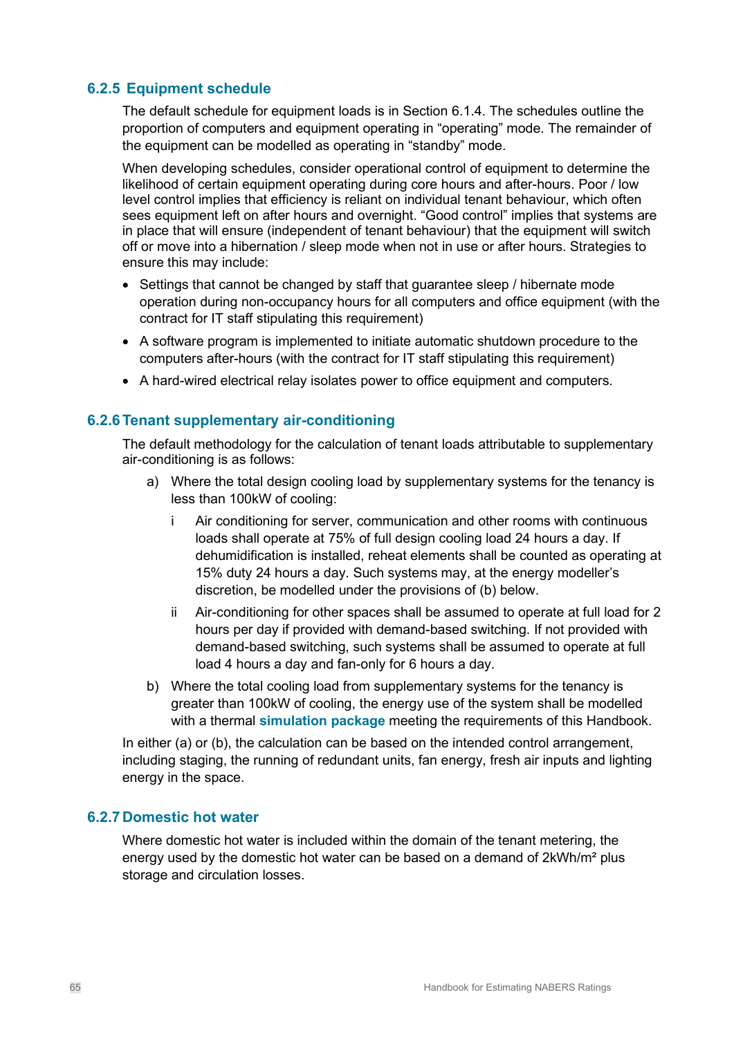### 6.2.5 Equipment schedule

The default schedule for equipment loads is in Section 6.1.4. The schedules outline the proportion of computers and equipment operating in "operating" mode. The remainder of the equipment can be modelled as operating in "standby" mode.

When developing schedules, consider operational control of equipment to determine the likelihood of certain equipment operating during core hours and after-hours. Poor / low level control implies that efficiency is reliant on individual tenant behaviour, which often sees equipment left on after hours and overnight. "Good control" implies that systems are in place that will ensure (independent of tenant behaviour) that the equipment will switch off or move into a hibernation / sleep mode when not in use or after hours. Strategies to ensure this may include:

- Settings that cannot be changed by staff that guarantee sleep / hibernate mode operation during non-occupancy hours for all computers and office equipment (with the contract for IT staff stipulating this requirement)
- A software program is implemented to initiate automatic shutdown procedure to the computers after-hours (with the contract for IT staff stipulating this requirement)
- A hard-wired electrical relay isolates power to office equipment and computers.

### 6.2.6 Tenant supplementary air-conditioning

The default methodology for the calculation of tenant loads attributable to supplementary air-conditioning is as follows:

a) Where the total design cooling load by supplementary systems for the tenancy is less than 100kW of cooling:

   i Air conditioning for server, communication and other rooms with continuous loads shall operate at 75% of full design cooling load 24 hours a day. If dehumidification is installed, reheat elements shall be counted as operating at 15% duty 24 hours a day. Such systems may, at the energy modeller's discretion, be modelled under the provisions of (b) below.

   ii Air-conditioning for other spaces shall be assumed to operate at full load for 2 hours per day if provided with demand-based switching. If not provided with demand-based switching, such systems shall be assumed to operate at full load 4 hours a day and fan-only for 6 hours a day.

b) Where the total cooling load from supplementary systems for the tenancy is greater than 100kW of cooling, the energy use of the system shall be modelled with a thermal **simulation package** meeting the requirements of this Handbook.

In either (a) or (b), the calculation can be based on the intended control arrangement, including staging, the running of redundant units, fan energy, fresh air inputs and lighting energy in the space.

### 6.2.7 Domestic hot water

Where domestic hot water is included within the domain of the tenant metering, the energy used by the domestic hot water can be based on a demand of 2kWh/m² plus storage and circulation losses.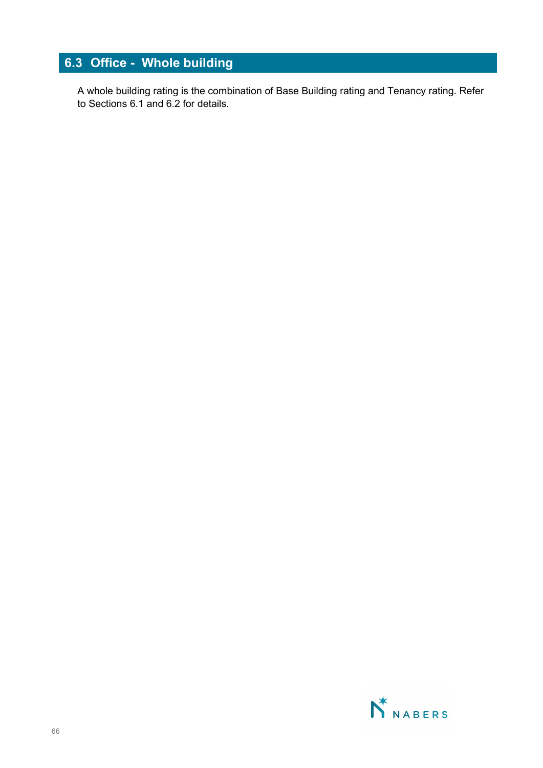## 6.3 Office - Whole building

A whole building rating is the combination of Base Building rating and Tenancy rating. Refer to Sections 6.1 and 6.2 for details.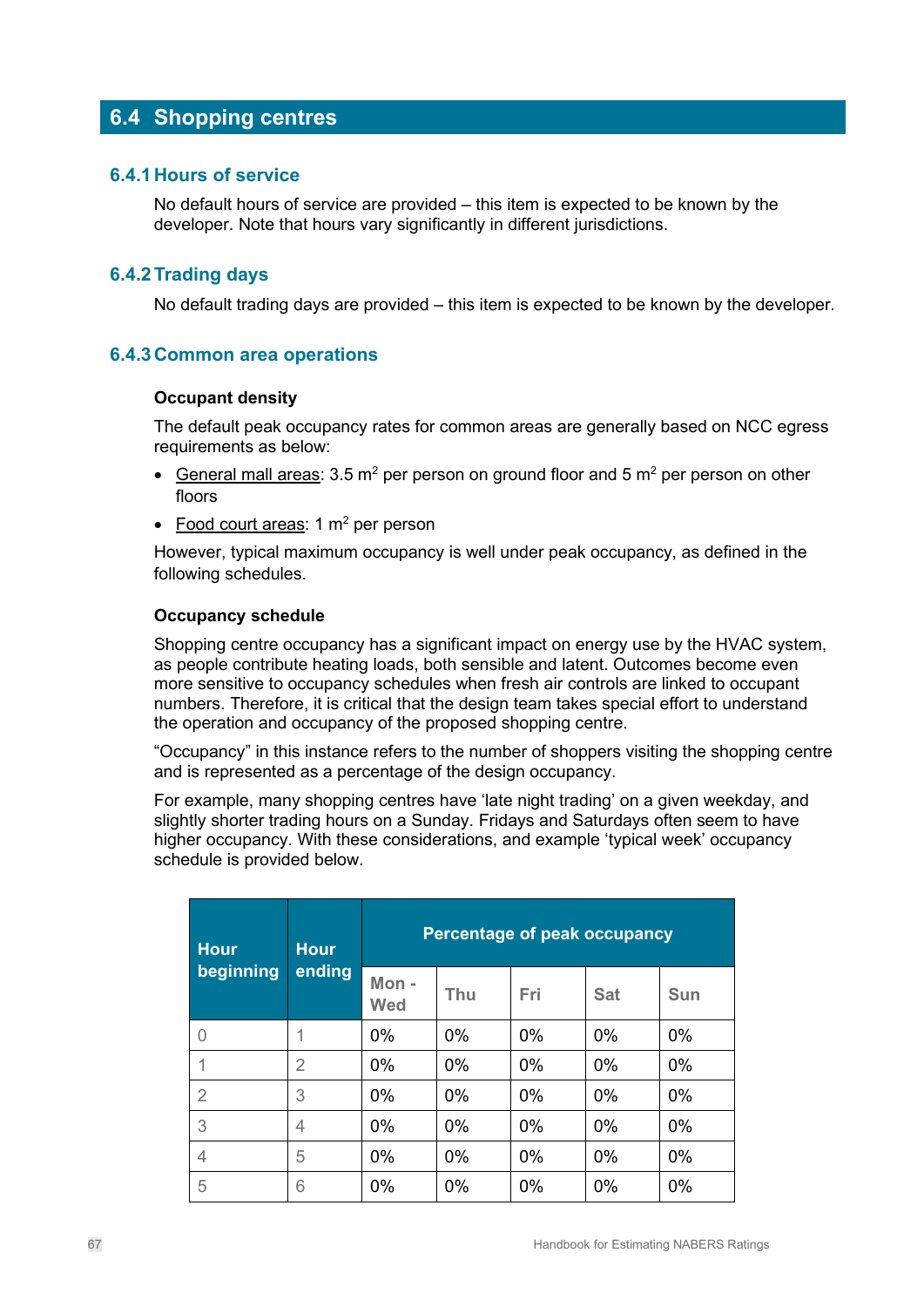## 6.4 Shopping centres

### 6.4.1 Hours of service

No default hours of service are provided – this item is expected to be known by the developer. Note that hours vary significantly in different jurisdictions.

### 6.4.2 Trading days

No default trading days are provided – this item is expected to be known by the developer.

### 6.4.3 Common area operations

**Occupant density**

The default peak occupancy rates for common areas are generally based on NCC egress requirements as below:

- General mall areas: 3.5 m$^2$ per person on ground floor and 5 m$^2$ per person on other floors
- Food court areas: 1 m$^2$ per person

However, typical maximum occupancy is well under peak occupancy, as defined in the following schedules.

**Occupancy schedule**

Shopping centre occupancy has a significant impact on energy use by the HVAC system, as people contribute heating loads, both sensible and latent. Outcomes become even more sensitive to occupancy schedules when fresh air controls are linked to occupant numbers. Therefore, it is critical that the design team takes special effort to understand the operation and occupancy of the proposed shopping centre.

"Occupancy" in this instance refers to the number of shoppers visiting the shopping centre and is represented as a percentage of the design occupancy.

For example, many shopping centres have 'late night trading' on a given weekday, and slightly shorter trading hours on a Sunday. Fridays and Saturdays often seem to have higher occupancy. With these considerations, and example 'typical week' occupancy schedule is provided below.

| Hour beginning | Hour ending | Percentage of peak occupancy | | | | |
|---|---|---|---|---|---|---|
| | | Mon - Wed | Thu | Fri | Sat | Sun |
| 0 | 1 | 0% | 0% | 0% | 0% | 0% |
| 1 | 2 | 0% | 0% | 0% | 0% | 0% |
| 2 | 3 | 0% | 0% | 0% | 0% | 0% |
| 3 | 4 | 0% | 0% | 0% | 0% | 0% |
| 4 | 5 | 0% | 0% | 0% | 0% | 0% |
| 5 | 6 | 0% | 0% | 0% | 0% | 0% |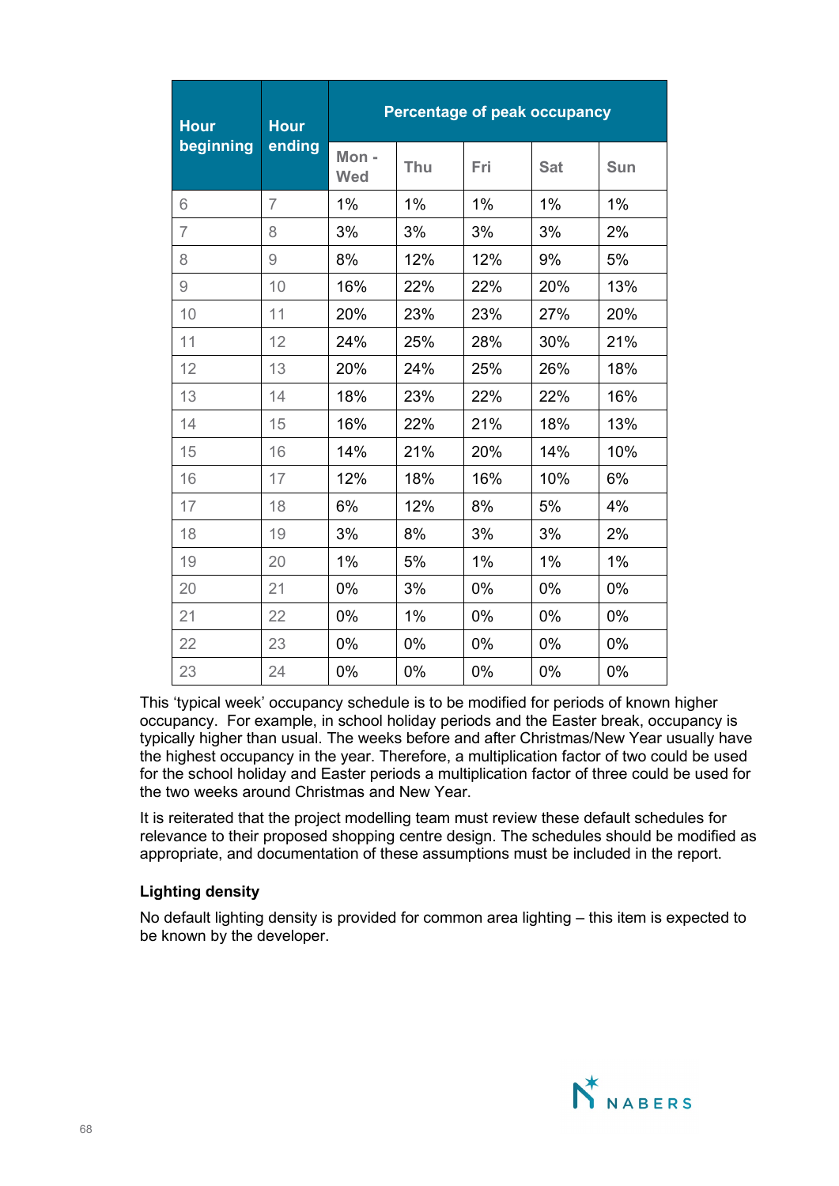| Hour beginning | Hour ending | Percentage of peak occupancy | | | | |
|---|---|---|---|---|---|---|
| | | Mon - Wed | Thu | Fri | Sat | Sun |
| 6 | 7 | 1% | 1% | 1% | 1% | 1% |
| 7 | 8 | 3% | 3% | 3% | 3% | 2% |
| 8 | 9 | 8% | 12% | 12% | 9% | 5% |
| 9 | 10 | 16% | 22% | 22% | 20% | 13% |
| 10 | 11 | 20% | 23% | 23% | 27% | 20% |
| 11 | 12 | 24% | 25% | 28% | 30% | 21% |
| 12 | 13 | 20% | 24% | 25% | 26% | 18% |
| 13 | 14 | 18% | 23% | 22% | 22% | 16% |
| 14 | 15 | 16% | 22% | 21% | 18% | 13% |
| 15 | 16 | 14% | 21% | 20% | 14% | 10% |
| 16 | 17 | 12% | 18% | 16% | 10% | 6% |
| 17 | 18 | 6% | 12% | 8% | 5% | 4% |
| 18 | 19 | 3% | 8% | 3% | 3% | 2% |
| 19 | 20 | 1% | 5% | 1% | 1% | 1% |
| 20 | 21 | 0% | 3% | 0% | 0% | 0% |
| 21 | 22 | 0% | 1% | 0% | 0% | 0% |
| 22 | 23 | 0% | 0% | 0% | 0% | 0% |
| 23 | 24 | 0% | 0% | 0% | 0% | 0% |

This 'typical week' occupancy schedule is to be modified for periods of known higher occupancy. For example, in school holiday periods and the Easter break, occupancy is typically higher than usual. The weeks before and after Christmas/New Year usually have the highest occupancy in the year. Therefore, a multiplication factor of two could be used for the school holiday and Easter periods a multiplication factor of three could be used for the two weeks around Christmas and New Year.

It is reiterated that the project modelling team must review these default schedules for relevance to their proposed shopping centre design. The schedules should be modified as appropriate, and documentation of these assumptions must be included in the report.

**Lighting density**

No default lighting density is provided for common area lighting – this item is expected to be known by the developer.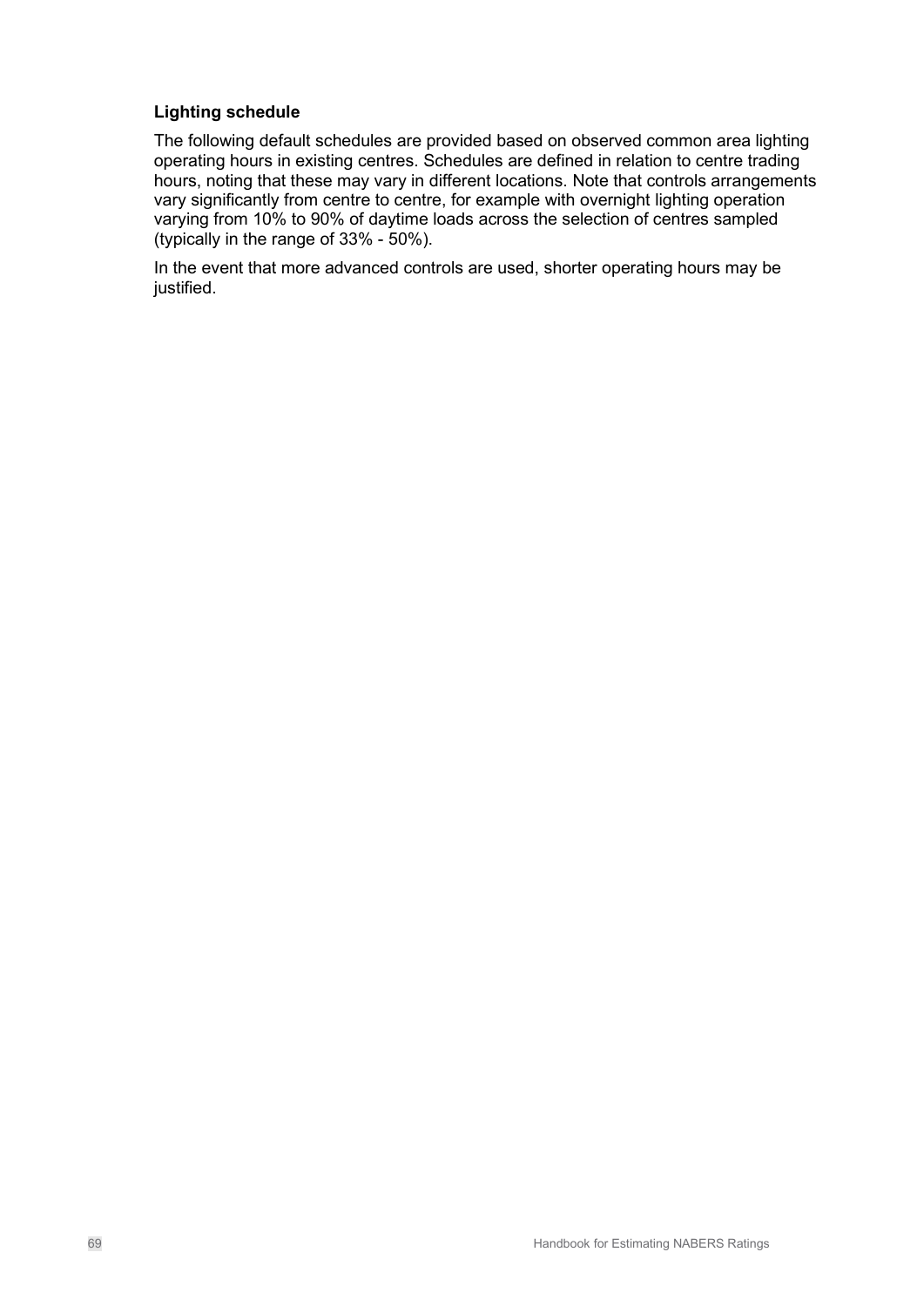**Lighting schedule**

The following default schedules are provided based on observed common area lighting operating hours in existing centres. Schedules are defined in relation to centre trading hours, noting that these may vary in different locations. Note that controls arrangements vary significantly from centre to centre, for example with overnight lighting operation varying from 10% to 90% of daytime loads across the selection of centres sampled (typically in the range of 33% - 50%).

In the event that more advanced controls are used, shorter operating hours may be justified.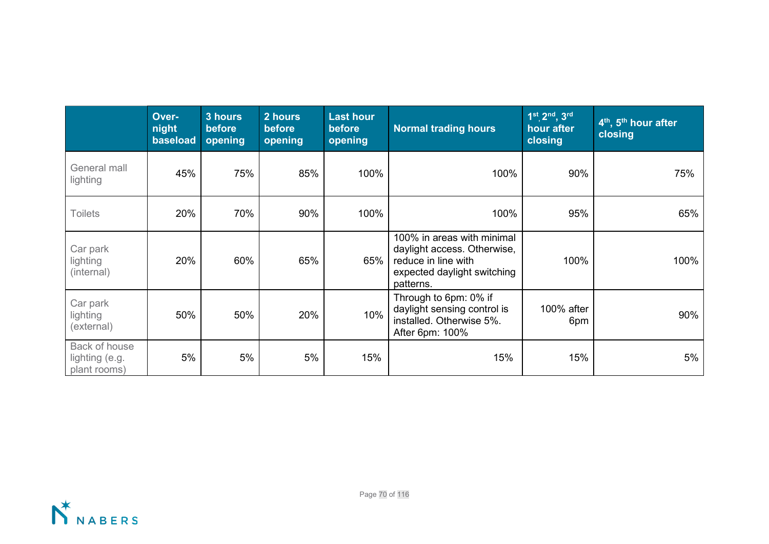| | Over-night baseload | 3 hours before opening | 2 hours before opening | Last hour before opening | Normal trading hours | 1st, 2nd, 3rd hour after closing | 4th, 5th hour after closing |
|---|---|---|---|---|---|---|---|
| General mall lighting | 45% | 75% | 85% | 100% | 100% | 90% | 75% |
| Toilets | 20% | 70% | 90% | 100% | 100% | 95% | 65% |
| Car park lighting (internal) | 20% | 60% | 65% | 65% | 100% in areas with minimal daylight access. Otherwise, reduce in line with expected daylight switching patterns. | 100% | 100% |
| Car park lighting (external) | 50% | 50% | 20% | 10% | Through to 6pm: 0% if daylight sensing control is installed. Otherwise 5%. After 6pm: 100% | 100% after 6pm | 90% |
| Back of house lighting (e.g. plant rooms) | 5% | 5% | 5% | 15% | 15% | 15% | 5% |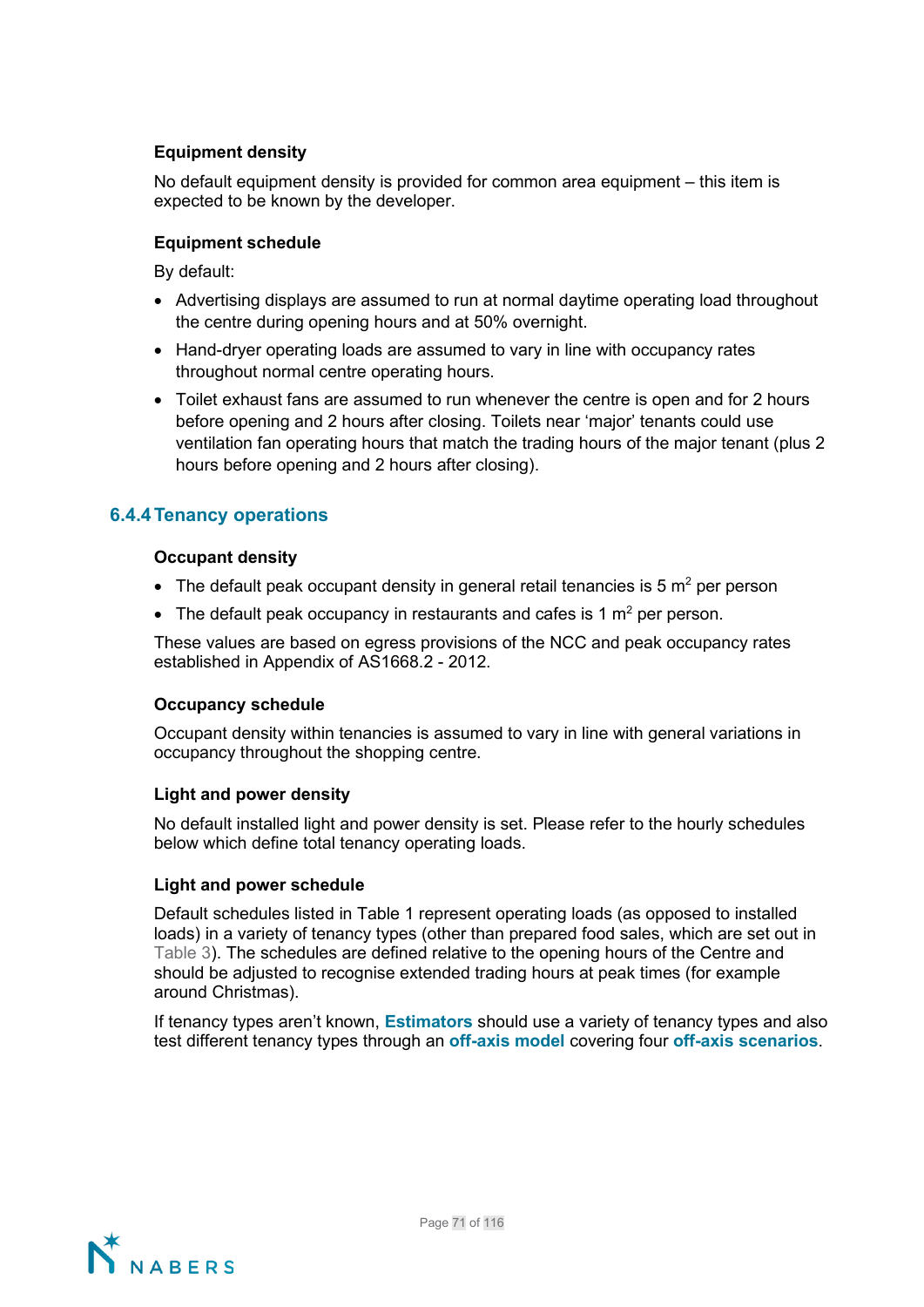### Equipment density

No default equipment density is provided for common area equipment – this item is expected to be known by the developer.

### Equipment schedule

By default:

- Advertising displays are assumed to run at normal daytime operating load throughout the centre during opening hours and at 50% overnight.
- Hand-dryer operating loads are assumed to vary in line with occupancy rates throughout normal centre operating hours.
- Toilet exhaust fans are assumed to run whenever the centre is open and for 2 hours before opening and 2 hours after closing. Toilets near 'major' tenants could use ventilation fan operating hours that match the trading hours of the major tenant (plus 2 hours before opening and 2 hours after closing).

## 6.4.4 Tenancy operations

### Occupant density

- The default peak occupant density in general retail tenancies is 5 $m^2$ per person
- The default peak occupancy in restaurants and cafes is 1 $m^2$ per person.

These values are based on egress provisions of the NCC and peak occupancy rates established in Appendix of AS1668.2 - 2012.

### Occupancy schedule

Occupant density within tenancies is assumed to vary in line with general variations in occupancy throughout the shopping centre.

### Light and power density

No default installed light and power density is set. Please refer to the hourly schedules below which define total tenancy operating loads.

### Light and power schedule

Default schedules listed in Table 1 represent operating loads (as opposed to installed loads) in a variety of tenancy types (other than prepared food sales, which are set out in Table 3). The schedules are defined relative to the opening hours of the Centre and should be adjusted to recognise extended trading hours at peak times (for example around Christmas).

If tenancy types aren't known, **Estimators** should use a variety of tenancy types and also test different tenancy types through an **off-axis model** covering four **off-axis scenarios**.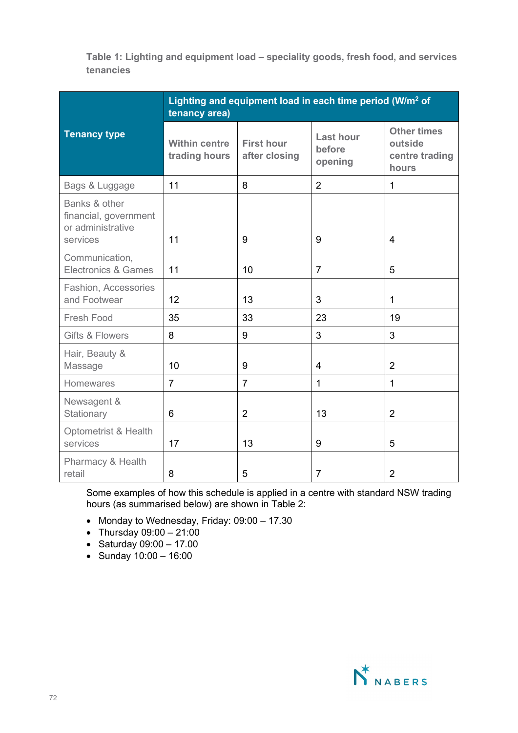**Table 1: Lighting and equipment load – speciality goods, fresh food, and services tenancies**

| Tenancy type | Lighting and equipment load in each time period (W/m$^2$ of tenancy area) | | | |
|---|---|---|---|---|
| | Within centre trading hours | First hour after closing | Last hour before opening | Other times outside centre trading hours |
| Bags & Luggage | 11 | 8 | 2 | 1 |
| Banks & other financial, government or administrative services | 11 | 9 | 9 | 4 |
| Communication, Electronics & Games | 11 | 10 | 7 | 5 |
| Fashion, Accessories and Footwear | 12 | 13 | 3 | 1 |
| Fresh Food | 35 | 33 | 23 | 19 |
| Gifts & Flowers | 8 | 9 | 3 | 3 |
| Hair, Beauty & Massage | 10 | 9 | 4 | 2 |
| Homewares | 7 | 7 | 1 | 1 |
| Newsagent & Stationary | 6 | 2 | 13 | 2 |
| Optometrist & Health services | 17 | 13 | 9 | 5 |
| Pharmacy & Health retail | 8 | 5 | 7 | 2 |

Some examples of how this schedule is applied in a centre with standard NSW trading hours (as summarised below) are shown in Table 2:

- Monday to Wednesday, Friday: 09:00 – 17.30
- Thursday 09:00 – 21:00
- Saturday 09:00 – 17.00
- Sunday 10:00 – 16:00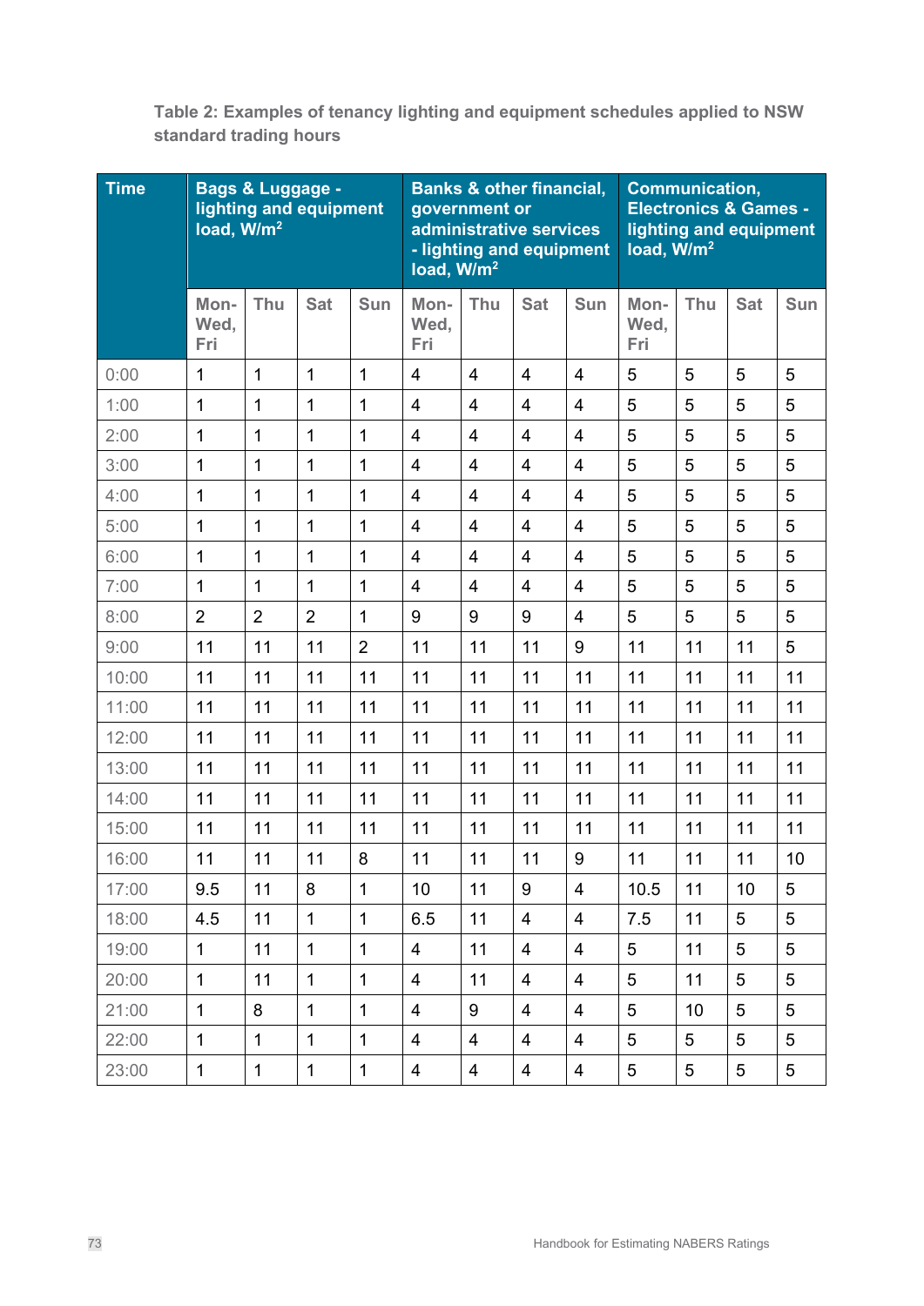**Table 2: Examples of tenancy lighting and equipment schedules applied to NSW standard trading hours**

| Time | Bags & Luggage - lighting and equipment load, W/m² | | | | Banks & other financial, government or administrative services - lighting and equipment load, W/m² | | | | Communication, Electronics & Games - lighting and equipment load, W/m² | | | |
|---|---|---|---|---|---|---|---|---|---|---|---|---|
| | Mon-Wed, Fri | Thu | Sat | Sun | Mon-Wed, Fri | Thu | Sat | Sun | Mon-Wed, Fri | Thu | Sat | Sun |
| 0:00 | 1 | 1 | 1 | 1 | 4 | 4 | 4 | 4 | 5 | 5 | 5 | 5 |
| 1:00 | 1 | 1 | 1 | 1 | 4 | 4 | 4 | 4 | 5 | 5 | 5 | 5 |
| 2:00 | 1 | 1 | 1 | 1 | 4 | 4 | 4 | 4 | 5 | 5 | 5 | 5 |
| 3:00 | 1 | 1 | 1 | 1 | 4 | 4 | 4 | 4 | 5 | 5 | 5 | 5 |
| 4:00 | 1 | 1 | 1 | 1 | 4 | 4 | 4 | 4 | 5 | 5 | 5 | 5 |
| 5:00 | 1 | 1 | 1 | 1 | 4 | 4 | 4 | 4 | 5 | 5 | 5 | 5 |
| 6:00 | 1 | 1 | 1 | 1 | 4 | 4 | 4 | 4 | 5 | 5 | 5 | 5 |
| 7:00 | 1 | 1 | 1 | 1 | 4 | 4 | 4 | 4 | 5 | 5 | 5 | 5 |
| 8:00 | 2 | 2 | 2 | 1 | 9 | 9 | 9 | 4 | 5 | 5 | 5 | 5 |
| 9:00 | 11 | 11 | 11 | 2 | 11 | 11 | 11 | 9 | 11 | 11 | 11 | 5 |
| 10:00 | 11 | 11 | 11 | 11 | 11 | 11 | 11 | 11 | 11 | 11 | 11 | 11 |
| 11:00 | 11 | 11 | 11 | 11 | 11 | 11 | 11 | 11 | 11 | 11 | 11 | 11 |
| 12:00 | 11 | 11 | 11 | 11 | 11 | 11 | 11 | 11 | 11 | 11 | 11 | 11 |
| 13:00 | 11 | 11 | 11 | 11 | 11 | 11 | 11 | 11 | 11 | 11 | 11 | 11 |
| 14:00 | 11 | 11 | 11 | 11 | 11 | 11 | 11 | 11 | 11 | 11 | 11 | 11 |
| 15:00 | 11 | 11 | 11 | 11 | 11 | 11 | 11 | 11 | 11 | 11 | 11 | 11 |
| 16:00 | 11 | 11 | 11 | 8 | 11 | 11 | 11 | 9 | 11 | 11 | 11 | 10 |
| 17:00 | 9.5 | 11 | 8 | 1 | 10 | 11 | 9 | 4 | 10.5 | 11 | 10 | 5 |
| 18:00 | 4.5 | 11 | 1 | 1 | 6.5 | 11 | 4 | 4 | 7.5 | 11 | 5 | 5 |
| 19:00 | 1 | 11 | 1 | 1 | 4 | 11 | 4 | 4 | 5 | 11 | 5 | 5 |
| 20:00 | 1 | 11 | 1 | 1 | 4 | 11 | 4 | 4 | 5 | 11 | 5 | 5 |
| 21:00 | 1 | 8 | 1 | 1 | 4 | 9 | 4 | 4 | 5 | 10 | 5 | 5 |
| 22:00 | 1 | 1 | 1 | 1 | 4 | 4 | 4 | 4 | 5 | 5 | 5 | 5 |
| 23:00 | 1 | 1 | 1 | 1 | 4 | 4 | 4 | 4 | 5 | 5 | 5 | 5 |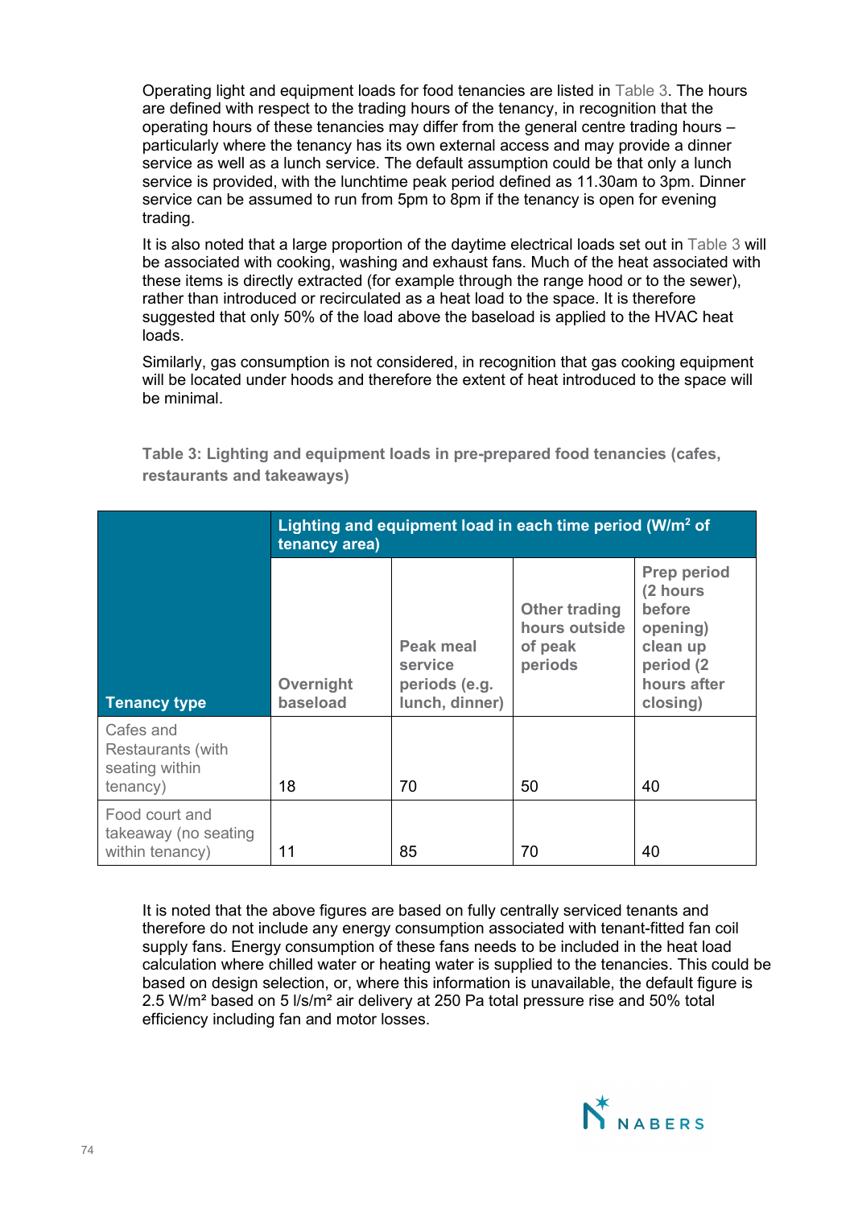Operating light and equipment loads for food tenancies are listed in Table 3. The hours are defined with respect to the trading hours of the tenancy, in recognition that the operating hours of these tenancies may differ from the general centre trading hours – particularly where the tenancy has its own external access and may provide a dinner service as well as a lunch service. The default assumption could be that only a lunch service is provided, with the lunchtime peak period defined as 11.30am to 3pm. Dinner service can be assumed to run from 5pm to 8pm if the tenancy is open for evening trading.

It is also noted that a large proportion of the daytime electrical loads set out in Table 3 will be associated with cooking, washing and exhaust fans. Much of the heat associated with these items is directly extracted (for example through the range hood or to the sewer), rather than introduced or recirculated as a heat load to the space. It is therefore suggested that only 50% of the load above the baseload is applied to the HVAC heat loads.

Similarly, gas consumption is not considered, in recognition that gas cooking equipment will be located under hoods and therefore the extent of heat introduced to the space will be minimal.

**Table 3: Lighting and equipment loads in pre-prepared food tenancies (cafes, restaurants and takeaways)**

| | Lighting and equipment load in each time period (W/m² of tenancy area) | | | |
|---|---|---|---|---|
| **Tenancy type** | **Overnight baseload** | **Peak meal service periods (e.g. lunch, dinner)** | **Other trading hours outside of peak periods** | **Prep period (2 hours before opening) clean up period (2 hours after closing)** |
| Cafes and Restaurants (with seating within tenancy) | 18 | 70 | 50 | 40 |
| Food court and takeaway (no seating within tenancy) | 11 | 85 | 70 | 40 |

It is noted that the above figures are based on fully centrally serviced tenants and therefore do not include any energy consumption associated with tenant-fitted fan coil supply fans. Energy consumption of these fans needs to be included in the heat load calculation where chilled water or heating water is supplied to the tenancies. This could be based on design selection, or, where this information is unavailable, the default figure is 2.5 W/m² based on 5 l/s/m² air delivery at 250 Pa total pressure rise and 50% total efficiency including fan and motor losses.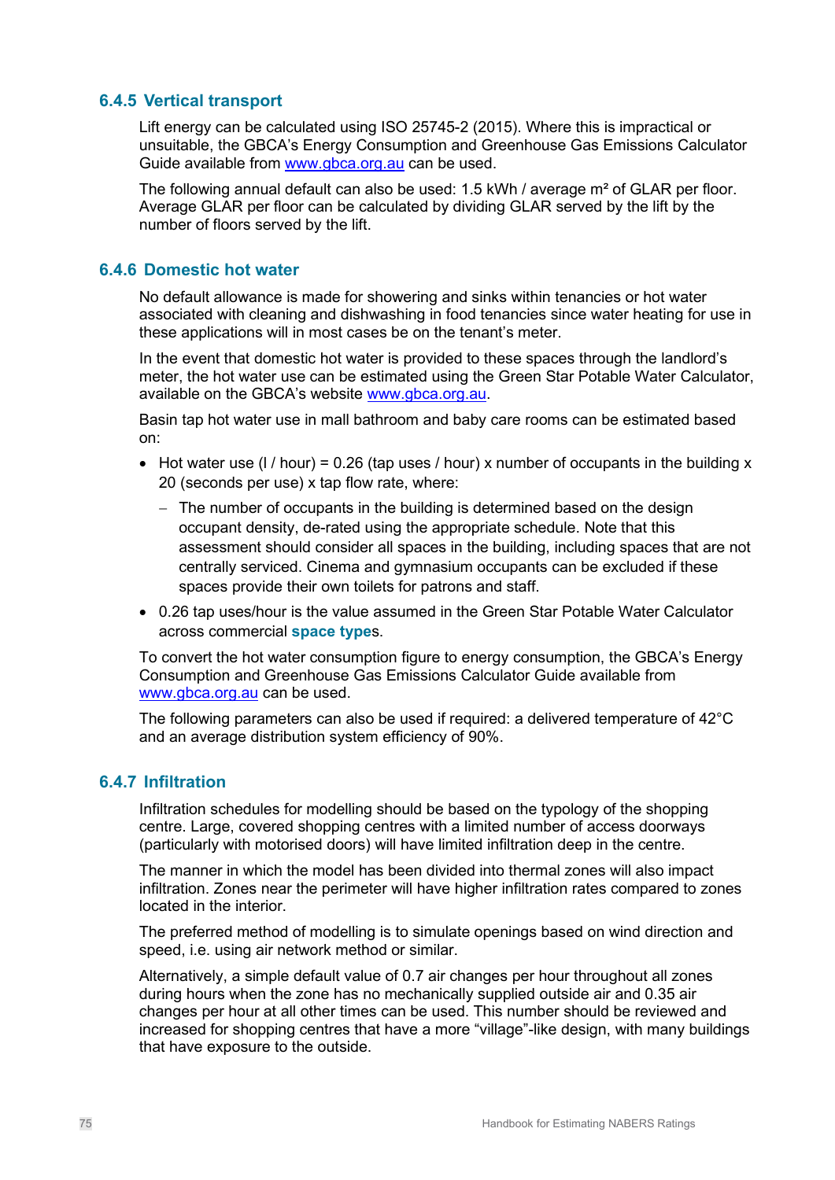### 6.4.5 Vertical transport

Lift energy can be calculated using ISO 25745-2 (2015). Where this is impractical or unsuitable, the GBCA's Energy Consumption and Greenhouse Gas Emissions Calculator Guide available from www.gbca.org.au can be used.

The following annual default can also be used: 1.5 kWh / average m² of GLAR per floor. Average GLAR per floor can be calculated by dividing GLAR served by the lift by the number of floors served by the lift.

### 6.4.6 Domestic hot water

No default allowance is made for showering and sinks within tenancies or hot water associated with cleaning and dishwashing in food tenancies since water heating for use in these applications will in most cases be on the tenant's meter.

In the event that domestic hot water is provided to these spaces through the landlord's meter, the hot water use can be estimated using the Green Star Potable Water Calculator, available on the GBCA's website www.gbca.org.au.

Basin tap hot water use in mall bathroom and baby care rooms can be estimated based on:

- Hot water use (l / hour) = 0.26 (tap uses / hour) x number of occupants in the building x 20 (seconds per use) x tap flow rate, where:
  - The number of occupants in the building is determined based on the design occupant density, de-rated using the appropriate schedule. Note that this assessment should consider all spaces in the building, including spaces that are not centrally serviced. Cinema and gymnasium occupants can be excluded if these spaces provide their own toilets for patrons and staff.
- 0.26 tap uses/hour is the value assumed in the Green Star Potable Water Calculator across commercial **space types**.

To convert the hot water consumption figure to energy consumption, the GBCA's Energy Consumption and Greenhouse Gas Emissions Calculator Guide available from www.gbca.org.au can be used.

The following parameters can also be used if required: a delivered temperature of 42°C and an average distribution system efficiency of 90%.

### 6.4.7 Infiltration

Infiltration schedules for modelling should be based on the typology of the shopping centre. Large, covered shopping centres with a limited number of access doorways (particularly with motorised doors) will have limited infiltration deep in the centre.

The manner in which the model has been divided into thermal zones will also impact infiltration. Zones near the perimeter will have higher infiltration rates compared to zones located in the interior.

The preferred method of modelling is to simulate openings based on wind direction and speed, i.e. using air network method or similar.

Alternatively, a simple default value of 0.7 air changes per hour throughout all zones during hours when the zone has no mechanically supplied outside air and 0.35 air changes per hour at all other times can be used. This number should be reviewed and increased for shopping centres that have a more "village"-like design, with many buildings that have exposure to the outside.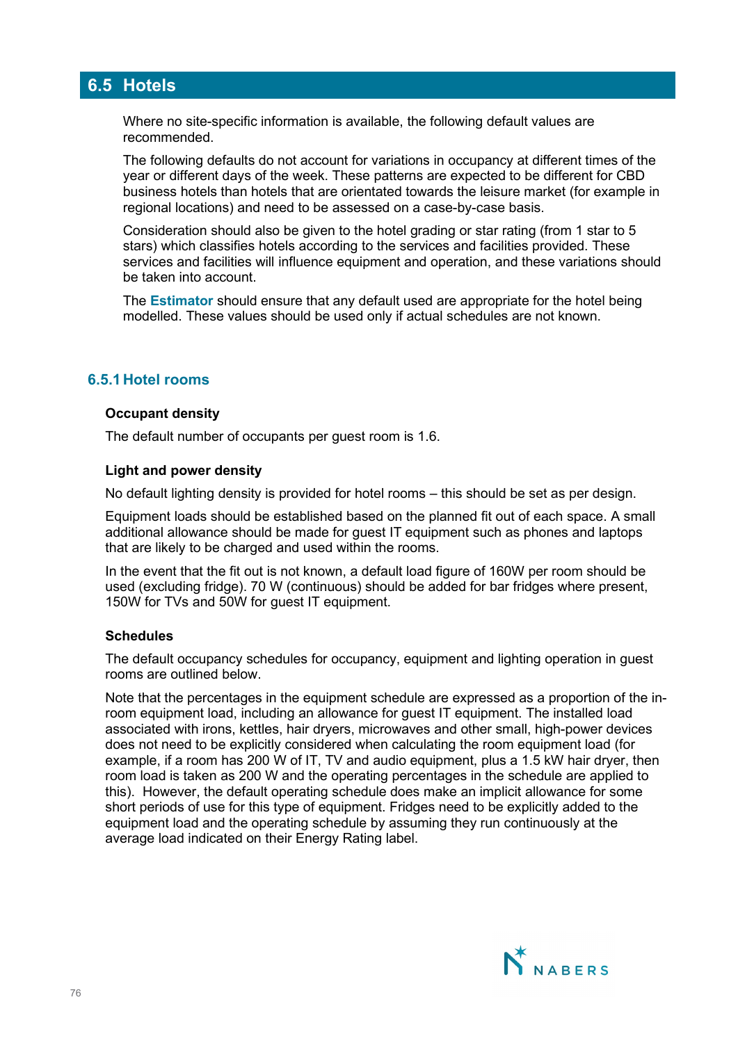## 6.5 Hotels

Where no site-specific information is available, the following default values are recommended.

The following defaults do not account for variations in occupancy at different times of the year or different days of the week. These patterns are expected to be different for CBD business hotels than hotels that are orientated towards the leisure market (for example in regional locations) and need to be assessed on a case-by-case basis.

Consideration should also be given to the hotel grading or star rating (from 1 star to 5 stars) which classifies hotels according to the services and facilities provided. These services and facilities will influence equipment and operation, and these variations should be taken into account.

The **Estimator** should ensure that any default used are appropriate for the hotel being modelled. These values should be used only if actual schedules are not known.

### 6.5.1 Hotel rooms

**Occupant density**

The default number of occupants per guest room is 1.6.

**Light and power density**

No default lighting density is provided for hotel rooms – this should be set as per design.

Equipment loads should be established based on the planned fit out of each space. A small additional allowance should be made for guest IT equipment such as phones and laptops that are likely to be charged and used within the rooms.

In the event that the fit out is not known, a default load figure of 160W per room should be used (excluding fridge). 70 W (continuous) should be added for bar fridges where present, 150W for TVs and 50W for guest IT equipment.

**Schedules**

The default occupancy schedules for occupancy, equipment and lighting operation in guest rooms are outlined below.

Note that the percentages in the equipment schedule are expressed as a proportion of the in-room equipment load, including an allowance for guest IT equipment. The installed load associated with irons, kettles, hair dryers, microwaves and other small, high-power devices does not need to be explicitly considered when calculating the room equipment load (for example, if a room has 200 W of IT, TV and audio equipment, plus a 1.5 kW hair dryer, then room load is taken as 200 W and the operating percentages in the schedule are applied to this). However, the default operating schedule does make an implicit allowance for some short periods of use for this type of equipment. Fridges need to be explicitly added to the equipment load and the operating schedule by assuming they run continuously at the average load indicated on their Energy Rating label.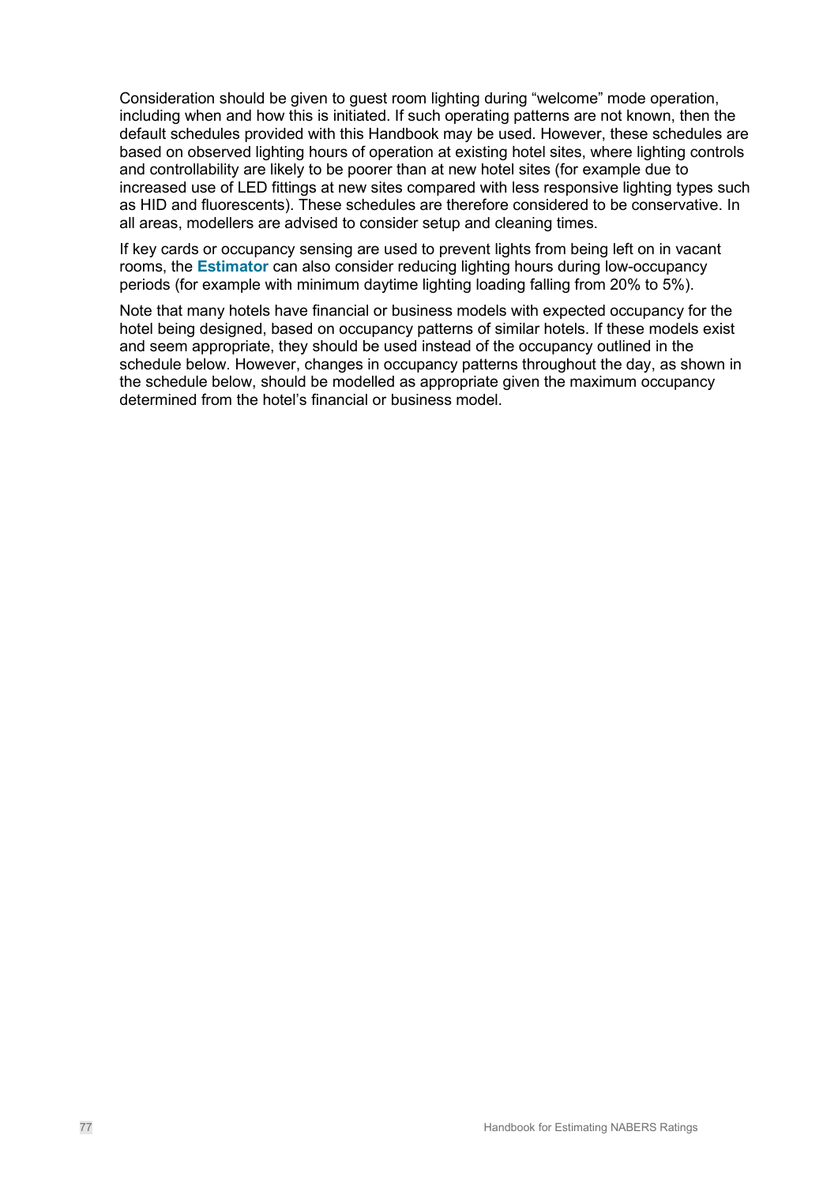Consideration should be given to guest room lighting during "welcome" mode operation, including when and how this is initiated. If such operating patterns are not known, then the default schedules provided with this Handbook may be used. However, these schedules are based on observed lighting hours of operation at existing hotel sites, where lighting controls and controllability are likely to be poorer than at new hotel sites (for example due to increased use of LED fittings at new sites compared with less responsive lighting types such as HID and fluorescents). These schedules are therefore considered to be conservative. In all areas, modellers are advised to consider setup and cleaning times.

If key cards or occupancy sensing are used to prevent lights from being left on in vacant rooms, the **Estimator** can also consider reducing lighting hours during low-occupancy periods (for example with minimum daytime lighting loading falling from 20% to 5%).

Note that many hotels have financial or business models with expected occupancy for the hotel being designed, based on occupancy patterns of similar hotels. If these models exist and seem appropriate, they should be used instead of the occupancy outlined in the schedule below. However, changes in occupancy patterns throughout the day, as shown in the schedule below, should be modelled as appropriate given the maximum occupancy determined from the hotel's financial or business model.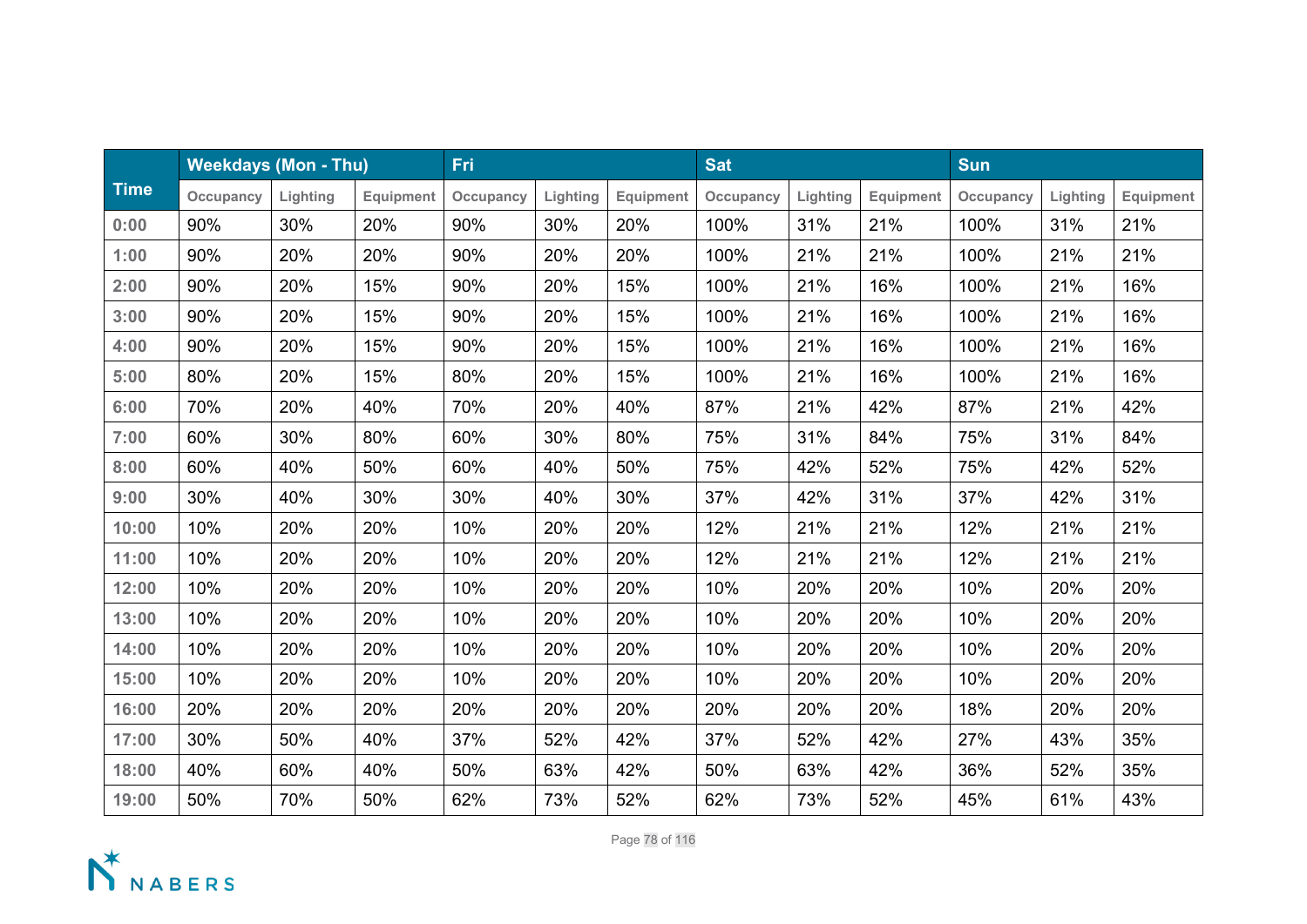| Time | Weekdays (Mon - Thu) | | | Fri | | | Sat | | | Sun | | |
|---|---|---|---|---|---|---|---|---|---|---|---|---|
| | Occupancy | Lighting | Equipment | Occupancy | Lighting | Equipment | Occupancy | Lighting | Equipment | Occupancy | Lighting | Equipment |
| 0:00 | 90% | 30% | 20% | 90% | 30% | 20% | 100% | 31% | 21% | 100% | 31% | 21% |
| 1:00 | 90% | 20% | 20% | 90% | 20% | 20% | 100% | 21% | 21% | 100% | 21% | 21% |
| 2:00 | 90% | 20% | 15% | 90% | 20% | 15% | 100% | 21% | 16% | 100% | 21% | 16% |
| 3:00 | 90% | 20% | 15% | 90% | 20% | 15% | 100% | 21% | 16% | 100% | 21% | 16% |
| 4:00 | 90% | 20% | 15% | 90% | 20% | 15% | 100% | 21% | 16% | 100% | 21% | 16% |
| 5:00 | 80% | 20% | 15% | 80% | 20% | 15% | 100% | 21% | 16% | 100% | 21% | 16% |
| 6:00 | 70% | 20% | 40% | 70% | 20% | 40% | 87% | 21% | 42% | 87% | 21% | 42% |
| 7:00 | 60% | 30% | 80% | 60% | 30% | 80% | 75% | 31% | 84% | 75% | 31% | 84% |
| 8:00 | 60% | 40% | 50% | 60% | 40% | 50% | 75% | 42% | 52% | 75% | 42% | 52% |
| 9:00 | 30% | 40% | 30% | 30% | 40% | 30% | 37% | 42% | 31% | 37% | 42% | 31% |
| 10:00 | 10% | 20% | 20% | 10% | 20% | 20% | 12% | 21% | 21% | 12% | 21% | 21% |
| 11:00 | 10% | 20% | 20% | 10% | 20% | 20% | 12% | 21% | 21% | 12% | 21% | 21% |
| 12:00 | 10% | 20% | 20% | 10% | 20% | 20% | 10% | 20% | 20% | 10% | 20% | 20% |
| 13:00 | 10% | 20% | 20% | 10% | 20% | 20% | 10% | 20% | 20% | 10% | 20% | 20% |
| 14:00 | 10% | 20% | 20% | 10% | 20% | 20% | 10% | 20% | 20% | 10% | 20% | 20% |
| 15:00 | 10% | 20% | 20% | 10% | 20% | 20% | 10% | 20% | 20% | 10% | 20% | 20% |
| 16:00 | 20% | 20% | 20% | 20% | 20% | 20% | 20% | 20% | 20% | 18% | 20% | 20% |
| 17:00 | 30% | 50% | 40% | 37% | 52% | 42% | 37% | 52% | 42% | 27% | 43% | 35% |
| 18:00 | 40% | 60% | 40% | 50% | 63% | 42% | 50% | 63% | 42% | 36% | 52% | 35% |
| 19:00 | 50% | 70% | 50% | 62% | 73% | 52% | 62% | 73% | 52% | 45% | 61% | 43% |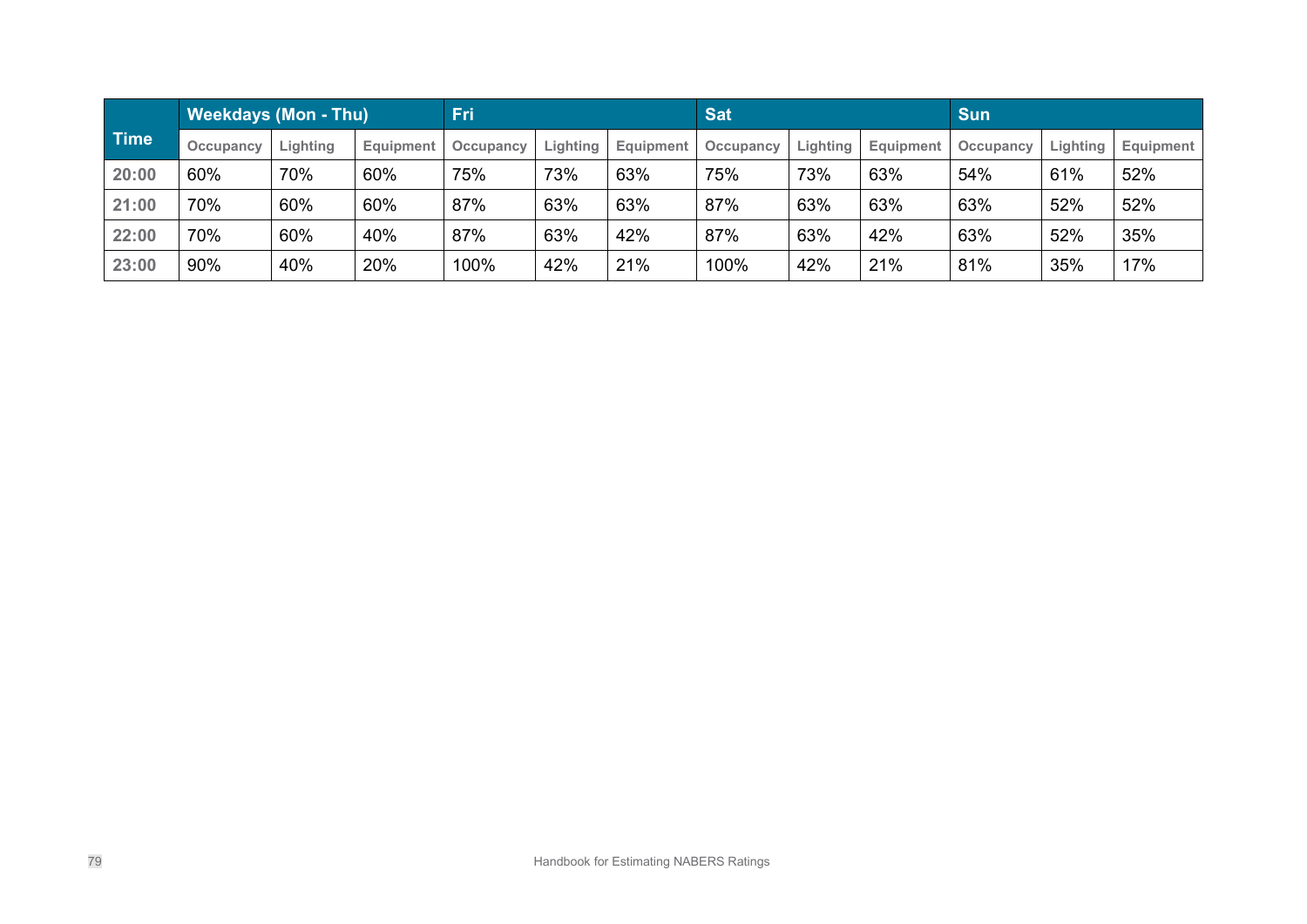| Time | Weekdays (Mon - Thu) | | | Fri | | | Sat | | | Sun | | |
|---|---|---|---|---|---|---|---|---|---|---|---|---|
| | Occupancy | Lighting | Equipment | Occupancy | Lighting | Equipment | Occupancy | Lighting | Equipment | Occupancy | Lighting | Equipment |
| 20:00 | 60% | 70% | 60% | 75% | 73% | 63% | 75% | 73% | 63% | 54% | 61% | 52% |
| 21:00 | 70% | 60% | 60% | 87% | 63% | 63% | 87% | 63% | 63% | 63% | 52% | 52% |
| 22:00 | 70% | 60% | 40% | 87% | 63% | 42% | 87% | 63% | 42% | 63% | 52% | 35% |
| 23:00 | 90% | 40% | 20% | 100% | 42% | 21% | 100% | 42% | 21% | 81% | 35% | 17% |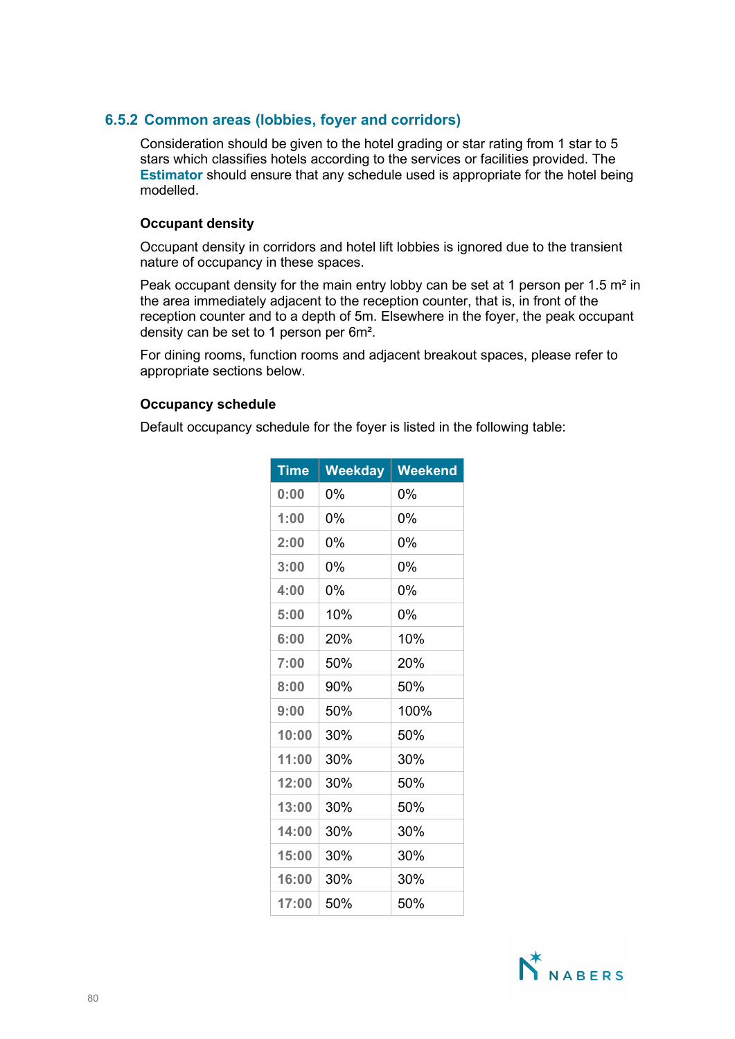### 6.5.2 Common areas (lobbies, foyer and corridors)

Consideration should be given to the hotel grading or star rating from 1 star to 5 stars which classifies hotels according to the services or facilities provided. The **Estimator** should ensure that any schedule used is appropriate for the hotel being modelled.

#### Occupant density

Occupant density in corridors and hotel lift lobbies is ignored due to the transient nature of occupancy in these spaces.

Peak occupant density for the main entry lobby can be set at 1 person per 1.5 m² in the area immediately adjacent to the reception counter, that is, in front of the reception counter and to a depth of 5m. Elsewhere in the foyer, the peak occupant density can be set to 1 person per 6m².

For dining rooms, function rooms and adjacent breakout spaces, please refer to appropriate sections below.

#### Occupancy schedule

Default occupancy schedule for the foyer is listed in the following table:

| Time | Weekday | Weekend |
|---|---|---|
| 0:00 | 0% | 0% |
| 1:00 | 0% | 0% |
| 2:00 | 0% | 0% |
| 3:00 | 0% | 0% |
| 4:00 | 0% | 0% |
| 5:00 | 10% | 0% |
| 6:00 | 20% | 10% |
| 7:00 | 50% | 20% |
| 8:00 | 90% | 50% |
| 9:00 | 50% | 100% |
| 10:00 | 30% | 50% |
| 11:00 | 30% | 30% |
| 12:00 | 30% | 50% |
| 13:00 | 30% | 50% |
| 14:00 | 30% | 30% |
| 15:00 | 30% | 30% |
| 16:00 | 30% | 30% |
| 17:00 | 50% | 50% |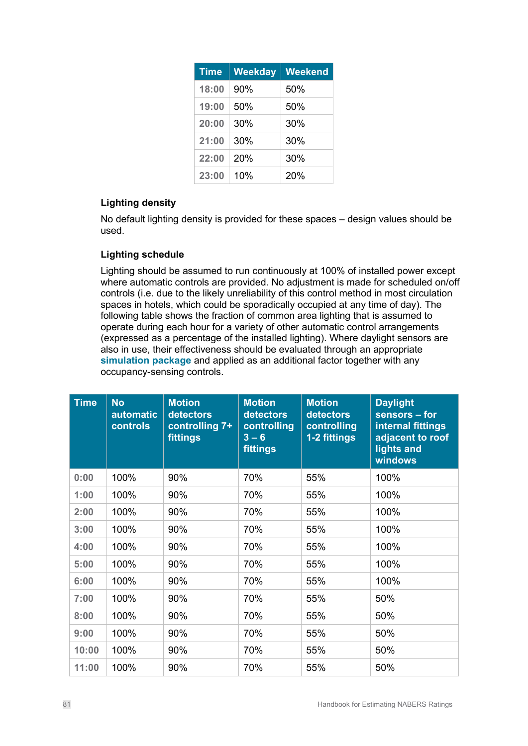| Time | Weekday | Weekend |
|---|---|---|
| 18:00 | 90% | 50% |
| 19:00 | 50% | 50% |
| 20:00 | 30% | 30% |
| 21:00 | 30% | 30% |
| 22:00 | 20% | 30% |
| 23:00 | 10% | 20% |

**Lighting density**

No default lighting density is provided for these spaces – design values should be used.

**Lighting schedule**

Lighting should be assumed to run continuously at 100% of installed power except where automatic controls are provided. No adjustment is made for scheduled on/off controls (i.e. due to the likely unreliability of this control method in most circulation spaces in hotels, which could be sporadically occupied at any time of day). The following table shows the fraction of common area lighting that is assumed to operate during each hour for a variety of other automatic control arrangements (expressed as a percentage of the installed lighting). Where daylight sensors are also in use, their effectiveness should be evaluated through an appropriate **simulation package** and applied as an additional factor together with any occupancy-sensing controls.

| Time | No automatic controls | Motion detectors controlling 7+ fittings | Motion detectors controlling 3 – 6 fittings | Motion detectors controlling 1-2 fittings | Daylight sensors – for internal fittings adjacent to roof lights and windows |
|---|---|---|---|---|---|
| 0:00 | 100% | 90% | 70% | 55% | 100% |
| 1:00 | 100% | 90% | 70% | 55% | 100% |
| 2:00 | 100% | 90% | 70% | 55% | 100% |
| 3:00 | 100% | 90% | 70% | 55% | 100% |
| 4:00 | 100% | 90% | 70% | 55% | 100% |
| 5:00 | 100% | 90% | 70% | 55% | 100% |
| 6:00 | 100% | 90% | 70% | 55% | 100% |
| 7:00 | 100% | 90% | 70% | 55% | 50% |
| 8:00 | 100% | 90% | 70% | 55% | 50% |
| 9:00 | 100% | 90% | 70% | 55% | 50% |
| 10:00 | 100% | 90% | 70% | 55% | 50% |
| 11:00 | 100% | 90% | 70% | 55% | 50% |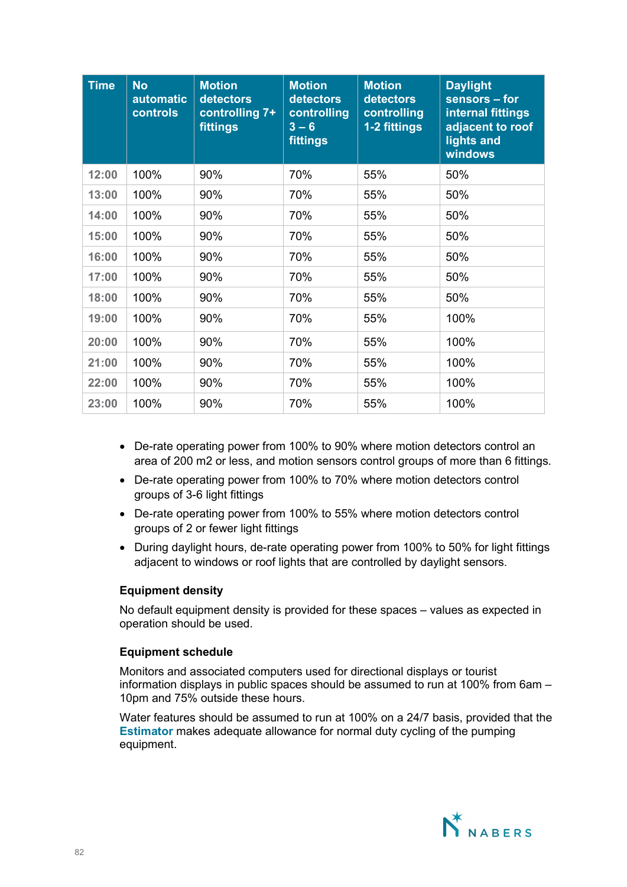| Time | No automatic controls | Motion detectors controlling 7+ fittings | Motion detectors controlling 3 – 6 fittings | Motion detectors controlling 1-2 fittings | Daylight sensors – for internal fittings adjacent to roof lights and windows |
|---|---|---|---|---|---|
| 12:00 | 100% | 90% | 70% | 55% | 50% |
| 13:00 | 100% | 90% | 70% | 55% | 50% |
| 14:00 | 100% | 90% | 70% | 55% | 50% |
| 15:00 | 100% | 90% | 70% | 55% | 50% |
| 16:00 | 100% | 90% | 70% | 55% | 50% |
| 17:00 | 100% | 90% | 70% | 55% | 50% |
| 18:00 | 100% | 90% | 70% | 55% | 50% |
| 19:00 | 100% | 90% | 70% | 55% | 100% |
| 20:00 | 100% | 90% | 70% | 55% | 100% |
| 21:00 | 100% | 90% | 70% | 55% | 100% |
| 22:00 | 100% | 90% | 70% | 55% | 100% |
| 23:00 | 100% | 90% | 70% | 55% | 100% |

- De-rate operating power from 100% to 90% where motion detectors control an area of 200 m2 or less, and motion sensors control groups of more than 6 fittings.
- De-rate operating power from 100% to 70% where motion detectors control groups of 3-6 light fittings
- De-rate operating power from 100% to 55% where motion detectors control groups of 2 or fewer light fittings
- During daylight hours, de-rate operating power from 100% to 50% for light fittings adjacent to windows or roof lights that are controlled by daylight sensors.

**Equipment density**

No default equipment density is provided for these spaces – values as expected in operation should be used.

**Equipment schedule**

Monitors and associated computers used for directional displays or tourist information displays in public spaces should be assumed to run at 100% from 6am – 10pm and 75% outside these hours.

Water features should be assumed to run at 100% on a 24/7 basis, provided that the **Estimator** makes adequate allowance for normal duty cycling of the pumping equipment.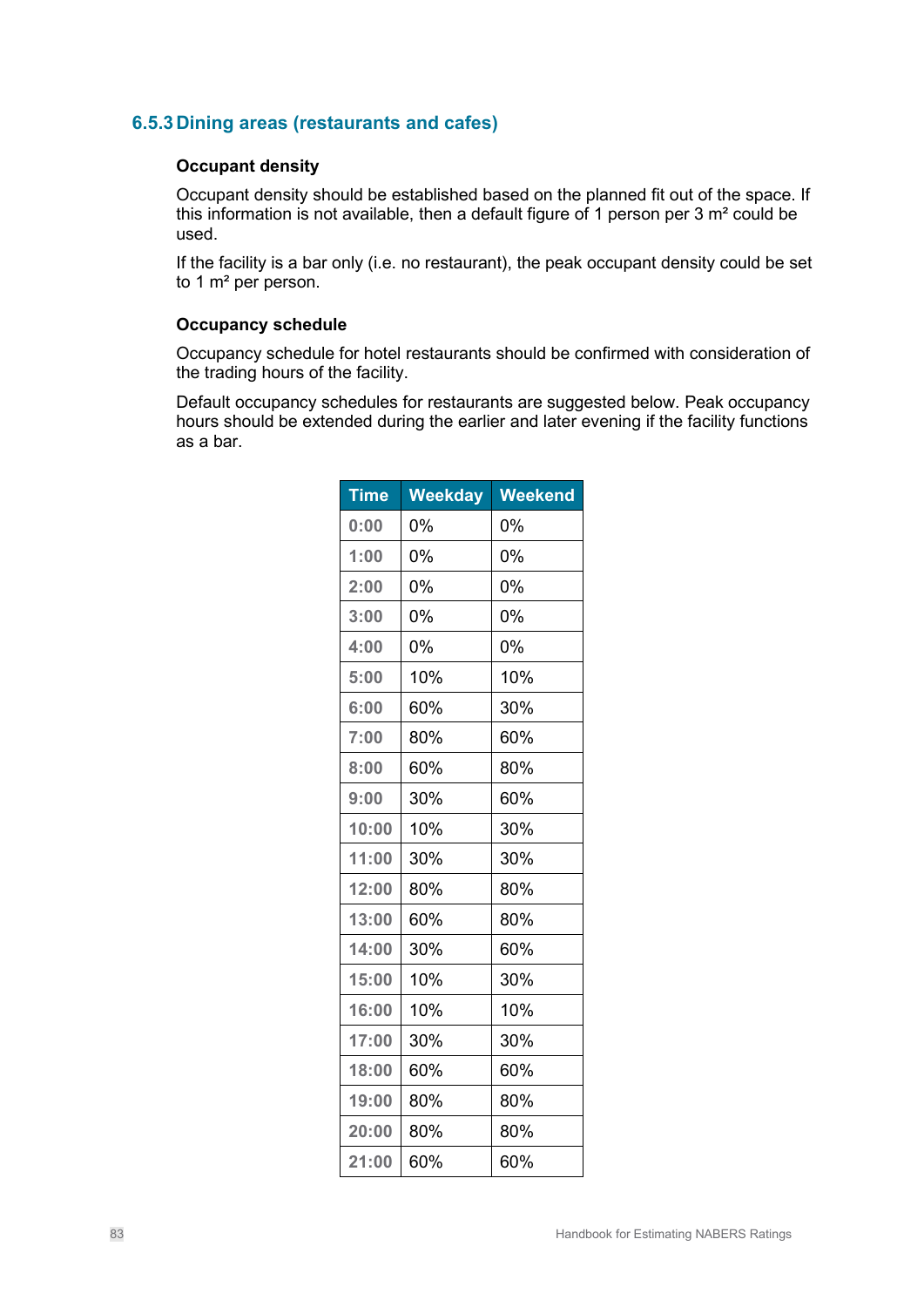### 6.5.3 Dining areas (restaurants and cafes)

**Occupant density**

Occupant density should be established based on the planned fit out of the space. If this information is not available, then a default figure of 1 person per 3 m² could be used.

If the facility is a bar only (i.e. no restaurant), the peak occupant density could be set to 1 m² per person.

**Occupancy schedule**

Occupancy schedule for hotel restaurants should be confirmed with consideration of the trading hours of the facility.

Default occupancy schedules for restaurants are suggested below. Peak occupancy hours should be extended during the earlier and later evening if the facility functions as a bar.

| Time | Weekday | Weekend |
|---|---|---|
| 0:00 | 0% | 0% |
| 1:00 | 0% | 0% |
| 2:00 | 0% | 0% |
| 3:00 | 0% | 0% |
| 4:00 | 0% | 0% |
| 5:00 | 10% | 10% |
| 6:00 | 60% | 30% |
| 7:00 | 80% | 60% |
| 8:00 | 60% | 80% |
| 9:00 | 30% | 60% |
| 10:00 | 10% | 30% |
| 11:00 | 30% | 30% |
| 12:00 | 80% | 80% |
| 13:00 | 60% | 80% |
| 14:00 | 30% | 60% |
| 15:00 | 10% | 30% |
| 16:00 | 10% | 10% |
| 17:00 | 30% | 30% |
| 18:00 | 60% | 60% |
| 19:00 | 80% | 80% |
| 20:00 | 80% | 80% |
| 21:00 | 60% | 60% |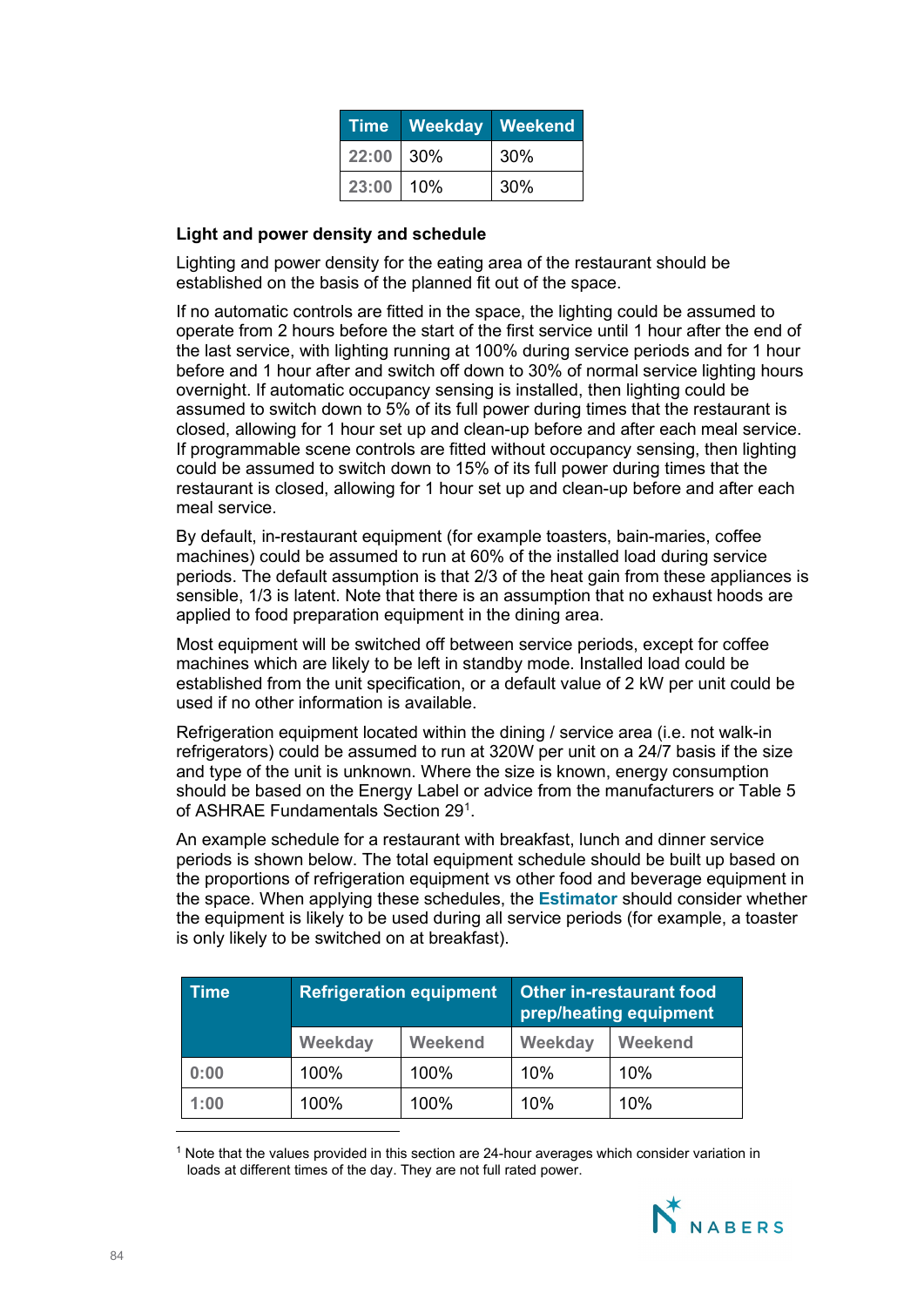| Time | Weekday | Weekend |
|---|---|---|
| 22:00 | 30% | 30% |
| 23:00 | 10% | 30% |

**Light and power density and schedule**

Lighting and power density for the eating area of the restaurant should be established on the basis of the planned fit out of the space.

If no automatic controls are fitted in the space, the lighting could be assumed to operate from 2 hours before the start of the first service until 1 hour after the end of the last service, with lighting running at 100% during service periods and for 1 hour before and 1 hour after and switch off down to 30% of normal service lighting hours overnight. If automatic occupancy sensing is installed, then lighting could be assumed to switch down to 5% of its full power during times that the restaurant is closed, allowing for 1 hour set up and clean-up before and after each meal service. If programmable scene controls are fitted without occupancy sensing, then lighting could be assumed to switch down to 15% of its full power during times that the restaurant is closed, allowing for 1 hour set up and clean-up before and after each meal service.

By default, in-restaurant equipment (for example toasters, bain-maries, coffee machines) could be assumed to run at 60% of the installed load during service periods. The default assumption is that 2/3 of the heat gain from these appliances is sensible, 1/3 is latent. Note that there is an assumption that no exhaust hoods are applied to food preparation equipment in the dining area.

Most equipment will be switched off between service periods, except for coffee machines which are likely to be left in standby mode. Installed load could be established from the unit specification, or a default value of 2 kW per unit could be used if no other information is available.

Refrigeration equipment located within the dining / service area (i.e. not walk-in refrigerators) could be assumed to run at 320W per unit on a 24/7 basis if the size and type of the unit is unknown. Where the size is known, energy consumption should be based on the Energy Label or advice from the manufacturers or Table 5 of ASHRAE Fundamentals Section 29[1].

An example schedule for a restaurant with breakfast, lunch and dinner service periods is shown below. The total equipment schedule should be built up based on the proportions of refrigeration equipment vs other food and beverage equipment in the space. When applying these schedules, the **Estimator** should consider whether the equipment is likely to be used during all service periods (for example, a toaster is only likely to be switched on at breakfast).

| Time | Refrigeration equipment | | Other in-restaurant food prep/heating equipment | |
|---|---|---|---|---|
| | Weekday | Weekend | Weekday | Weekend |
| 0:00 | 100% | 100% | 10% | 10% |
| 1:00 | 100% | 100% | 10% | 10% |

[1] Note that the values provided in this section are 24-hour averages which consider variation in loads at different times of the day. They are not full rated power.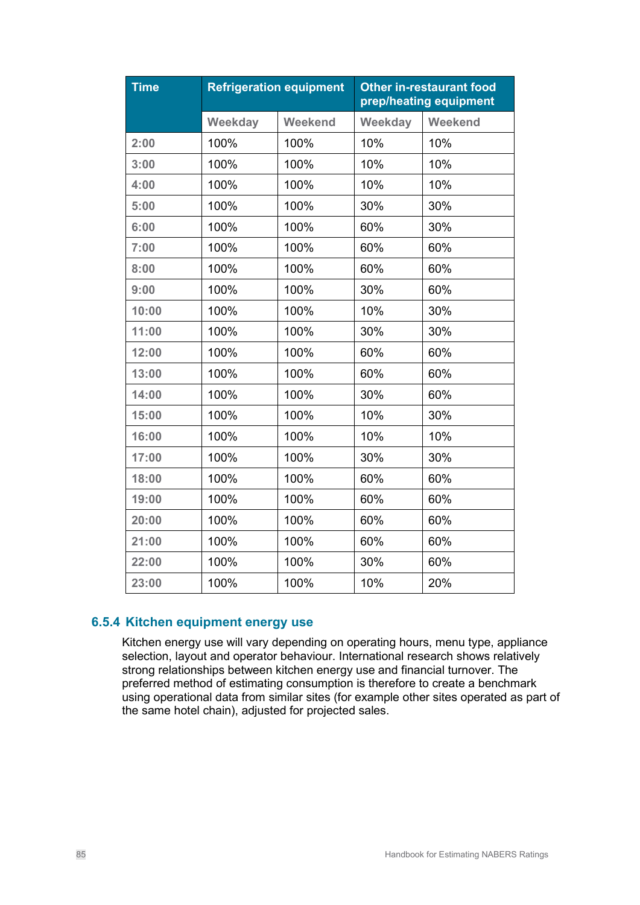| Time | Refrigeration equipment | | Other in-restaurant food prep/heating equipment | |
|---|---|---|---|---|
| | Weekday | Weekend | Weekday | Weekend |
| 2:00 | 100% | 100% | 10% | 10% |
| 3:00 | 100% | 100% | 10% | 10% |
| 4:00 | 100% | 100% | 10% | 10% |
| 5:00 | 100% | 100% | 30% | 30% |
| 6:00 | 100% | 100% | 60% | 30% |
| 7:00 | 100% | 100% | 60% | 60% |
| 8:00 | 100% | 100% | 60% | 60% |
| 9:00 | 100% | 100% | 30% | 60% |
| 10:00 | 100% | 100% | 10% | 30% |
| 11:00 | 100% | 100% | 30% | 30% |
| 12:00 | 100% | 100% | 60% | 60% |
| 13:00 | 100% | 100% | 60% | 60% |
| 14:00 | 100% | 100% | 30% | 60% |
| 15:00 | 100% | 100% | 10% | 30% |
| 16:00 | 100% | 100% | 10% | 10% |
| 17:00 | 100% | 100% | 30% | 30% |
| 18:00 | 100% | 100% | 60% | 60% |
| 19:00 | 100% | 100% | 60% | 60% |
| 20:00 | 100% | 100% | 60% | 60% |
| 21:00 | 100% | 100% | 60% | 60% |
| 22:00 | 100% | 100% | 30% | 60% |
| 23:00 | 100% | 100% | 10% | 20% |

### 6.5.4 Kitchen equipment energy use

Kitchen energy use will vary depending on operating hours, menu type, appliance selection, layout and operator behaviour. International research shows relatively strong relationships between kitchen energy use and financial turnover. The preferred method of estimating consumption is therefore to create a benchmark using operational data from similar sites (for example other sites operated as part of the same hotel chain), adjusted for projected sales.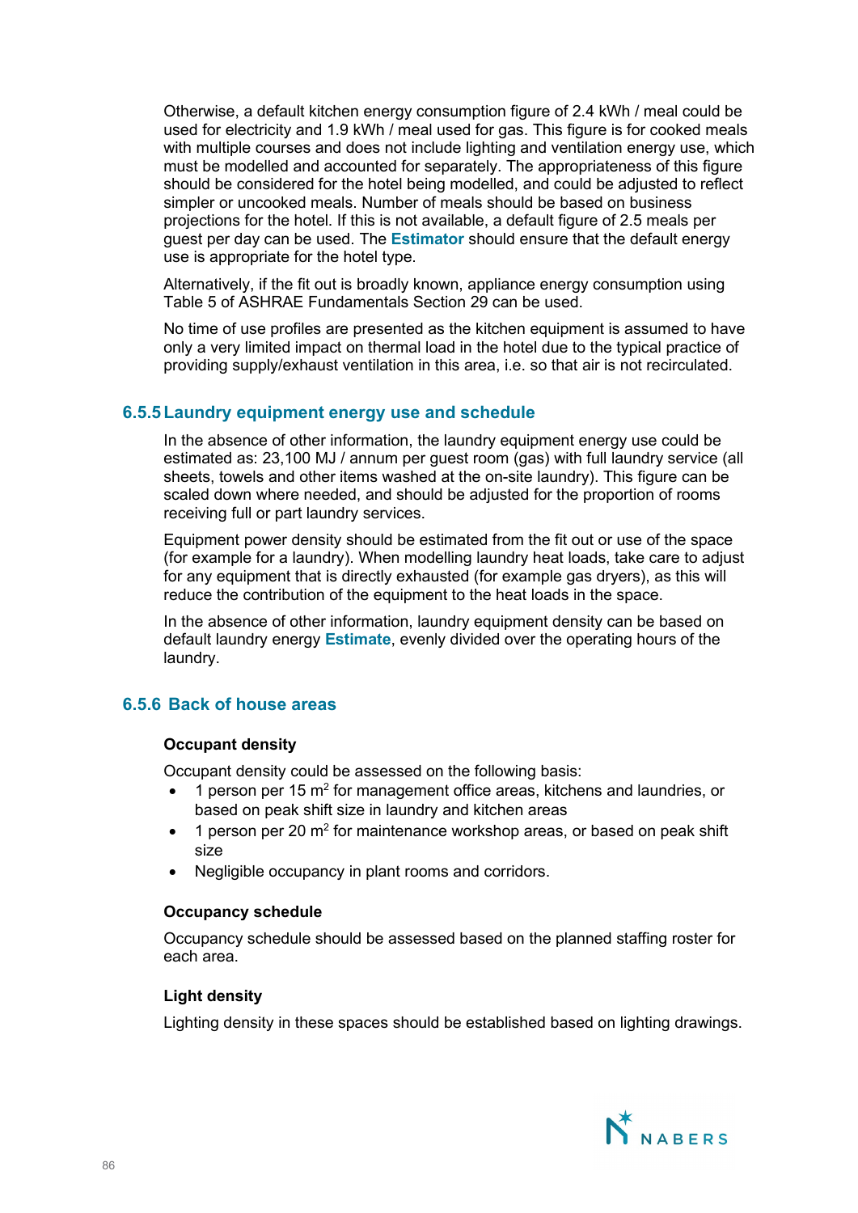Otherwise, a default kitchen energy consumption figure of 2.4 kWh / meal could be used for electricity and 1.9 kWh / meal used for gas. This figure is for cooked meals with multiple courses and does not include lighting and ventilation energy use, which must be modelled and accounted for separately. The appropriateness of this figure should be considered for the hotel being modelled, and could be adjusted to reflect simpler or uncooked meals. Number of meals should be based on business projections for the hotel. If this is not available, a default figure of 2.5 meals per guest per day can be used. The **Estimator** should ensure that the default energy use is appropriate for the hotel type.

Alternatively, if the fit out is broadly known, appliance energy consumption using Table 5 of ASHRAE Fundamentals Section 29 can be used.

No time of use profiles are presented as the kitchen equipment is assumed to have only a very limited impact on thermal load in the hotel due to the typical practice of providing supply/exhaust ventilation in this area, i.e. so that air is not recirculated.

### 6.5.5 Laundry equipment energy use and schedule

In the absence of other information, the laundry equipment energy use could be estimated as: 23,100 MJ / annum per guest room (gas) with full laundry service (all sheets, towels and other items washed at the on-site laundry). This figure can be scaled down where needed, and should be adjusted for the proportion of rooms receiving full or part laundry services.

Equipment power density should be estimated from the fit out or use of the space (for example for a laundry). When modelling laundry heat loads, take care to adjust for any equipment that is directly exhausted (for example gas dryers), as this will reduce the contribution of the equipment to the heat loads in the space.

In the absence of other information, laundry equipment density can be based on default laundry energy **Estimate**, evenly divided over the operating hours of the laundry.

### 6.5.6 Back of house areas

**Occupant density**

Occupant density could be assessed on the following basis:

- 1 person per 15 m$^2$ for management office areas, kitchens and laundries, or based on peak shift size in laundry and kitchen areas
- 1 person per 20 m$^2$ for maintenance workshop areas, or based on peak shift size
- Negligible occupancy in plant rooms and corridors.

**Occupancy schedule**

Occupancy schedule should be assessed based on the planned staffing roster for each area.

**Light density**

Lighting density in these spaces should be established based on lighting drawings.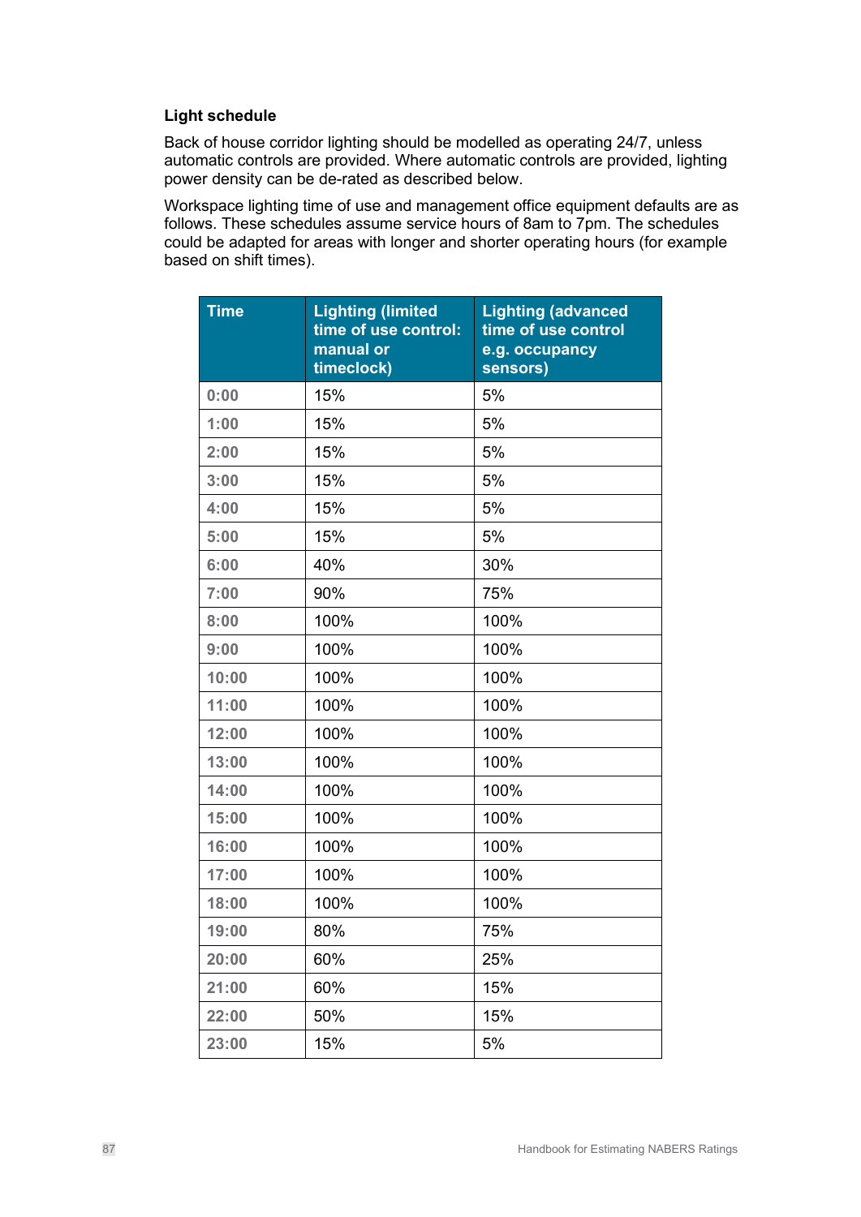### Light schedule

Back of house corridor lighting should be modelled as operating 24/7, unless automatic controls are provided. Where automatic controls are provided, lighting power density can be de-rated as described below.

Workspace lighting time of use and management office equipment defaults are as follows. These schedules assume service hours of 8am to 7pm. The schedules could be adapted for areas with longer and shorter operating hours (for example based on shift times).

| Time | Lighting (limited time of use control: manual or timeclock) | Lighting (advanced time of use control e.g. occupancy sensors) |
|---|---|---|
| 0:00 | 15% | 5% |
| 1:00 | 15% | 5% |
| 2:00 | 15% | 5% |
| 3:00 | 15% | 5% |
| 4:00 | 15% | 5% |
| 5:00 | 15% | 5% |
| 6:00 | 40% | 30% |
| 7:00 | 90% | 75% |
| 8:00 | 100% | 100% |
| 9:00 | 100% | 100% |
| 10:00 | 100% | 100% |
| 11:00 | 100% | 100% |
| 12:00 | 100% | 100% |
| 13:00 | 100% | 100% |
| 14:00 | 100% | 100% |
| 15:00 | 100% | 100% |
| 16:00 | 100% | 100% |
| 17:00 | 100% | 100% |
| 18:00 | 100% | 100% |
| 19:00 | 80% | 75% |
| 20:00 | 60% | 25% |
| 21:00 | 60% | 15% |
| 22:00 | 50% | 15% |
| 23:00 | 15% | 5% |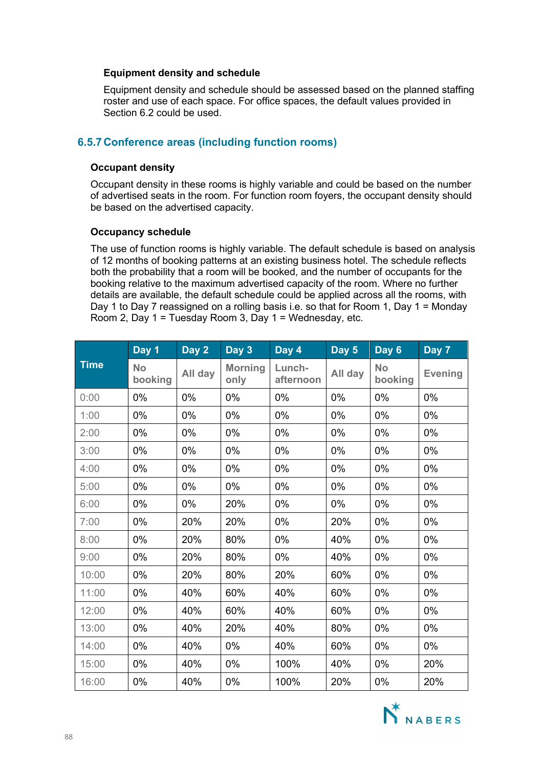**Equipment density and schedule**

Equipment density and schedule should be assessed based on the planned staffing roster and use of each space. For office spaces, the default values provided in Section 6.2 could be used.

### 6.5.7 Conference areas (including function rooms)

**Occupant density**

Occupant density in these rooms is highly variable and could be based on the number of advertised seats in the room. For function room foyers, the occupant density should be based on the advertised capacity.

**Occupancy schedule**

The use of function rooms is highly variable. The default schedule is based on analysis of 12 months of booking patterns at an existing business hotel. The schedule reflects both the probability that a room will be booked, and the number of occupants for the booking relative to the maximum advertised capacity of the room. Where no further details are available, the default schedule could be applied across all the rooms, with Day 1 to Day 7 reassigned on a rolling basis i.e. so that for Room 1, Day 1 = Monday Room 2, Day 1 = Tuesday Room 3, Day 1 = Wednesday, etc.

| Time | Day 1 | Day 2 | Day 3 | Day 4 | Day 5 | Day 6 | Day 7 |
|---|---|---|---|---|---|---|---|
| | No booking | All day | Morning only | Lunch-afternoon | All day | No booking | Evening |
| 0:00 | 0% | 0% | 0% | 0% | 0% | 0% | 0% |
| 1:00 | 0% | 0% | 0% | 0% | 0% | 0% | 0% |
| 2:00 | 0% | 0% | 0% | 0% | 0% | 0% | 0% |
| 3:00 | 0% | 0% | 0% | 0% | 0% | 0% | 0% |
| 4:00 | 0% | 0% | 0% | 0% | 0% | 0% | 0% |
| 5:00 | 0% | 0% | 0% | 0% | 0% | 0% | 0% |
| 6:00 | 0% | 0% | 20% | 0% | 0% | 0% | 0% |
| 7:00 | 0% | 20% | 20% | 0% | 20% | 0% | 0% |
| 8:00 | 0% | 20% | 80% | 0% | 40% | 0% | 0% |
| 9:00 | 0% | 20% | 80% | 0% | 40% | 0% | 0% |
| 10:00 | 0% | 20% | 80% | 20% | 60% | 0% | 0% |
| 11:00 | 0% | 40% | 60% | 40% | 60% | 0% | 0% |
| 12:00 | 0% | 40% | 60% | 40% | 60% | 0% | 0% |
| 13:00 | 0% | 40% | 20% | 40% | 80% | 0% | 0% |
| 14:00 | 0% | 40% | 0% | 40% | 60% | 0% | 0% |
| 15:00 | 0% | 40% | 0% | 100% | 40% | 0% | 20% |
| 16:00 | 0% | 40% | 0% | 100% | 20% | 0% | 20% |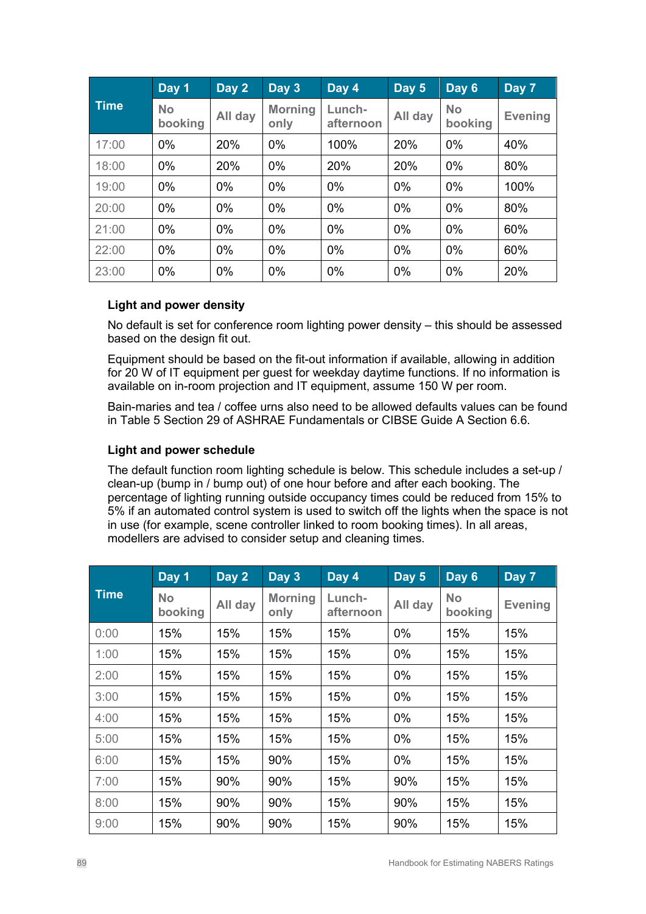| Time | Day 1 | Day 2 | Day 3 | Day 4 | Day 5 | Day 6 | Day 7 |
|---|---|---|---|---|---|---|---|
| | No booking | All day | Morning only | Lunch-afternoon | All day | No booking | Evening |
| 17:00 | 0% | 20% | 0% | 100% | 20% | 0% | 40% |
| 18:00 | 0% | 20% | 0% | 20% | 20% | 0% | 80% |
| 19:00 | 0% | 0% | 0% | 0% | 0% | 0% | 100% |
| 20:00 | 0% | 0% | 0% | 0% | 0% | 0% | 80% |
| 21:00 | 0% | 0% | 0% | 0% | 0% | 0% | 60% |
| 22:00 | 0% | 0% | 0% | 0% | 0% | 0% | 60% |
| 23:00 | 0% | 0% | 0% | 0% | 0% | 0% | 20% |

#### Light and power density

No default is set for conference room lighting power density – this should be assessed based on the design fit out.

Equipment should be based on the fit-out information if available, allowing in addition for 20 W of IT equipment per guest for weekday daytime functions. If no information is available on in-room projection and IT equipment, assume 150 W per room.

Bain-maries and tea / coffee urns also need to be allowed defaults values can be found in Table 5 Section 29 of ASHRAE Fundamentals or CIBSE Guide A Section 6.6.

#### Light and power schedule

The default function room lighting schedule is below. This schedule includes a set-up / clean-up (bump in / bump out) of one hour before and after each booking. The percentage of lighting running outside occupancy times could be reduced from 15% to 5% if an automated control system is used to switch off the lights when the space is not in use (for example, scene controller linked to room booking times). In all areas, modellers are advised to consider setup and cleaning times.

| Time | Day 1 | Day 2 | Day 3 | Day 4 | Day 5 | Day 6 | Day 7 |
|---|---|---|---|---|---|---|---|
| | No booking | All day | Morning only | Lunch-afternoon | All day | No booking | Evening |
| 0:00 | 15% | 15% | 15% | 15% | 0% | 15% | 15% |
| 1:00 | 15% | 15% | 15% | 15% | 0% | 15% | 15% |
| 2:00 | 15% | 15% | 15% | 15% | 0% | 15% | 15% |
| 3:00 | 15% | 15% | 15% | 15% | 0% | 15% | 15% |
| 4:00 | 15% | 15% | 15% | 15% | 0% | 15% | 15% |
| 5:00 | 15% | 15% | 15% | 15% | 0% | 15% | 15% |
| 6:00 | 15% | 15% | 90% | 15% | 0% | 15% | 15% |
| 7:00 | 15% | 90% | 90% | 15% | 90% | 15% | 15% |
| 8:00 | 15% | 90% | 90% | 15% | 90% | 15% | 15% |
| 9:00 | 15% | 90% | 90% | 15% | 90% | 15% | 15% |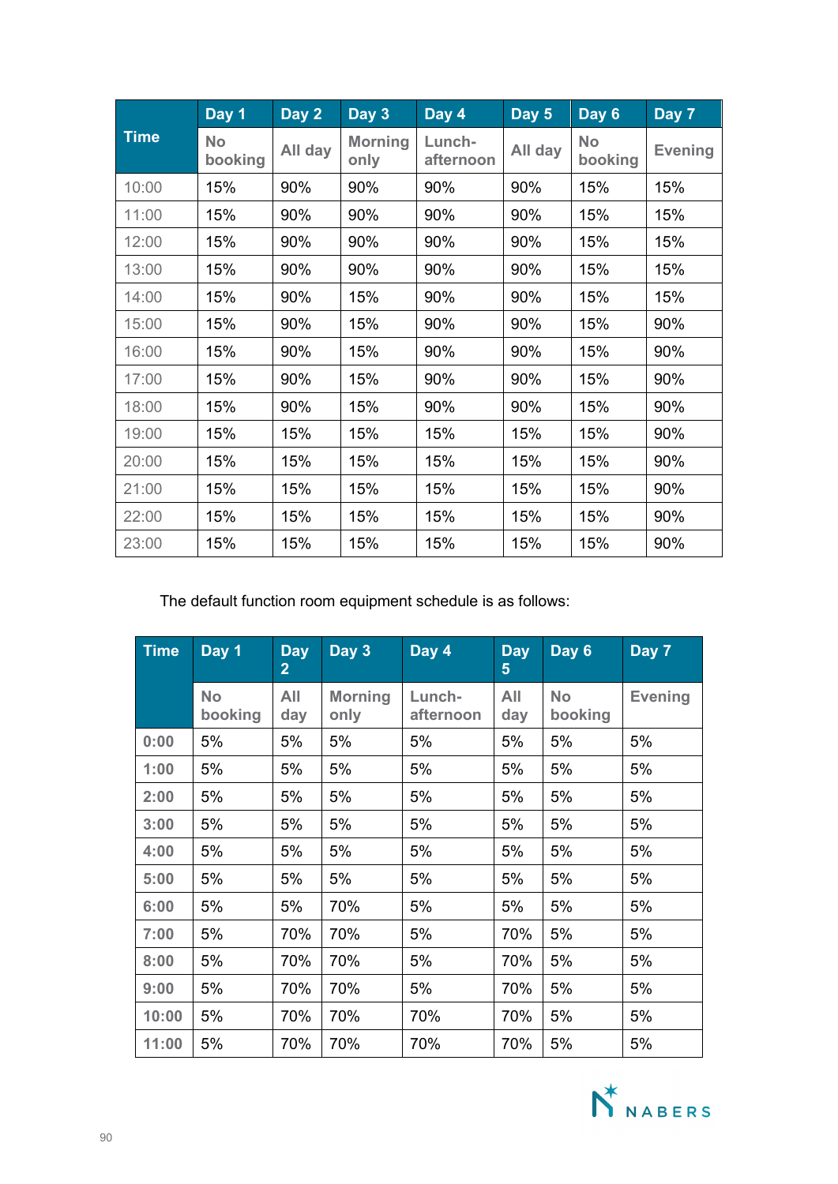| Time | Day 1 | Day 2 | Day 3 | Day 4 | Day 5 | Day 6 | Day 7 |
|---|---|---|---|---|---|---|---|
| | No booking | All day | Morning only | Lunch-afternoon | All day | No booking | Evening |
| 10:00 | 15% | 90% | 90% | 90% | 90% | 15% | 15% |
| 11:00 | 15% | 90% | 90% | 90% | 90% | 15% | 15% |
| 12:00 | 15% | 90% | 90% | 90% | 90% | 15% | 15% |
| 13:00 | 15% | 90% | 90% | 90% | 90% | 15% | 15% |
| 14:00 | 15% | 90% | 15% | 90% | 90% | 15% | 15% |
| 15:00 | 15% | 90% | 15% | 90% | 90% | 15% | 90% |
| 16:00 | 15% | 90% | 15% | 90% | 90% | 15% | 90% |
| 17:00 | 15% | 90% | 15% | 90% | 90% | 15% | 90% |
| 18:00 | 15% | 90% | 15% | 90% | 90% | 15% | 90% |
| 19:00 | 15% | 15% | 15% | 15% | 15% | 15% | 90% |
| 20:00 | 15% | 15% | 15% | 15% | 15% | 15% | 90% |
| 21:00 | 15% | 15% | 15% | 15% | 15% | 15% | 90% |
| 22:00 | 15% | 15% | 15% | 15% | 15% | 15% | 90% |
| 23:00 | 15% | 15% | 15% | 15% | 15% | 15% | 90% |

The default function room equipment schedule is as follows:

| Time | Day 1 | Day 2 | Day 3 | Day 4 | Day 5 | Day 6 | Day 7 |
|---|---|---|---|---|---|---|---|
| | No booking | All day | Morning only | Lunch-afternoon | All day | No booking | Evening |
| 0:00 | 5% | 5% | 5% | 5% | 5% | 5% | 5% |
| 1:00 | 5% | 5% | 5% | 5% | 5% | 5% | 5% |
| 2:00 | 5% | 5% | 5% | 5% | 5% | 5% | 5% |
| 3:00 | 5% | 5% | 5% | 5% | 5% | 5% | 5% |
| 4:00 | 5% | 5% | 5% | 5% | 5% | 5% | 5% |
| 5:00 | 5% | 5% | 5% | 5% | 5% | 5% | 5% |
| 6:00 | 5% | 5% | 70% | 5% | 5% | 5% | 5% |
| 7:00 | 5% | 70% | 70% | 5% | 70% | 5% | 5% |
| 8:00 | 5% | 70% | 70% | 5% | 70% | 5% | 5% |
| 9:00 | 5% | 70% | 70% | 5% | 70% | 5% | 5% |
| 10:00 | 5% | 70% | 70% | 70% | 70% | 5% | 5% |
| 11:00 | 5% | 70% | 70% | 70% | 70% | 5% | 5% |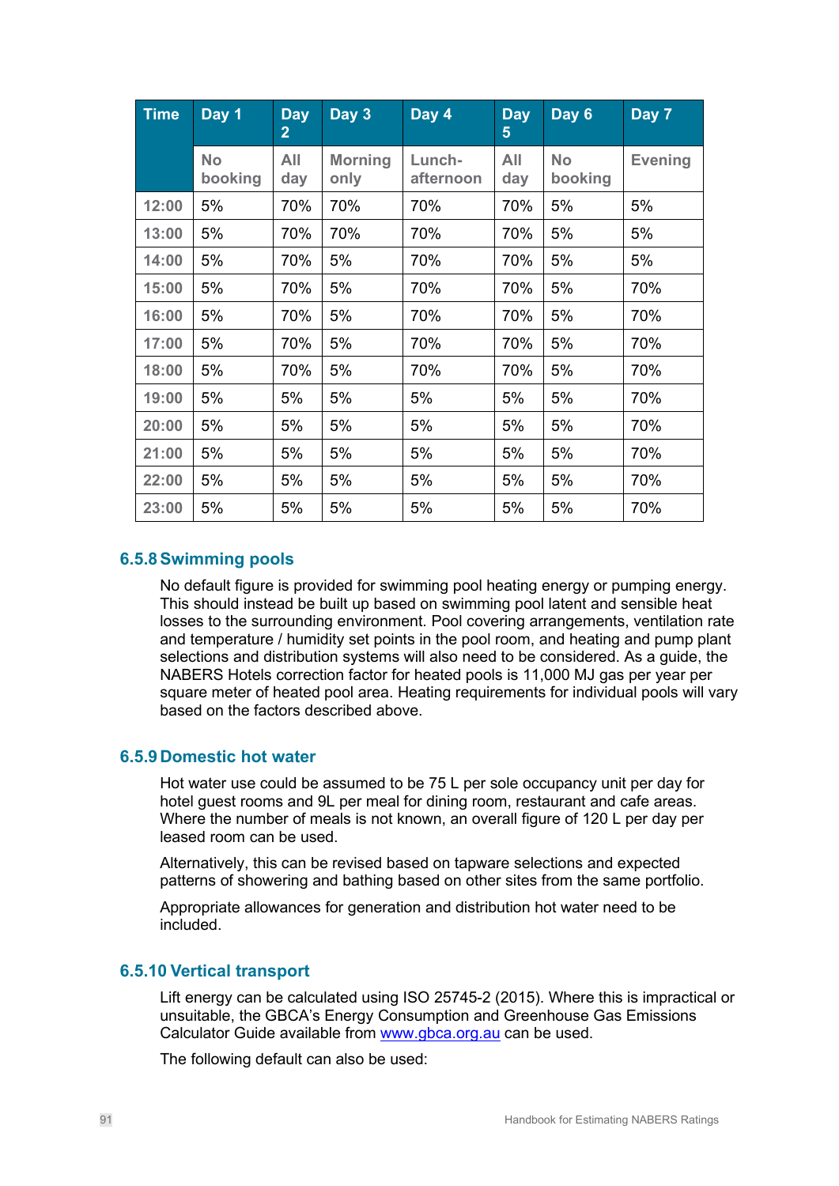| Time | Day 1 | Day 2 | Day 3 | Day 4 | Day 5 | Day 6 | Day 7 |
|---|---|---|---|---|---|---|---|
| | No booking | All day | Morning only | Lunch-afternoon | All day | No booking | Evening |
| 12:00 | 5% | 70% | 70% | 70% | 70% | 5% | 5% |
| 13:00 | 5% | 70% | 70% | 70% | 70% | 5% | 5% |
| 14:00 | 5% | 70% | 5% | 70% | 70% | 5% | 5% |
| 15:00 | 5% | 70% | 5% | 70% | 70% | 5% | 70% |
| 16:00 | 5% | 70% | 5% | 70% | 70% | 5% | 70% |
| 17:00 | 5% | 70% | 5% | 70% | 70% | 5% | 70% |
| 18:00 | 5% | 70% | 5% | 70% | 70% | 5% | 70% |
| 19:00 | 5% | 5% | 5% | 5% | 5% | 5% | 70% |
| 20:00 | 5% | 5% | 5% | 5% | 5% | 5% | 70% |
| 21:00 | 5% | 5% | 5% | 5% | 5% | 5% | 70% |
| 22:00 | 5% | 5% | 5% | 5% | 5% | 5% | 70% |
| 23:00 | 5% | 5% | 5% | 5% | 5% | 5% | 70% |

### 6.5.8 Swimming pools

No default figure is provided for swimming pool heating energy or pumping energy. This should instead be built up based on swimming pool latent and sensible heat losses to the surrounding environment. Pool covering arrangements, ventilation rate and temperature / humidity set points in the pool room, and heating and pump plant selections and distribution systems will also need to be considered. As a guide, the NABERS Hotels correction factor for heated pools is 11,000 MJ gas per year per square meter of heated pool area. Heating requirements for individual pools will vary based on the factors described above.

### 6.5.9 Domestic hot water

Hot water use could be assumed to be 75 L per sole occupancy unit per day for hotel guest rooms and 9L per meal for dining room, restaurant and cafe areas. Where the number of meals is not known, an overall figure of 120 L per day per leased room can be used.

Alternatively, this can be revised based on tapware selections and expected patterns of showering and bathing based on other sites from the same portfolio.

Appropriate allowances for generation and distribution hot water need to be included.

### 6.5.10 Vertical transport

Lift energy can be calculated using ISO 25745-2 (2015). Where this is impractical or unsuitable, the GBCA's Energy Consumption and Greenhouse Gas Emissions Calculator Guide available from www.gbca.org.au can be used.

The following default can also be used: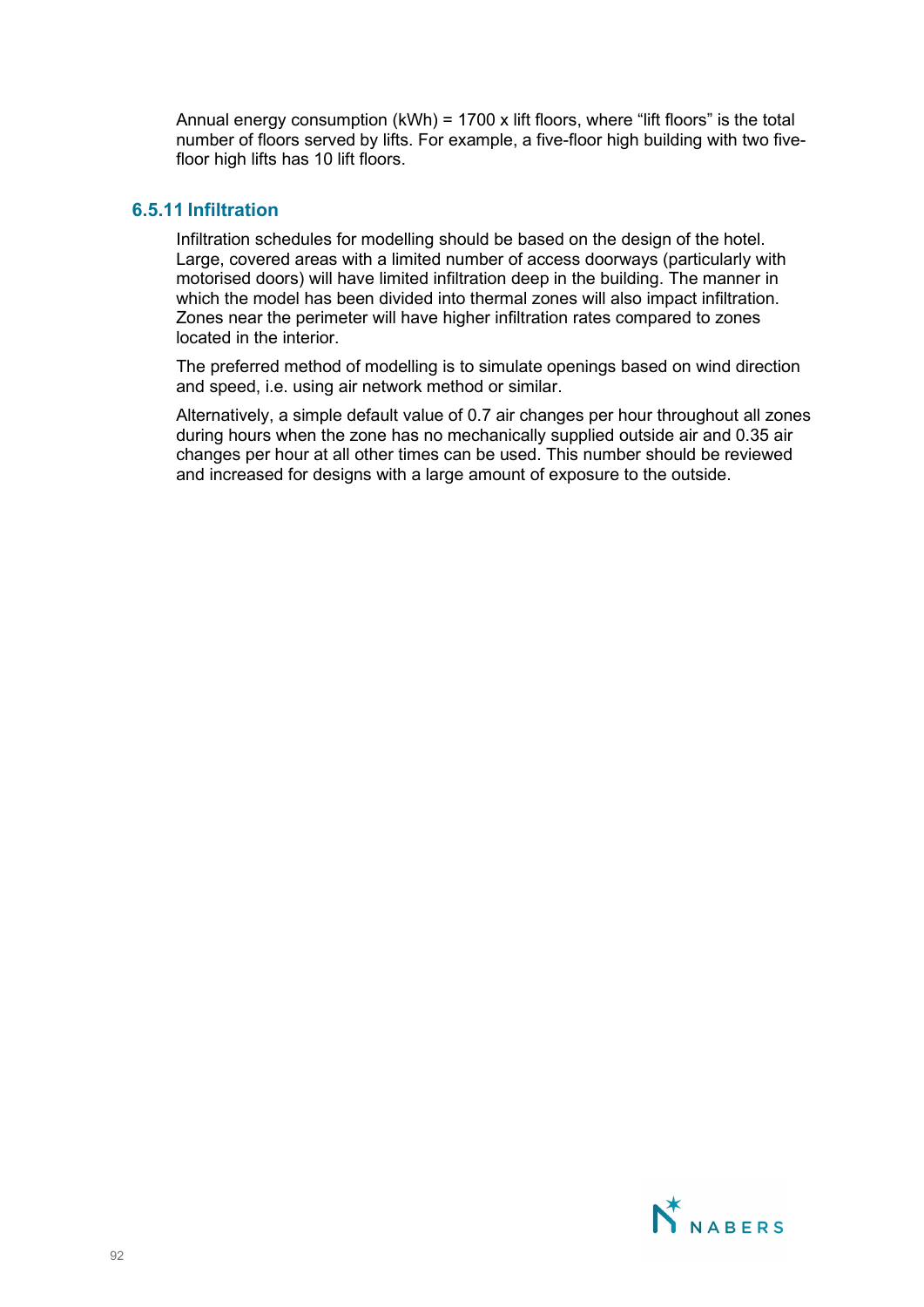Annual energy consumption (kWh) = 1700 x lift floors, where “lift floors” is the total number of floors served by lifts. For example, a five-floor high building with two five-floor high lifts has 10 lift floors.

### 6.5.11 Infiltration

Infiltration schedules for modelling should be based on the design of the hotel. Large, covered areas with a limited number of access doorways (particularly with motorised doors) will have limited infiltration deep in the building. The manner in which the model has been divided into thermal zones will also impact infiltration. Zones near the perimeter will have higher infiltration rates compared to zones located in the interior.

The preferred method of modelling is to simulate openings based on wind direction and speed, i.e. using air network method or similar.

Alternatively, a simple default value of 0.7 air changes per hour throughout all zones during hours when the zone has no mechanically supplied outside air and 0.35 air changes per hour at all other times can be used. This number should be reviewed and increased for designs with a large amount of exposure to the outside.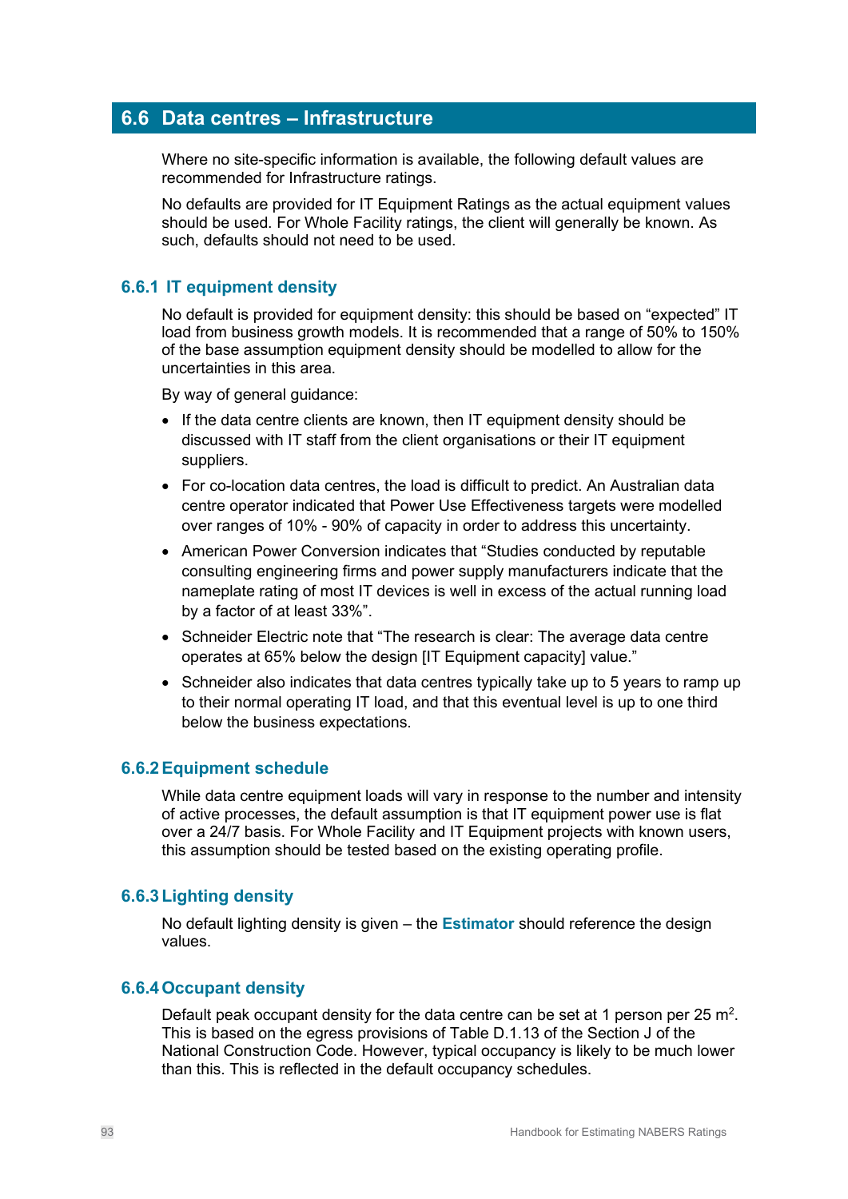## 6.6 Data centres – Infrastructure

Where no site-specific information is available, the following default values are recommended for Infrastructure ratings.

No defaults are provided for IT Equipment Ratings as the actual equipment values should be used. For Whole Facility ratings, the client will generally be known. As such, defaults should not need to be used.

### 6.6.1 IT equipment density

No default is provided for equipment density: this should be based on “expected” IT load from business growth models. It is recommended that a range of 50% to 150% of the base assumption equipment density should be modelled to allow for the uncertainties in this area.

By way of general guidance:

- If the data centre clients are known, then IT equipment density should be discussed with IT staff from the client organisations or their IT equipment suppliers.
- For co-location data centres, the load is difficult to predict. An Australian data centre operator indicated that Power Use Effectiveness targets were modelled over ranges of 10% - 90% of capacity in order to address this uncertainty.
- American Power Conversion indicates that “Studies conducted by reputable consulting engineering firms and power supply manufacturers indicate that the nameplate rating of most IT devices is well in excess of the actual running load by a factor of at least 33%”.
- Schneider Electric note that “The research is clear: The average data centre operates at 65% below the design [IT Equipment capacity] value.”
- Schneider also indicates that data centres typically take up to 5 years to ramp up to their normal operating IT load, and that this eventual level is up to one third below the business expectations.

### 6.6.2 Equipment schedule

While data centre equipment loads will vary in response to the number and intensity of active processes, the default assumption is that IT equipment power use is flat over a 24/7 basis. For Whole Facility and IT Equipment projects with known users, this assumption should be tested based on the existing operating profile.

### 6.6.3 Lighting density

No default lighting density is given – the **Estimator** should reference the design values.

### 6.6.4 Occupant density

Default peak occupant density for the data centre can be set at 1 person per 25 $m^2$. This is based on the egress provisions of Table D.1.13 of the Section J of the National Construction Code. However, typical occupancy is likely to be much lower than this. This is reflected in the default occupancy schedules.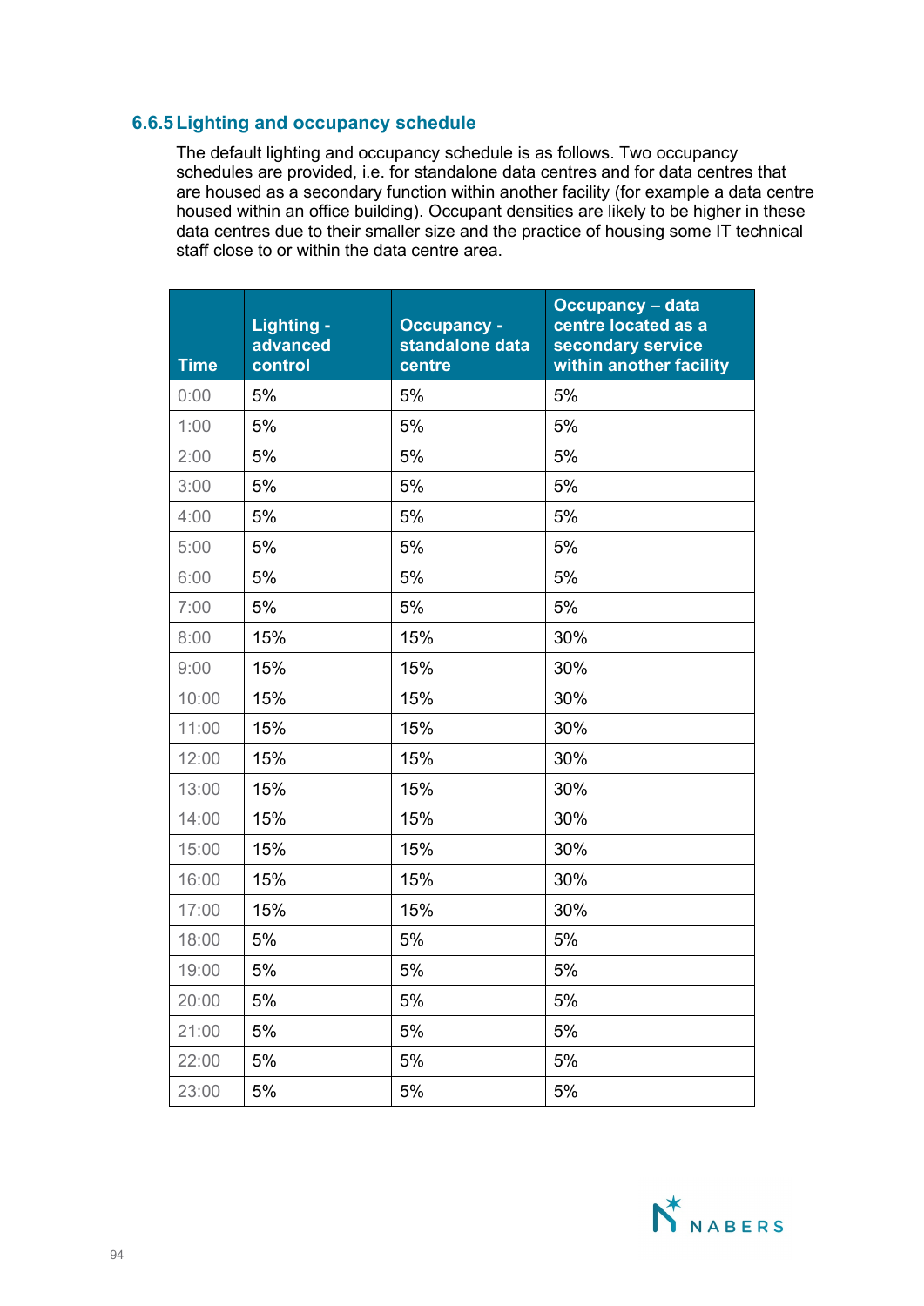### 6.6.5 Lighting and occupancy schedule

The default lighting and occupancy schedule is as follows. Two occupancy schedules are provided, i.e. for standalone data centres and for data centres that are housed as a secondary function within another facility (for example a data centre housed within an office building). Occupant densities are likely to be higher in these data centres due to their smaller size and the practice of housing some IT technical staff close to or within the data centre area.

| Time | Lighting - advanced control | Occupancy - standalone data centre | Occupancy – data centre located as a secondary service within another facility |
|---|---|---|---|
| 0:00 | 5% | 5% | 5% |
| 1:00 | 5% | 5% | 5% |
| 2:00 | 5% | 5% | 5% |
| 3:00 | 5% | 5% | 5% |
| 4:00 | 5% | 5% | 5% |
| 5:00 | 5% | 5% | 5% |
| 6:00 | 5% | 5% | 5% |
| 7:00 | 5% | 5% | 5% |
| 8:00 | 15% | 15% | 30% |
| 9:00 | 15% | 15% | 30% |
| 10:00 | 15% | 15% | 30% |
| 11:00 | 15% | 15% | 30% |
| 12:00 | 15% | 15% | 30% |
| 13:00 | 15% | 15% | 30% |
| 14:00 | 15% | 15% | 30% |
| 15:00 | 15% | 15% | 30% |
| 16:00 | 15% | 15% | 30% |
| 17:00 | 15% | 15% | 30% |
| 18:00 | 5% | 5% | 5% |
| 19:00 | 5% | 5% | 5% |
| 20:00 | 5% | 5% | 5% |
| 21:00 | 5% | 5% | 5% |
| 22:00 | 5% | 5% | 5% |
| 23:00 | 5% | 5% | 5% |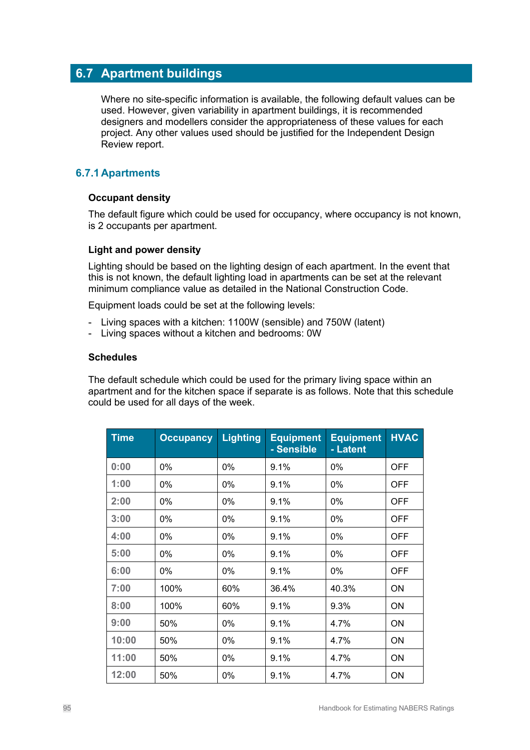## 6.7 Apartment buildings

Where no site-specific information is available, the following default values can be used. However, given variability in apartment buildings, it is recommended designers and modellers consider the appropriateness of these values for each project. Any other values used should be justified for the Independent Design Review report.

### 6.7.1 Apartments

**Occupant density**

The default figure which could be used for occupancy, where occupancy is not known, is 2 occupants per apartment.

**Light and power density**

Lighting should be based on the lighting design of each apartment. In the event that this is not known, the default lighting load in apartments can be set at the relevant minimum compliance value as detailed in the National Construction Code.

Equipment loads could be set at the following levels:

- Living spaces with a kitchen: 1100W (sensible) and 750W (latent)
- Living spaces without a kitchen and bedrooms: 0W

**Schedules**

The default schedule which could be used for the primary living space within an apartment and for the kitchen space if separate is as follows. Note that this schedule could be used for all days of the week.

| Time | Occupancy | Lighting | Equipment - Sensible | Equipment - Latent | HVAC |
|---|---|---|---|---|---|
| 0:00 | 0% | 0% | 9.1% | 0% | OFF |
| 1:00 | 0% | 0% | 9.1% | 0% | OFF |
| 2:00 | 0% | 0% | 9.1% | 0% | OFF |
| 3:00 | 0% | 0% | 9.1% | 0% | OFF |
| 4:00 | 0% | 0% | 9.1% | 0% | OFF |
| 5:00 | 0% | 0% | 9.1% | 0% | OFF |
| 6:00 | 0% | 0% | 9.1% | 0% | OFF |
| 7:00 | 100% | 60% | 36.4% | 40.3% | ON |
| 8:00 | 100% | 60% | 9.1% | 9.3% | ON |
| 9:00 | 50% | 0% | 9.1% | 4.7% | ON |
| 10:00 | 50% | 0% | 9.1% | 4.7% | ON |
| 11:00 | 50% | 0% | 9.1% | 4.7% | ON |
| 12:00 | 50% | 0% | 9.1% | 4.7% | ON |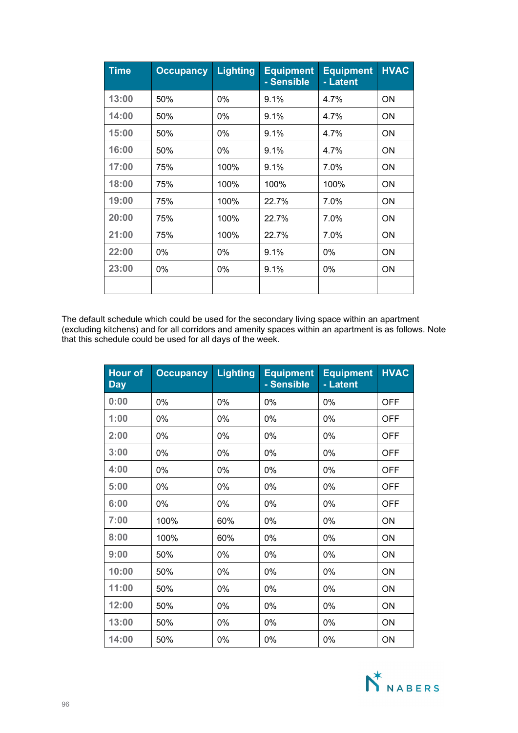| Time | Occupancy | Lighting | Equipment - Sensible | Equipment - Latent | HVAC |
|---|---|---|---|---|---|
| 13:00 | 50% | 0% | 9.1% | 4.7% | ON |
| 14:00 | 50% | 0% | 9.1% | 4.7% | ON |
| 15:00 | 50% | 0% | 9.1% | 4.7% | ON |
| 16:00 | 50% | 0% | 9.1% | 4.7% | ON |
| 17:00 | 75% | 100% | 9.1% | 7.0% | ON |
| 18:00 | 75% | 100% | 100% | 100% | ON |
| 19:00 | 75% | 100% | 22.7% | 7.0% | ON |
| 20:00 | 75% | 100% | 22.7% | 7.0% | ON |
| 21:00 | 75% | 100% | 22.7% | 7.0% | ON |
| 22:00 | 0% | 0% | 9.1% | 0% | ON |
| 23:00 | 0% | 0% | 9.1% | 0% | ON |
| | | | | | |

The default schedule which could be used for the secondary living space within an apartment (excluding kitchens) and for all corridors and amenity spaces within an apartment is as follows. Note that this schedule could be used for all days of the week.

| Hour of Day | Occupancy | Lighting | Equipment - Sensible | Equipment - Latent | HVAC |
|---|---|---|---|---|---|
| 0:00 | 0% | 0% | 0% | 0% | OFF |
| 1:00 | 0% | 0% | 0% | 0% | OFF |
| 2:00 | 0% | 0% | 0% | 0% | OFF |
| 3:00 | 0% | 0% | 0% | 0% | OFF |
| 4:00 | 0% | 0% | 0% | 0% | OFF |
| 5:00 | 0% | 0% | 0% | 0% | OFF |
| 6:00 | 0% | 0% | 0% | 0% | OFF |
| 7:00 | 100% | 60% | 0% | 0% | ON |
| 8:00 | 100% | 60% | 0% | 0% | ON |
| 9:00 | 50% | 0% | 0% | 0% | ON |
| 10:00 | 50% | 0% | 0% | 0% | ON |
| 11:00 | 50% | 0% | 0% | 0% | ON |
| 12:00 | 50% | 0% | 0% | 0% | ON |
| 13:00 | 50% | 0% | 0% | 0% | ON |
| 14:00 | 50% | 0% | 0% | 0% | ON |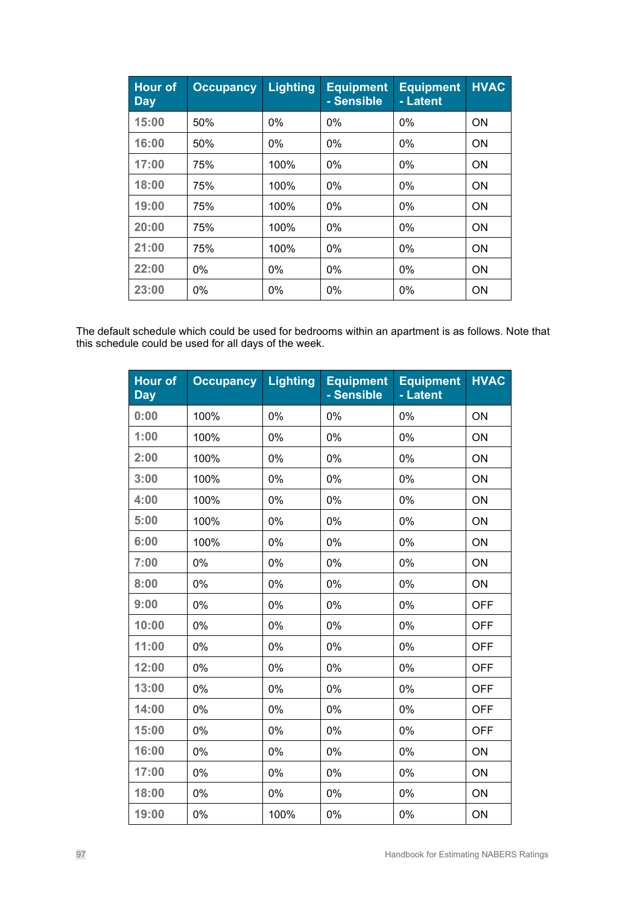| Hour of Day | Occupancy | Lighting | Equipment - Sensible | Equipment - Latent | HVAC |
|---|---|---|---|---|---|
| 15:00 | 50% | 0% | 0% | 0% | ON |
| 16:00 | 50% | 0% | 0% | 0% | ON |
| 17:00 | 75% | 100% | 0% | 0% | ON |
| 18:00 | 75% | 100% | 0% | 0% | ON |
| 19:00 | 75% | 100% | 0% | 0% | ON |
| 20:00 | 75% | 100% | 0% | 0% | ON |
| 21:00 | 75% | 100% | 0% | 0% | ON |
| 22:00 | 0% | 0% | 0% | 0% | ON |
| 23:00 | 0% | 0% | 0% | 0% | ON |

The default schedule which could be used for bedrooms within an apartment is as follows. Note that this schedule could be used for all days of the week.

| Hour of Day | Occupancy | Lighting | Equipment - Sensible | Equipment - Latent | HVAC |
|---|---|---|---|---|---|
| 0:00 | 100% | 0% | 0% | 0% | ON |
| 1:00 | 100% | 0% | 0% | 0% | ON |
| 2:00 | 100% | 0% | 0% | 0% | ON |
| 3:00 | 100% | 0% | 0% | 0% | ON |
| 4:00 | 100% | 0% | 0% | 0% | ON |
| 5:00 | 100% | 0% | 0% | 0% | ON |
| 6:00 | 100% | 0% | 0% | 0% | ON |
| 7:00 | 0% | 0% | 0% | 0% | ON |
| 8:00 | 0% | 0% | 0% | 0% | ON |
| 9:00 | 0% | 0% | 0% | 0% | OFF |
| 10:00 | 0% | 0% | 0% | 0% | OFF |
| 11:00 | 0% | 0% | 0% | 0% | OFF |
| 12:00 | 0% | 0% | 0% | 0% | OFF |
| 13:00 | 0% | 0% | 0% | 0% | OFF |
| 14:00 | 0% | 0% | 0% | 0% | OFF |
| 15:00 | 0% | 0% | 0% | 0% | OFF |
| 16:00 | 0% | 0% | 0% | 0% | ON |
| 17:00 | 0% | 0% | 0% | 0% | ON |
| 18:00 | 0% | 0% | 0% | 0% | ON |
| 19:00 | 0% | 100% | 0% | 0% | ON |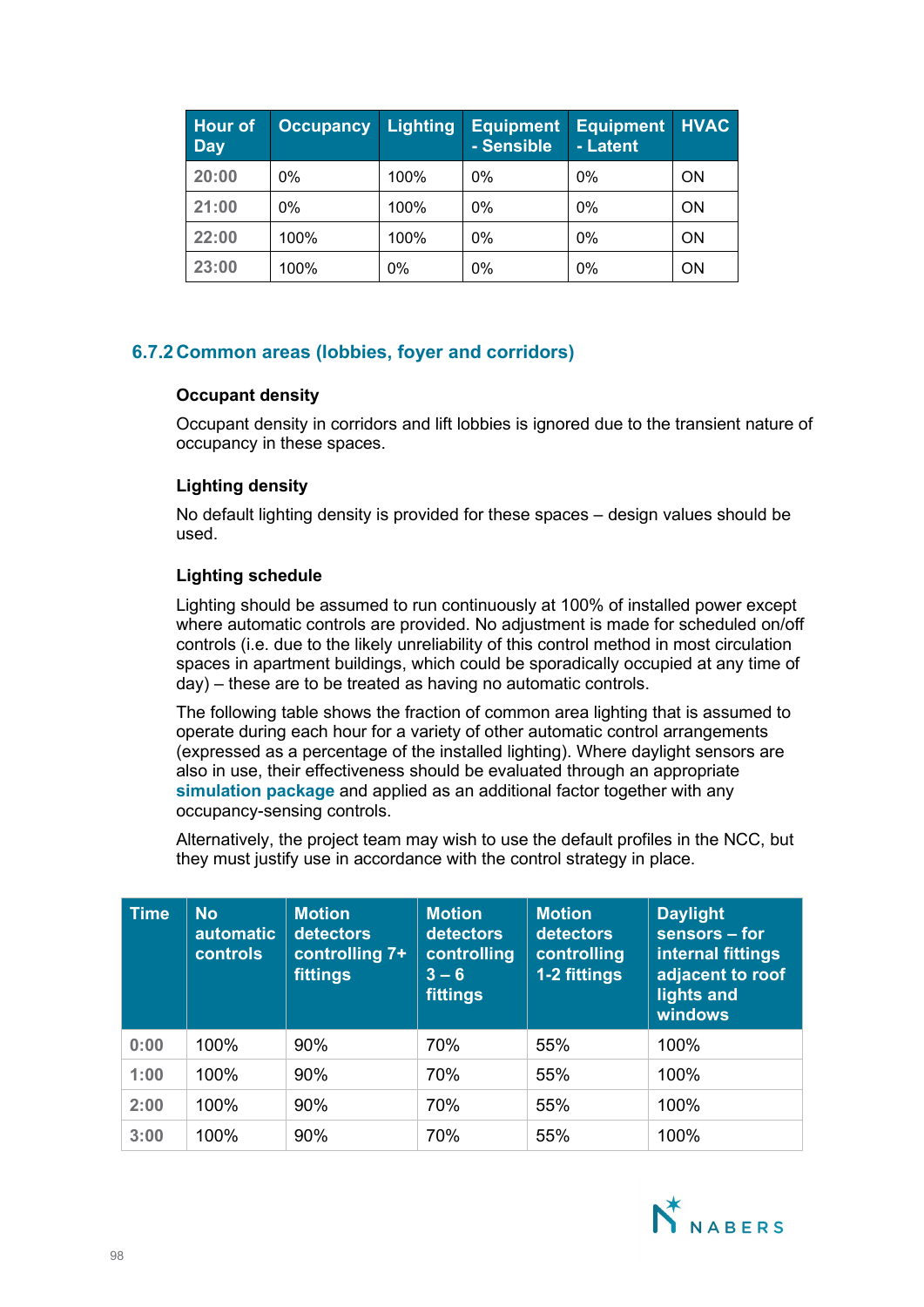| Hour of Day | Occupancy | Lighting | Equipment - Sensible | Equipment - Latent | HVAC |
|---|---|---|---|---|---|
| 20:00 | 0% | 100% | 0% | 0% | ON |
| 21:00 | 0% | 100% | 0% | 0% | ON |
| 22:00 | 100% | 100% | 0% | 0% | ON |
| 23:00 | 100% | 0% | 0% | 0% | ON |

### 6.7.2 Common areas (lobbies, foyer and corridors)

**Occupant density**

Occupant density in corridors and lift lobbies is ignored due to the transient nature of occupancy in these spaces.

**Lighting density**

No default lighting density is provided for these spaces – design values should be used.

**Lighting schedule**

Lighting should be assumed to run continuously at 100% of installed power except where automatic controls are provided. No adjustment is made for scheduled on/off controls (i.e. due to the likely unreliability of this control method in most circulation spaces in apartment buildings, which could be sporadically occupied at any time of day) – these are to be treated as having no automatic controls.

The following table shows the fraction of common area lighting that is assumed to operate during each hour for a variety of other automatic control arrangements (expressed as a percentage of the installed lighting). Where daylight sensors are also in use, their effectiveness should be evaluated through an appropriate **simulation package** and applied as an additional factor together with any occupancy-sensing controls.

Alternatively, the project team may wish to use the default profiles in the NCC, but they must justify use in accordance with the control strategy in place.

| Time | No automatic controls | Motion detectors controlling 7+ fittings | Motion detectors controlling 3 – 6 fittings | Motion detectors controlling 1-2 fittings | Daylight sensors – for internal fittings adjacent to roof lights and windows |
|---|---|---|---|---|---|
| 0:00 | 100% | 90% | 70% | 55% | 100% |
| 1:00 | 100% | 90% | 70% | 55% | 100% |
| 2:00 | 100% | 90% | 70% | 55% | 100% |
| 3:00 | 100% | 90% | 70% | 55% | 100% |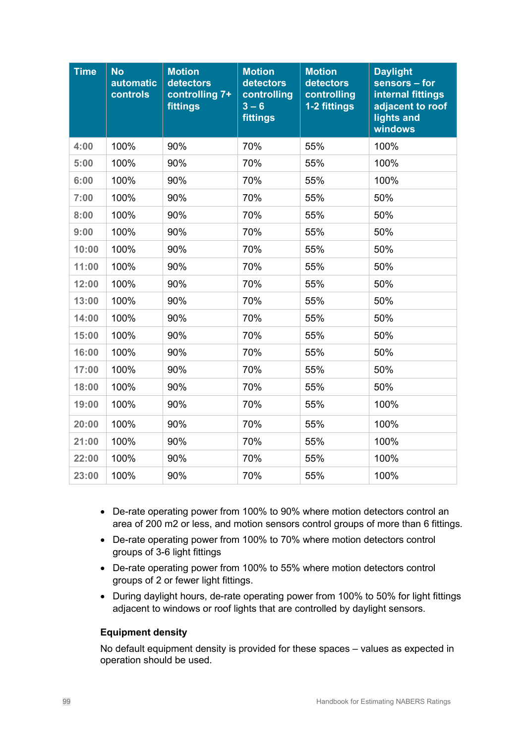| Time | No automatic controls | Motion detectors controlling 7+ fittings | Motion detectors controlling 3 – 6 fittings | Motion detectors controlling 1-2 fittings | Daylight sensors – for internal fittings adjacent to roof lights and windows |
|---|---|---|---|---|---|
| 4:00 | 100% | 90% | 70% | 55% | 100% |
| 5:00 | 100% | 90% | 70% | 55% | 100% |
| 6:00 | 100% | 90% | 70% | 55% | 100% |
| 7:00 | 100% | 90% | 70% | 55% | 50% |
| 8:00 | 100% | 90% | 70% | 55% | 50% |
| 9:00 | 100% | 90% | 70% | 55% | 50% |
| 10:00 | 100% | 90% | 70% | 55% | 50% |
| 11:00 | 100% | 90% | 70% | 55% | 50% |
| 12:00 | 100% | 90% | 70% | 55% | 50% |
| 13:00 | 100% | 90% | 70% | 55% | 50% |
| 14:00 | 100% | 90% | 70% | 55% | 50% |
| 15:00 | 100% | 90% | 70% | 55% | 50% |
| 16:00 | 100% | 90% | 70% | 55% | 50% |
| 17:00 | 100% | 90% | 70% | 55% | 50% |
| 18:00 | 100% | 90% | 70% | 55% | 50% |
| 19:00 | 100% | 90% | 70% | 55% | 100% |
| 20:00 | 100% | 90% | 70% | 55% | 100% |
| 21:00 | 100% | 90% | 70% | 55% | 100% |
| 22:00 | 100% | 90% | 70% | 55% | 100% |
| 23:00 | 100% | 90% | 70% | 55% | 100% |

- De-rate operating power from 100% to 90% where motion detectors control an area of 200 m2 or less, and motion sensors control groups of more than 6 fittings.
- De-rate operating power from 100% to 70% where motion detectors control groups of 3-6 light fittings
- De-rate operating power from 100% to 55% where motion detectors control groups of 2 or fewer light fittings.
- During daylight hours, de-rate operating power from 100% to 50% for light fittings adjacent to windows or roof lights that are controlled by daylight sensors.

**Equipment density**

No default equipment density is provided for these spaces – values as expected in operation should be used.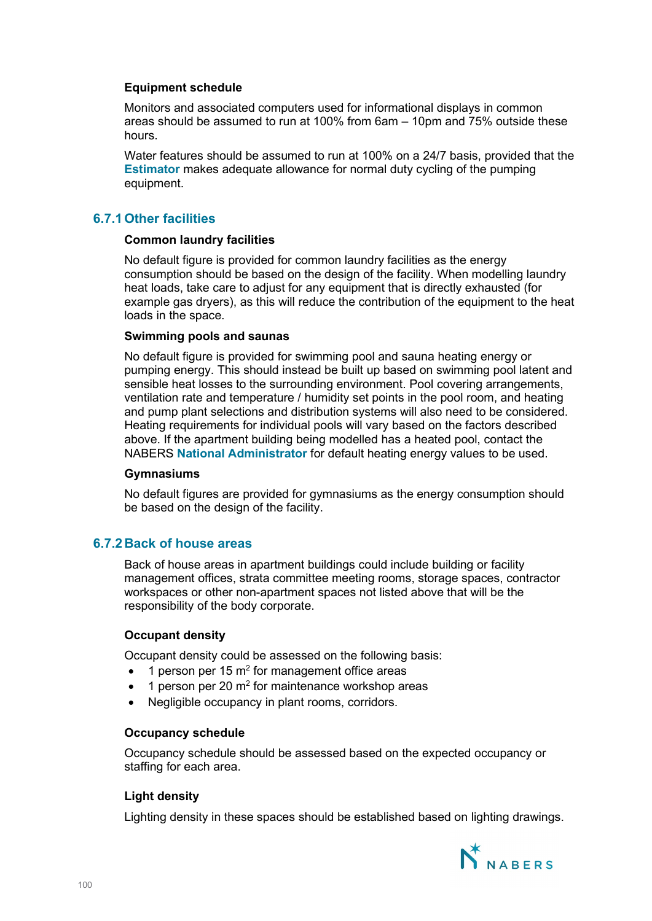**Equipment schedule**

Monitors and associated computers used for informational displays in common areas should be assumed to run at 100% from 6am – 10pm and 75% outside these hours.

Water features should be assumed to run at 100% on a 24/7 basis, provided that the **Estimator** makes adequate allowance for normal duty cycling of the pumping equipment.

### 6.7.1 Other facilities

**Common laundry facilities**

No default figure is provided for common laundry facilities as the energy consumption should be based on the design of the facility. When modelling laundry heat loads, take care to adjust for any equipment that is directly exhausted (for example gas dryers), as this will reduce the contribution of the equipment to the heat loads in the space.

**Swimming pools and saunas**

No default figure is provided for swimming pool and sauna heating energy or pumping energy. This should instead be built up based on swimming pool latent and sensible heat losses to the surrounding environment. Pool covering arrangements, ventilation rate and temperature / humidity set points in the pool room, and heating and pump plant selections and distribution systems will also need to be considered. Heating requirements for individual pools will vary based on the factors described above. If the apartment building being modelled has a heated pool, contact the NABERS **National Administrator** for default heating energy values to be used.

**Gymnasiums**

No default figures are provided for gymnasiums as the energy consumption should be based on the design of the facility.

### 6.7.2 Back of house areas

Back of house areas in apartment buildings could include building or facility management offices, strata committee meeting rooms, storage spaces, contractor workspaces or other non-apartment spaces not listed above that will be the responsibility of the body corporate.

**Occupant density**

Occupant density could be assessed on the following basis:

- 1 person per 15 m$^2$ for management office areas
- 1 person per 20 m$^2$ for maintenance workshop areas
- Negligible occupancy in plant rooms, corridors.

**Occupancy schedule**

Occupancy schedule should be assessed based on the expected occupancy or staffing for each area.

**Light density**

Lighting density in these spaces should be established based on lighting drawings.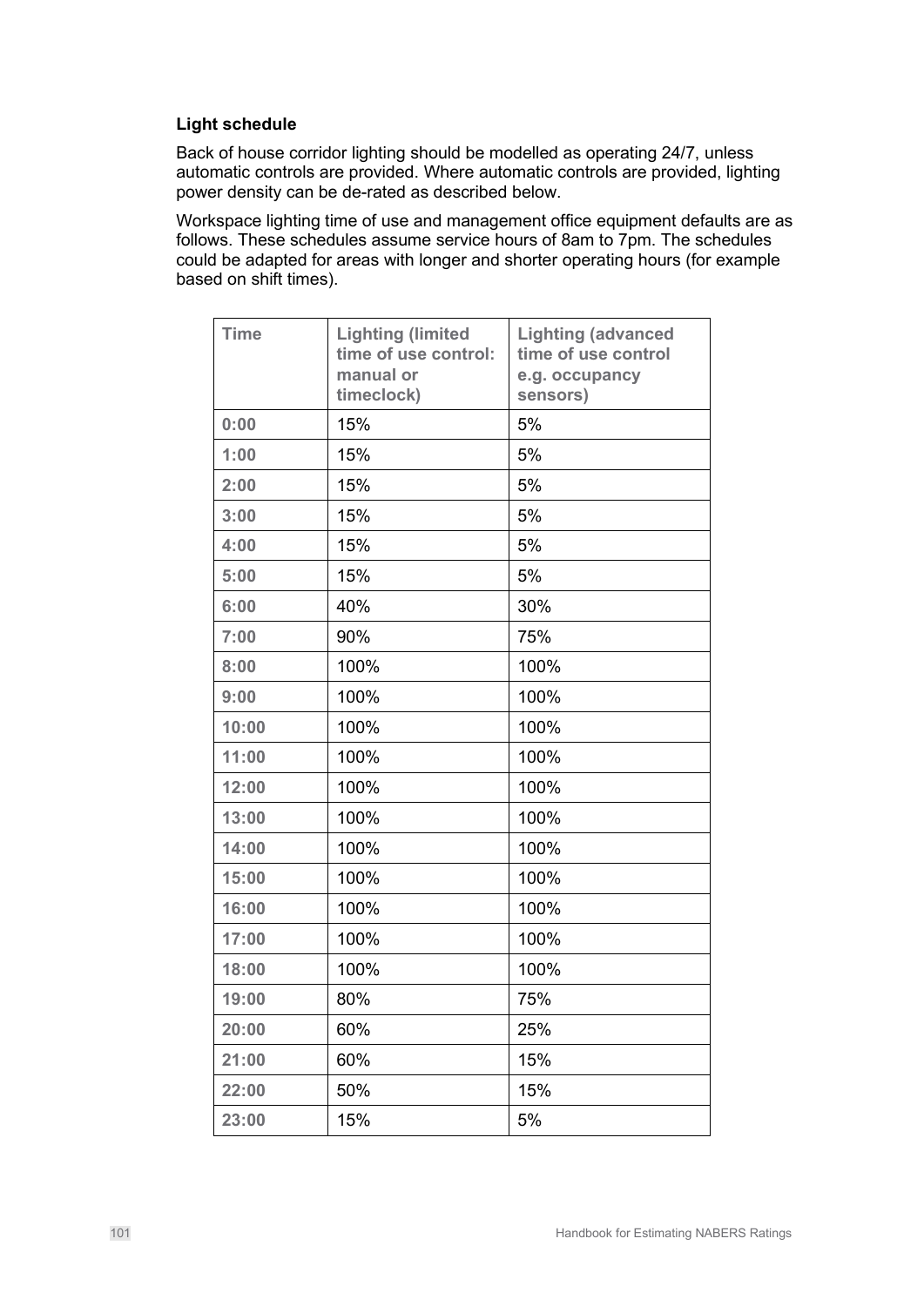**Light schedule**

Back of house corridor lighting should be modelled as operating 24/7, unless automatic controls are provided. Where automatic controls are provided, lighting power density can be de-rated as described below.

Workspace lighting time of use and management office equipment defaults are as follows. These schedules assume service hours of 8am to 7pm. The schedules could be adapted for areas with longer and shorter operating hours (for example based on shift times).

| Time | Lighting (limited time of use control: manual or timeclock) | Lighting (advanced time of use control e.g. occupancy sensors) |
|---|---|---|
| 0:00 | 15% | 5% |
| 1:00 | 15% | 5% |
| 2:00 | 15% | 5% |
| 3:00 | 15% | 5% |
| 4:00 | 15% | 5% |
| 5:00 | 15% | 5% |
| 6:00 | 40% | 30% |
| 7:00 | 90% | 75% |
| 8:00 | 100% | 100% |
| 9:00 | 100% | 100% |
| 10:00 | 100% | 100% |
| 11:00 | 100% | 100% |
| 12:00 | 100% | 100% |
| 13:00 | 100% | 100% |
| 14:00 | 100% | 100% |
| 15:00 | 100% | 100% |
| 16:00 | 100% | 100% |
| 17:00 | 100% | 100% |
| 18:00 | 100% | 100% |
| 19:00 | 80% | 75% |
| 20:00 | 60% | 25% |
| 21:00 | 60% | 15% |
| 22:00 | 50% | 15% |
| 23:00 | 15% | 5% |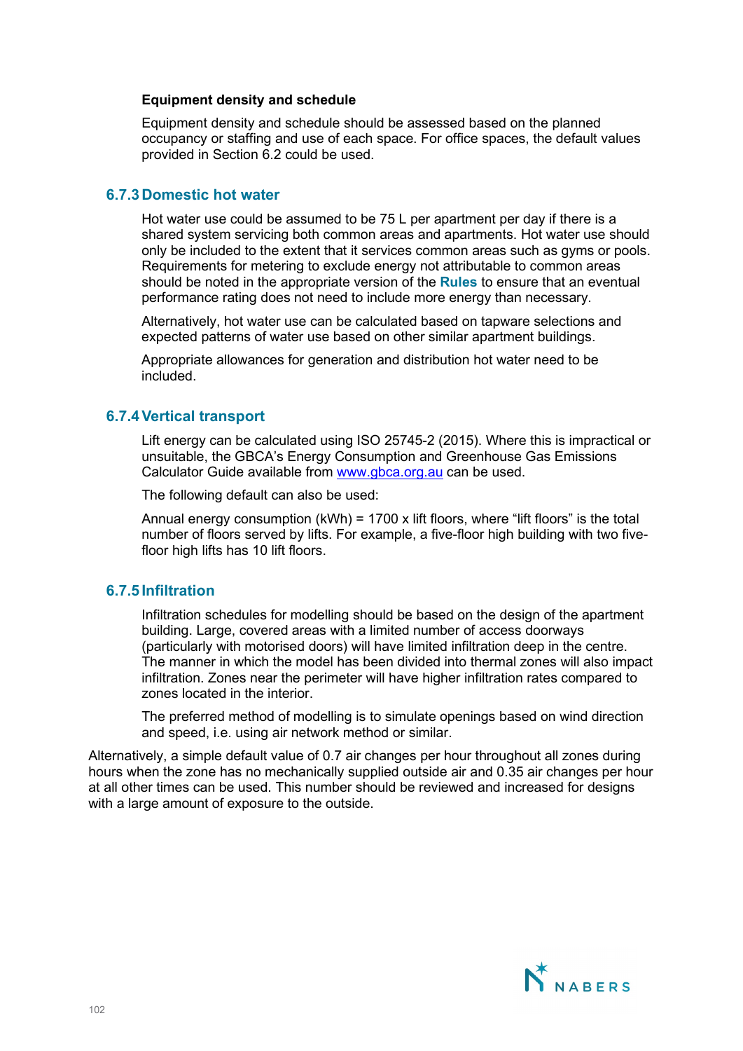**Equipment density and schedule**

Equipment density and schedule should be assessed based on the planned occupancy or staffing and use of each space. For office spaces, the default values provided in Section 6.2 could be used.

### 6.7.3 Domestic hot water

Hot water use could be assumed to be 75 L per apartment per day if there is a shared system servicing both common areas and apartments. Hot water use should only be included to the extent that it services common areas such as gyms or pools. Requirements for metering to exclude energy not attributable to common areas should be noted in the appropriate version of the **Rules** to ensure that an eventual performance rating does not need to include more energy than necessary.

Alternatively, hot water use can be calculated based on tapware selections and expected patterns of water use based on other similar apartment buildings.

Appropriate allowances for generation and distribution hot water need to be included.

### 6.7.4 Vertical transport

Lift energy can be calculated using ISO 25745-2 (2015). Where this is impractical or unsuitable, the GBCA's Energy Consumption and Greenhouse Gas Emissions Calculator Guide available from www.gbca.org.au can be used.

The following default can also be used:

Annual energy consumption (kWh) = 1700 x lift floors, where "lift floors" is the total number of floors served by lifts. For example, a five-floor high building with two five-floor high lifts has 10 lift floors.

### 6.7.5 Infiltration

Infiltration schedules for modelling should be based on the design of the apartment building. Large, covered areas with a limited number of access doorways (particularly with motorised doors) will have limited infiltration deep in the centre. The manner in which the model has been divided into thermal zones will also impact infiltration. Zones near the perimeter will have higher infiltration rates compared to zones located in the interior.

The preferred method of modelling is to simulate openings based on wind direction and speed, i.e. using air network method or similar.

Alternatively, a simple default value of 0.7 air changes per hour throughout all zones during hours when the zone has no mechanically supplied outside air and 0.35 air changes per hour at all other times can be used. This number should be reviewed and increased for designs with a large amount of exposure to the outside.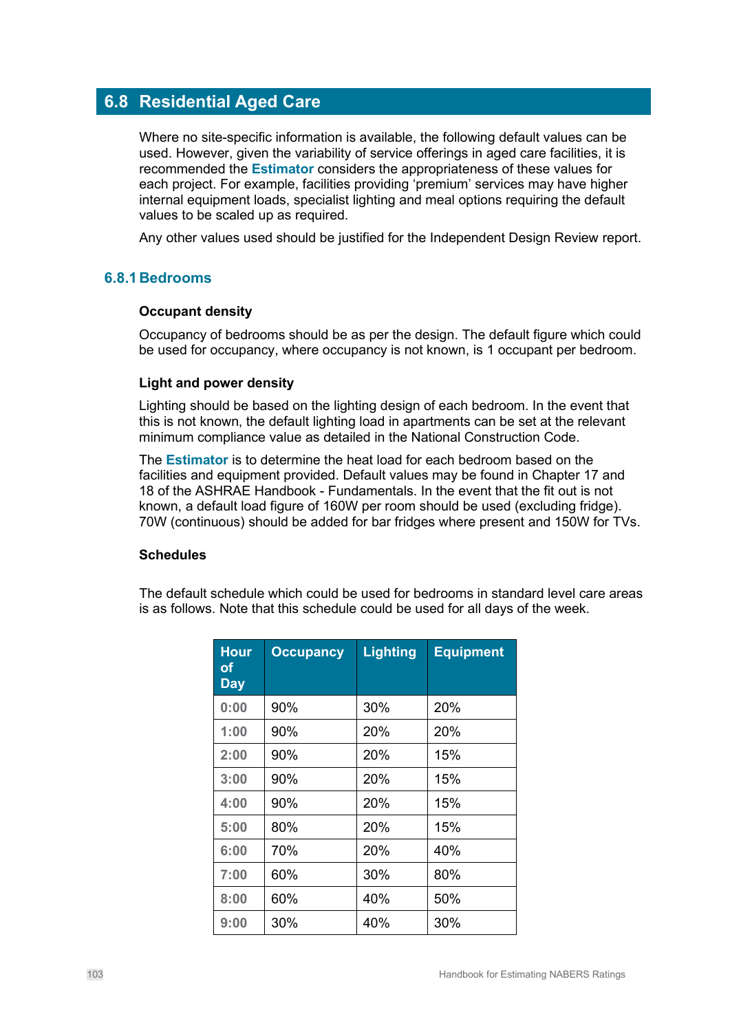## 6.8 Residential Aged Care

Where no site-specific information is available, the following default values can be used. However, given the variability of service offerings in aged care facilities, it is recommended the **Estimator** considers the appropriateness of these values for each project. For example, facilities providing 'premium' services may have higher internal equipment loads, specialist lighting and meal options requiring the default values to be scaled up as required.

Any other values used should be justified for the Independent Design Review report.

### 6.8.1 Bedrooms

**Occupant density**

Occupancy of bedrooms should be as per the design. The default figure which could be used for occupancy, where occupancy is not known, is 1 occupant per bedroom.

**Light and power density**

Lighting should be based on the lighting design of each bedroom. In the event that this is not known, the default lighting load in apartments can be set at the relevant minimum compliance value as detailed in the National Construction Code.

The **Estimator** is to determine the heat load for each bedroom based on the facilities and equipment provided. Default values may be found in Chapter 17 and 18 of the ASHRAE Handbook - Fundamentals. In the event that the fit out is not known, a default load figure of 160W per room should be used (excluding fridge). 70W (continuous) should be added for bar fridges where present and 150W for TVs.

**Schedules**

The default schedule which could be used for bedrooms in standard level care areas is as follows. Note that this schedule could be used for all days of the week.

| Hour of Day | Occupancy | Lighting | Equipment |
|---|---|---|---|
| 0:00 | 90% | 30% | 20% |
| 1:00 | 90% | 20% | 20% |
| 2:00 | 90% | 20% | 15% |
| 3:00 | 90% | 20% | 15% |
| 4:00 | 90% | 20% | 15% |
| 5:00 | 80% | 20% | 15% |
| 6:00 | 70% | 20% | 40% |
| 7:00 | 60% | 30% | 80% |
| 8:00 | 60% | 40% | 50% |
| 9:00 | 30% | 40% | 30% |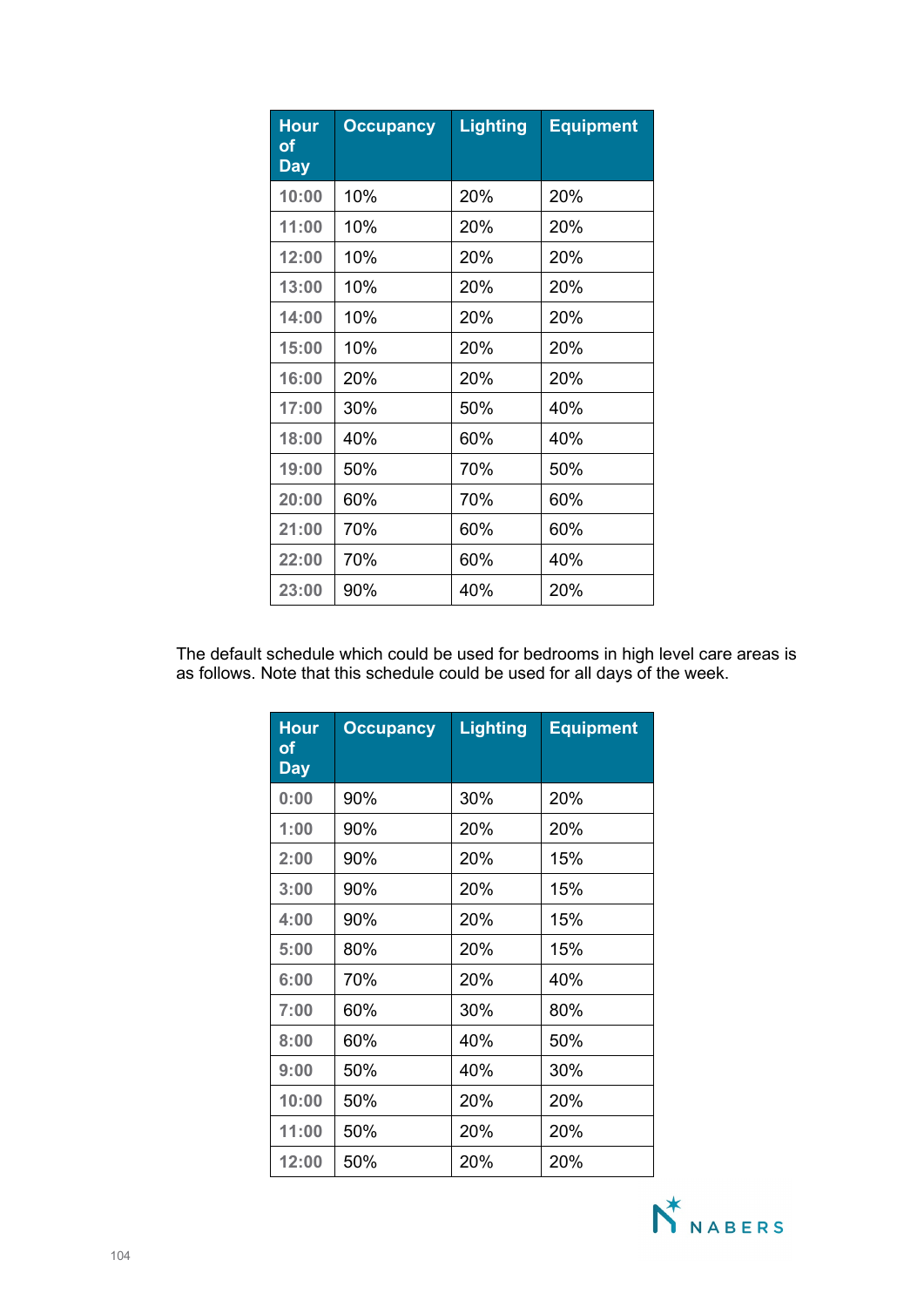| Hour of Day | Occupancy | Lighting | Equipment |
|---|---|---|---|
| 10:00 | 10% | 20% | 20% |
| 11:00 | 10% | 20% | 20% |
| 12:00 | 10% | 20% | 20% |
| 13:00 | 10% | 20% | 20% |
| 14:00 | 10% | 20% | 20% |
| 15:00 | 10% | 20% | 20% |
| 16:00 | 20% | 20% | 20% |
| 17:00 | 30% | 50% | 40% |
| 18:00 | 40% | 60% | 40% |
| 19:00 | 50% | 70% | 50% |
| 20:00 | 60% | 70% | 60% |
| 21:00 | 70% | 60% | 60% |
| 22:00 | 70% | 60% | 40% |
| 23:00 | 90% | 40% | 20% |

The default schedule which could be used for bedrooms in high level care areas is as follows. Note that this schedule could be used for all days of the week.

| Hour of Day | Occupancy | Lighting | Equipment |
|---|---|---|---|
| 0:00 | 90% | 30% | 20% |
| 1:00 | 90% | 20% | 20% |
| 2:00 | 90% | 20% | 15% |
| 3:00 | 90% | 20% | 15% |
| 4:00 | 90% | 20% | 15% |
| 5:00 | 80% | 20% | 15% |
| 6:00 | 70% | 20% | 40% |
| 7:00 | 60% | 30% | 80% |
| 8:00 | 60% | 40% | 50% |
| 9:00 | 50% | 40% | 30% |
| 10:00 | 50% | 20% | 20% |
| 11:00 | 50% | 20% | 20% |
| 12:00 | 50% | 20% | 20% |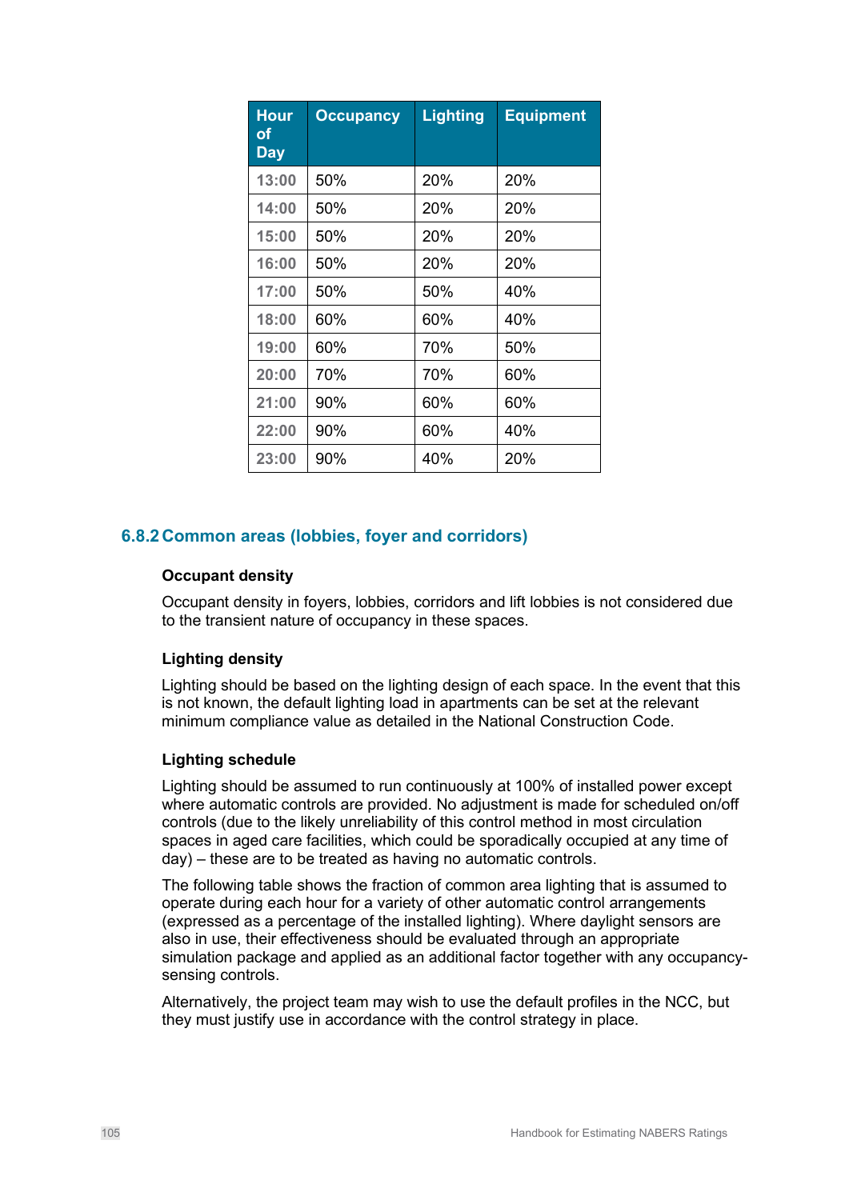| Hour of Day | Occupancy | Lighting | Equipment |
|---|---|---|---|
| 13:00 | 50% | 20% | 20% |
| 14:00 | 50% | 20% | 20% |
| 15:00 | 50% | 20% | 20% |
| 16:00 | 50% | 20% | 20% |
| 17:00 | 50% | 50% | 40% |
| 18:00 | 60% | 60% | 40% |
| 19:00 | 60% | 70% | 50% |
| 20:00 | 70% | 70% | 60% |
| 21:00 | 90% | 60% | 60% |
| 22:00 | 90% | 60% | 40% |
| 23:00 | 90% | 40% | 20% |

### 6.8.2 Common areas (lobbies, foyer and corridors)

#### Occupant density

Occupant density in foyers, lobbies, corridors and lift lobbies is not considered due to the transient nature of occupancy in these spaces.

#### Lighting density

Lighting should be based on the lighting design of each space. In the event that this is not known, the default lighting load in apartments can be set at the relevant minimum compliance value as detailed in the National Construction Code.

#### Lighting schedule

Lighting should be assumed to run continuously at 100% of installed power except where automatic controls are provided. No adjustment is made for scheduled on/off controls (due to the likely unreliability of this control method in most circulation spaces in aged care facilities, which could be sporadically occupied at any time of day) – these are to be treated as having no automatic controls.

The following table shows the fraction of common area lighting that is assumed to operate during each hour for a variety of other automatic control arrangements (expressed as a percentage of the installed lighting). Where daylight sensors are also in use, their effectiveness should be evaluated through an appropriate simulation package and applied as an additional factor together with any occupancy-sensing controls.

Alternatively, the project team may wish to use the default profiles in the NCC, but they must justify use in accordance with the control strategy in place.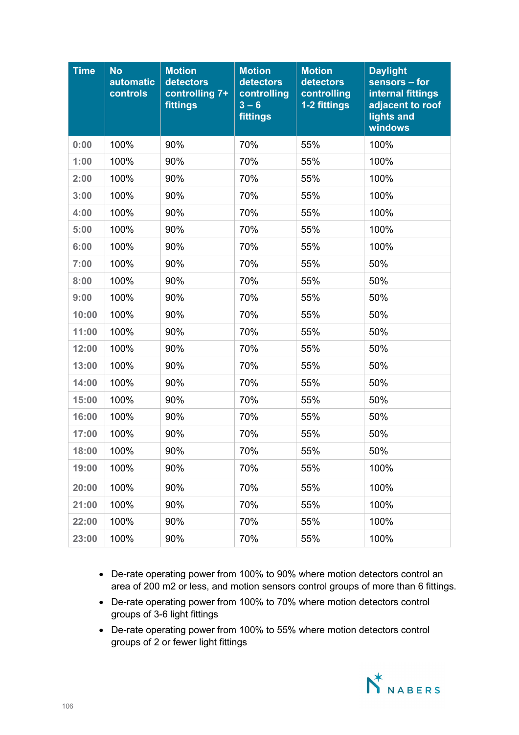| Time | No automatic controls | Motion detectors controlling 7+ fittings | Motion detectors controlling 3 – 6 fittings | Motion detectors controlling 1-2 fittings | Daylight sensors – for internal fittings adjacent to roof lights and windows |
|---|---|---|---|---|---|
| 0:00 | 100% | 90% | 70% | 55% | 100% |
| 1:00 | 100% | 90% | 70% | 55% | 100% |
| 2:00 | 100% | 90% | 70% | 55% | 100% |
| 3:00 | 100% | 90% | 70% | 55% | 100% |
| 4:00 | 100% | 90% | 70% | 55% | 100% |
| 5:00 | 100% | 90% | 70% | 55% | 100% |
| 6:00 | 100% | 90% | 70% | 55% | 100% |
| 7:00 | 100% | 90% | 70% | 55% | 50% |
| 8:00 | 100% | 90% | 70% | 55% | 50% |
| 9:00 | 100% | 90% | 70% | 55% | 50% |
| 10:00 | 100% | 90% | 70% | 55% | 50% |
| 11:00 | 100% | 90% | 70% | 55% | 50% |
| 12:00 | 100% | 90% | 70% | 55% | 50% |
| 13:00 | 100% | 90% | 70% | 55% | 50% |
| 14:00 | 100% | 90% | 70% | 55% | 50% |
| 15:00 | 100% | 90% | 70% | 55% | 50% |
| 16:00 | 100% | 90% | 70% | 55% | 50% |
| 17:00 | 100% | 90% | 70% | 55% | 50% |
| 18:00 | 100% | 90% | 70% | 55% | 50% |
| 19:00 | 100% | 90% | 70% | 55% | 100% |
| 20:00 | 100% | 90% | 70% | 55% | 100% |
| 21:00 | 100% | 90% | 70% | 55% | 100% |
| 22:00 | 100% | 90% | 70% | 55% | 100% |
| 23:00 | 100% | 90% | 70% | 55% | 100% |

- De-rate operating power from 100% to 90% where motion detectors control an area of 200 m2 or less, and motion sensors control groups of more than 6 fittings.
- De-rate operating power from 100% to 70% where motion detectors control groups of 3-6 light fittings
- De-rate operating power from 100% to 55% where motion detectors control groups of 2 or fewer light fittings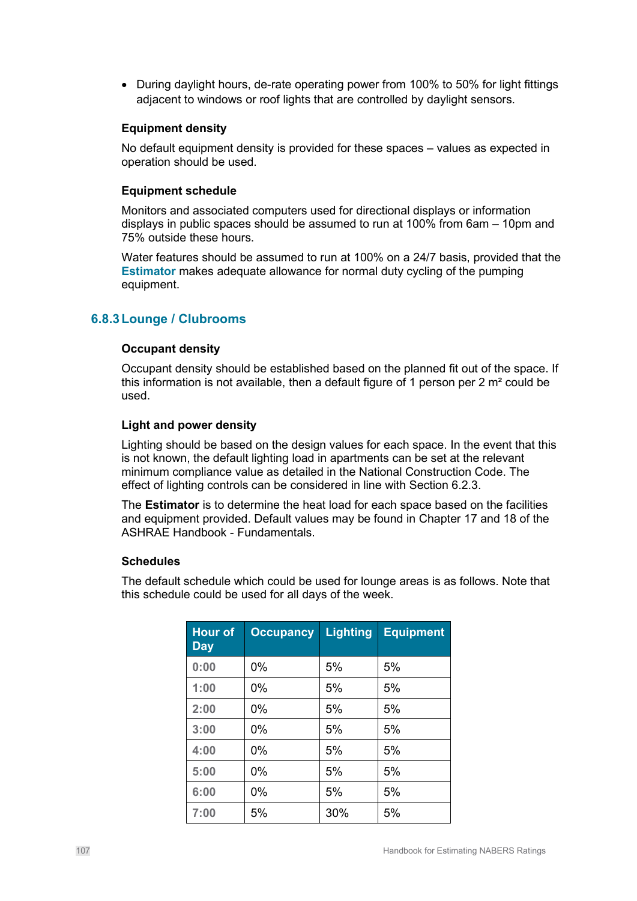- During daylight hours, de-rate operating power from 100% to 50% for light fittings adjacent to windows or roof lights that are controlled by daylight sensors.

**Equipment density**

No default equipment density is provided for these spaces – values as expected in operation should be used.

**Equipment schedule**

Monitors and associated computers used for directional displays or information displays in public spaces should be assumed to run at 100% from 6am – 10pm and 75% outside these hours.

Water features should be assumed to run at 100% on a 24/7 basis, provided that the **Estimator** makes adequate allowance for normal duty cycling of the pumping equipment.

### 6.8.3 Lounge / Clubrooms

**Occupant density**

Occupant density should be established based on the planned fit out of the space. If this information is not available, then a default figure of 1 person per 2 m² could be used.

**Light and power density**

Lighting should be based on the design values for each space. In the event that this is not known, the default lighting load in apartments can be set at the relevant minimum compliance value as detailed in the National Construction Code. The effect of lighting controls can be considered in line with Section 6.2.3.

The **Estimator** is to determine the heat load for each space based on the facilities and equipment provided. Default values may be found in Chapter 17 and 18 of the ASHRAE Handbook - Fundamentals.

**Schedules**

The default schedule which could be used for lounge areas is as follows. Note that this schedule could be used for all days of the week.

| Hour of Day | Occupancy | Lighting | Equipment |
|---|---|---|---|
| 0:00 | 0% | 5% | 5% |
| 1:00 | 0% | 5% | 5% |
| 2:00 | 0% | 5% | 5% |
| 3:00 | 0% | 5% | 5% |
| 4:00 | 0% | 5% | 5% |
| 5:00 | 0% | 5% | 5% |
| 6:00 | 0% | 5% | 5% |
| 7:00 | 5% | 30% | 5% |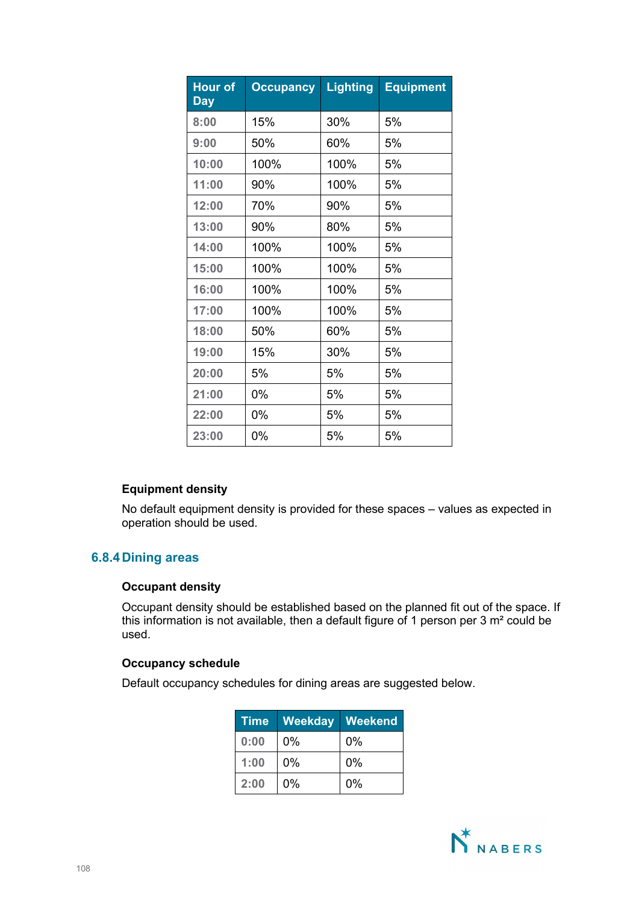| Hour of Day | Occupancy | Lighting | Equipment |
|---|---|---|---|
| 8:00 | 15% | 30% | 5% |
| 9:00 | 50% | 60% | 5% |
| 10:00 | 100% | 100% | 5% |
| 11:00 | 90% | 100% | 5% |
| 12:00 | 70% | 90% | 5% |
| 13:00 | 90% | 80% | 5% |
| 14:00 | 100% | 100% | 5% |
| 15:00 | 100% | 100% | 5% |
| 16:00 | 100% | 100% | 5% |
| 17:00 | 100% | 100% | 5% |
| 18:00 | 50% | 60% | 5% |
| 19:00 | 15% | 30% | 5% |
| 20:00 | 5% | 5% | 5% |
| 21:00 | 0% | 5% | 5% |
| 22:00 | 0% | 5% | 5% |
| 23:00 | 0% | 5% | 5% |

**Equipment density**

No default equipment density is provided for these spaces – values as expected in operation should be used.

### 6.8.4 Dining areas

**Occupant density**

Occupant density should be established based on the planned fit out of the space. If this information is not available, then a default figure of 1 person per 3 m² could be used.

**Occupancy schedule**

Default occupancy schedules for dining areas are suggested below.

| Time | Weekday | Weekend |
|---|---|---|
| 0:00 | 0% | 0% |
| 1:00 | 0% | 0% |
| 2:00 | 0% | 0% |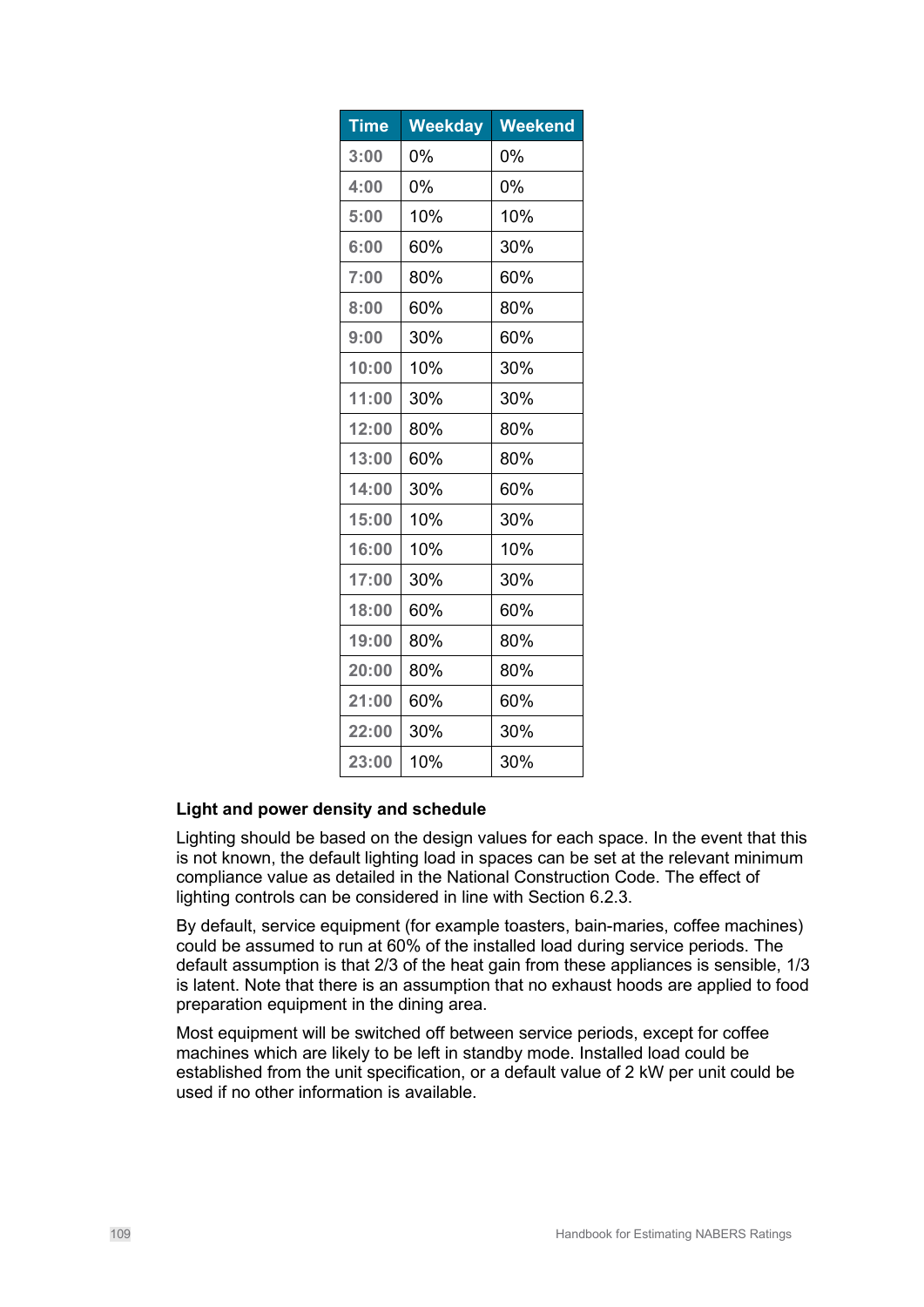| Time | Weekday | Weekend |
|---|---|---|
| 3:00 | 0% | 0% |
| 4:00 | 0% | 0% |
| 5:00 | 10% | 10% |
| 6:00 | 60% | 30% |
| 7:00 | 80% | 60% |
| 8:00 | 60% | 80% |
| 9:00 | 30% | 60% |
| 10:00 | 10% | 30% |
| 11:00 | 30% | 30% |
| 12:00 | 80% | 80% |
| 13:00 | 60% | 80% |
| 14:00 | 30% | 60% |
| 15:00 | 10% | 30% |
| 16:00 | 10% | 10% |
| 17:00 | 30% | 30% |
| 18:00 | 60% | 60% |
| 19:00 | 80% | 80% |
| 20:00 | 80% | 80% |
| 21:00 | 60% | 60% |
| 22:00 | 30% | 30% |
| 23:00 | 10% | 30% |

**Light and power density and schedule**

Lighting should be based on the design values for each space. In the event that this is not known, the default lighting load in spaces can be set at the relevant minimum compliance value as detailed in the National Construction Code. The effect of lighting controls can be considered in line with Section 6.2.3.

By default, service equipment (for example toasters, bain-maries, coffee machines) could be assumed to run at 60% of the installed load during service periods. The default assumption is that 2/3 of the heat gain from these appliances is sensible, 1/3 is latent. Note that there is an assumption that no exhaust hoods are applied to food preparation equipment in the dining area.

Most equipment will be switched off between service periods, except for coffee machines which are likely to be left in standby mode. Installed load could be established from the unit specification, or a default value of 2 kW per unit could be used if no other information is available.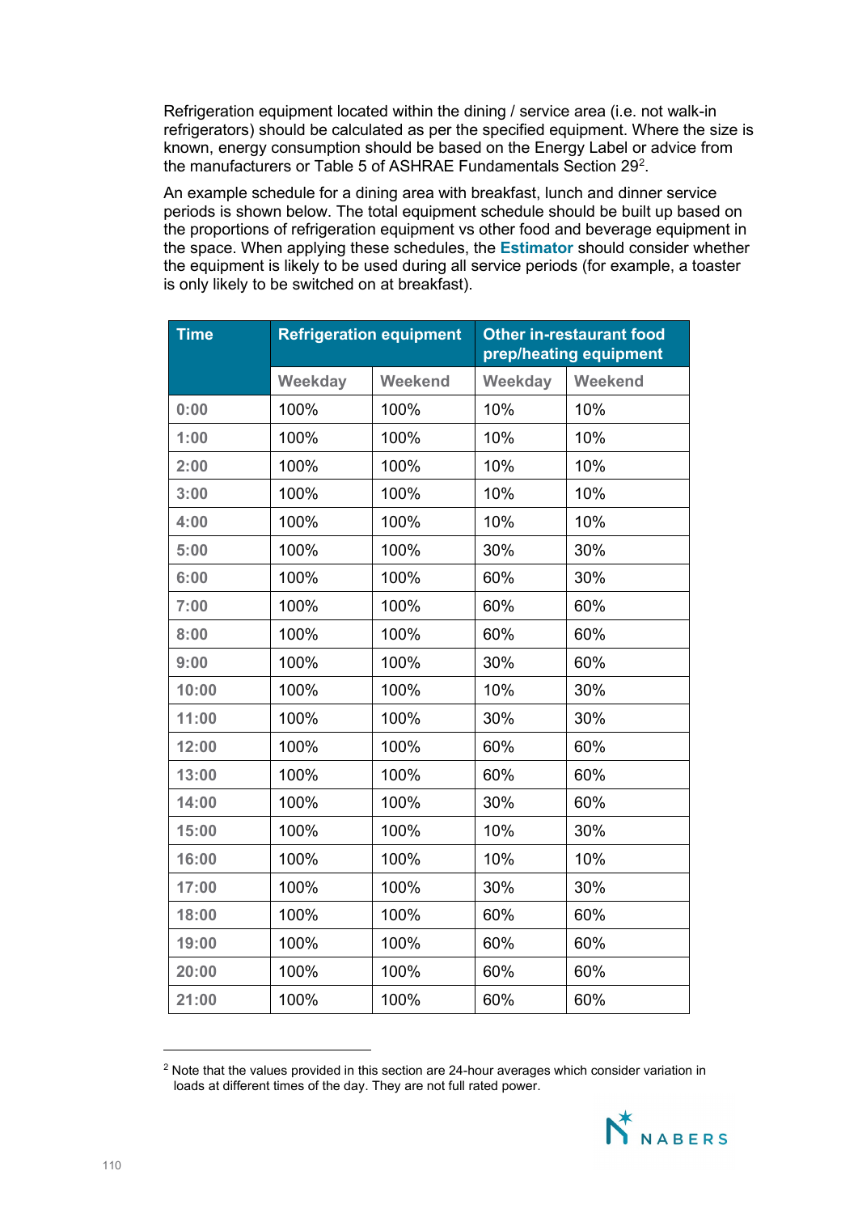Refrigeration equipment located within the dining / service area (i.e. not walk-in refrigerators) should be calculated as per the specified equipment. Where the size is known, energy consumption should be based on the Energy Label or advice from the manufacturers or Table 5 of ASHRAE Fundamentals Section 29[2].

An example schedule for a dining area with breakfast, lunch and dinner service periods is shown below. The total equipment schedule should be built up based on the proportions of refrigeration equipment vs other food and beverage equipment in the space. When applying these schedules, the **Estimator** should consider whether the equipment is likely to be used during all service periods (for example, a toaster is only likely to be switched on at breakfast).

| Time | Refrigeration equipment | | Other in-restaurant food prep/heating equipment | |
|---|---|---|---|---|
| | Weekday | Weekend | Weekday | Weekend |
| 0:00 | 100% | 100% | 10% | 10% |
| 1:00 | 100% | 100% | 10% | 10% |
| 2:00 | 100% | 100% | 10% | 10% |
| 3:00 | 100% | 100% | 10% | 10% |
| 4:00 | 100% | 100% | 10% | 10% |
| 5:00 | 100% | 100% | 30% | 30% |
| 6:00 | 100% | 100% | 60% | 30% |
| 7:00 | 100% | 100% | 60% | 60% |
| 8:00 | 100% | 100% | 60% | 60% |
| 9:00 | 100% | 100% | 30% | 60% |
| 10:00 | 100% | 100% | 10% | 30% |
| 11:00 | 100% | 100% | 30% | 30% |
| 12:00 | 100% | 100% | 60% | 60% |
| 13:00 | 100% | 100% | 60% | 60% |
| 14:00 | 100% | 100% | 30% | 60% |
| 15:00 | 100% | 100% | 10% | 30% |
| 16:00 | 100% | 100% | 10% | 10% |
| 17:00 | 100% | 100% | 30% | 30% |
| 18:00 | 100% | 100% | 60% | 60% |
| 19:00 | 100% | 100% | 60% | 60% |
| 20:00 | 100% | 100% | 60% | 60% |
| 21:00 | 100% | 100% | 60% | 60% |

[2] Note that the values provided in this section are 24-hour averages which consider variation in loads at different times of the day. They are not full rated power.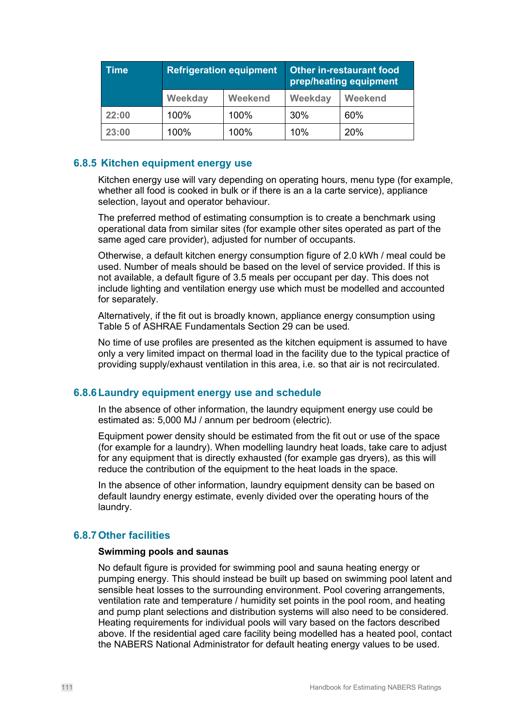| Time | Refrigeration equipment | | Other in-restaurant food prep/heating equipment | |
|---|---|---|---|---|
| | Weekday | Weekend | Weekday | Weekend |
| 22:00 | 100% | 100% | 30% | 60% |
| 23:00 | 100% | 100% | 10% | 20% |

### 6.8.5 Kitchen equipment energy use

Kitchen energy use will vary depending on operating hours, menu type (for example, whether all food is cooked in bulk or if there is an a la carte service), appliance selection, layout and operator behaviour.

The preferred method of estimating consumption is to create a benchmark using operational data from similar sites (for example other sites operated as part of the same aged care provider), adjusted for number of occupants.

Otherwise, a default kitchen energy consumption figure of 2.0 kWh / meal could be used. Number of meals should be based on the level of service provided. If this is not available, a default figure of 3.5 meals per occupant per day. This does not include lighting and ventilation energy use which must be modelled and accounted for separately.

Alternatively, if the fit out is broadly known, appliance energy consumption using Table 5 of ASHRAE Fundamentals Section 29 can be used.

No time of use profiles are presented as the kitchen equipment is assumed to have only a very limited impact on thermal load in the facility due to the typical practice of providing supply/exhaust ventilation in this area, i.e. so that air is not recirculated.

### 6.8.6 Laundry equipment energy use and schedule

In the absence of other information, the laundry equipment energy use could be estimated as: 5,000 MJ / annum per bedroom (electric).

Equipment power density should be estimated from the fit out or use of the space (for example for a laundry). When modelling laundry heat loads, take care to adjust for any equipment that is directly exhausted (for example gas dryers), as this will reduce the contribution of the equipment to the heat loads in the space.

In the absence of other information, laundry equipment density can be based on default laundry energy estimate, evenly divided over the operating hours of the laundry.

### 6.8.7 Other facilities

**Swimming pools and saunas**

No default figure is provided for swimming pool and sauna heating energy or pumping energy. This should instead be built up based on swimming pool latent and sensible heat losses to the surrounding environment. Pool covering arrangements, ventilation rate and temperature / humidity set points in the pool room, and heating and pump plant selections and distribution systems will also need to be considered. Heating requirements for individual pools will vary based on the factors described above. If the residential aged care facility being modelled has a heated pool, contact the NABERS National Administrator for default heating energy values to be used.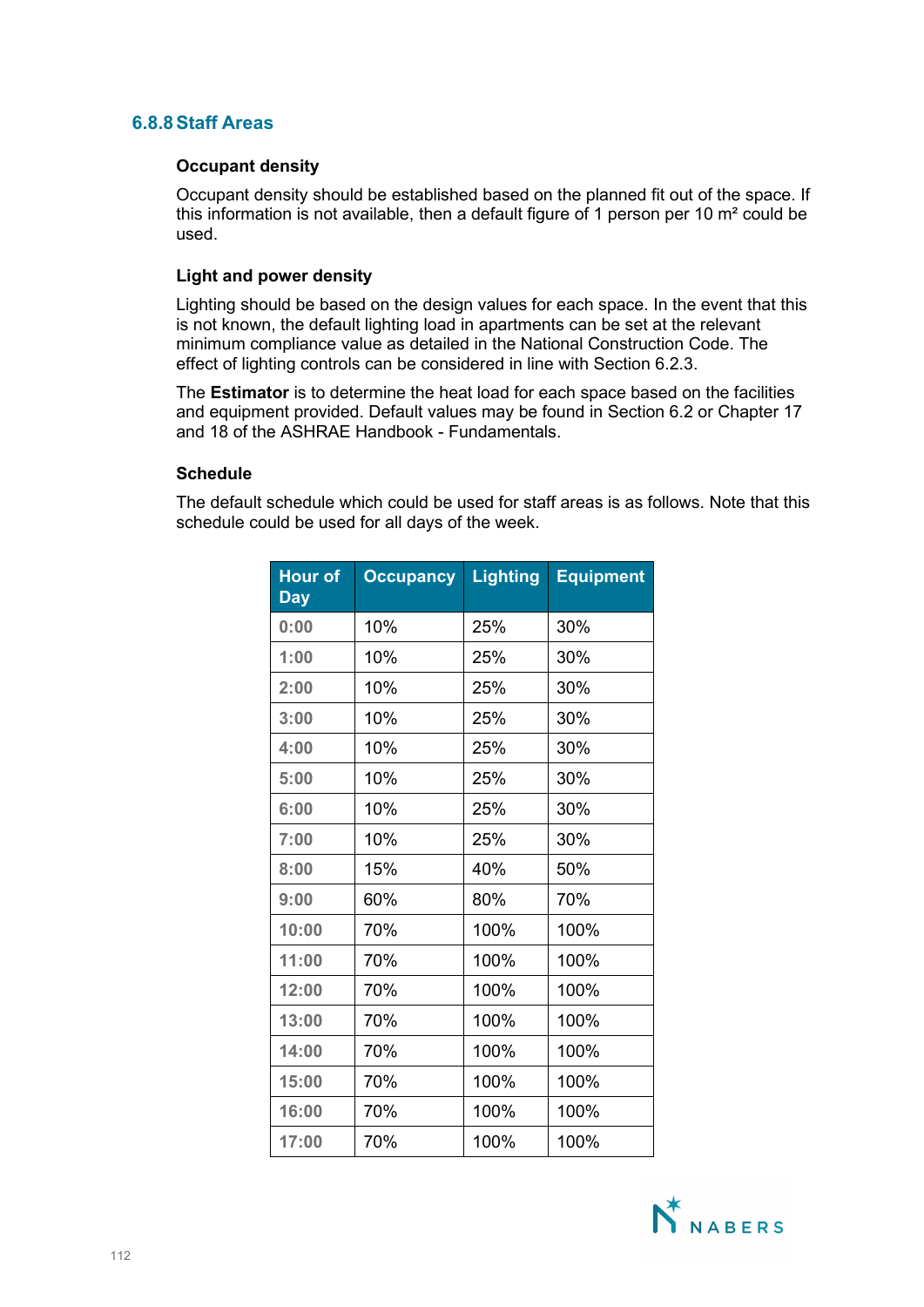### 6.8.8 Staff Areas

#### Occupant density

Occupant density should be established based on the planned fit out of the space. If this information is not available, then a default figure of 1 person per 10 m² could be used.

#### Light and power density

Lighting should be based on the design values for each space. In the event that this is not known, the default lighting load in apartments can be set at the relevant minimum compliance value as detailed in the National Construction Code. The effect of lighting controls can be considered in line with Section 6.2.3.

The **Estimator** is to determine the heat load for each space based on the facilities and equipment provided. Default values may be found in Section 6.2 or Chapter 17 and 18 of the ASHRAE Handbook - Fundamentals.

#### Schedule

The default schedule which could be used for staff areas is as follows. Note that this schedule could be used for all days of the week.

| Hour of Day | Occupancy | Lighting | Equipment |
|---|---|---|---|
| 0:00 | 10% | 25% | 30% |
| 1:00 | 10% | 25% | 30% |
| 2:00 | 10% | 25% | 30% |
| 3:00 | 10% | 25% | 30% |
| 4:00 | 10% | 25% | 30% |
| 5:00 | 10% | 25% | 30% |
| 6:00 | 10% | 25% | 30% |
| 7:00 | 10% | 25% | 30% |
| 8:00 | 15% | 40% | 50% |
| 9:00 | 60% | 80% | 70% |
| 10:00 | 70% | 100% | 100% |
| 11:00 | 70% | 100% | 100% |
| 12:00 | 70% | 100% | 100% |
| 13:00 | 70% | 100% | 100% |
| 14:00 | 70% | 100% | 100% |
| 15:00 | 70% | 100% | 100% |
| 16:00 | 70% | 100% | 100% |
| 17:00 | 70% | 100% | 100% |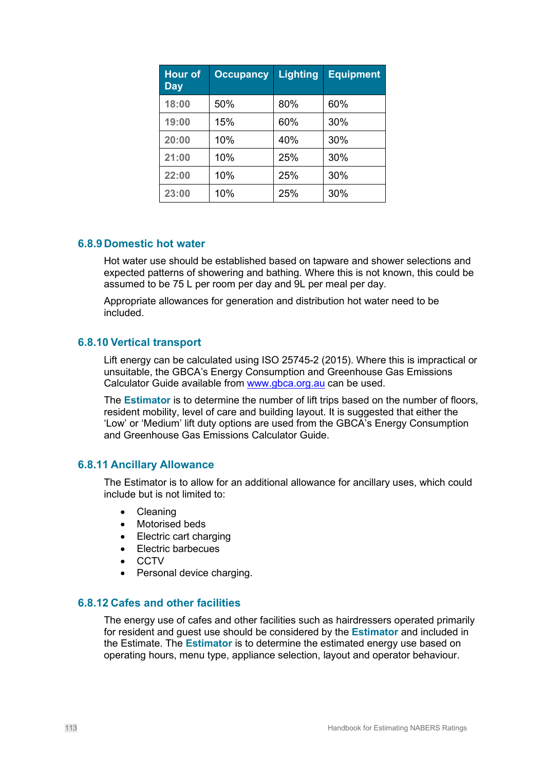| Hour of Day | Occupancy | Lighting | Equipment |
| --- | --- | --- | --- |
| 18:00 | 50% | 80% | 60% |
| 19:00 | 15% | 60% | 30% |
| 20:00 | 10% | 40% | 30% |
| 21:00 | 10% | 25% | 30% |
| 22:00 | 10% | 25% | 30% |
| 23:00 | 10% | 25% | 30% |

### 6.8.9 Domestic hot water

Hot water use should be established based on tapware and shower selections and expected patterns of showering and bathing. Where this is not known, this could be assumed to be 75 L per room per day and 9L per meal per day.

Appropriate allowances for generation and distribution hot water need to be included.

### 6.8.10 Vertical transport

Lift energy can be calculated using ISO 25745-2 (2015). Where this is impractical or unsuitable, the GBCA's Energy Consumption and Greenhouse Gas Emissions Calculator Guide available from www.gbca.org.au can be used.

The **Estimator** is to determine the number of lift trips based on the number of floors, resident mobility, level of care and building layout. It is suggested that either the 'Low' or 'Medium' lift duty options are used from the GBCA's Energy Consumption and Greenhouse Gas Emissions Calculator Guide.

### 6.8.11 Ancillary Allowance

The Estimator is to allow for an additional allowance for ancillary uses, which could include but is not limited to:

- Cleaning
- Motorised beds
- Electric cart charging
- Electric barbecues
- CCTV
- Personal device charging.

### 6.8.12 Cafes and other facilities

The energy use of cafes and other facilities such as hairdressers operated primarily for resident and guest use should be considered by the **Estimator** and included in the Estimate. The **Estimator** is to determine the estimated energy use based on operating hours, menu type, appliance selection, layout and operator behaviour.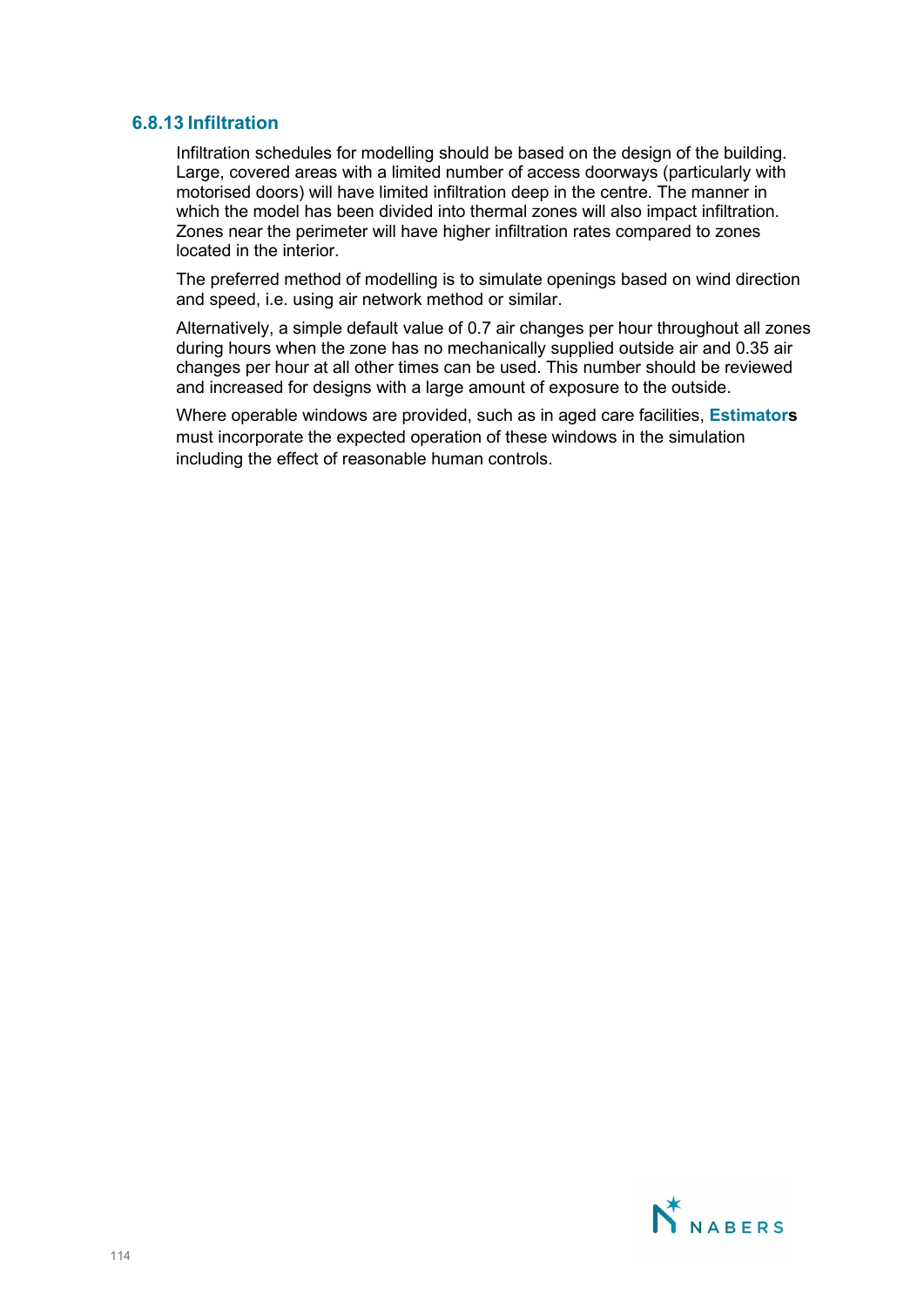### 6.8.13 Infiltration

Infiltration schedules for modelling should be based on the design of the building. Large, covered areas with a limited number of access doorways (particularly with motorised doors) will have limited infiltration deep in the centre. The manner in which the model has been divided into thermal zones will also impact infiltration. Zones near the perimeter will have higher infiltration rates compared to zones located in the interior.

The preferred method of modelling is to simulate openings based on wind direction and speed, i.e. using air network method or similar.

Alternatively, a simple default value of 0.7 air changes per hour throughout all zones during hours when the zone has no mechanically supplied outside air and 0.35 air changes per hour at all other times can be used. This number should be reviewed and increased for designs with a large amount of exposure to the outside.

Where operable windows are provided, such as in aged care facilities, **Estimators** must incorporate the expected operation of these windows in the simulation including the effect of reasonable human controls.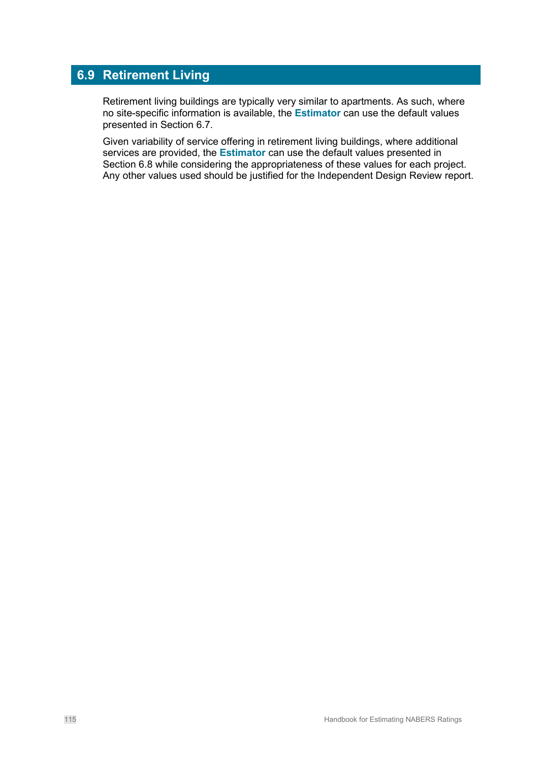## 6.9 Retirement Living

Retirement living buildings are typically very similar to apartments. As such, where no site-specific information is available, the **Estimator** can use the default values presented in Section 6.7.

Given variability of service offering in retirement living buildings, where additional services are provided, the **Estimator** can use the default values presented in Section 6.8 while considering the appropriateness of these values for each project. Any other values used should be justified for the Independent Design Review report.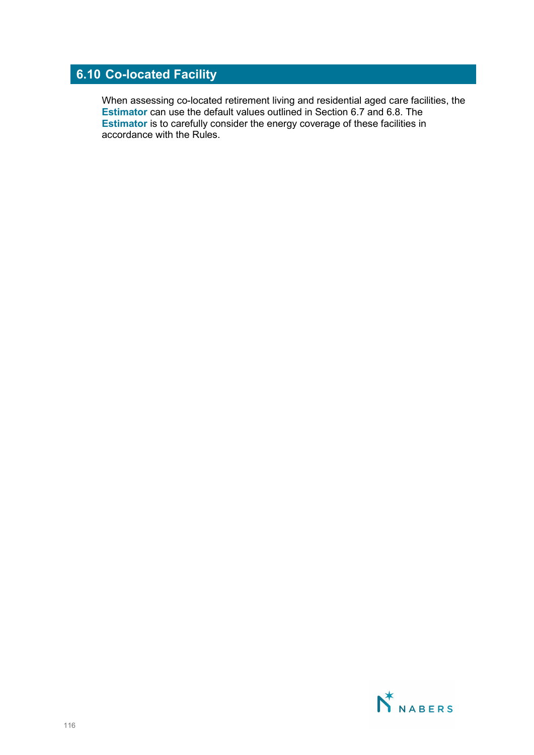## 6.10 Co-located Facility

When assessing co-located retirement living and residential aged care facilities, the **Estimator** can use the default values outlined in Section 6.7 and 6.8. The **Estimator** is to carefully consider the energy coverage of these facilities in accordance with the Rules.